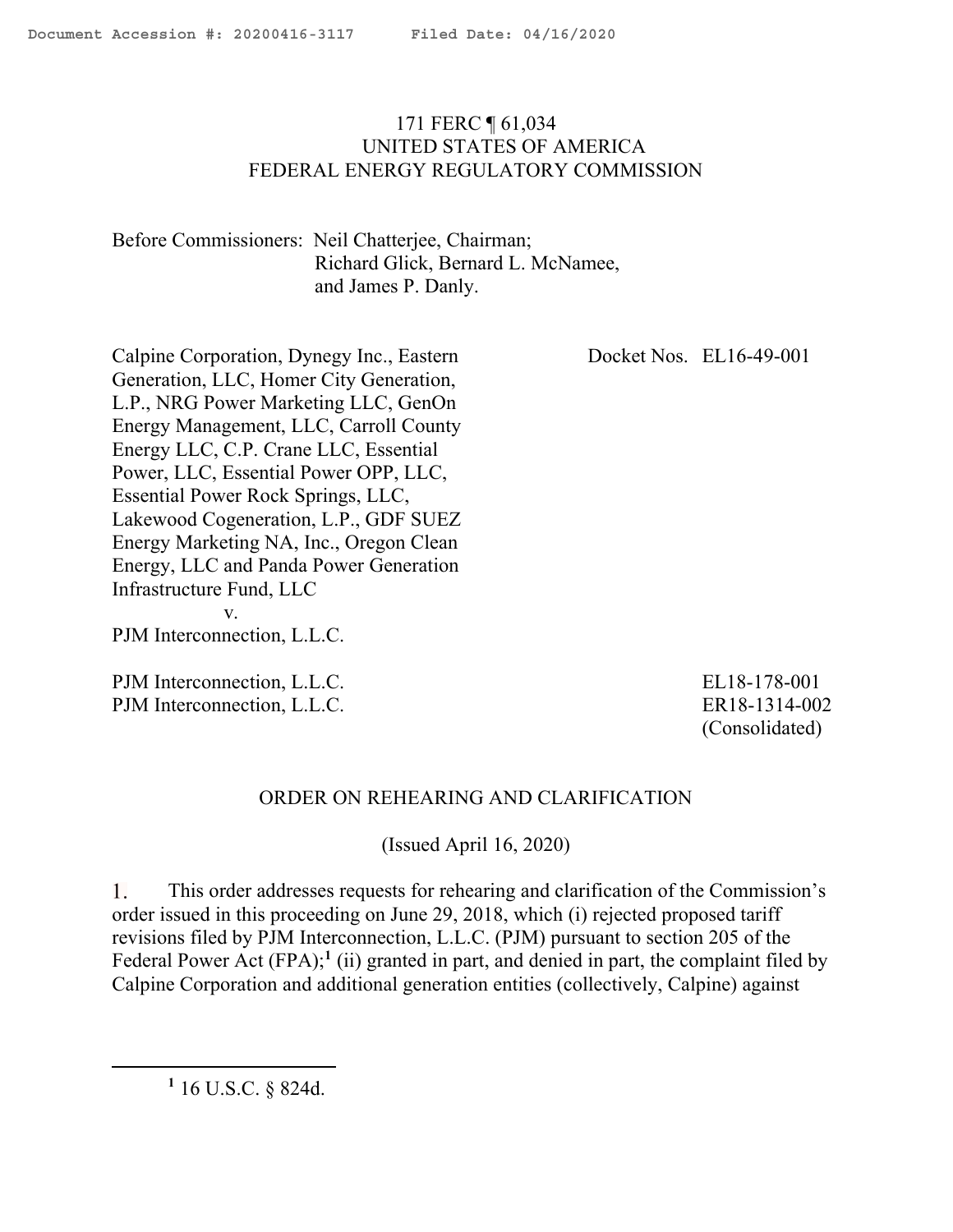Document Accession #: 20200416-3117 Filed Date: 04/16/2020

171 FERC ¶ 61,034
UNITED STATES OF AMERICA
FEDERAL ENERGY REGULATORY COMMISSION

Before Commissioners: Neil Chatterjee, Chairman;
Richard Glick, Bernard L. McNamee,
and James P. Danly.

| | |
|---|---|
| Calpine Corporation, Dynegy Inc., Eastern Generation, LLC, Homer City Generation, L.P., NRG Power Marketing LLC, GenOn Energy Management, LLC, Carroll County Energy LLC, C.P. Crane LLC, Essential Power, LLC, Essential Power OPP, LLC, Essential Power Rock Springs, LLC, Lakewood Cogeneration, L.P., GDF SUEZ Energy Marketing NA, Inc., Oregon Clean Energy, LLC and Panda Power Generation Infrastructure Fund, LLC v. PJM Interconnection, L.L.C. | Docket Nos. EL16-49-001 |
| PJM Interconnection, L.L.C. | EL18-178-001 |
| PJM Interconnection, L.L.C. | ER18-1314-002 (Consolidated) |

ORDER ON REHEARING AND CLARIFICATION

(Issued April 16, 2020)

1. This order addresses requests for rehearing and clarification of the Commission's order issued in this proceeding on June 29, 2018, which (i) rejected proposed tariff revisions filed by PJM Interconnection, L.L.C. (PJM) pursuant to section 205 of the Federal Power Act (FPA);[1] (ii) granted in part, and denied in part, the complaint filed by Calpine Corporation and additional generation entities (collectively, Calpine) against

[1] 16 U.S.C. § 824d.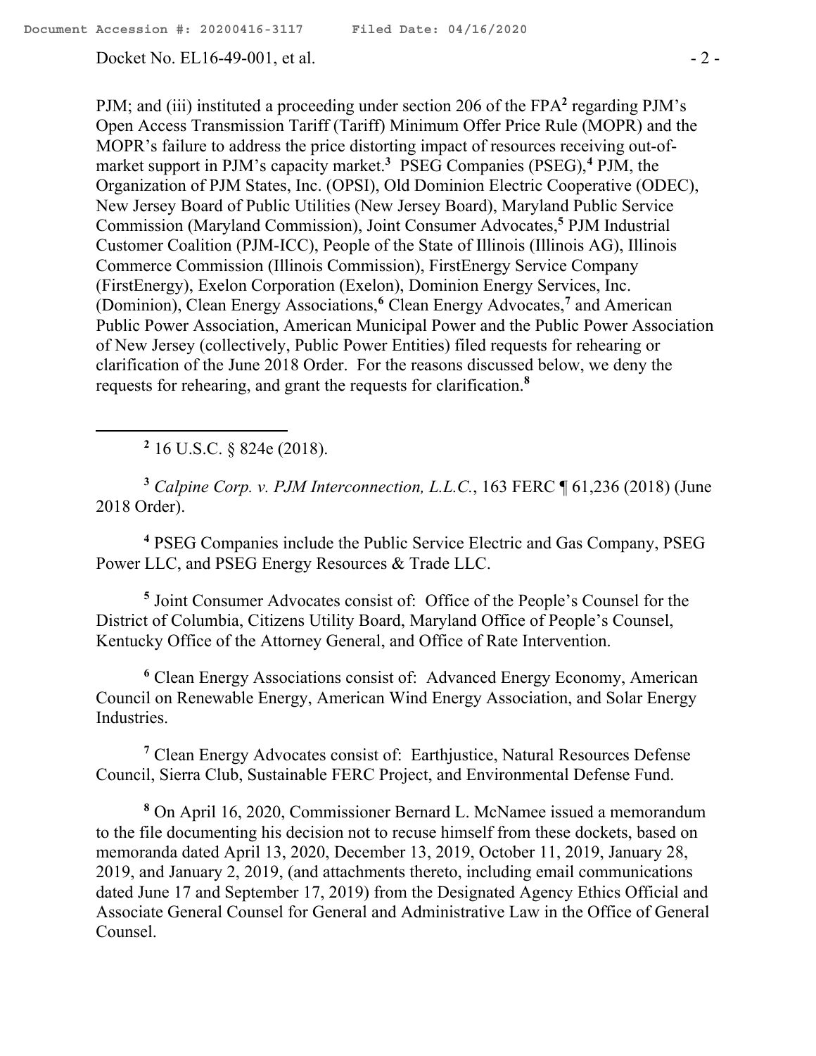PJM; and (iii) instituted a proceeding under section 206 of the FPA[2] regarding PJM's Open Access Transmission Tariff (Tariff) Minimum Offer Price Rule (MOPR) and the MOPR's failure to address the price distorting impact of resources receiving out-of-market support in PJM's capacity market.[3] PSEG Companies (PSEG),[4] PJM, the Organization of PJM States, Inc. (OPSI), Old Dominion Electric Cooperative (ODEC), New Jersey Board of Public Utilities (New Jersey Board), Maryland Public Service Commission (Maryland Commission), Joint Consumer Advocates,[5] PJM Industrial Customer Coalition (PJM-ICC), People of the State of Illinois (Illinois AG), Illinois Commerce Commission (Illinois Commission), FirstEnergy Service Company (FirstEnergy), Exelon Corporation (Exelon), Dominion Energy Services, Inc. (Dominion), Clean Energy Associations,[6] Clean Energy Advocates,[7] and American Public Power Association, American Municipal Power and the Public Power Association of New Jersey (collectively, Public Power Entities) filed requests for rehearing or clarification of the June 2018 Order. For the reasons discussed below, we deny the requests for rehearing, and grant the requests for clarification.[8]

[2] 16 U.S.C. § 824e (2018).

[3] *Calpine Corp. v. PJM Interconnection, L.L.C.*, 163 FERC ¶ 61,236 (2018) (June 2018 Order).

[4] PSEG Companies include the Public Service Electric and Gas Company, PSEG Power LLC, and PSEG Energy Resources & Trade LLC.

[5] Joint Consumer Advocates consist of: Office of the People's Counsel for the District of Columbia, Citizens Utility Board, Maryland Office of People's Counsel, Kentucky Office of the Attorney General, and Office of Rate Intervention.

[6] Clean Energy Associations consist of: Advanced Energy Economy, American Council on Renewable Energy, American Wind Energy Association, and Solar Energy Industries.

[7] Clean Energy Advocates consist of: Earthjustice, Natural Resources Defense Council, Sierra Club, Sustainable FERC Project, and Environmental Defense Fund.

[8] On April 16, 2020, Commissioner Bernard L. McNamee issued a memorandum to the file documenting his decision not to recuse himself from these dockets, based on memoranda dated April 13, 2020, December 13, 2019, October 11, 2019, January 28, 2019, and January 2, 2019, (and attachments thereto, including email communications dated June 17 and September 17, 2019) from the Designated Agency Ethics Official and Associate General Counsel for General and Administrative Law in the Office of General Counsel.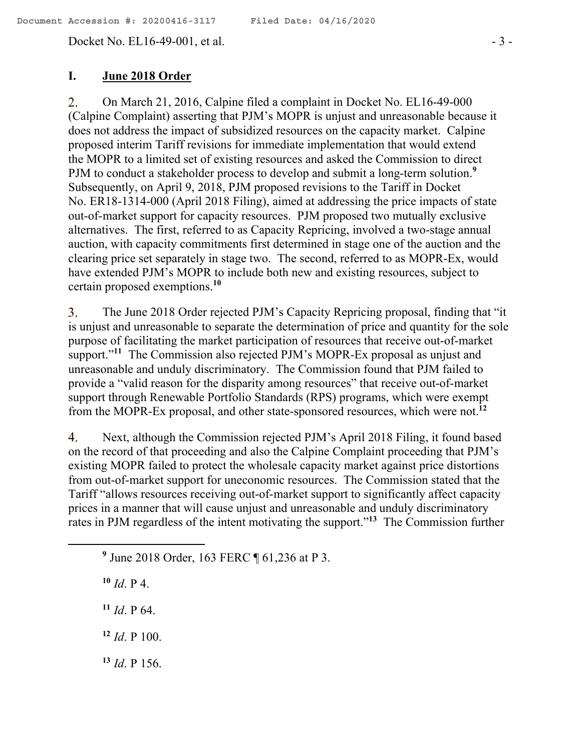## I. June 2018 Order

2. On March 21, 2016, Calpine filed a complaint in Docket No. EL16-49-000 (Calpine Complaint) asserting that PJM's MOPR is unjust and unreasonable because it does not address the impact of subsidized resources on the capacity market. Calpine proposed interim Tariff revisions for immediate implementation that would extend the MOPR to a limited set of existing resources and asked the Commission to direct PJM to conduct a stakeholder process to develop and submit a long-term solution.[9] Subsequently, on April 9, 2018, PJM proposed revisions to the Tariff in Docket No. ER18-1314-000 (April 2018 Filing), aimed at addressing the price impacts of state out-of-market support for capacity resources. PJM proposed two mutually exclusive alternatives. The first, referred to as Capacity Repricing, involved a two-stage annual auction, with capacity commitments first determined in stage one of the auction and the clearing price set separately in stage two. The second, referred to as MOPR-Ex, would have extended PJM's MOPR to include both new and existing resources, subject to certain proposed exemptions.[10]

3. The June 2018 Order rejected PJM's Capacity Repricing proposal, finding that "it is unjust and unreasonable to separate the determination of price and quantity for the sole purpose of facilitating the market participation of resources that receive out-of-market support."[11] The Commission also rejected PJM's MOPR-Ex proposal as unjust and unreasonable and unduly discriminatory. The Commission found that PJM failed to provide a "valid reason for the disparity among resources" that receive out-of-market support through Renewable Portfolio Standards (RPS) programs, which were exempt from the MOPR-Ex proposal, and other state-sponsored resources, which were not.[12]

4. Next, although the Commission rejected PJM's April 2018 Filing, it found based on the record of that proceeding and also the Calpine Complaint proceeding that PJM's existing MOPR failed to protect the wholesale capacity market against price distortions from out-of-market support for uneconomic resources. The Commission stated that the Tariff "allows resources receiving out-of-market support to significantly affect capacity prices in a manner that will cause unjust and unreasonable and unduly discriminatory rates in PJM regardless of the intent motivating the support."[13] The Commission further

---

[9] June 2018 Order, 163 FERC ¶ 61,236 at P 3.

[10] *Id*. P 4.

[11] *Id*. P 64.

[12] *Id*. P 100.

[13] *Id*. P 156.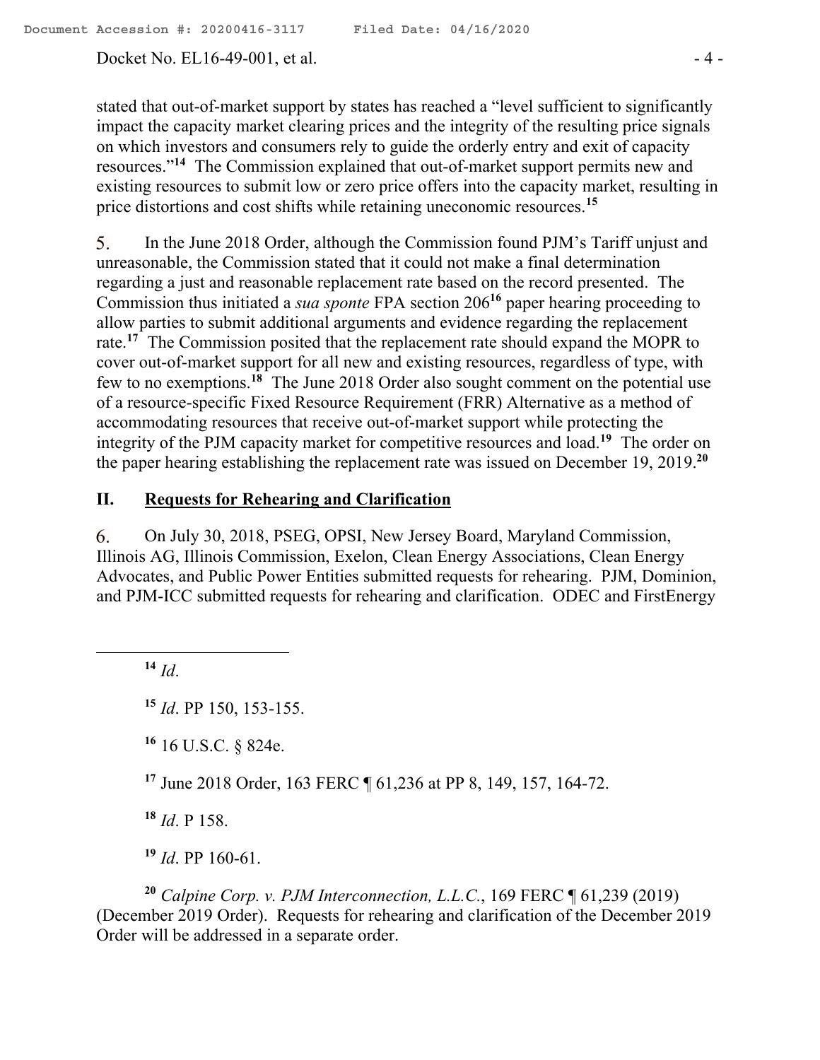stated that out-of-market support by states has reached a "level sufficient to significantly impact the capacity market clearing prices and the integrity of the resulting price signals on which investors and consumers rely to guide the orderly entry and exit of capacity resources."[14] The Commission explained that out-of-market support permits new and existing resources to submit low or zero price offers into the capacity market, resulting in price distortions and cost shifts while retaining uneconomic resources.[15]

5. In the June 2018 Order, although the Commission found PJM's Tariff unjust and unreasonable, the Commission stated that it could not make a final determination regarding a just and reasonable replacement rate based on the record presented. The Commission thus initiated a *sua sponte* FPA section 206[16] paper hearing proceeding to allow parties to submit additional arguments and evidence regarding the replacement rate.[17] The Commission posited that the replacement rate should expand the MOPR to cover out-of-market support for all new and existing resources, regardless of type, with few to no exemptions.[18] The June 2018 Order also sought comment on the potential use of a resource-specific Fixed Resource Requirement (FRR) Alternative as a method of accommodating resources that receive out-of-market support while protecting the integrity of the PJM capacity market for competitive resources and load.[19] The order on the paper hearing establishing the replacement rate was issued on December 19, 2019.[20]

## II. Requests for Rehearing and Clarification

6. On July 30, 2018, PSEG, OPSI, New Jersey Board, Maryland Commission, Illinois AG, Illinois Commission, Exelon, Clean Energy Associations, Clean Energy Advocates, and Public Power Entities submitted requests for rehearing. PJM, Dominion, and PJM-ICC submitted requests for rehearing and clarification. ODEC and FirstEnergy

---

[14] *Id*.

[15] *Id*. PP 150, 153-155.

[16] 16 U.S.C. § 824e.

[17] June 2018 Order, 163 FERC ¶ 61,236 at PP 8, 149, 157, 164-72.

[18] *Id*. P 158.

[19] *Id*. PP 160-61.

[20] *Calpine Corp. v. PJM Interconnection, L.L.C.*, 169 FERC ¶ 61,239 (2019) (December 2019 Order). Requests for rehearing and clarification of the December 2019 Order will be addressed in a separate order.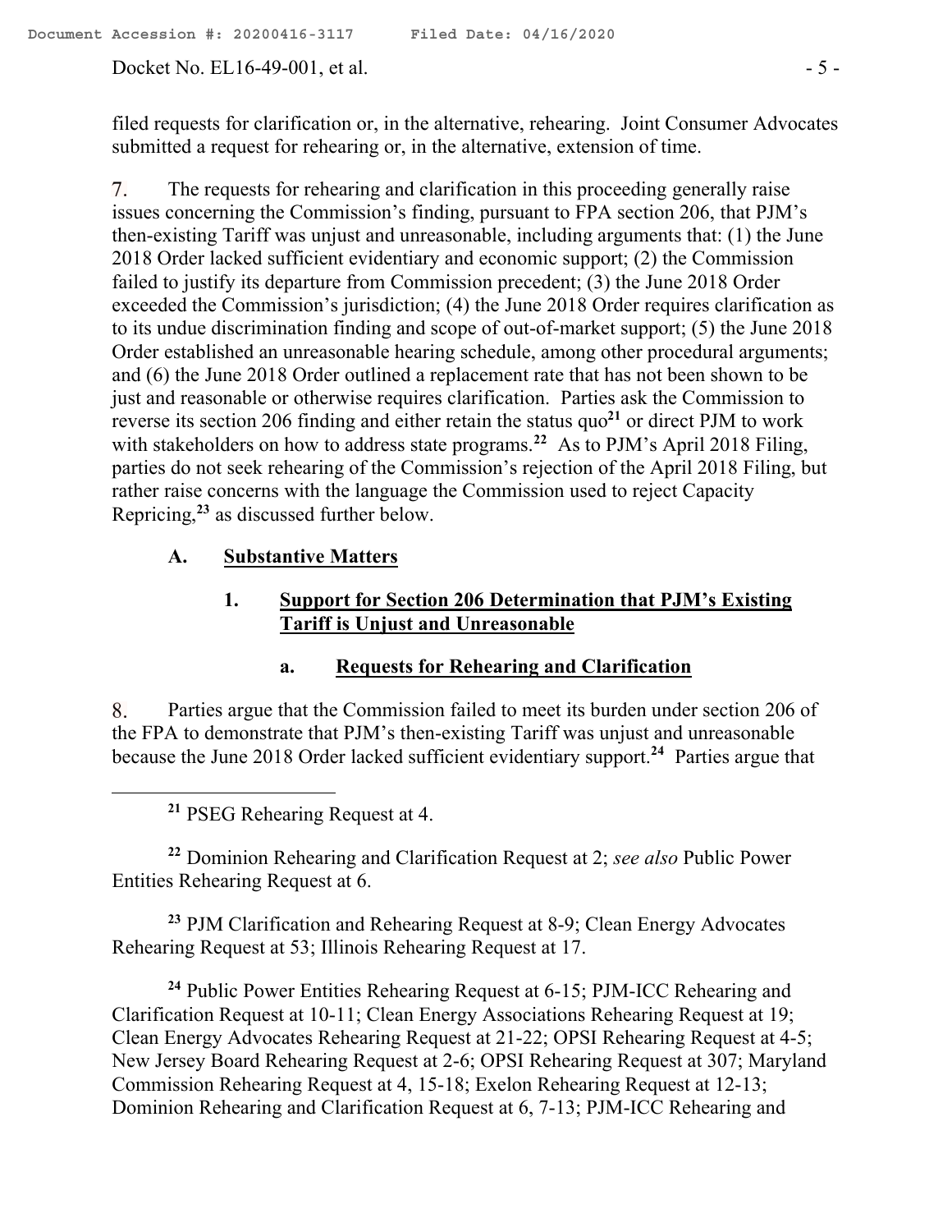filed requests for clarification or, in the alternative, rehearing. Joint Consumer Advocates submitted a request for rehearing or, in the alternative, extension of time.

7. The requests for rehearing and clarification in this proceeding generally raise issues concerning the Commission's finding, pursuant to FPA section 206, that PJM's then-existing Tariff was unjust and unreasonable, including arguments that: (1) the June 2018 Order lacked sufficient evidentiary and economic support; (2) the Commission failed to justify its departure from Commission precedent; (3) the June 2018 Order exceeded the Commission's jurisdiction; (4) the June 2018 Order requires clarification as to its undue discrimination finding and scope of out-of-market support; (5) the June 2018 Order established an unreasonable hearing schedule, among other procedural arguments; and (6) the June 2018 Order outlined a replacement rate that has not been shown to be just and reasonable or otherwise requires clarification. Parties ask the Commission to reverse its section 206 finding and either retain the status quo[21] or direct PJM to work with stakeholders on how to address state programs.[22] As to PJM's April 2018 Filing, parties do not seek rehearing of the Commission's rejection of the April 2018 Filing, but rather raise concerns with the language the Commission used to reject Capacity Repricing,[23] as discussed further below.

### A. Substantive Matters

#### 1. Support for Section 206 Determination that PJM's Existing Tariff is Unjust and Unreasonable

##### a. Requests for Rehearing and Clarification

8. Parties argue that the Commission failed to meet its burden under section 206 of the FPA to demonstrate that PJM's then-existing Tariff was unjust and unreasonable because the June 2018 Order lacked sufficient evidentiary support.[24] Parties argue that

---

[21] PSEG Rehearing Request at 4.

[22] Dominion Rehearing and Clarification Request at 2; *see also* Public Power Entities Rehearing Request at 6.

[23] PJM Clarification and Rehearing Request at 8-9; Clean Energy Advocates Rehearing Request at 53; Illinois Rehearing Request at 17.

[24] Public Power Entities Rehearing Request at 6-15; PJM-ICC Rehearing and Clarification Request at 10-11; Clean Energy Associations Rehearing Request at 19; Clean Energy Advocates Rehearing Request at 21-22; OPSI Rehearing Request at 4-5; New Jersey Board Rehearing Request at 2-6; OPSI Rehearing Request at 307; Maryland Commission Rehearing Request at 4, 15-18; Exelon Rehearing Request at 12-13; Dominion Rehearing and Clarification Request at 6, 7-13; PJM-ICC Rehearing and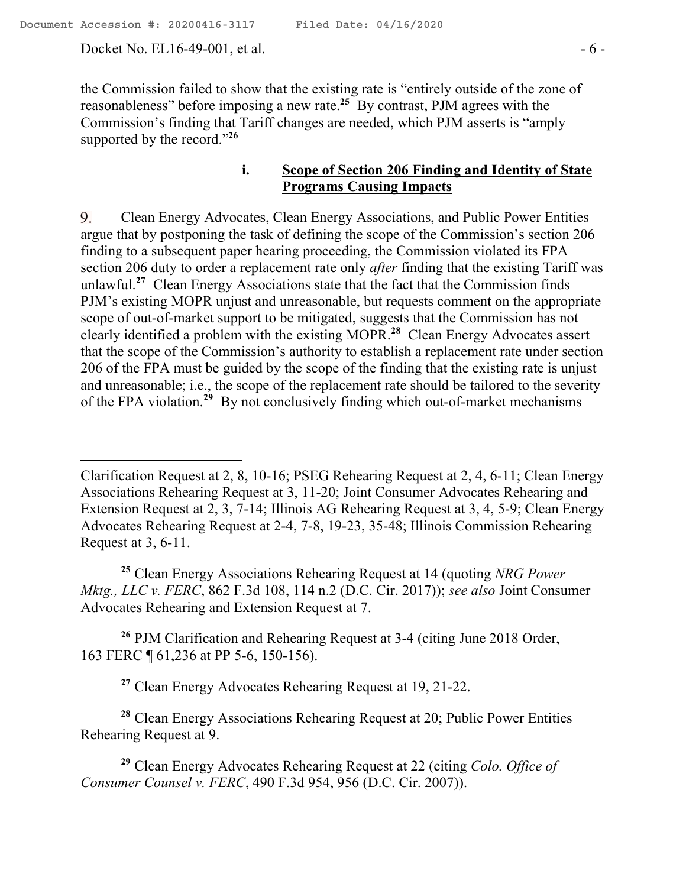the Commission failed to show that the existing rate is "entirely outside of the zone of reasonableness" before imposing a new rate.[25] By contrast, PJM agrees with the Commission's finding that Tariff changes are needed, which PJM asserts is "amply supported by the record."[26]

### i. Scope of Section 206 Finding and Identity of State Programs Causing Impacts

9. Clean Energy Advocates, Clean Energy Associations, and Public Power Entities argue that by postponing the task of defining the scope of the Commission's section 206 finding to a subsequent paper hearing proceeding, the Commission violated its FPA section 206 duty to order a replacement rate only *after* finding that the existing Tariff was unlawful.[27] Clean Energy Associations state that the fact that the Commission finds PJM's existing MOPR unjust and unreasonable, but requests comment on the appropriate scope of out-of-market support to be mitigated, suggests that the Commission has not clearly identified a problem with the existing MOPR.[28] Clean Energy Advocates assert that the scope of the Commission's authority to establish a replacement rate under section 206 of the FPA must be guided by the scope of the finding that the existing rate is unjust and unreasonable; i.e., the scope of the replacement rate should be tailored to the severity of the FPA violation.[29] By not conclusively finding which out-of-market mechanisms

---

Clarification Request at 2, 8, 10-16; PSEG Rehearing Request at 2, 4, 6-11; Clean Energy Associations Rehearing Request at 3, 11-20; Joint Consumer Advocates Rehearing and Extension Request at 2, 3, 7-14; Illinois AG Rehearing Request at 3, 4, 5-9; Clean Energy Advocates Rehearing Request at 2-4, 7-8, 19-23, 35-48; Illinois Commission Rehearing Request at 3, 6-11.

[25] Clean Energy Associations Rehearing Request at 14 (quoting *NRG Power Mktg., LLC v. FERC*, 862 F.3d 108, 114 n.2 (D.C. Cir. 2017)); *see also* Joint Consumer Advocates Rehearing and Extension Request at 7.

[26] PJM Clarification and Rehearing Request at 3-4 (citing June 2018 Order, 163 FERC ¶ 61,236 at PP 5-6, 150-156).

[27] Clean Energy Advocates Rehearing Request at 19, 21-22.

[28] Clean Energy Associations Rehearing Request at 20; Public Power Entities Rehearing Request at 9.

[29] Clean Energy Advocates Rehearing Request at 22 (citing *Colo. Office of Consumer Counsel v. FERC*, 490 F.3d 954, 956 (D.C. Cir. 2007)).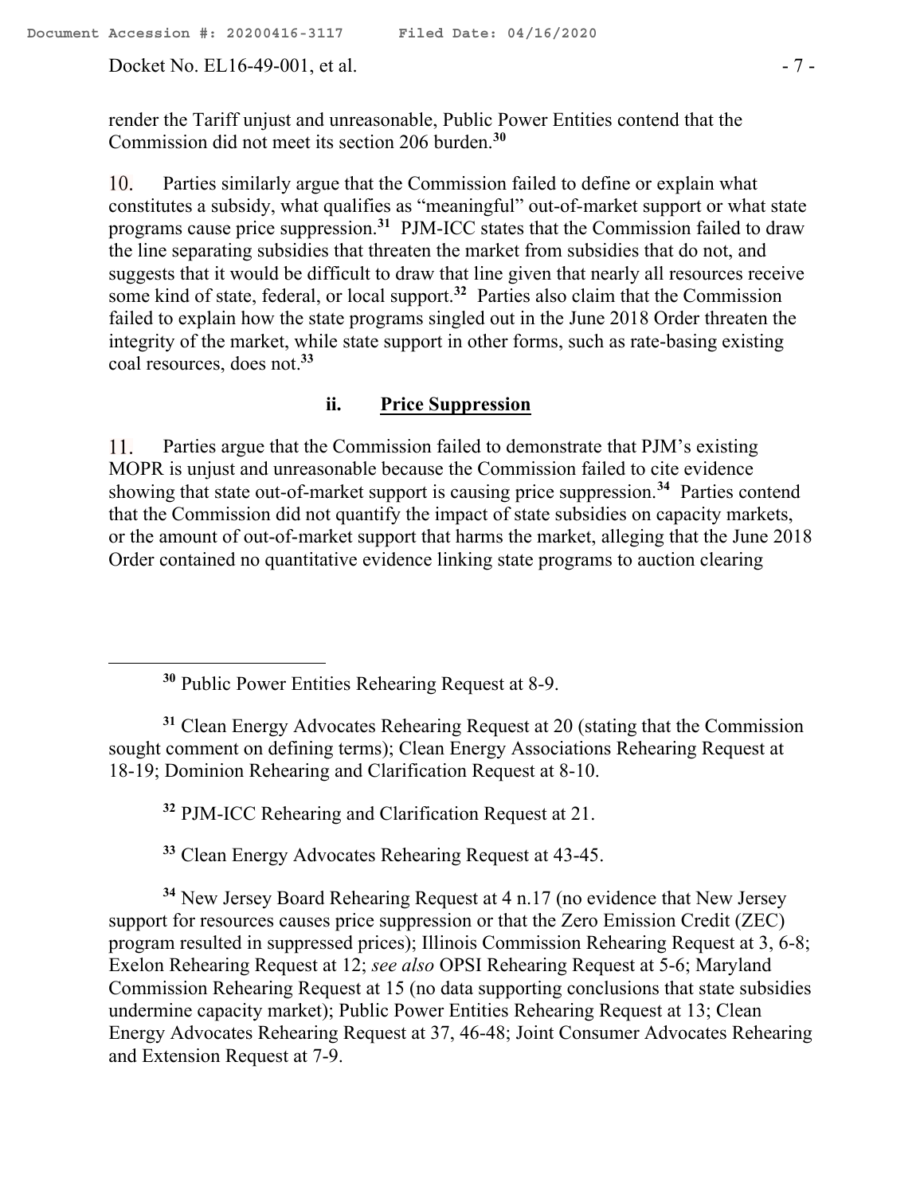render the Tariff unjust and unreasonable, Public Power Entities contend that the Commission did not meet its section 206 burden.[30]

10. Parties similarly argue that the Commission failed to define or explain what constitutes a subsidy, what qualifies as "meaningful" out-of-market support or what state programs cause price suppression.[31] PJM-ICC states that the Commission failed to draw the line separating subsidies that threaten the market from subsidies that do not, and suggests that it would be difficult to draw that line given that nearly all resources receive some kind of state, federal, or local support.[32] Parties also claim that the Commission failed to explain how the state programs singled out in the June 2018 Order threaten the integrity of the market, while state support in other forms, such as rate-basing existing coal resources, does not.[33]

### ii. Price Suppression

11. Parties argue that the Commission failed to demonstrate that PJM's existing MOPR is unjust and unreasonable because the Commission failed to cite evidence showing that state out-of-market support is causing price suppression.[34] Parties contend that the Commission did not quantify the impact of state subsidies on capacity markets, or the amount of out-of-market support that harms the market, alleging that the June 2018 Order contained no quantitative evidence linking state programs to auction clearing

---

[30] Public Power Entities Rehearing Request at 8-9.

[31] Clean Energy Advocates Rehearing Request at 20 (stating that the Commission sought comment on defining terms); Clean Energy Associations Rehearing Request at 18-19; Dominion Rehearing and Clarification Request at 8-10.

[32] PJM-ICC Rehearing and Clarification Request at 21.

[33] Clean Energy Advocates Rehearing Request at 43-45.

[34] New Jersey Board Rehearing Request at 4 n.17 (no evidence that New Jersey support for resources causes price suppression or that the Zero Emission Credit (ZEC) program resulted in suppressed prices); Illinois Commission Rehearing Request at 3, 6-8; Exelon Rehearing Request at 12; *see also* OPSI Rehearing Request at 5-6; Maryland Commission Rehearing Request at 15 (no data supporting conclusions that state subsidies undermine capacity market); Public Power Entities Rehearing Request at 13; Clean Energy Advocates Rehearing Request at 37, 46-48; Joint Consumer Advocates Rehearing and Extension Request at 7-9.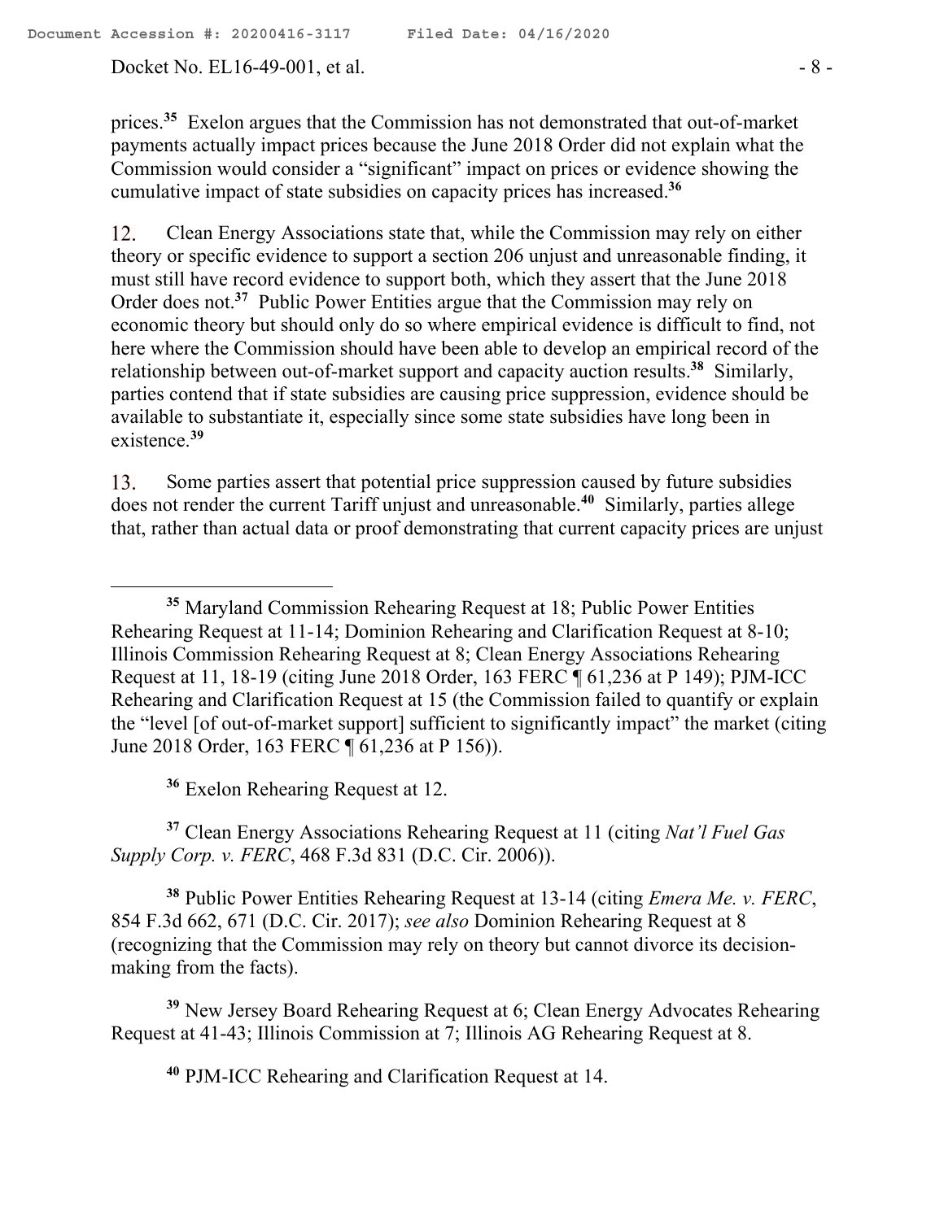prices.[35] Exelon argues that the Commission has not demonstrated that out-of-market payments actually impact prices because the June 2018 Order did not explain what the Commission would consider a "significant" impact on prices or evidence showing the cumulative impact of state subsidies on capacity prices has increased.[36]

12. Clean Energy Associations state that, while the Commission may rely on either theory or specific evidence to support a section 206 unjust and unreasonable finding, it must still have record evidence to support both, which they assert that the June 2018 Order does not.[37] Public Power Entities argue that the Commission may rely on economic theory but should only do so where empirical evidence is difficult to find, not here where the Commission should have been able to develop an empirical record of the relationship between out-of-market support and capacity auction results.[38] Similarly, parties contend that if state subsidies are causing price suppression, evidence should be available to substantiate it, especially since some state subsidies have long been in existence.[39]

13. Some parties assert that potential price suppression caused by future subsidies does not render the current Tariff unjust and unreasonable.[40] Similarly, parties allege that, rather than actual data or proof demonstrating that current capacity prices are unjust

---

[35] Maryland Commission Rehearing Request at 18; Public Power Entities Rehearing Request at 11-14; Dominion Rehearing and Clarification Request at 8-10; Illinois Commission Rehearing Request at 8; Clean Energy Associations Rehearing Request at 11, 18-19 (citing June 2018 Order, 163 FERC ¶ 61,236 at P 149); PJM-ICC Rehearing and Clarification Request at 15 (the Commission failed to quantify or explain the "level [of out-of-market support] sufficient to significantly impact" the market (citing June 2018 Order, 163 FERC ¶ 61,236 at P 156)).

[36] Exelon Rehearing Request at 12.

[37] Clean Energy Associations Rehearing Request at 11 (citing *Nat'l Fuel Gas Supply Corp. v. FERC*, 468 F.3d 831 (D.C. Cir. 2006)).

[38] Public Power Entities Rehearing Request at 13-14 (citing *Emera Me. v. FERC*, 854 F.3d 662, 671 (D.C. Cir. 2017); *see also* Dominion Rehearing Request at 8 (recognizing that the Commission may rely on theory but cannot divorce its decision-making from the facts).

[39] New Jersey Board Rehearing Request at 6; Clean Energy Advocates Rehearing Request at 41-43; Illinois Commission at 7; Illinois AG Rehearing Request at 8.

[40] PJM-ICC Rehearing and Clarification Request at 14.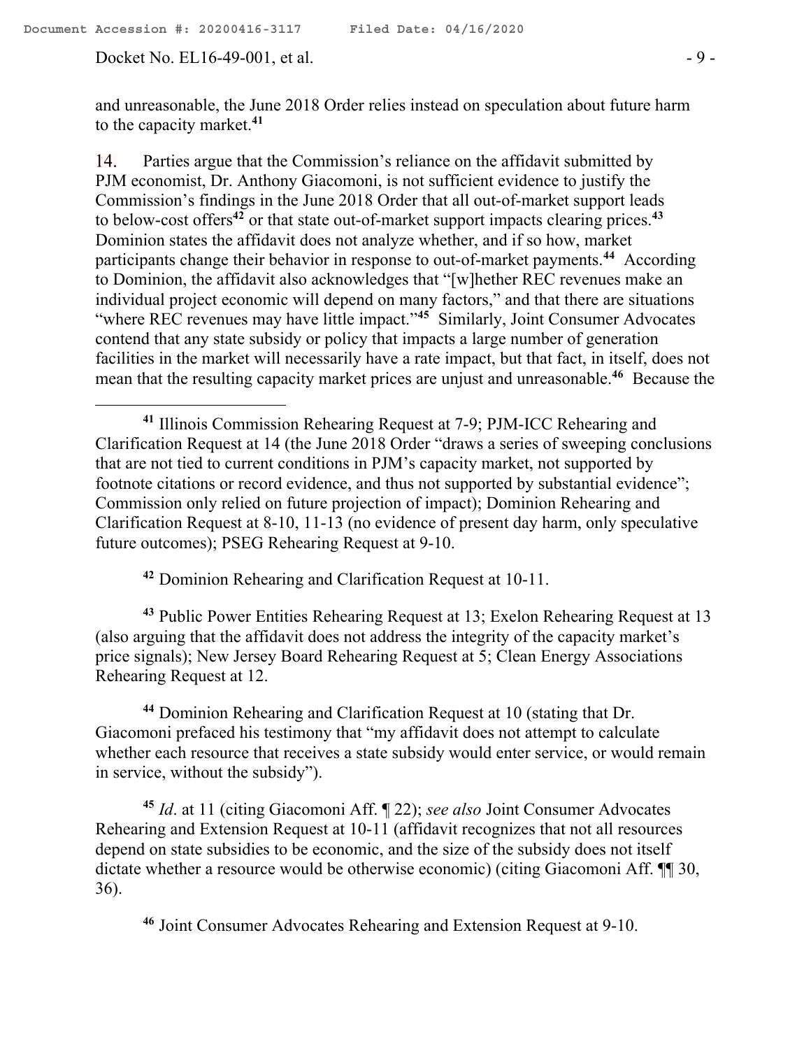and unreasonable, the June 2018 Order relies instead on speculation about future harm to the capacity market.[41]

14. Parties argue that the Commission's reliance on the affidavit submitted by PJM economist, Dr. Anthony Giacomoni, is not sufficient evidence to justify the Commission's findings in the June 2018 Order that all out-of-market support leads to below-cost offers[42] or that state out-of-market support impacts clearing prices.[43] Dominion states the affidavit does not analyze whether, and if so how, market participants change their behavior in response to out-of-market payments.[44] According to Dominion, the affidavit also acknowledges that "[w]hether REC revenues make an individual project economic will depend on many factors," and that there are situations "where REC revenues may have little impact."[45] Similarly, Joint Consumer Advocates contend that any state subsidy or policy that impacts a large number of generation facilities in the market will necessarily have a rate impact, but that fact, in itself, does not mean that the resulting capacity market prices are unjust and unreasonable.[46] Because the

---

[41] Illinois Commission Rehearing Request at 7-9; PJM-ICC Rehearing and Clarification Request at 14 (the June 2018 Order "draws a series of sweeping conclusions that are not tied to current conditions in PJM's capacity market, not supported by footnote citations or record evidence, and thus not supported by substantial evidence"; Commission only relied on future projection of impact); Dominion Rehearing and Clarification Request at 8-10, 11-13 (no evidence of present day harm, only speculative future outcomes); PSEG Rehearing Request at 9-10.

[42] Dominion Rehearing and Clarification Request at 10-11.

[43] Public Power Entities Rehearing Request at 13; Exelon Rehearing Request at 13 (also arguing that the affidavit does not address the integrity of the capacity market's price signals); New Jersey Board Rehearing Request at 5; Clean Energy Associations Rehearing Request at 12.

[44] Dominion Rehearing and Clarification Request at 10 (stating that Dr. Giacomoni prefaced his testimony that "my affidavit does not attempt to calculate whether each resource that receives a state subsidy would enter service, or would remain in service, without the subsidy").

[45] *Id*. at 11 (citing Giacomoni Aff. ¶ 22); *see also* Joint Consumer Advocates Rehearing and Extension Request at 10-11 (affidavit recognizes that not all resources depend on state subsidies to be economic, and the size of the subsidy does not itself dictate whether a resource would be otherwise economic) (citing Giacomoni Aff. ¶¶ 30, 36).

[46] Joint Consumer Advocates Rehearing and Extension Request at 9-10.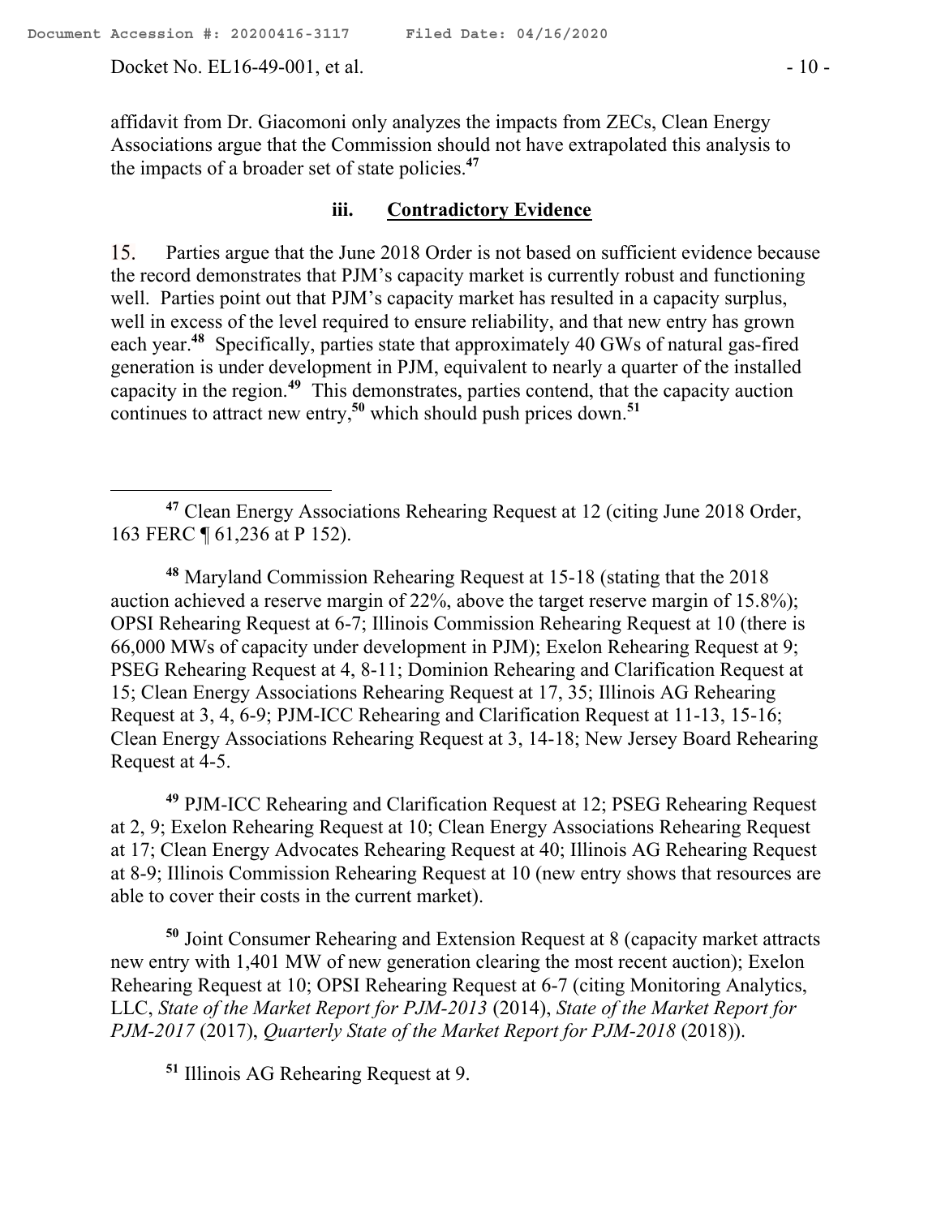affidavit from Dr. Giacomoni only analyzes the impacts from ZECs, Clean Energy Associations argue that the Commission should not have extrapolated this analysis to the impacts of a broader set of state policies.[47]

### iii. Contradictory Evidence

15. Parties argue that the June 2018 Order is not based on sufficient evidence because the record demonstrates that PJM's capacity market is currently robust and functioning well. Parties point out that PJM's capacity market has resulted in a capacity surplus, well in excess of the level required to ensure reliability, and that new entry has grown each year.[48] Specifically, parties state that approximately 40 GWs of natural gas-fired generation is under development in PJM, equivalent to nearly a quarter of the installed capacity in the region.[49] This demonstrates, parties contend, that the capacity auction continues to attract new entry,[50] which should push prices down.[51]

---

[47] Clean Energy Associations Rehearing Request at 12 (citing June 2018 Order, 163 FERC ¶ 61,236 at P 152).

[48] Maryland Commission Rehearing Request at 15-18 (stating that the 2018 auction achieved a reserve margin of 22%, above the target reserve margin of 15.8%); OPSI Rehearing Request at 6-7; Illinois Commission Rehearing Request at 10 (there is 66,000 MWs of capacity under development in PJM); Exelon Rehearing Request at 9; PSEG Rehearing Request at 4, 8-11; Dominion Rehearing and Clarification Request at 15; Clean Energy Associations Rehearing Request at 17, 35; Illinois AG Rehearing Request at 3, 4, 6-9; PJM-ICC Rehearing and Clarification Request at 11-13, 15-16; Clean Energy Associations Rehearing Request at 3, 14-18; New Jersey Board Rehearing Request at 4-5.

[49] PJM-ICC Rehearing and Clarification Request at 12; PSEG Rehearing Request at 2, 9; Exelon Rehearing Request at 10; Clean Energy Associations Rehearing Request at 17; Clean Energy Advocates Rehearing Request at 40; Illinois AG Rehearing Request at 8-9; Illinois Commission Rehearing Request at 10 (new entry shows that resources are able to cover their costs in the current market).

[50] Joint Consumer Rehearing and Extension Request at 8 (capacity market attracts new entry with 1,401 MW of new generation clearing the most recent auction); Exelon Rehearing Request at 10; OPSI Rehearing Request at 6-7 (citing Monitoring Analytics, LLC, *State of the Market Report for PJM-2013* (2014), *State of the Market Report for PJM-2017* (2017), *Quarterly State of the Market Report for PJM-2018* (2018)).

[51] Illinois AG Rehearing Request at 9.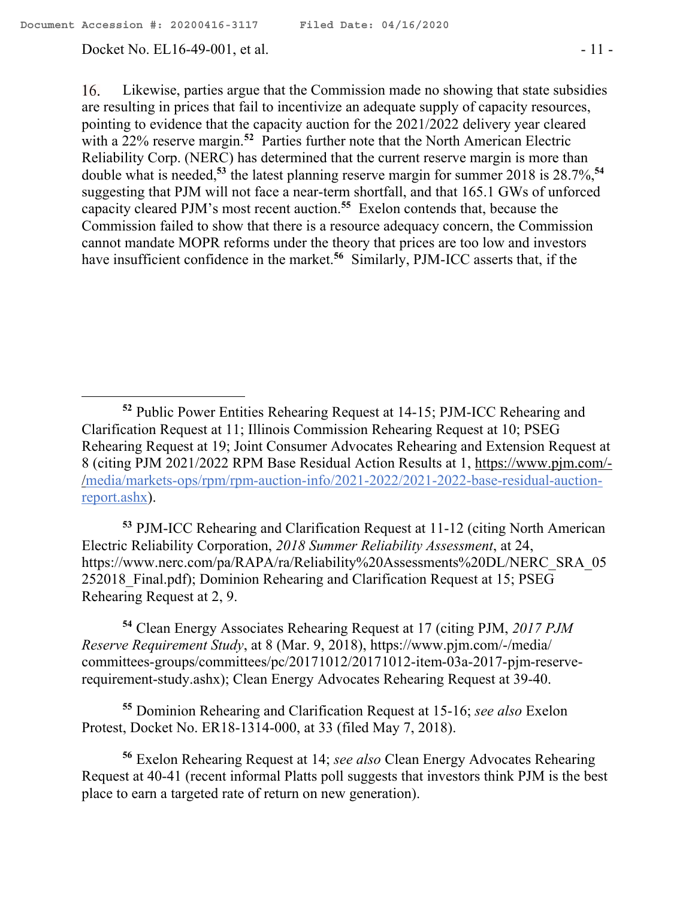16. Likewise, parties argue that the Commission made no showing that state subsidies are resulting in prices that fail to incentivize an adequate supply of capacity resources, pointing to evidence that the capacity auction for the 2021/2022 delivery year cleared with a 22% reserve margin.[52] Parties further note that the North American Electric Reliability Corp. (NERC) has determined that the current reserve margin is more than double what is needed,[53] the latest planning reserve margin for summer 2018 is 28.7%,[54] suggesting that PJM will not face a near-term shortfall, and that 165.1 GWs of unforced capacity cleared PJM's most recent auction.[55] Exelon contends that, because the Commission failed to show that there is a resource adequacy concern, the Commission cannot mandate MOPR reforms under the theory that prices are too low and investors have insufficient confidence in the market.[56] Similarly, PJM-ICC asserts that, if the

---

[52] Public Power Entities Rehearing Request at 14-15; PJM-ICC Rehearing and Clarification Request at 11; Illinois Commission Rehearing Request at 10; PSEG Rehearing Request at 19; Joint Consumer Advocates Rehearing and Extension Request at 8 (citing PJM 2021/2022 RPM Base Residual Action Results at 1, https://www.pjm.com/-/media/markets-ops/rpm/rpm-auction-info/2021-2022/2021-2022-base-residual-auction-report.ashx).

[53] PJM-ICC Rehearing and Clarification Request at 11-12 (citing North American Electric Reliability Corporation, *2018 Summer Reliability Assessment*, at 24, https://www.nerc.com/pa/RAPA/ra/Reliability%20Assessments%20DL/NERC_SRA_05252018_Final.pdf); Dominion Rehearing and Clarification Request at 15; PSEG Rehearing Request at 2, 9.

[54] Clean Energy Associates Rehearing Request at 17 (citing PJM, *2017 PJM Reserve Requirement Study*, at 8 (Mar. 9, 2018), https://www.pjm.com/-/media/committees-groups/committees/pc/20171012/20171012-item-03a-2017-pjm-reserve-requirement-study.ashx); Clean Energy Advocates Rehearing Request at 39-40.

[55] Dominion Rehearing and Clarification Request at 15-16; *see also* Exelon Protest, Docket No. ER18-1314-000, at 33 (filed May 7, 2018).

[56] Exelon Rehearing Request at 14; *see also* Clean Energy Advocates Rehearing Request at 40-41 (recent informal Platts poll suggests that investors think PJM is the best place to earn a targeted rate of return on new generation).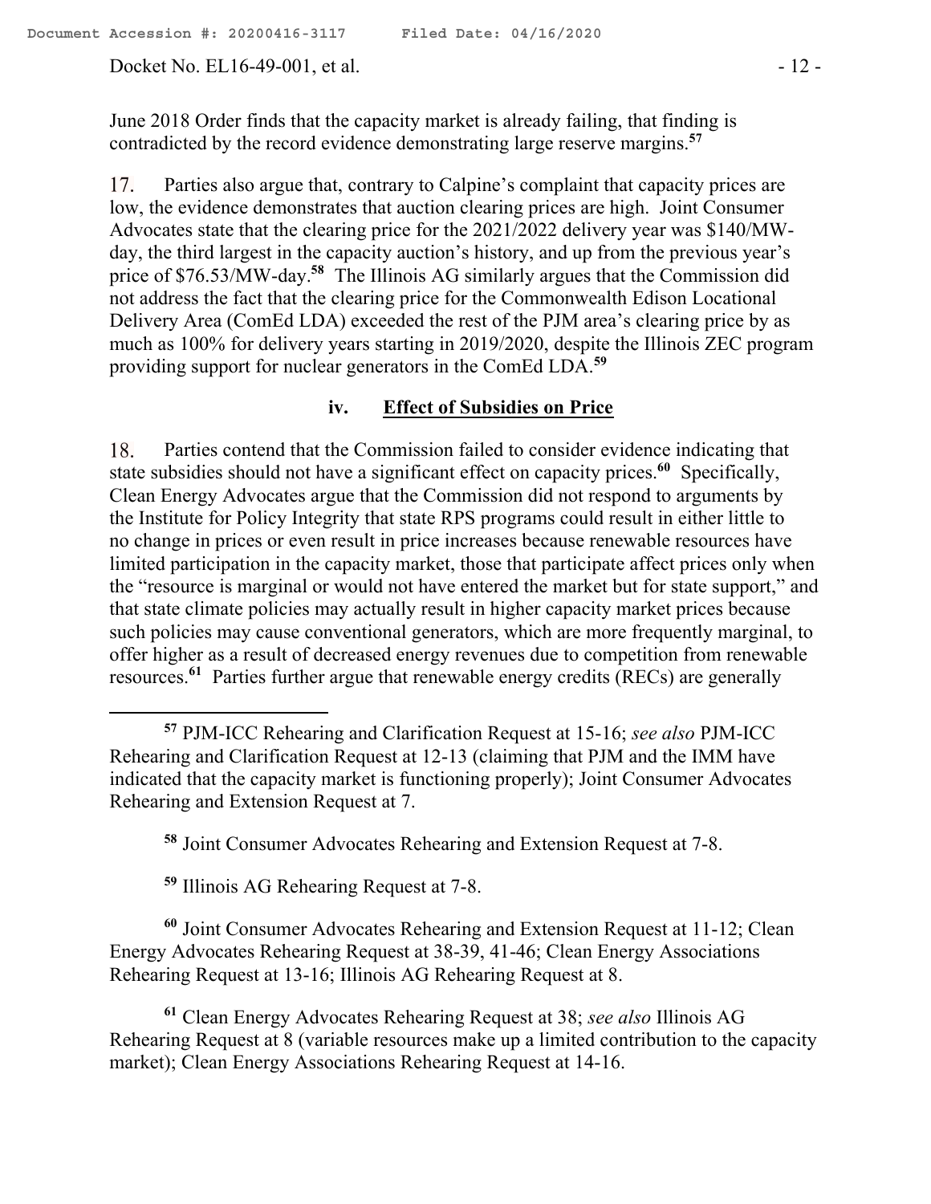June 2018 Order finds that the capacity market is already failing, that finding is contradicted by the record evidence demonstrating large reserve margins.[57]

17. Parties also argue that, contrary to Calpine's complaint that capacity prices are low, the evidence demonstrates that auction clearing prices are high. Joint Consumer Advocates state that the clearing price for the 2021/2022 delivery year was $140/MW-day, the third largest in the capacity auction's history, and up from the previous year's price of $76.53/MW-day.[58] The Illinois AG similarly argues that the Commission did not address the fact that the clearing price for the Commonwealth Edison Locational Delivery Area (ComEd LDA) exceeded the rest of the PJM area's clearing price by as much as 100% for delivery years starting in 2019/2020, despite the Illinois ZEC program providing support for nuclear generators in the ComEd LDA.[59]

#### iv. Effect of Subsidies on Price

18. Parties contend that the Commission failed to consider evidence indicating that state subsidies should not have a significant effect on capacity prices.[60] Specifically, Clean Energy Advocates argue that the Commission did not respond to arguments by the Institute for Policy Integrity that state RPS programs could result in either little to no change in prices or even result in price increases because renewable resources have limited participation in the capacity market, those that participate affect prices only when the "resource is marginal or would not have entered the market but for state support," and that state climate policies may actually result in higher capacity market prices because such policies may cause conventional generators, which are more frequently marginal, to offer higher as a result of decreased energy revenues due to competition from renewable resources.[61] Parties further argue that renewable energy credits (RECs) are generally

---

[57] PJM-ICC Rehearing and Clarification Request at 15-16; *see also* PJM-ICC Rehearing and Clarification Request at 12-13 (claiming that PJM and the IMM have indicated that the capacity market is functioning properly); Joint Consumer Advocates Rehearing and Extension Request at 7.

[58] Joint Consumer Advocates Rehearing and Extension Request at 7-8.

[59] Illinois AG Rehearing Request at 7-8.

[60] Joint Consumer Advocates Rehearing and Extension Request at 11-12; Clean Energy Advocates Rehearing Request at 38-39, 41-46; Clean Energy Associations Rehearing Request at 13-16; Illinois AG Rehearing Request at 8.

[61] Clean Energy Advocates Rehearing Request at 38; *see also* Illinois AG Rehearing Request at 8 (variable resources make up a limited contribution to the capacity market); Clean Energy Associations Rehearing Request at 14-16.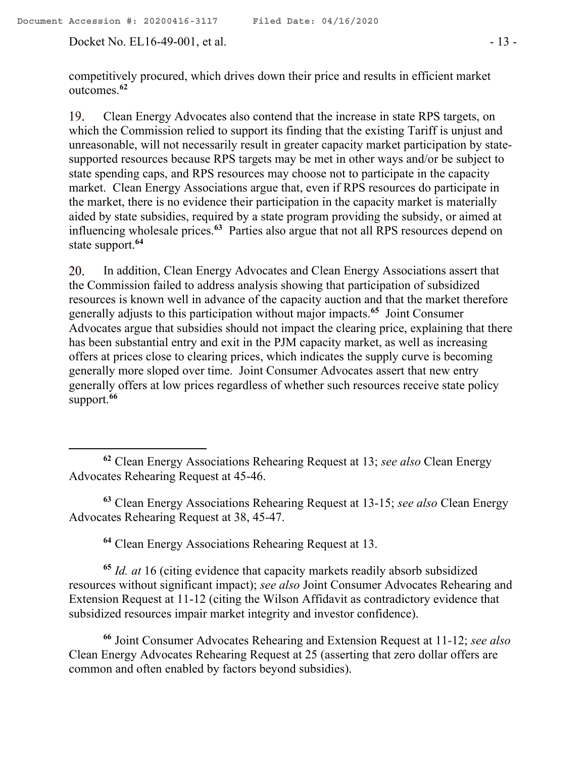competitively procured, which drives down their price and results in efficient market outcomes.[62]

19. Clean Energy Advocates also contend that the increase in state RPS targets, on which the Commission relied to support its finding that the existing Tariff is unjust and unreasonable, will not necessarily result in greater capacity market participation by state-supported resources because RPS targets may be met in other ways and/or be subject to state spending caps, and RPS resources may choose not to participate in the capacity market. Clean Energy Associations argue that, even if RPS resources do participate in the market, there is no evidence their participation in the capacity market is materially aided by state subsidies, required by a state program providing the subsidy, or aimed at influencing wholesale prices.[63] Parties also argue that not all RPS resources depend on state support.[64]

20. In addition, Clean Energy Advocates and Clean Energy Associations assert that the Commission failed to address analysis showing that participation of subsidized resources is known well in advance of the capacity auction and that the market therefore generally adjusts to this participation without major impacts.[65] Joint Consumer Advocates argue that subsidies should not impact the clearing price, explaining that there has been substantial entry and exit in the PJM capacity market, as well as increasing offers at prices close to clearing prices, which indicates the supply curve is becoming generally more sloped over time. Joint Consumer Advocates assert that new entry generally offers at low prices regardless of whether such resources receive state policy support.[66]

---

[62] Clean Energy Associations Rehearing Request at 13; *see also* Clean Energy Advocates Rehearing Request at 45-46.

[63] Clean Energy Associations Rehearing Request at 13-15; *see also* Clean Energy Advocates Rehearing Request at 38, 45-47.

[64] Clean Energy Associations Rehearing Request at 13.

[65] *Id. at* 16 (citing evidence that capacity markets readily absorb subsidized resources without significant impact); *see also* Joint Consumer Advocates Rehearing and Extension Request at 11-12 (citing the Wilson Affidavit as contradictory evidence that subsidized resources impair market integrity and investor confidence).

[66] Joint Consumer Advocates Rehearing and Extension Request at 11-12; *see also* Clean Energy Advocates Rehearing Request at 25 (asserting that zero dollar offers are common and often enabled by factors beyond subsidies).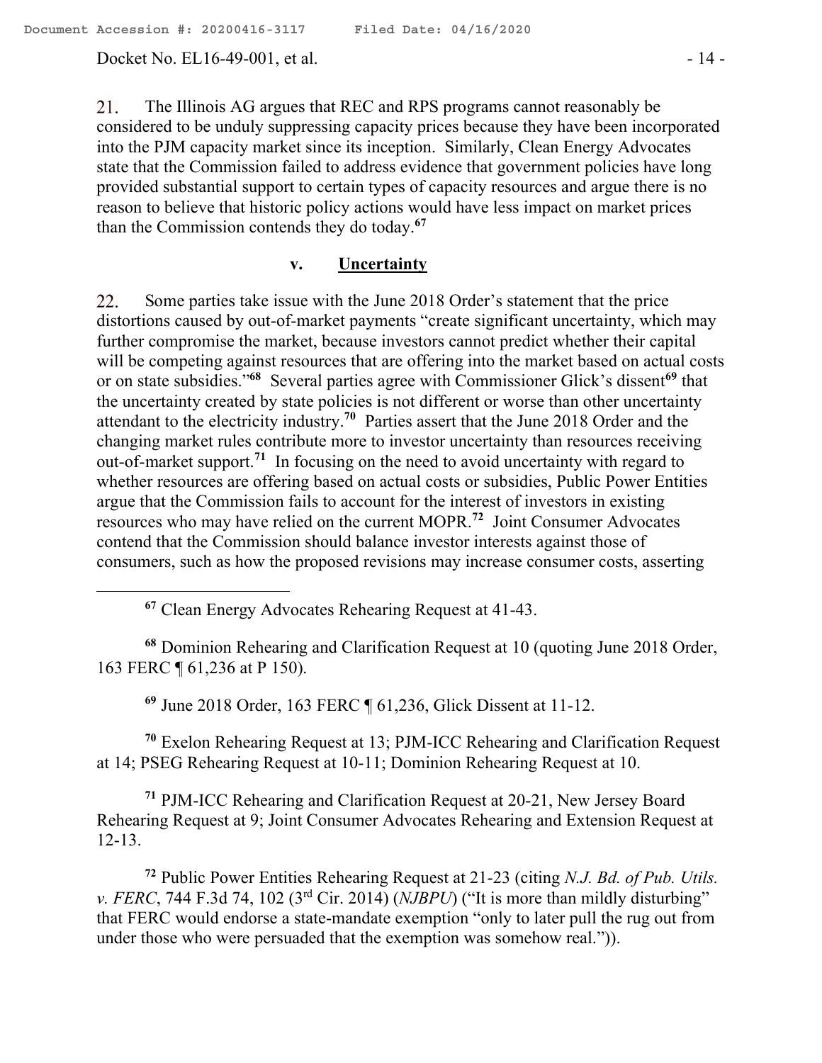21. The Illinois AG argues that REC and RPS programs cannot reasonably be considered to be unduly suppressing capacity prices because they have been incorporated into the PJM capacity market since its inception. Similarly, Clean Energy Advocates state that the Commission failed to address evidence that government policies have long provided substantial support to certain types of capacity resources and argue there is no reason to believe that historic policy actions would have less impact on market prices than the Commission contends they do today.[67]

#### v. <u>Uncertainty</u>

22. Some parties take issue with the June 2018 Order's statement that the price distortions caused by out-of-market payments "create significant uncertainty, which may further compromise the market, because investors cannot predict whether their capital will be competing against resources that are offering into the market based on actual costs or on state subsidies."[68] Several parties agree with Commissioner Glick's dissent[69] that the uncertainty created by state policies is not different or worse than other uncertainty attendant to the electricity industry.[70] Parties assert that the June 2018 Order and the changing market rules contribute more to investor uncertainty than resources receiving out-of-market support.[71] In focusing on the need to avoid uncertainty with regard to whether resources are offering based on actual costs or subsidies, Public Power Entities argue that the Commission fails to account for the interest of investors in existing resources who may have relied on the current MOPR.[72] Joint Consumer Advocates contend that the Commission should balance investor interests against those of consumers, such as how the proposed revisions may increase consumer costs, asserting

---

[67] Clean Energy Advocates Rehearing Request at 41-43.

[68] Dominion Rehearing and Clarification Request at 10 (quoting June 2018 Order, 163 FERC ¶ 61,236 at P 150).

[69] June 2018 Order, 163 FERC ¶ 61,236, Glick Dissent at 11-12.

[70] Exelon Rehearing Request at 13; PJM-ICC Rehearing and Clarification Request at 14; PSEG Rehearing Request at 10-11; Dominion Rehearing Request at 10.

[71] PJM-ICC Rehearing and Clarification Request at 20-21, New Jersey Board Rehearing Request at 9; Joint Consumer Advocates Rehearing and Extension Request at 12-13.

[72] Public Power Entities Rehearing Request at 21-23 (citing *N.J. Bd. of Pub. Utils. v. FERC*, 744 F.3d 74, 102 (3rd Cir. 2014) (*NJBPU*) ("It is more than mildly disturbing" that FERC would endorse a state-mandate exemption "only to later pull the rug out from under those who were persuaded that the exemption was somehow real.")).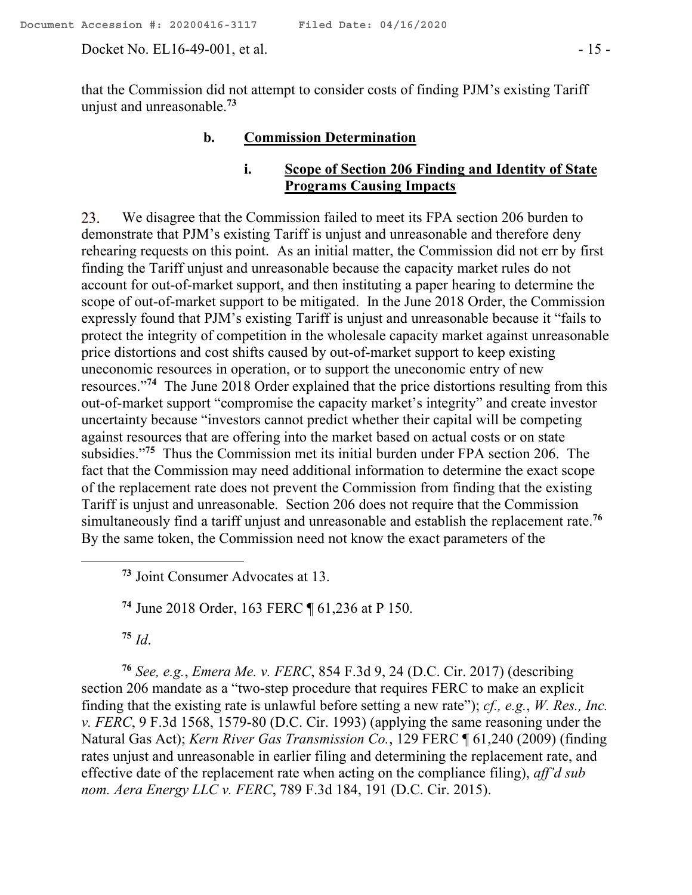that the Commission did not attempt to consider costs of finding PJM's existing Tariff unjust and unreasonable.[73]

### b. **Commission Determination**

#### i. **Scope of Section 206 Finding and Identity of State Programs Causing Impacts**

23. We disagree that the Commission failed to meet its FPA section 206 burden to demonstrate that PJM's existing Tariff is unjust and unreasonable and therefore deny rehearing requests on this point. As an initial matter, the Commission did not err by first finding the Tariff unjust and unreasonable because the capacity market rules do not account for out-of-market support, and then instituting a paper hearing to determine the scope of out-of-market support to be mitigated. In the June 2018 Order, the Commission expressly found that PJM's existing Tariff is unjust and unreasonable because it "fails to protect the integrity of competition in the wholesale capacity market against unreasonable price distortions and cost shifts caused by out-of-market support to keep existing uneconomic resources in operation, or to support the uneconomic entry of new resources."[74] The June 2018 Order explained that the price distortions resulting from this out-of-market support "compromise the capacity market's integrity" and create investor uncertainty because "investors cannot predict whether their capital will be competing against resources that are offering into the market based on actual costs or on state subsidies."[75] Thus the Commission met its initial burden under FPA section 206. The fact that the Commission may need additional information to determine the exact scope of the replacement rate does not prevent the Commission from finding that the existing Tariff is unjust and unreasonable. Section 206 does not require that the Commission simultaneously find a tariff unjust and unreasonable and establish the replacement rate.[76] By the same token, the Commission need not know the exact parameters of the

---

[73] Joint Consumer Advocates at 13.

[74] June 2018 Order, 163 FERC ¶ 61,236 at P 150.

[75] *Id*.

[76] *See, e.g.*, *Emera Me. v. FERC*, 854 F.3d 9, 24 (D.C. Cir. 2017) (describing section 206 mandate as a "two-step procedure that requires FERC to make an explicit finding that the existing rate is unlawful before setting a new rate"); *cf., e.g.*, *W. Res., Inc. v. FERC*, 9 F.3d 1568, 1579-80 (D.C. Cir. 1993) (applying the same reasoning under the Natural Gas Act); *Kern River Gas Transmission Co.*, 129 FERC ¶ 61,240 (2009) (finding rates unjust and unreasonable in earlier filing and determining the replacement rate, and effective date of the replacement rate when acting on the compliance filing), *aff'd sub nom. Aera Energy LLC v. FERC*, 789 F.3d 184, 191 (D.C. Cir. 2015).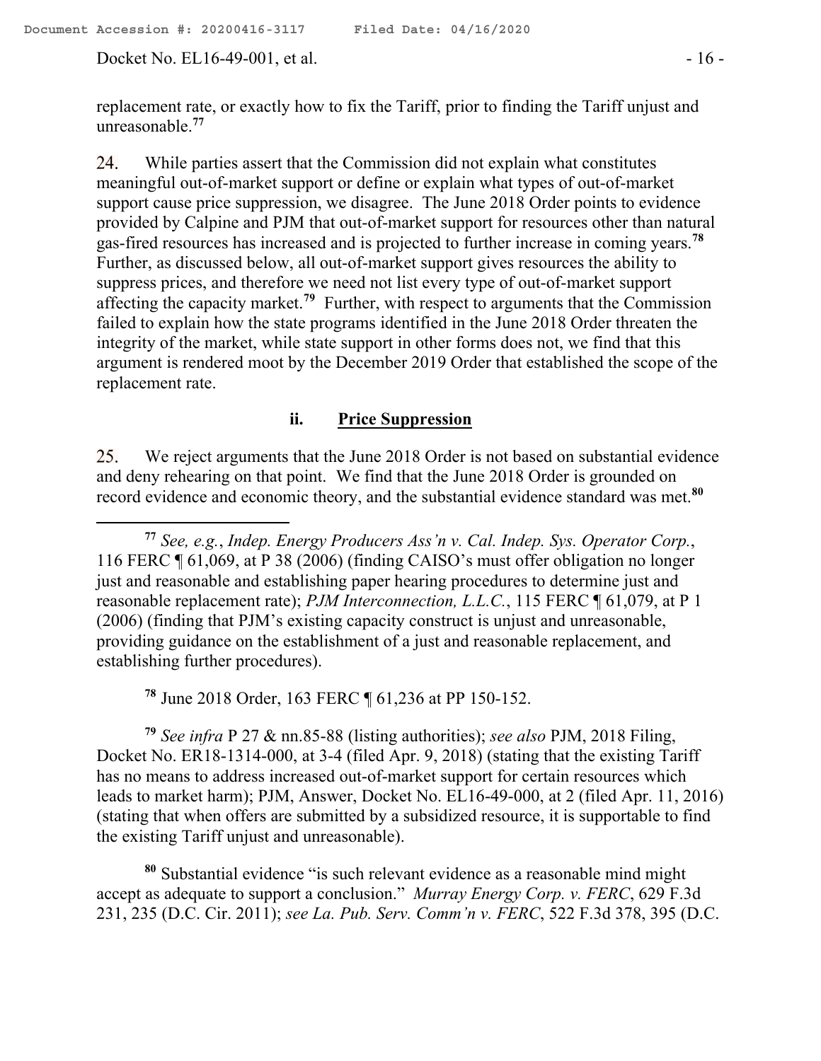replacement rate, or exactly how to fix the Tariff, prior to finding the Tariff unjust and unreasonable.[77]

24. While parties assert that the Commission did not explain what constitutes meaningful out-of-market support or define or explain what types of out-of-market support cause price suppression, we disagree. The June 2018 Order points to evidence provided by Calpine and PJM that out-of-market support for resources other than natural gas-fired resources has increased and is projected to further increase in coming years.[78] Further, as discussed below, all out-of-market support gives resources the ability to suppress prices, and therefore we need not list every type of out-of-market support affecting the capacity market.[79] Further, with respect to arguments that the Commission failed to explain how the state programs identified in the June 2018 Order threaten the integrity of the market, while state support in other forms does not, we find that this argument is rendered moot by the December 2019 Order that established the scope of the replacement rate.

### ii. **Price Suppression**

25. We reject arguments that the June 2018 Order is not based on substantial evidence and deny rehearing on that point. We find that the June 2018 Order is grounded on record evidence and economic theory, and the substantial evidence standard was met.[80]

---

[77] *See, e.g.*, *Indep. Energy Producers Ass'n v. Cal. Indep. Sys. Operator Corp.*, 116 FERC ¶ 61,069, at P 38 (2006) (finding CAISO's must offer obligation no longer just and reasonable and establishing paper hearing procedures to determine just and reasonable replacement rate); *PJM Interconnection, L.L.C.*, 115 FERC ¶ 61,079, at P 1 (2006) (finding that PJM's existing capacity construct is unjust and unreasonable, providing guidance on the establishment of a just and reasonable replacement, and establishing further procedures).

[78] June 2018 Order, 163 FERC ¶ 61,236 at PP 150-152.

[79] *See infra* P 27 & nn.85-88 (listing authorities); *see also* PJM, 2018 Filing, Docket No. ER18-1314-000, at 3-4 (filed Apr. 9, 2018) (stating that the existing Tariff has no means to address increased out-of-market support for certain resources which leads to market harm); PJM, Answer, Docket No. EL16-49-000, at 2 (filed Apr. 11, 2016) (stating that when offers are submitted by a subsidized resource, it is supportable to find the existing Tariff unjust and unreasonable).

[80] Substantial evidence "is such relevant evidence as a reasonable mind might accept as adequate to support a conclusion." *Murray Energy Corp. v. FERC*, 629 F.3d 231, 235 (D.C. Cir. 2011); *see La. Pub. Serv. Comm'n v. FERC*, 522 F.3d 378, 395 (D.C.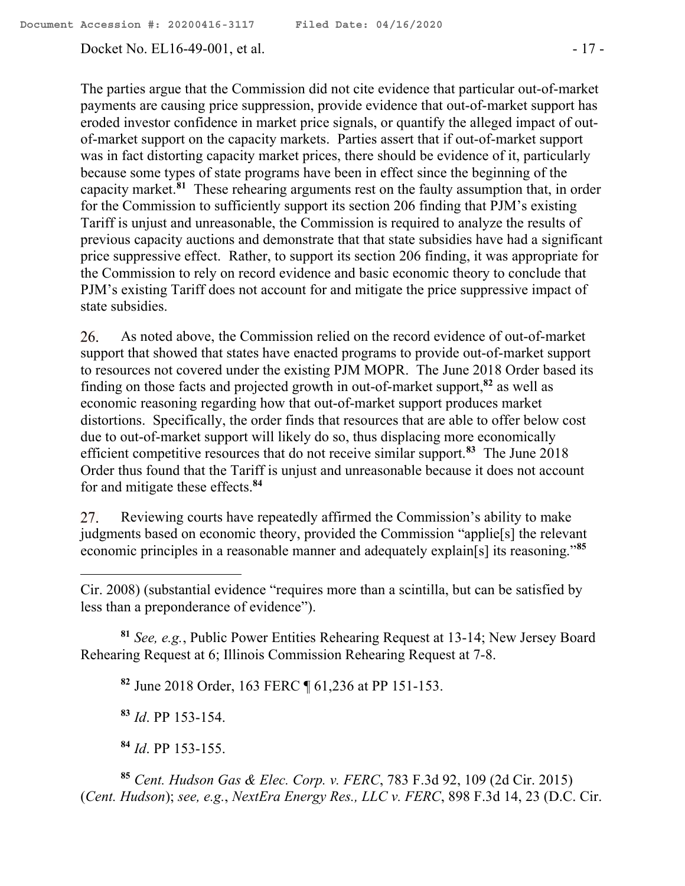The parties argue that the Commission did not cite evidence that particular out-of-market payments are causing price suppression, provide evidence that out-of-market support has eroded investor confidence in market price signals, or quantify the alleged impact of out-of-market support on the capacity markets. Parties assert that if out-of-market support was in fact distorting capacity market prices, there should be evidence of it, particularly because some types of state programs have been in effect since the beginning of the capacity market.[81] These rehearing arguments rest on the faulty assumption that, in order for the Commission to sufficiently support its section 206 finding that PJM's existing Tariff is unjust and unreasonable, the Commission is required to analyze the results of previous capacity auctions and demonstrate that that state subsidies have had a significant price suppressive effect. Rather, to support its section 206 finding, it was appropriate for the Commission to rely on record evidence and basic economic theory to conclude that PJM's existing Tariff does not account for and mitigate the price suppressive impact of state subsidies.

26. As noted above, the Commission relied on the record evidence of out-of-market support that showed that states have enacted programs to provide out-of-market support to resources not covered under the existing PJM MOPR. The June 2018 Order based its finding on those facts and projected growth in out-of-market support,[82] as well as economic reasoning regarding how that out-of-market support produces market distortions. Specifically, the order finds that resources that are able to offer below cost due to out-of-market support will likely do so, thus displacing more economically efficient competitive resources that do not receive similar support.[83] The June 2018 Order thus found that the Tariff is unjust and unreasonable because it does not account for and mitigate these effects.[84]

27. Reviewing courts have repeatedly affirmed the Commission's ability to make judgments based on economic theory, provided the Commission "applie[s] the relevant economic principles in a reasonable manner and adequately explain[s] its reasoning."[85]

---

Cir. 2008) (substantial evidence "requires more than a scintilla, but can be satisfied by less than a preponderance of evidence").

[81] *See, e.g.*, Public Power Entities Rehearing Request at 13-14; New Jersey Board Rehearing Request at 6; Illinois Commission Rehearing Request at 7-8.

[82] June 2018 Order, 163 FERC ¶ 61,236 at PP 151-153.

[83] *Id*. PP 153-154.

[84] *Id*. PP 153-155.

[85] *Cent. Hudson Gas & Elec. Corp. v. FERC*, 783 F.3d 92, 109 (2d Cir. 2015) (*Cent. Hudson*); *see, e.g.*, *NextEra Energy Res., LLC v. FERC*, 898 F.3d 14, 23 (D.C. Cir.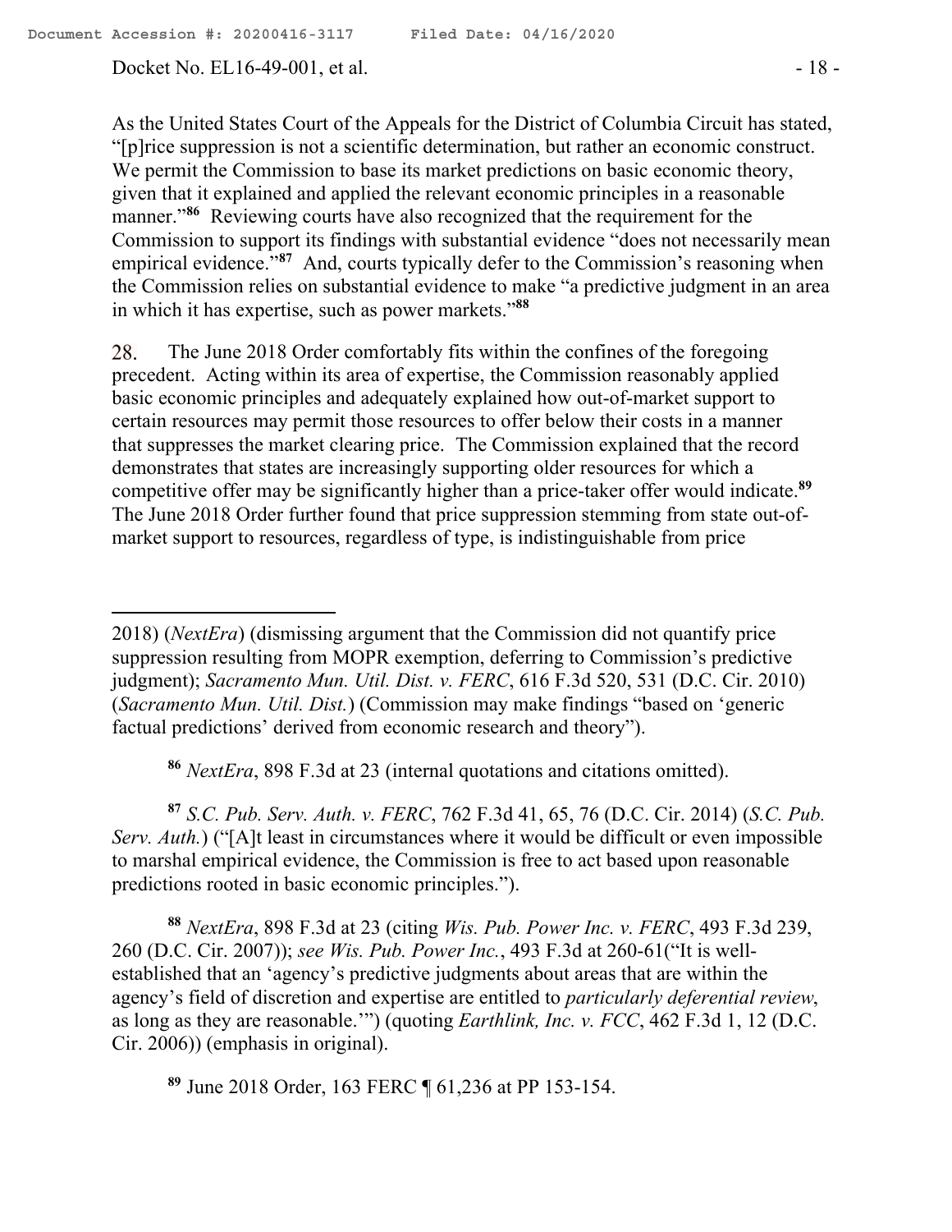As the United States Court of the Appeals for the District of Columbia Circuit has stated, "[p]rice suppression is not a scientific determination, but rather an economic construct. We permit the Commission to base its market predictions on basic economic theory, given that it explained and applied the relevant economic principles in a reasonable manner."[86] Reviewing courts have also recognized that the requirement for the Commission to support its findings with substantial evidence "does not necessarily mean empirical evidence."[87] And, courts typically defer to the Commission's reasoning when the Commission relies on substantial evidence to make "a predictive judgment in an area in which it has expertise, such as power markets."[88]

28. The June 2018 Order comfortably fits within the confines of the foregoing precedent. Acting within its area of expertise, the Commission reasonably applied basic economic principles and adequately explained how out-of-market support to certain resources may permit those resources to offer below their costs in a manner that suppresses the market clearing price. The Commission explained that the record demonstrates that states are increasingly supporting older resources for which a competitive offer may be significantly higher than a price-taker offer would indicate.[89] The June 2018 Order further found that price suppression stemming from state out-of-market support to resources, regardless of type, is indistinguishable from price

---

2018) (*NextEra*) (dismissing argument that the Commission did not quantify price suppression resulting from MOPR exemption, deferring to Commission's predictive judgment); *Sacramento Mun. Util. Dist. v. FERC*, 616 F.3d 520, 531 (D.C. Cir. 2010) (*Sacramento Mun. Util. Dist.*) (Commission may make findings "based on 'generic factual predictions' derived from economic research and theory").

[86] *NextEra*, 898 F.3d at 23 (internal quotations and citations omitted).

[87] *S.C. Pub. Serv. Auth. v. FERC*, 762 F.3d 41, 65, 76 (D.C. Cir. 2014) (*S.C. Pub. Serv. Auth.*) ("[A]t least in circumstances where it would be difficult or even impossible to marshal empirical evidence, the Commission is free to act based upon reasonable predictions rooted in basic economic principles.").

[88] *NextEra*, 898 F.3d at 23 (citing *Wis. Pub. Power Inc. v. FERC*, 493 F.3d 239, 260 (D.C. Cir. 2007)); *see Wis. Pub. Power Inc.*, 493 F.3d at 260-61("It is well-established that an 'agency's predictive judgments about areas that are within the agency's field of discretion and expertise are entitled to *particularly deferential review*, as long as they are reasonable.'") (quoting *Earthlink, Inc. v. FCC*, 462 F.3d 1, 12 (D.C. Cir. 2006)) (emphasis in original).

[89] June 2018 Order, 163 FERC ¶ 61,236 at PP 153-154.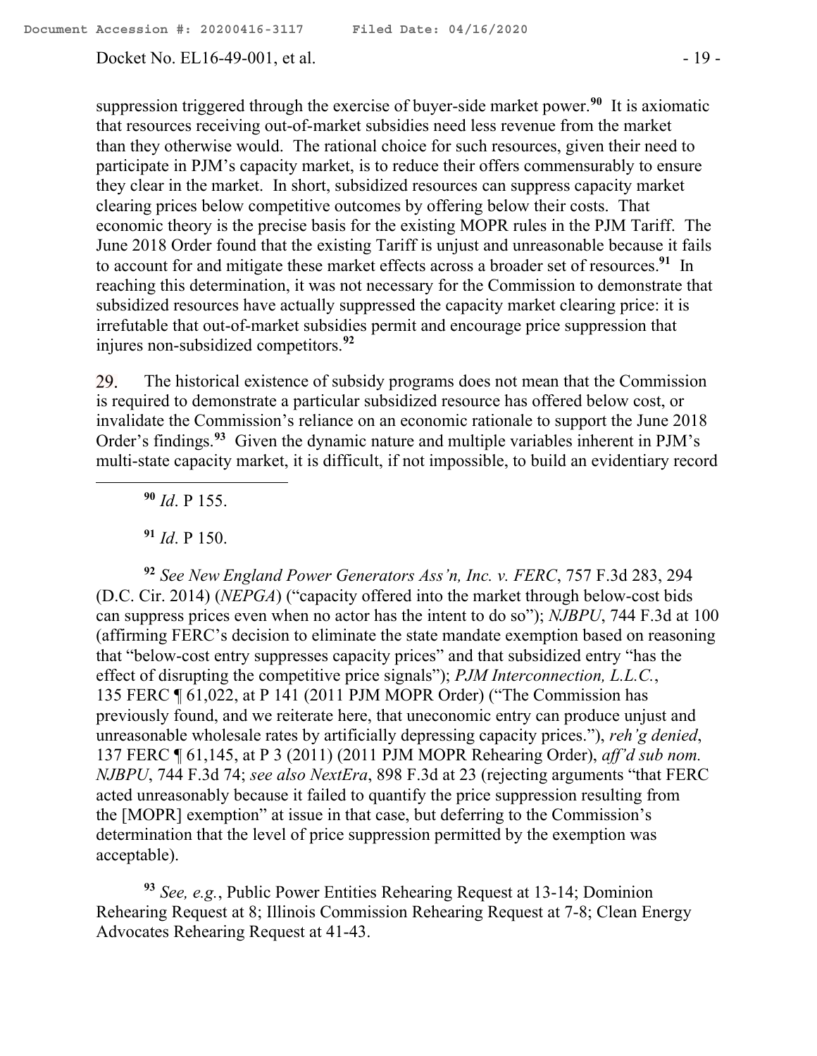suppression triggered through the exercise of buyer-side market power.[90] It is axiomatic that resources receiving out-of-market subsidies need less revenue from the market than they otherwise would. The rational choice for such resources, given their need to participate in PJM's capacity market, is to reduce their offers commensurably to ensure they clear in the market. In short, subsidized resources can suppress capacity market clearing prices below competitive outcomes by offering below their costs. That economic theory is the precise basis for the existing MOPR rules in the PJM Tariff. The June 2018 Order found that the existing Tariff is unjust and unreasonable because it fails to account for and mitigate these market effects across a broader set of resources.[91] In reaching this determination, it was not necessary for the Commission to demonstrate that subsidized resources have actually suppressed the capacity market clearing price: it is irrefutable that out-of-market subsidies permit and encourage price suppression that injures non-subsidized competitors.[92]

29. The historical existence of subsidy programs does not mean that the Commission is required to demonstrate a particular subsidized resource has offered below cost, or invalidate the Commission's reliance on an economic rationale to support the June 2018 Order's findings.[93] Given the dynamic nature and multiple variables inherent in PJM's multi-state capacity market, it is difficult, if not impossible, to build an evidentiary record

---

[90] *Id*. P 155.

[91] *Id*. P 150.

[92] *See New England Power Generators Ass'n, Inc. v. FERC*, 757 F.3d 283, 294 (D.C. Cir. 2014) (*NEPGA*) ("capacity offered into the market through below-cost bids can suppress prices even when no actor has the intent to do so"); *NJBPU*, 744 F.3d at 100 (affirming FERC's decision to eliminate the state mandate exemption based on reasoning that "below-cost entry suppresses capacity prices" and that subsidized entry "has the effect of disrupting the competitive price signals"); *PJM Interconnection, L.L.C.*, 135 FERC ¶ 61,022, at P 141 (2011 PJM MOPR Order) ("The Commission has previously found, and we reiterate here, that uneconomic entry can produce unjust and unreasonable wholesale rates by artificially depressing capacity prices."), *reh'g denied*, 137 FERC ¶ 61,145, at P 3 (2011) (2011 PJM MOPR Rehearing Order), *aff'd sub nom. NJBPU*, 744 F.3d 74; *see also NextEra*, 898 F.3d at 23 (rejecting arguments "that FERC acted unreasonably because it failed to quantify the price suppression resulting from the [MOPR] exemption" at issue in that case, but deferring to the Commission's determination that the level of price suppression permitted by the exemption was acceptable).

[93] *See, e.g.*, Public Power Entities Rehearing Request at 13-14; Dominion Rehearing Request at 8; Illinois Commission Rehearing Request at 7-8; Clean Energy Advocates Rehearing Request at 41-43.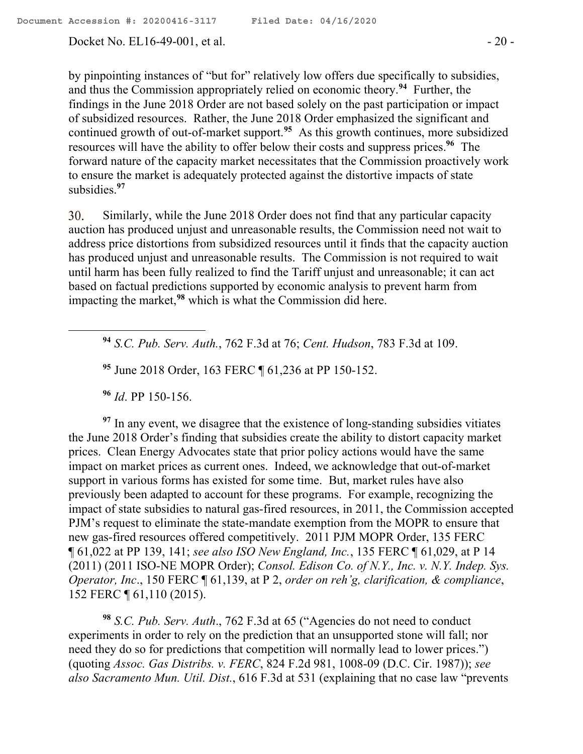by pinpointing instances of "but for" relatively low offers due specifically to subsidies, and thus the Commission appropriately relied on economic theory.[94] Further, the findings in the June 2018 Order are not based solely on the past participation or impact of subsidized resources. Rather, the June 2018 Order emphasized the significant and continued growth of out-of-market support.[95] As this growth continues, more subsidized resources will have the ability to offer below their costs and suppress prices.[96] The forward nature of the capacity market necessitates that the Commission proactively work to ensure the market is adequately protected against the distortive impacts of state subsidies.[97]

30. Similarly, while the June 2018 Order does not find that any particular capacity auction has produced unjust and unreasonable results, the Commission need not wait to address price distortions from subsidized resources until it finds that the capacity auction has produced unjust and unreasonable results. The Commission is not required to wait until harm has been fully realized to find the Tariff unjust and unreasonable; it can act based on factual predictions supported by economic analysis to prevent harm from impacting the market,[98] which is what the Commission did here.

---

[94] *S.C. Pub. Serv. Auth.*, 762 F.3d at 76; *Cent. Hudson*, 783 F.3d at 109.

[95] June 2018 Order, 163 FERC ¶ 61,236 at PP 150-152.

[96] *Id*. PP 150-156.

[97] In any event, we disagree that the existence of long-standing subsidies vitiates the June 2018 Order's finding that subsidies create the ability to distort capacity market prices. Clean Energy Advocates state that prior policy actions would have the same impact on market prices as current ones. Indeed, we acknowledge that out-of-market support in various forms has existed for some time. But, market rules have also previously been adapted to account for these programs. For example, recognizing the impact of state subsidies to natural gas-fired resources, in 2011, the Commission accepted PJM's request to eliminate the state-mandate exemption from the MOPR to ensure that new gas-fired resources offered competitively. 2011 PJM MOPR Order, 135 FERC ¶ 61,022 at PP 139, 141; *see also ISO New England, Inc.*, 135 FERC ¶ 61,029, at P 14 (2011) (2011 ISO-NE MOPR Order); *Consol. Edison Co. of N.Y., Inc. v. N.Y. Indep. Sys. Operator, Inc*., 150 FERC ¶ 61,139, at P 2, *order on reh'g, clarification, & compliance*, 152 FERC ¶ 61,110 (2015).

[98] *S.C. Pub. Serv. Auth*., 762 F.3d at 65 ("Agencies do not need to conduct experiments in order to rely on the prediction that an unsupported stone will fall; nor need they do so for predictions that competition will normally lead to lower prices.") (quoting *Assoc. Gas Distribs. v. FERC*, 824 F.2d 981, 1008-09 (D.C. Cir. 1987)); *see also Sacramento Mun. Util. Dist.*, 616 F.3d at 531 (explaining that no case law "prevents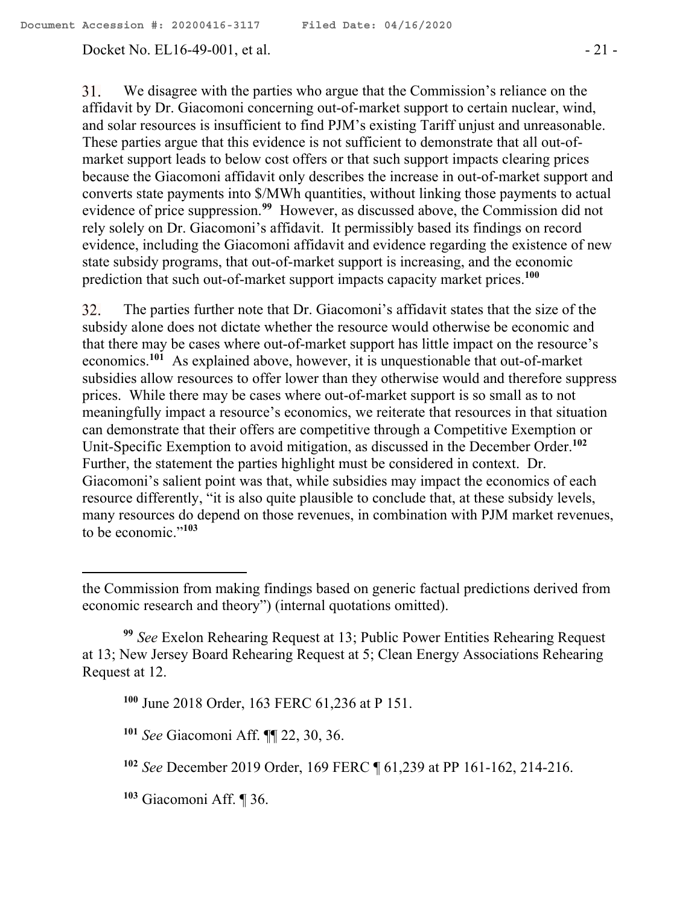31. We disagree with the parties who argue that the Commission's reliance on the affidavit by Dr. Giacomoni concerning out-of-market support to certain nuclear, wind, and solar resources is insufficient to find PJM's existing Tariff unjust and unreasonable. These parties argue that this evidence is not sufficient to demonstrate that all out-of-market support leads to below cost offers or that such support impacts clearing prices because the Giacomoni affidavit only describes the increase in out-of-market support and converts state payments into $/MWh quantities, without linking those payments to actual evidence of price suppression.[99] However, as discussed above, the Commission did not rely solely on Dr. Giacomoni's affidavit. It permissibly based its findings on record evidence, including the Giacomoni affidavit and evidence regarding the existence of new state subsidy programs, that out-of-market support is increasing, and the economic prediction that such out-of-market support impacts capacity market prices.[100]

32. The parties further note that Dr. Giacomoni's affidavit states that the size of the subsidy alone does not dictate whether the resource would otherwise be economic and that there may be cases where out-of-market support has little impact on the resource's economics.[101] As explained above, however, it is unquestionable that out-of-market subsidies allow resources to offer lower than they otherwise would and therefore suppress prices. While there may be cases where out-of-market support is so small as to not meaningfully impact a resource's economics, we reiterate that resources in that situation can demonstrate that their offers are competitive through a Competitive Exemption or Unit-Specific Exemption to avoid mitigation, as discussed in the December Order.[102] Further, the statement the parties highlight must be considered in context. Dr. Giacomoni's salient point was that, while subsidies may impact the economics of each resource differently, "it is also quite plausible to conclude that, at these subsidy levels, many resources do depend on those revenues, in combination with PJM market revenues, to be economic."[103]

---

the Commission from making findings based on generic factual predictions derived from economic research and theory") (internal quotations omitted).

[99] *See* Exelon Rehearing Request at 13; Public Power Entities Rehearing Request at 13; New Jersey Board Rehearing Request at 5; Clean Energy Associations Rehearing Request at 12.

[100] June 2018 Order, 163 FERC 61,236 at P 151.

[101] *See* Giacomoni Aff. ¶¶ 22, 30, 36.

[102] *See* December 2019 Order, 169 FERC ¶ 61,239 at PP 161-162, 214-216.

[103] Giacomoni Aff. ¶ 36.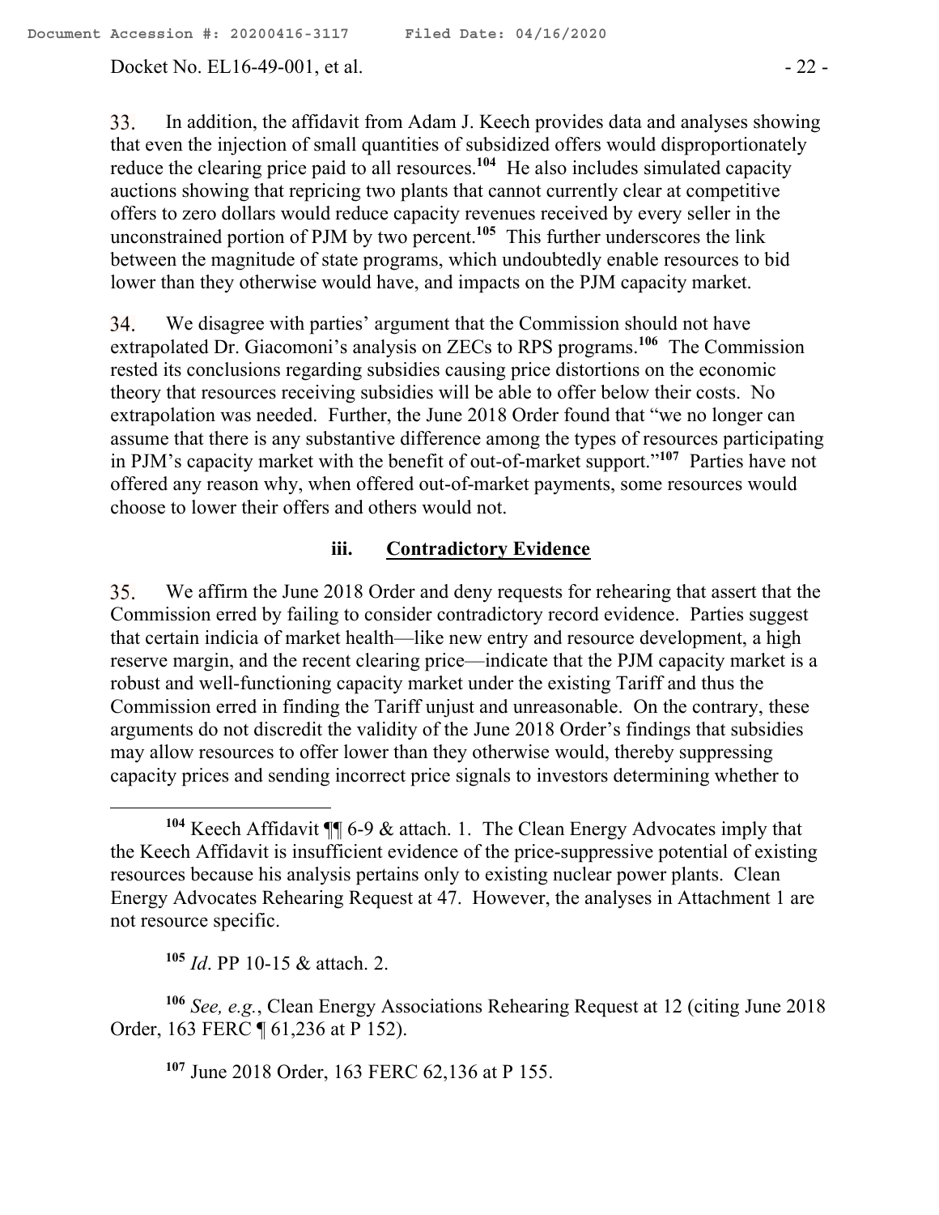33. In addition, the affidavit from Adam J. Keech provides data and analyses showing that even the injection of small quantities of subsidized offers would disproportionately reduce the clearing price paid to all resources.[104] He also includes simulated capacity auctions showing that repricing two plants that cannot currently clear at competitive offers to zero dollars would reduce capacity revenues received by every seller in the unconstrained portion of PJM by two percent.[105] This further underscores the link between the magnitude of state programs, which undoubtedly enable resources to bid lower than they otherwise would have, and impacts on the PJM capacity market.

34. We disagree with parties' argument that the Commission should not have extrapolated Dr. Giacomoni's analysis on ZECs to RPS programs.[106] The Commission rested its conclusions regarding subsidies causing price distortions on the economic theory that resources receiving subsidies will be able to offer below their costs. No extrapolation was needed. Further, the June 2018 Order found that "we no longer can assume that there is any substantive difference among the types of resources participating in PJM's capacity market with the benefit of out-of-market support."[107] Parties have not offered any reason why, when offered out-of-market payments, some resources would choose to lower their offers and others would not.

### iii. Contradictory Evidence

35. We affirm the June 2018 Order and deny requests for rehearing that assert that the Commission erred by failing to consider contradictory record evidence. Parties suggest that certain indicia of market health—like new entry and resource development, a high reserve margin, and the recent clearing price—indicate that the PJM capacity market is a robust and well-functioning capacity market under the existing Tariff and thus the Commission erred in finding the Tariff unjust and unreasonable. On the contrary, these arguments do not discredit the validity of the June 2018 Order's findings that subsidies may allow resources to offer lower than they otherwise would, thereby suppressing capacity prices and sending incorrect price signals to investors determining whether to

[104] Keech Affidavit ¶¶ 6-9 & attach. 1. The Clean Energy Advocates imply that the Keech Affidavit is insufficient evidence of the price-suppressive potential of existing resources because his analysis pertains only to existing nuclear power plants. Clean Energy Advocates Rehearing Request at 47. However, the analyses in Attachment 1 are not resource specific.

[105] *Id*. PP 10-15 & attach. 2.

[106] *See, e.g.*, Clean Energy Associations Rehearing Request at 12 (citing June 2018 Order, 163 FERC ¶ 61,236 at P 152).

[107] June 2018 Order, 163 FERC 62,136 at P 155.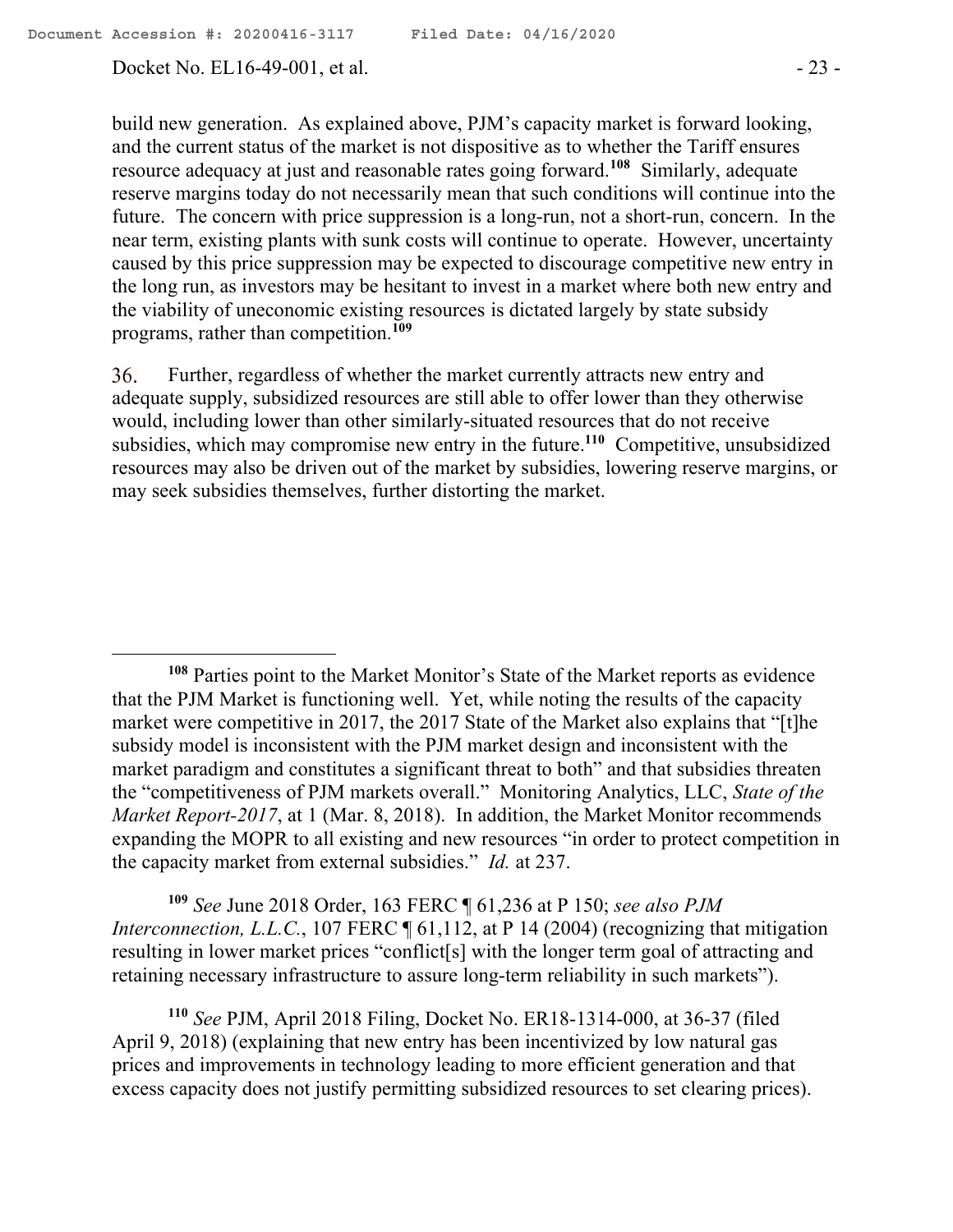build new generation. As explained above, PJM's capacity market is forward looking, and the current status of the market is not dispositive as to whether the Tariff ensures resource adequacy at just and reasonable rates going forward.[108] Similarly, adequate reserve margins today do not necessarily mean that such conditions will continue into the future. The concern with price suppression is a long-run, not a short-run, concern. In the near term, existing plants with sunk costs will continue to operate. However, uncertainty caused by this price suppression may be expected to discourage competitive new entry in the long run, as investors may be hesitant to invest in a market where both new entry and the viability of uneconomic existing resources is dictated largely by state subsidy programs, rather than competition.[109]

36. Further, regardless of whether the market currently attracts new entry and adequate supply, subsidized resources are still able to offer lower than they otherwise would, including lower than other similarly-situated resources that do not receive subsidies, which may compromise new entry in the future.[110] Competitive, unsubsidized resources may also be driven out of the market by subsidies, lowering reserve margins, or may seek subsidies themselves, further distorting the market.

---

[108] Parties point to the Market Monitor's State of the Market reports as evidence that the PJM Market is functioning well. Yet, while noting the results of the capacity market were competitive in 2017, the 2017 State of the Market also explains that "[t]he subsidy model is inconsistent with the PJM market design and inconsistent with the market paradigm and constitutes a significant threat to both" and that subsidies threaten the "competitiveness of PJM markets overall." Monitoring Analytics, LLC, *State of the Market Report-2017*, at 1 (Mar. 8, 2018). In addition, the Market Monitor recommends expanding the MOPR to all existing and new resources "in order to protect competition in the capacity market from external subsidies." *Id.* at 237.

[109] *See* June 2018 Order, 163 FERC ¶ 61,236 at P 150; *see also PJM Interconnection, L.L.C.*, 107 FERC ¶ 61,112, at P 14 (2004) (recognizing that mitigation resulting in lower market prices "conflict[s] with the longer term goal of attracting and retaining necessary infrastructure to assure long-term reliability in such markets").

[110] *See* PJM, April 2018 Filing, Docket No. ER18-1314-000, at 36-37 (filed April 9, 2018) (explaining that new entry has been incentivized by low natural gas prices and improvements in technology leading to more efficient generation and that excess capacity does not justify permitting subsidized resources to set clearing prices).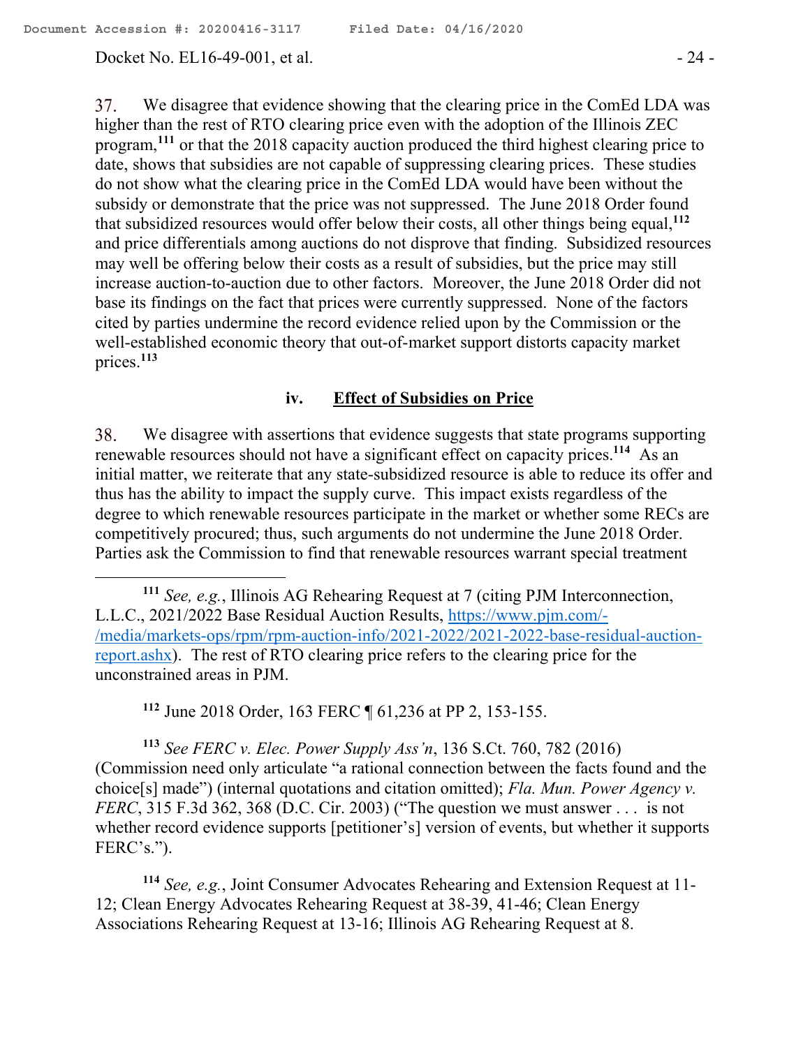37. We disagree that evidence showing that the clearing price in the ComEd LDA was higher than the rest of RTO clearing price even with the adoption of the Illinois ZEC program,[111] or that the 2018 capacity auction produced the third highest clearing price to date, shows that subsidies are not capable of suppressing clearing prices. These studies do not show what the clearing price in the ComEd LDA would have been without the subsidy or demonstrate that the price was not suppressed. The June 2018 Order found that subsidized resources would offer below their costs, all other things being equal,[112] and price differentials among auctions do not disprove that finding. Subsidized resources may well be offering below their costs as a result of subsidies, but the price may still increase auction-to-auction due to other factors. Moreover, the June 2018 Order did not base its findings on the fact that prices were currently suppressed. None of the factors cited by parties undermine the record evidence relied upon by the Commission or the well-established economic theory that out-of-market support distorts capacity market prices.[113]

#### iv. <u>Effect of Subsidies on Price</u>

38. We disagree with assertions that evidence suggests that state programs supporting renewable resources should not have a significant effect on capacity prices.[114] As an initial matter, we reiterate that any state-subsidized resource is able to reduce its offer and thus has the ability to impact the supply curve. This impact exists regardless of the degree to which renewable resources participate in the market or whether some RECs are competitively procured; thus, such arguments do not undermine the June 2018 Order. Parties ask the Commission to find that renewable resources warrant special treatment

---

[111] *See, e.g.*, Illinois AG Rehearing Request at 7 (citing PJM Interconnection, L.L.C., 2021/2022 Base Residual Auction Results, https://www.pjm.com/-/media/markets-ops/rpm/rpm-auction-info/2021-2022/2021-2022-base-residual-auction-report.ashx). The rest of RTO clearing price refers to the clearing price for the unconstrained areas in PJM.

[112] June 2018 Order, 163 FERC ¶ 61,236 at PP 2, 153-155.

[113] *See FERC v. Elec. Power Supply Ass'n*, 136 S.Ct. 760, 782 (2016) (Commission need only articulate "a rational connection between the facts found and the choice[s] made") (internal quotations and citation omitted); *Fla. Mun. Power Agency v. FERC*, 315 F.3d 362, 368 (D.C. Cir. 2003) ("The question we must answer . . . is not whether record evidence supports [petitioner's] version of events, but whether it supports FERC's.").

[114] *See, e.g.*, Joint Consumer Advocates Rehearing and Extension Request at 11-12; Clean Energy Advocates Rehearing Request at 38-39, 41-46; Clean Energy Associations Rehearing Request at 13-16; Illinois AG Rehearing Request at 8.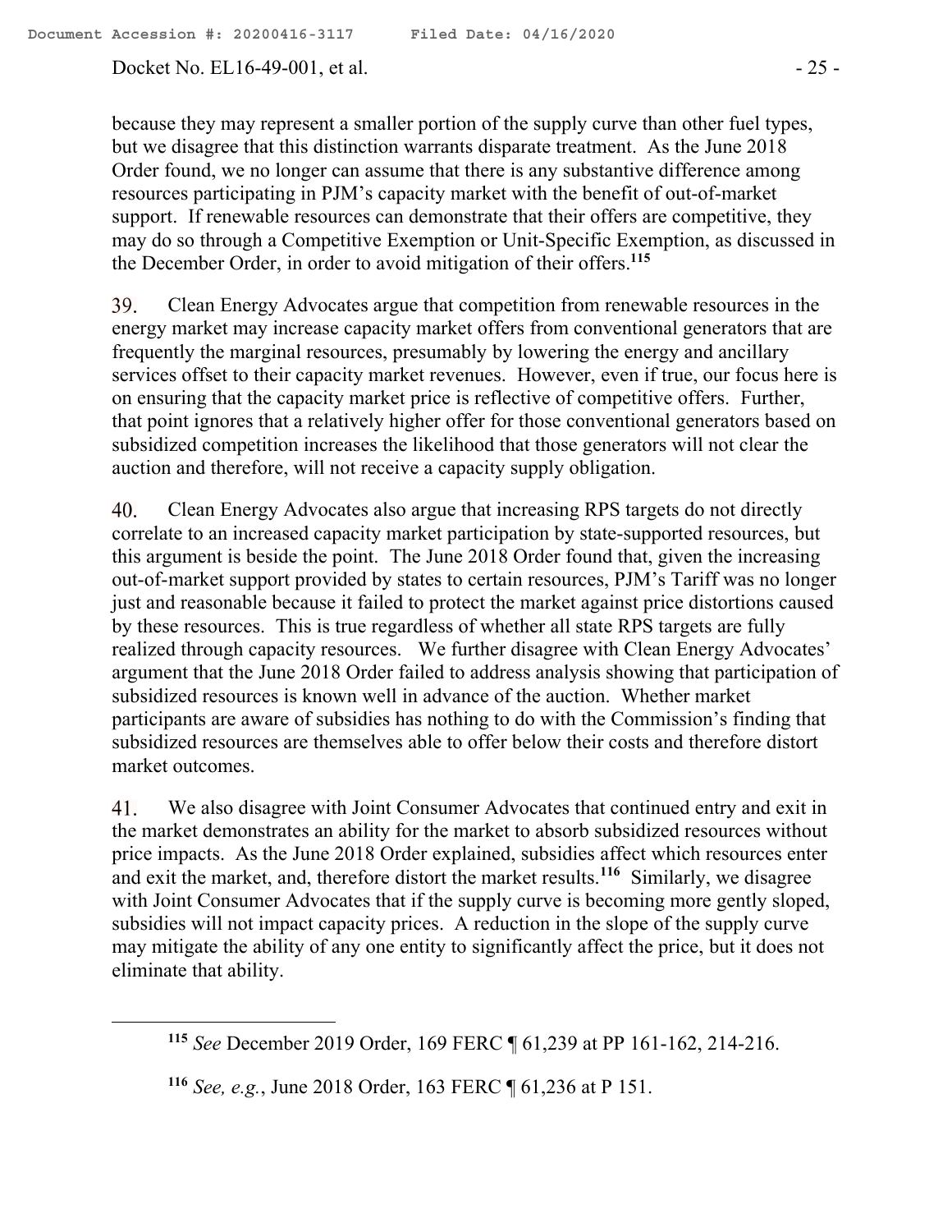because they may represent a smaller portion of the supply curve than other fuel types, but we disagree that this distinction warrants disparate treatment. As the June 2018 Order found, we no longer can assume that there is any substantive difference among resources participating in PJM's capacity market with the benefit of out-of-market support. If renewable resources can demonstrate that their offers are competitive, they may do so through a Competitive Exemption or Unit-Specific Exemption, as discussed in the December Order, in order to avoid mitigation of their offers.[115]

39. Clean Energy Advocates argue that competition from renewable resources in the energy market may increase capacity market offers from conventional generators that are frequently the marginal resources, presumably by lowering the energy and ancillary services offset to their capacity market revenues. However, even if true, our focus here is on ensuring that the capacity market price is reflective of competitive offers. Further, that point ignores that a relatively higher offer for those conventional generators based on subsidized competition increases the likelihood that those generators will not clear the auction and therefore, will not receive a capacity supply obligation.

40. Clean Energy Advocates also argue that increasing RPS targets do not directly correlate to an increased capacity market participation by state-supported resources, but this argument is beside the point. The June 2018 Order found that, given the increasing out-of-market support provided by states to certain resources, PJM's Tariff was no longer just and reasonable because it failed to protect the market against price distortions caused by these resources. This is true regardless of whether all state RPS targets are fully realized through capacity resources. We further disagree with Clean Energy Advocates' argument that the June 2018 Order failed to address analysis showing that participation of subsidized resources is known well in advance of the auction. Whether market participants are aware of subsidies has nothing to do with the Commission's finding that subsidized resources are themselves able to offer below their costs and therefore distort market outcomes.

41. We also disagree with Joint Consumer Advocates that continued entry and exit in the market demonstrates an ability for the market to absorb subsidized resources without price impacts. As the June 2018 Order explained, subsidies affect which resources enter and exit the market, and, therefore distort the market results.[116] Similarly, we disagree with Joint Consumer Advocates that if the supply curve is becoming more gently sloped, subsidies will not impact capacity prices. A reduction in the slope of the supply curve may mitigate the ability of any one entity to significantly affect the price, but it does not eliminate that ability.

[115] *See* December 2019 Order, 169 FERC ¶ 61,239 at PP 161-162, 214-216.

[116] *See, e.g.*, June 2018 Order, 163 FERC ¶ 61,236 at P 151.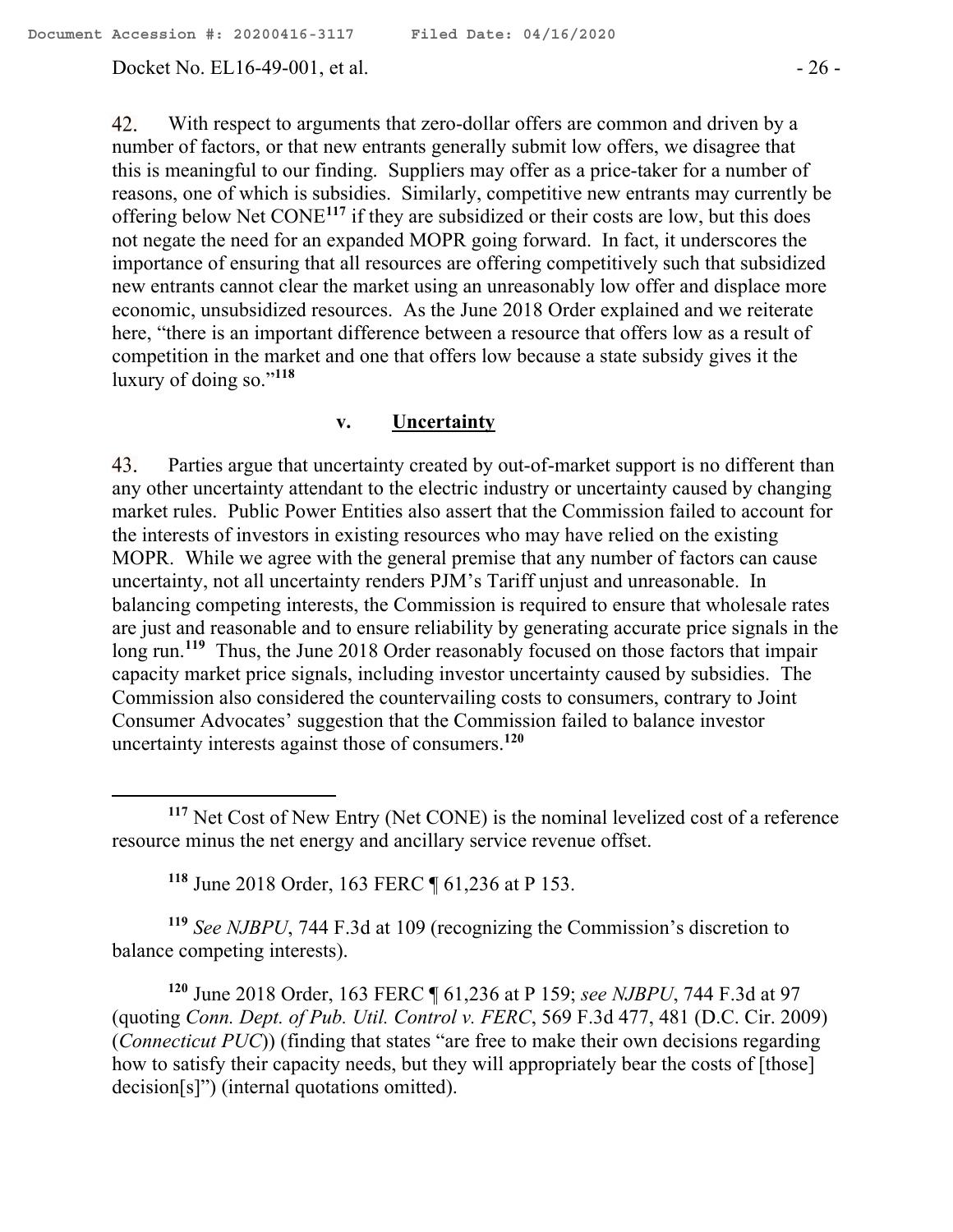42. With respect to arguments that zero-dollar offers are common and driven by a number of factors, or that new entrants generally submit low offers, we disagree that this is meaningful to our finding. Suppliers may offer as a price-taker for a number of reasons, one of which is subsidies. Similarly, competitive new entrants may currently be offering below Net CONE[117] if they are subsidized or their costs are low, but this does not negate the need for an expanded MOPR going forward. In fact, it underscores the importance of ensuring that all resources are offering competitively such that subsidized new entrants cannot clear the market using an unreasonably low offer and displace more economic, unsubsidized resources. As the June 2018 Order explained and we reiterate here, "there is an important difference between a resource that offers low as a result of competition in the market and one that offers low because a state subsidy gives it the luxury of doing so."[118]

### v. <u>Uncertainty</u>

43. Parties argue that uncertainty created by out-of-market support is no different than any other uncertainty attendant to the electric industry or uncertainty caused by changing market rules. Public Power Entities also assert that the Commission failed to account for the interests of investors in existing resources who may have relied on the existing MOPR. While we agree with the general premise that any number of factors can cause uncertainty, not all uncertainty renders PJM's Tariff unjust and unreasonable. In balancing competing interests, the Commission is required to ensure that wholesale rates are just and reasonable and to ensure reliability by generating accurate price signals in the long run.[119] Thus, the June 2018 Order reasonably focused on those factors that impair capacity market price signals, including investor uncertainty caused by subsidies. The Commission also considered the countervailing costs to consumers, contrary to Joint Consumer Advocates' suggestion that the Commission failed to balance investor uncertainty interests against those of consumers.[120]

---

[117] Net Cost of New Entry (Net CONE) is the nominal levelized cost of a reference resource minus the net energy and ancillary service revenue offset.

[118] June 2018 Order, 163 FERC ¶ 61,236 at P 153.

[119] *See NJBPU*, 744 F.3d at 109 (recognizing the Commission's discretion to balance competing interests).

[120] June 2018 Order, 163 FERC ¶ 61,236 at P 159; *see NJBPU*, 744 F.3d at 97 (quoting *Conn. Dept. of Pub. Util. Control v. FERC*, 569 F.3d 477, 481 (D.C. Cir. 2009) (*Connecticut PUC*)) (finding that states "are free to make their own decisions regarding how to satisfy their capacity needs, but they will appropriately bear the costs of [those] decision[s]") (internal quotations omitted).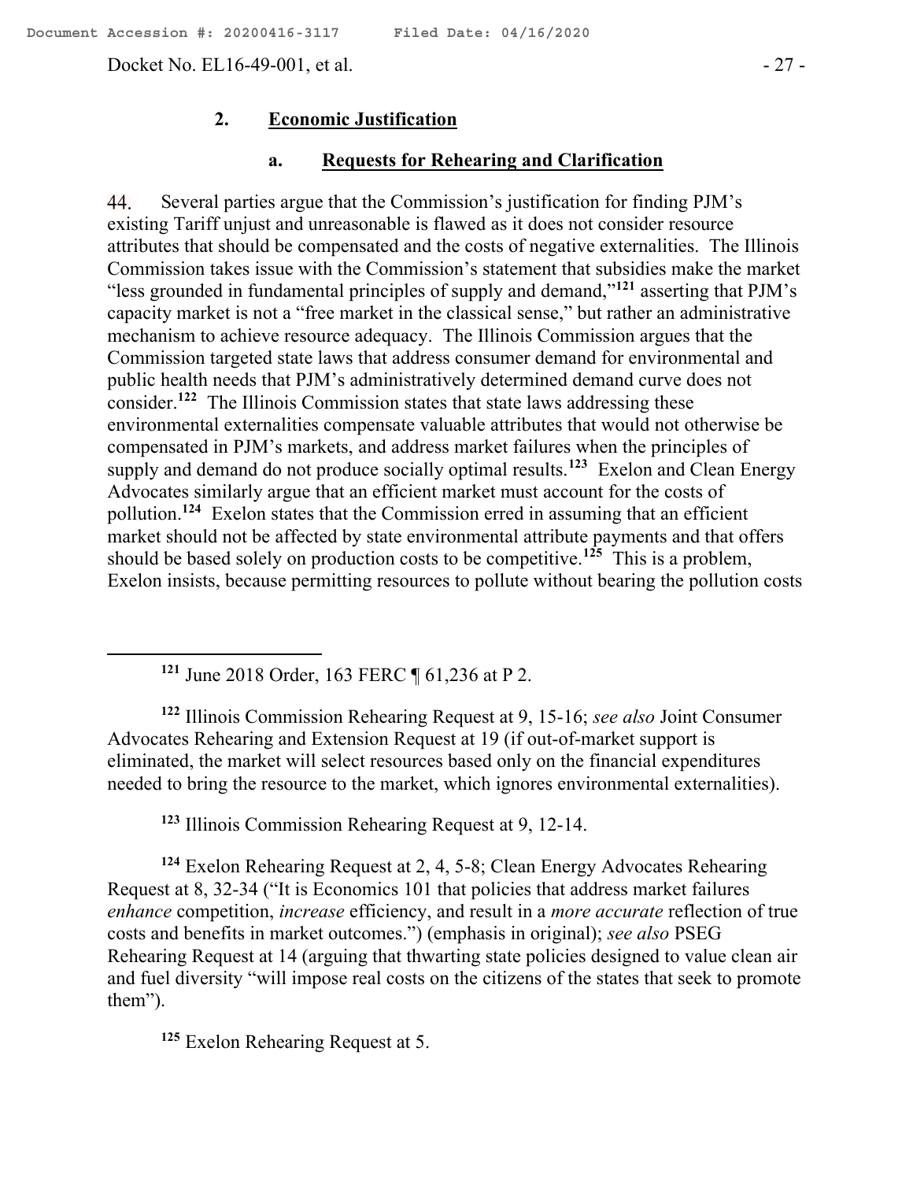### 2. **Economic Justification**

#### a. **Requests for Rehearing and Clarification**

44. Several parties argue that the Commission's justification for finding PJM's existing Tariff unjust and unreasonable is flawed as it does not consider resource attributes that should be compensated and the costs of negative externalities. The Illinois Commission takes issue with the Commission's statement that subsidies make the market "less grounded in fundamental principles of supply and demand,"[121] asserting that PJM's capacity market is not a "free market in the classical sense," but rather an administrative mechanism to achieve resource adequacy. The Illinois Commission argues that the Commission targeted state laws that address consumer demand for environmental and public health needs that PJM's administratively determined demand curve does not consider.[122] The Illinois Commission states that state laws addressing these environmental externalities compensate valuable attributes that would not otherwise be compensated in PJM's markets, and address market failures when the principles of supply and demand do not produce socially optimal results.[123] Exelon and Clean Energy Advocates similarly argue that an efficient market must account for the costs of pollution.[124] Exelon states that the Commission erred in assuming that an efficient market should not be affected by state environmental attribute payments and that offers should be based solely on production costs to be competitive.[125] This is a problem, Exelon insists, because permitting resources to pollute without bearing the pollution costs

---

[121] June 2018 Order, 163 FERC ¶ 61,236 at P 2.

[122] Illinois Commission Rehearing Request at 9, 15-16; *see also* Joint Consumer Advocates Rehearing and Extension Request at 19 (if out-of-market support is eliminated, the market will select resources based only on the financial expenditures needed to bring the resource to the market, which ignores environmental externalities).

[123] Illinois Commission Rehearing Request at 9, 12-14.

[124] Exelon Rehearing Request at 2, 4, 5-8; Clean Energy Advocates Rehearing Request at 8, 32-34 ("It is Economics 101 that policies that address market failures *enhance* competition, *increase* efficiency, and result in a *more accurate* reflection of true costs and benefits in market outcomes.") (emphasis in original); *see also* PSEG Rehearing Request at 14 (arguing that thwarting state policies designed to value clean air and fuel diversity "will impose real costs on the citizens of the states that seek to promote them").

[125] Exelon Rehearing Request at 5.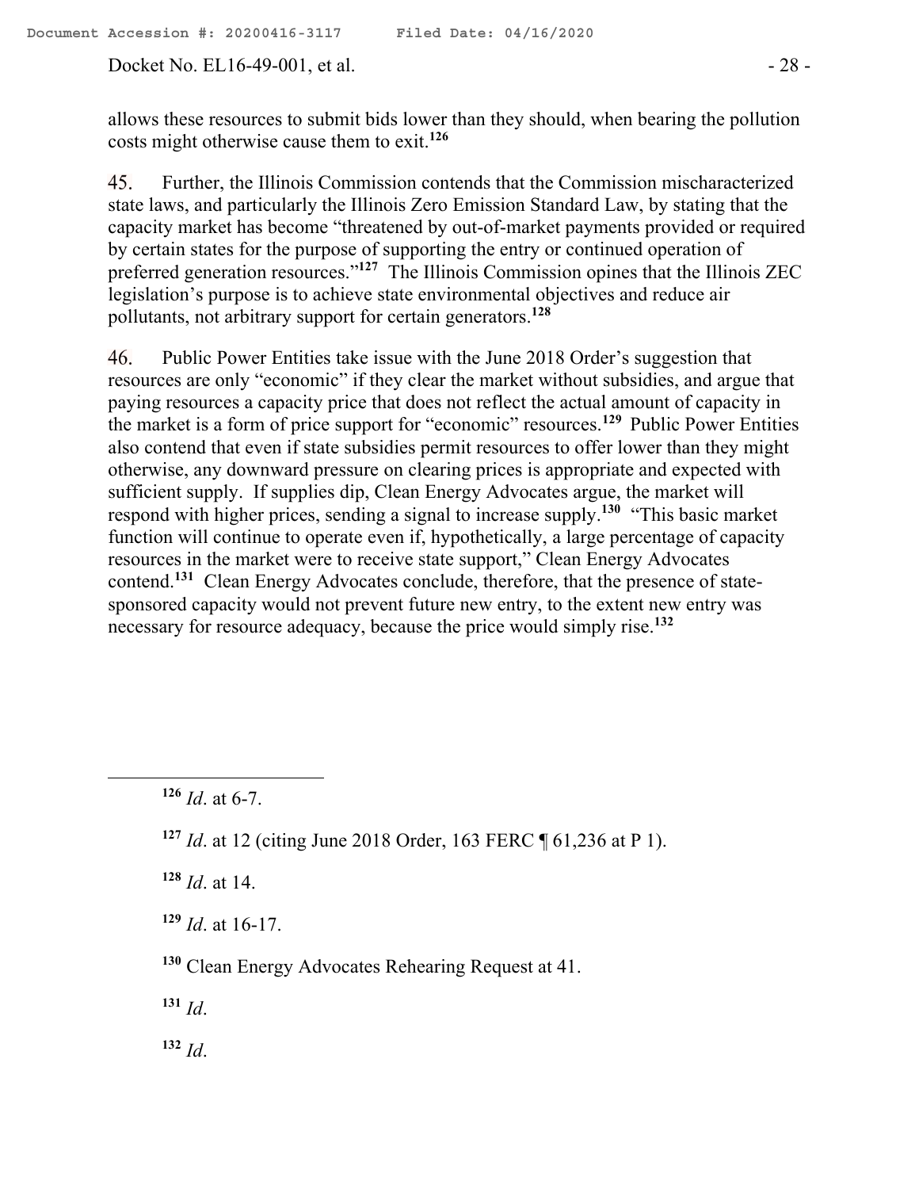allows these resources to submit bids lower than they should, when bearing the pollution costs might otherwise cause them to exit.[126]

45. Further, the Illinois Commission contends that the Commission mischaracterized state laws, and particularly the Illinois Zero Emission Standard Law, by stating that the capacity market has become "threatened by out-of-market payments provided or required by certain states for the purpose of supporting the entry or continued operation of preferred generation resources."[127] The Illinois Commission opines that the Illinois ZEC legislation's purpose is to achieve state environmental objectives and reduce air pollutants, not arbitrary support for certain generators.[128]

46. Public Power Entities take issue with the June 2018 Order's suggestion that resources are only "economic" if they clear the market without subsidies, and argue that paying resources a capacity price that does not reflect the actual amount of capacity in the market is a form of price support for "economic" resources.[129] Public Power Entities also contend that even if state subsidies permit resources to offer lower than they might otherwise, any downward pressure on clearing prices is appropriate and expected with sufficient supply. If supplies dip, Clean Energy Advocates argue, the market will respond with higher prices, sending a signal to increase supply.[130] "This basic market function will continue to operate even if, hypothetically, a large percentage of capacity resources in the market were to receive state support," Clean Energy Advocates contend.[131] Clean Energy Advocates conclude, therefore, that the presence of state-sponsored capacity would not prevent future new entry, to the extent new entry was necessary for resource adequacy, because the price would simply rise.[132]

---

[126] *Id*. at 6-7.

[127] *Id*. at 12 (citing June 2018 Order, 163 FERC ¶ 61,236 at P 1).

[128] *Id*. at 14.

[129] *Id*. at 16-17.

[130] Clean Energy Advocates Rehearing Request at 41.

[131] *Id*.

[132] *Id*.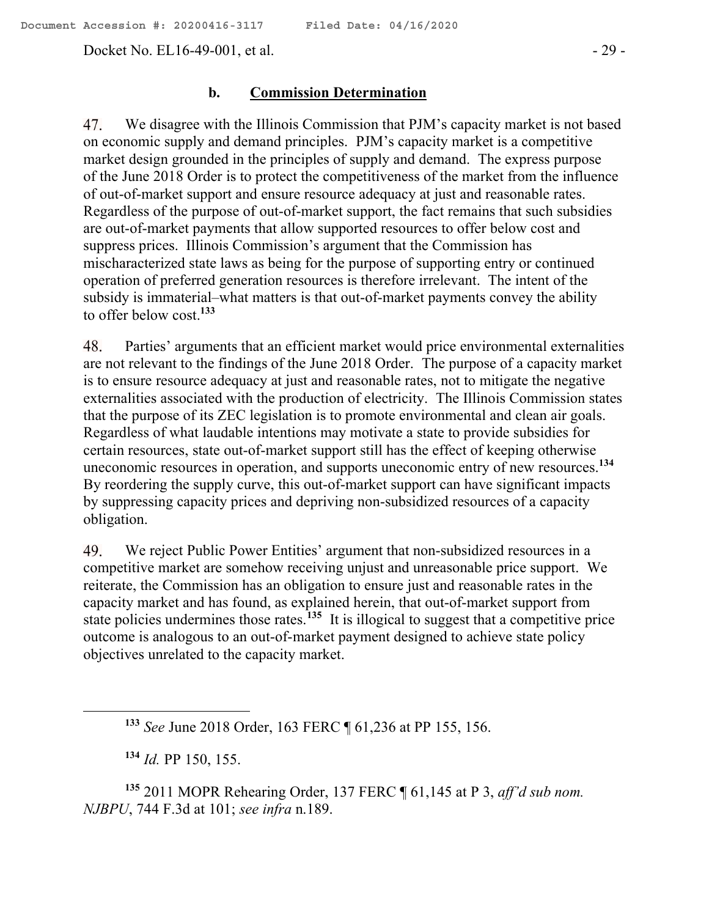### b. **Commission Determination**

47. We disagree with the Illinois Commission that PJM's capacity market is not based on economic supply and demand principles. PJM's capacity market is a competitive market design grounded in the principles of supply and demand. The express purpose of the June 2018 Order is to protect the competitiveness of the market from the influence of out-of-market support and ensure resource adequacy at just and reasonable rates. Regardless of the purpose of out-of-market support, the fact remains that such subsidies are out-of-market payments that allow supported resources to offer below cost and suppress prices. Illinois Commission's argument that the Commission has mischaracterized state laws as being for the purpose of supporting entry or continued operation of preferred generation resources is therefore irrelevant. The intent of the subsidy is immaterial–what matters is that out-of-market payments convey the ability to offer below cost.[133]

48. Parties' arguments that an efficient market would price environmental externalities are not relevant to the findings of the June 2018 Order. The purpose of a capacity market is to ensure resource adequacy at just and reasonable rates, not to mitigate the negative externalities associated with the production of electricity. The Illinois Commission states that the purpose of its ZEC legislation is to promote environmental and clean air goals. Regardless of what laudable intentions may motivate a state to provide subsidies for certain resources, state out-of-market support still has the effect of keeping otherwise uneconomic resources in operation, and supports uneconomic entry of new resources.[134] By reordering the supply curve, this out-of-market support can have significant impacts by suppressing capacity prices and depriving non-subsidized resources of a capacity obligation.

49. We reject Public Power Entities' argument that non-subsidized resources in a competitive market are somehow receiving unjust and unreasonable price support. We reiterate, the Commission has an obligation to ensure just and reasonable rates in the capacity market and has found, as explained herein, that out-of-market support from state policies undermines those rates.[135] It is illogical to suggest that a competitive price outcome is analogous to an out-of-market payment designed to achieve state policy objectives unrelated to the capacity market.

---

[133] *See* June 2018 Order, 163 FERC ¶ 61,236 at PP 155, 156.

[134] *Id.* PP 150, 155.

[135] 2011 MOPR Rehearing Order, 137 FERC ¶ 61,145 at P 3, *aff'd sub nom. NJBPU*, 744 F.3d at 101; *see infra* n.189.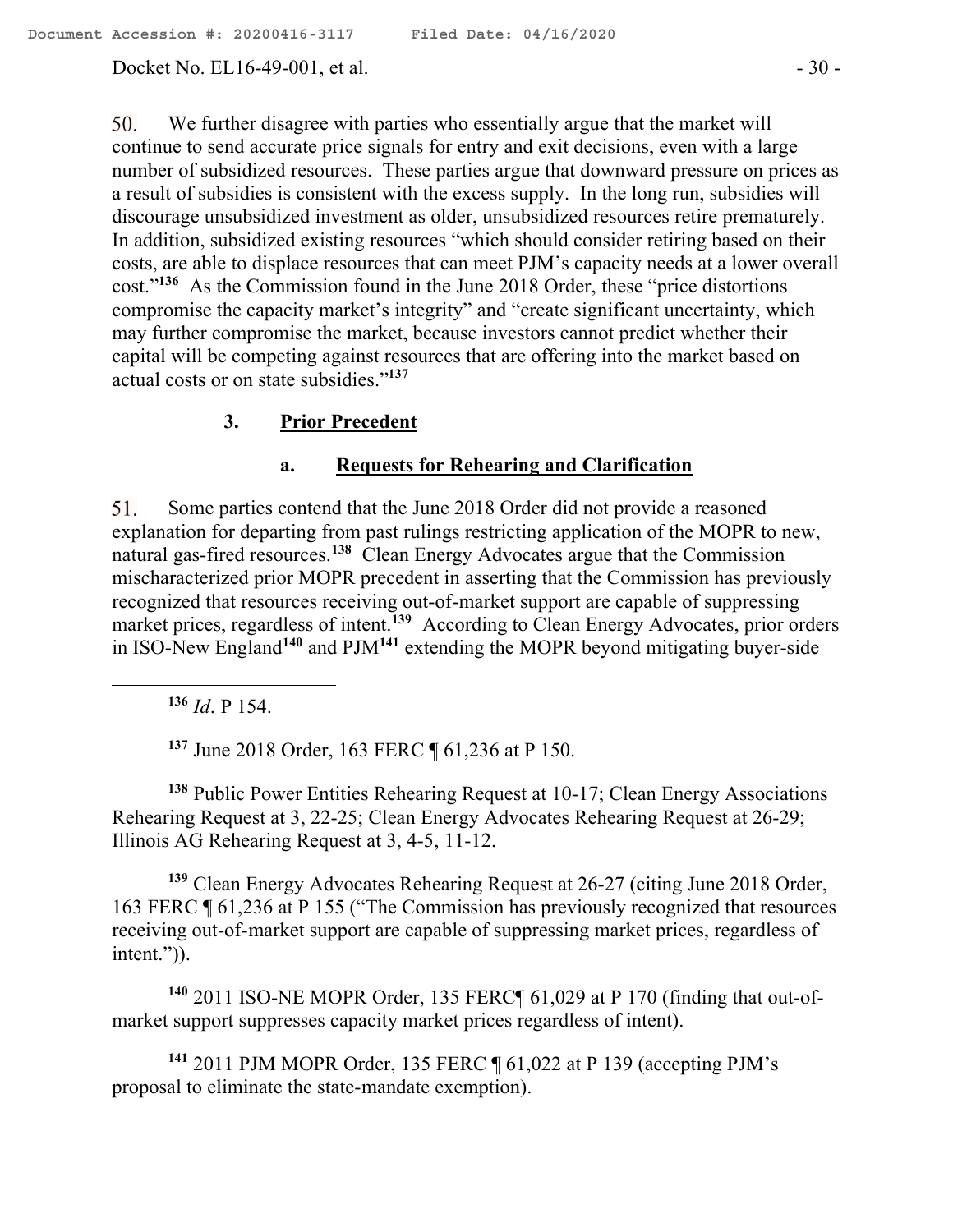50. We further disagree with parties who essentially argue that the market will continue to send accurate price signals for entry and exit decisions, even with a large number of subsidized resources. These parties argue that downward pressure on prices as a result of subsidies is consistent with the excess supply. In the long run, subsidies will discourage unsubsidized investment as older, unsubsidized resources retire prematurely. In addition, subsidized existing resources "which should consider retiring based on their costs, are able to displace resources that can meet PJM's capacity needs at a lower overall cost."[136] As the Commission found in the June 2018 Order, these "price distortions compromise the capacity market's integrity" and "create significant uncertainty, which may further compromise the market, because investors cannot predict whether their capital will be competing against resources that are offering into the market based on actual costs or on state subsidies."[137]

### 3. Prior Precedent

#### a. Requests for Rehearing and Clarification

51. Some parties contend that the June 2018 Order did not provide a reasoned explanation for departing from past rulings restricting application of the MOPR to new, natural gas-fired resources.[138] Clean Energy Advocates argue that the Commission mischaracterized prior MOPR precedent in asserting that the Commission has previously recognized that resources receiving out-of-market support are capable of suppressing market prices, regardless of intent.[139] According to Clean Energy Advocates, prior orders in ISO-New England[140] and PJM[141] extending the MOPR beyond mitigating buyer-side

---

[136] *Id*. P 154.

[137] June 2018 Order, 163 FERC ¶ 61,236 at P 150.

[138] Public Power Entities Rehearing Request at 10-17; Clean Energy Associations Rehearing Request at 3, 22-25; Clean Energy Advocates Rehearing Request at 26-29; Illinois AG Rehearing Request at 3, 4-5, 11-12.

[139] Clean Energy Advocates Rehearing Request at 26-27 (citing June 2018 Order, 163 FERC ¶ 61,236 at P 155 ("The Commission has previously recognized that resources receiving out-of-market support are capable of suppressing market prices, regardless of intent.")).

[140] 2011 ISO-NE MOPR Order, 135 FERC¶ 61,029 at P 170 (finding that out-of-market support suppresses capacity market prices regardless of intent).

[141] 2011 PJM MOPR Order, 135 FERC ¶ 61,022 at P 139 (accepting PJM's proposal to eliminate the state-mandate exemption).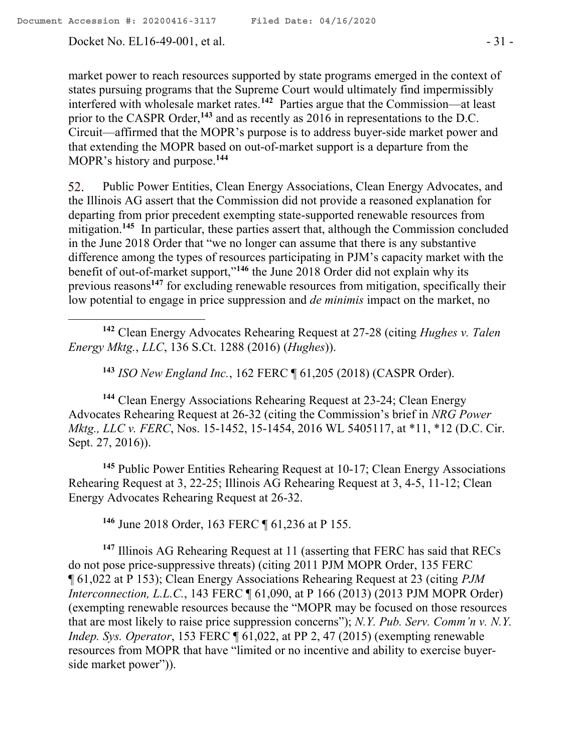market power to reach resources supported by state programs emerged in the context of states pursuing programs that the Supreme Court would ultimately find impermissibly interfered with wholesale market rates.[142] Parties argue that the Commission—at least prior to the CASPR Order,[143] and as recently as 2016 in representations to the D.C. Circuit—affirmed that the MOPR's purpose is to address buyer-side market power and that extending the MOPR based on out-of-market support is a departure from the MOPR's history and purpose.[144]

52. Public Power Entities, Clean Energy Associations, Clean Energy Advocates, and the Illinois AG assert that the Commission did not provide a reasoned explanation for departing from prior precedent exempting state-supported renewable resources from mitigation.[145] In particular, these parties assert that, although the Commission concluded in the June 2018 Order that "we no longer can assume that there is any substantive difference among the types of resources participating in PJM's capacity market with the benefit of out-of-market support,"[146] the June 2018 Order did not explain why its previous reasons[147] for excluding renewable resources from mitigation, specifically their low potential to engage in price suppression and *de minimis* impact on the market, no

---

[142] Clean Energy Advocates Rehearing Request at 27-28 (citing *Hughes v. Talen Energy Mktg.*, *LLC*, 136 S.Ct. 1288 (2016) (*Hughes*)).

[143] *ISO New England Inc.*, 162 FERC ¶ 61,205 (2018) (CASPR Order).

[144] Clean Energy Associations Rehearing Request at 23-24; Clean Energy Advocates Rehearing Request at 26-32 (citing the Commission's brief in *NRG Power Mktg., LLC v. FERC*, Nos. 15-1452, 15-1454, 2016 WL 5405117, at *11, *12 (D.C. Cir. Sept. 27, 2016)).

[145] Public Power Entities Rehearing Request at 10-17; Clean Energy Associations Rehearing Request at 3, 22-25; Illinois AG Rehearing Request at 3, 4-5, 11-12; Clean Energy Advocates Rehearing Request at 26-32.

[146] June 2018 Order, 163 FERC ¶ 61,236 at P 155.

[147] Illinois AG Rehearing Request at 11 (asserting that FERC has said that RECs do not pose price-suppressive threats) (citing 2011 PJM MOPR Order, 135 FERC ¶ 61,022 at P 153); Clean Energy Associations Rehearing Request at 23 (citing *PJM Interconnection, L.L.C.*, 143 FERC ¶ 61,090, at P 166 (2013) (2013 PJM MOPR Order) (exempting renewable resources because the "MOPR may be focused on those resources that are most likely to raise price suppression concerns"); *N.Y. Pub. Serv. Comm'n v. N.Y. Indep. Sys. Operator*, 153 FERC ¶ 61,022, at PP 2, 47 (2015) (exempting renewable resources from MOPR that have "limited or no incentive and ability to exercise buyer-side market power")).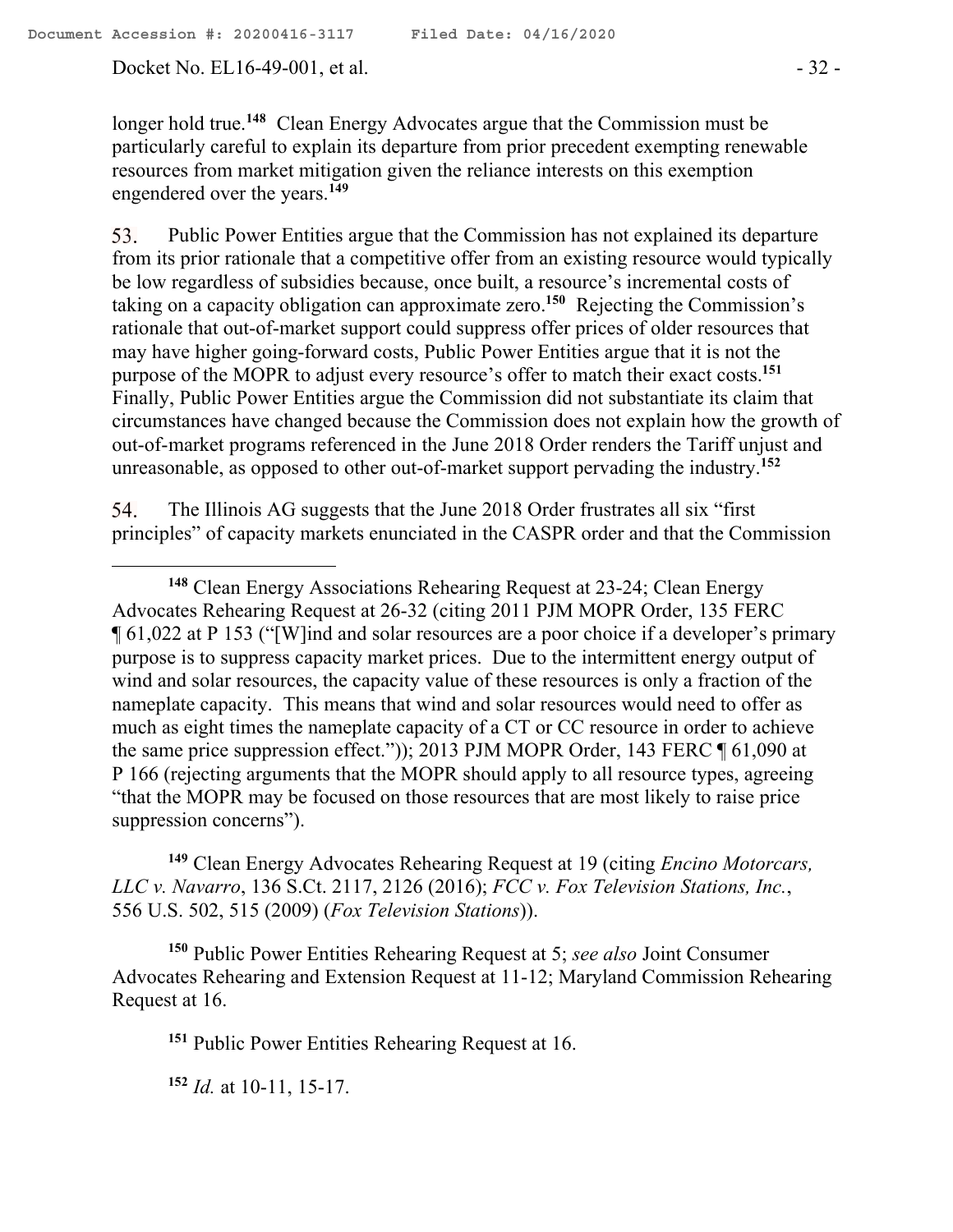longer hold true.[148] Clean Energy Advocates argue that the Commission must be particularly careful to explain its departure from prior precedent exempting renewable resources from market mitigation given the reliance interests on this exemption engendered over the years.[149]

53. Public Power Entities argue that the Commission has not explained its departure from its prior rationale that a competitive offer from an existing resource would typically be low regardless of subsidies because, once built, a resource's incremental costs of taking on a capacity obligation can approximate zero.[150] Rejecting the Commission's rationale that out-of-market support could suppress offer prices of older resources that may have higher going-forward costs, Public Power Entities argue that it is not the purpose of the MOPR to adjust every resource's offer to match their exact costs.[151] Finally, Public Power Entities argue the Commission did not substantiate its claim that circumstances have changed because the Commission does not explain how the growth of out-of-market programs referenced in the June 2018 Order renders the Tariff unjust and unreasonable, as opposed to other out-of-market support pervading the industry.[152]

54. The Illinois AG suggests that the June 2018 Order frustrates all six "first principles" of capacity markets enunciated in the CASPR order and that the Commission

---

[148] Clean Energy Associations Rehearing Request at 23-24; Clean Energy Advocates Rehearing Request at 26-32 (citing 2011 PJM MOPR Order, 135 FERC ¶ 61,022 at P 153 ("[W]ind and solar resources are a poor choice if a developer's primary purpose is to suppress capacity market prices. Due to the intermittent energy output of wind and solar resources, the capacity value of these resources is only a fraction of the nameplate capacity. This means that wind and solar resources would need to offer as much as eight times the nameplate capacity of a CT or CC resource in order to achieve the same price suppression effect.")); 2013 PJM MOPR Order, 143 FERC ¶ 61,090 at P 166 (rejecting arguments that the MOPR should apply to all resource types, agreeing "that the MOPR may be focused on those resources that are most likely to raise price suppression concerns").

[149] Clean Energy Advocates Rehearing Request at 19 (citing *Encino Motorcars, LLC v. Navarro*, 136 S.Ct. 2117, 2126 (2016); *FCC v. Fox Television Stations, Inc.*, 556 U.S. 502, 515 (2009) (*Fox Television Stations*)).

[150] Public Power Entities Rehearing Request at 5; *see also* Joint Consumer Advocates Rehearing and Extension Request at 11-12; Maryland Commission Rehearing Request at 16.

[151] Public Power Entities Rehearing Request at 16.

[152] *Id.* at 10-11, 15-17.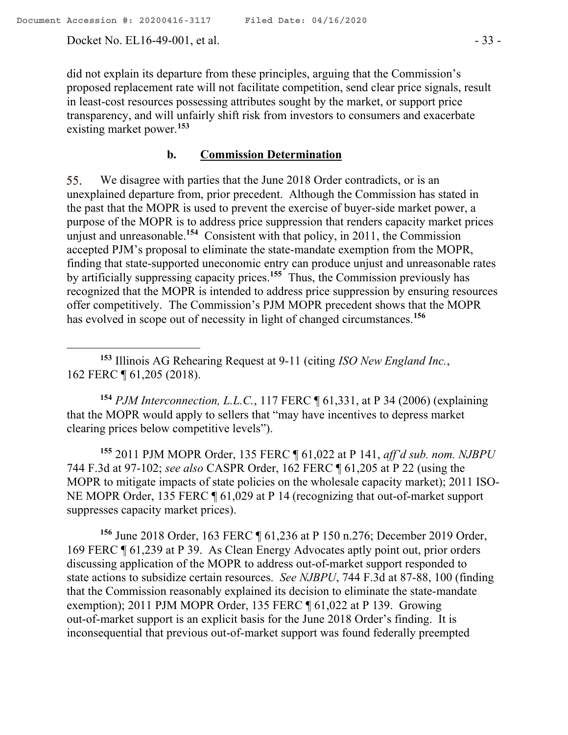did not explain its departure from these principles, arguing that the Commission's proposed replacement rate will not facilitate competition, send clear price signals, result in least-cost resources possessing attributes sought by the market, or support price transparency, and will unfairly shift risk from investors to consumers and exacerbate existing market power.[153]

#### b. **Commission Determination**

55. We disagree with parties that the June 2018 Order contradicts, or is an unexplained departure from, prior precedent. Although the Commission has stated in the past that the MOPR is used to prevent the exercise of buyer-side market power, a purpose of the MOPR is to address price suppression that renders capacity market prices unjust and unreasonable.[154] Consistent with that policy, in 2011, the Commission accepted PJM's proposal to eliminate the state-mandate exemption from the MOPR, finding that state-supported uneconomic entry can produce unjust and unreasonable rates by artificially suppressing capacity prices.[155] Thus, the Commission previously has recognized that the MOPR is intended to address price suppression by ensuring resources offer competitively. The Commission's PJM MOPR precedent shows that the MOPR has evolved in scope out of necessity in light of changed circumstances.[156]

---

[153] Illinois AG Rehearing Request at 9-11 (citing *ISO New England Inc.*, 162 FERC ¶ 61,205 (2018).

[154] *PJM Interconnection, L.L.C.*, 117 FERC ¶ 61,331, at P 34 (2006) (explaining that the MOPR would apply to sellers that "may have incentives to depress market clearing prices below competitive levels").

[155] 2011 PJM MOPR Order, 135 FERC ¶ 61,022 at P 141, *aff'd sub. nom. NJBPU* 744 F.3d at 97-102; *see also* CASPR Order, 162 FERC ¶ 61,205 at P 22 (using the MOPR to mitigate impacts of state policies on the wholesale capacity market); 2011 ISO-NE MOPR Order, 135 FERC ¶ 61,029 at P 14 (recognizing that out-of-market support suppresses capacity market prices).

[156] June 2018 Order, 163 FERC ¶ 61,236 at P 150 n.276; December 2019 Order, 169 FERC ¶ 61,239 at P 39. As Clean Energy Advocates aptly point out, prior orders discussing application of the MOPR to address out-of-market support responded to state actions to subsidize certain resources. *See NJBPU*, 744 F.3d at 87-88, 100 (finding that the Commission reasonably explained its decision to eliminate the state-mandate exemption); 2011 PJM MOPR Order, 135 FERC ¶ 61,022 at P 139. Growing out-of-market support is an explicit basis for the June 2018 Order's finding. It is inconsequential that previous out-of-market support was found federally preempted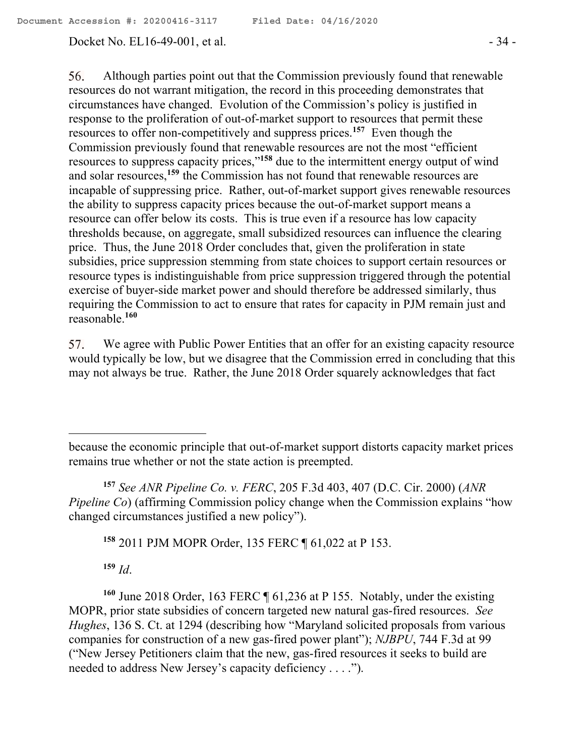56. Although parties point out that the Commission previously found that renewable resources do not warrant mitigation, the record in this proceeding demonstrates that circumstances have changed. Evolution of the Commission's policy is justified in response to the proliferation of out-of-market support to resources that permit these resources to offer non-competitively and suppress prices.[157] Even though the Commission previously found that renewable resources are not the most "efficient resources to suppress capacity prices,"[158] due to the intermittent energy output of wind and solar resources,[159] the Commission has not found that renewable resources are incapable of suppressing price. Rather, out-of-market support gives renewable resources the ability to suppress capacity prices because the out-of-market support means a resource can offer below its costs. This is true even if a resource has low capacity thresholds because, on aggregate, small subsidized resources can influence the clearing price. Thus, the June 2018 Order concludes that, given the proliferation in state subsidies, price suppression stemming from state choices to support certain resources or resource types is indistinguishable from price suppression triggered through the potential exercise of buyer-side market power and should therefore be addressed similarly, thus requiring the Commission to act to ensure that rates for capacity in PJM remain just and reasonable.[160]

57. We agree with Public Power Entities that an offer for an existing capacity resource would typically be low, but we disagree that the Commission erred in concluding that this may not always be true. Rather, the June 2018 Order squarely acknowledges that fact

---

because the economic principle that out-of-market support distorts capacity market prices remains true whether or not the state action is preempted.

[157] *See ANR Pipeline Co. v. FERC*, 205 F.3d 403, 407 (D.C. Cir. 2000) (*ANR Pipeline Co*) (affirming Commission policy change when the Commission explains "how changed circumstances justified a new policy").

[158] 2011 PJM MOPR Order, 135 FERC ¶ 61,022 at P 153.

[159] *Id*.

[160] June 2018 Order, 163 FERC ¶ 61,236 at P 155. Notably, under the existing MOPR, prior state subsidies of concern targeted new natural gas-fired resources. *See Hughes*, 136 S. Ct. at 1294 (describing how "Maryland solicited proposals from various companies for construction of a new gas-fired power plant"); *NJBPU*, 744 F.3d at 99 ("New Jersey Petitioners claim that the new, gas-fired resources it seeks to build are needed to address New Jersey's capacity deficiency . . . .").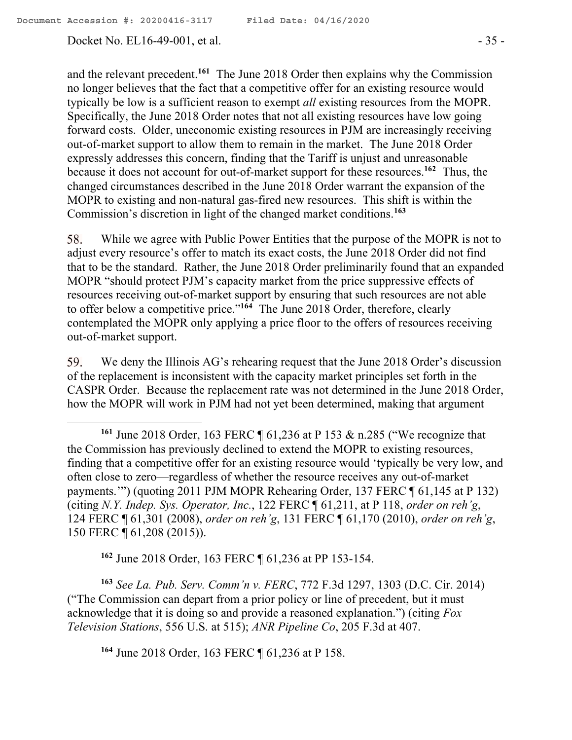and the relevant precedent.[161] The June 2018 Order then explains why the Commission no longer believes that the fact that a competitive offer for an existing resource would typically be low is a sufficient reason to exempt *all* existing resources from the MOPR. Specifically, the June 2018 Order notes that not all existing resources have low going forward costs. Older, uneconomic existing resources in PJM are increasingly receiving out-of-market support to allow them to remain in the market. The June 2018 Order expressly addresses this concern, finding that the Tariff is unjust and unreasonable because it does not account for out-of-market support for these resources.[162] Thus, the changed circumstances described in the June 2018 Order warrant the expansion of the MOPR to existing and non-natural gas-fired new resources. This shift is within the Commission's discretion in light of the changed market conditions.[163]

58. While we agree with Public Power Entities that the purpose of the MOPR is not to adjust every resource's offer to match its exact costs, the June 2018 Order did not find that to be the standard. Rather, the June 2018 Order preliminarily found that an expanded MOPR "should protect PJM's capacity market from the price suppressive effects of resources receiving out-of-market support by ensuring that such resources are not able to offer below a competitive price."[164] The June 2018 Order, therefore, clearly contemplated the MOPR only applying a price floor to the offers of resources receiving out-of-market support.

59. We deny the Illinois AG's rehearing request that the June 2018 Order's discussion of the replacement is inconsistent with the capacity market principles set forth in the CASPR Order. Because the replacement rate was not determined in the June 2018 Order, how the MOPR will work in PJM had not yet been determined, making that argument

---

[161] June 2018 Order, 163 FERC ¶ 61,236 at P 153 & n.285 ("We recognize that the Commission has previously declined to extend the MOPR to existing resources, finding that a competitive offer for an existing resource would 'typically be very low, and often close to zero—regardless of whether the resource receives any out-of-market payments.'") (quoting 2011 PJM MOPR Rehearing Order, 137 FERC ¶ 61,145 at P 132) (citing *N.Y. Indep. Sys. Operator, Inc.*, 122 FERC ¶ 61,211, at P 118, *order on reh'g*, 124 FERC ¶ 61,301 (2008), *order on reh'g*, 131 FERC ¶ 61,170 (2010), *order on reh'g*, 150 FERC ¶ 61,208 (2015)).

[162] June 2018 Order, 163 FERC ¶ 61,236 at PP 153-154.

[163] *See La. Pub. Serv. Comm'n v. FERC*, 772 F.3d 1297, 1303 (D.C. Cir. 2014) ("The Commission can depart from a prior policy or line of precedent, but it must acknowledge that it is doing so and provide a reasoned explanation.") (citing *Fox Television Stations*, 556 U.S. at 515); *ANR Pipeline Co*, 205 F.3d at 407.

[164] June 2018 Order, 163 FERC ¶ 61,236 at P 158.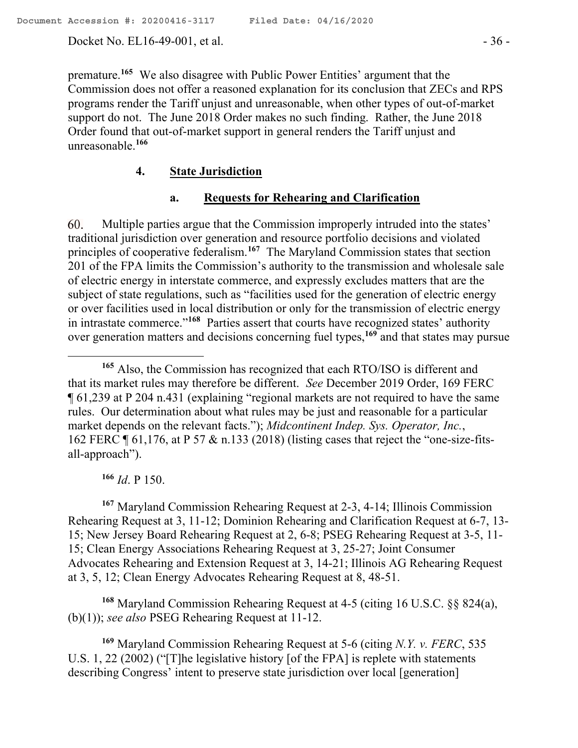premature.[165] We also disagree with Public Power Entities' argument that the Commission does not offer a reasoned explanation for its conclusion that ZECs and RPS programs render the Tariff unjust and unreasonable, when other types of out-of-market support do not. The June 2018 Order makes no such finding. Rather, the June 2018 Order found that out-of-market support in general renders the Tariff unjust and unreasonable.[166]

### 4. State Jurisdiction

#### a. Requests for Rehearing and Clarification

60. Multiple parties argue that the Commission improperly intruded into the states' traditional jurisdiction over generation and resource portfolio decisions and violated principles of cooperative federalism.[167] The Maryland Commission states that section 201 of the FPA limits the Commission's authority to the transmission and wholesale sale of electric energy in interstate commerce, and expressly excludes matters that are the subject of state regulations, such as "facilities used for the generation of electric energy or over facilities used in local distribution or only for the transmission of electric energy in intrastate commerce."[168] Parties assert that courts have recognized states' authority over generation matters and decisions concerning fuel types,[169] and that states may pursue

---

[165] Also, the Commission has recognized that each RTO/ISO is different and that its market rules may therefore be different. *See* December 2019 Order, 169 FERC ¶ 61,239 at P 204 n.431 (explaining "regional markets are not required to have the same rules. Our determination about what rules may be just and reasonable for a particular market depends on the relevant facts."); *Midcontinent Indep. Sys. Operator, Inc.*, 162 FERC ¶ 61,176, at P 57 & n.133 (2018) (listing cases that reject the "one-size-fits-all-approach").

[166] *Id*. P 150.

[167] Maryland Commission Rehearing Request at 2-3, 4-14; Illinois Commission Rehearing Request at 3, 11-12; Dominion Rehearing and Clarification Request at 6-7, 13-15; New Jersey Board Rehearing Request at 2, 6-8; PSEG Rehearing Request at 3-5, 11-15; Clean Energy Associations Rehearing Request at 3, 25-27; Joint Consumer Advocates Rehearing and Extension Request at 3, 14-21; Illinois AG Rehearing Request at 3, 5, 12; Clean Energy Advocates Rehearing Request at 8, 48-51.

[168] Maryland Commission Rehearing Request at 4-5 (citing 16 U.S.C. §§ 824(a), (b)(1)); *see also* PSEG Rehearing Request at 11-12.

[169] Maryland Commission Rehearing Request at 5-6 (citing *N.Y. v. FERC*, 535 U.S. 1, 22 (2002) ("[T]he legislative history [of the FPA] is replete with statements describing Congress' intent to preserve state jurisdiction over local [generation]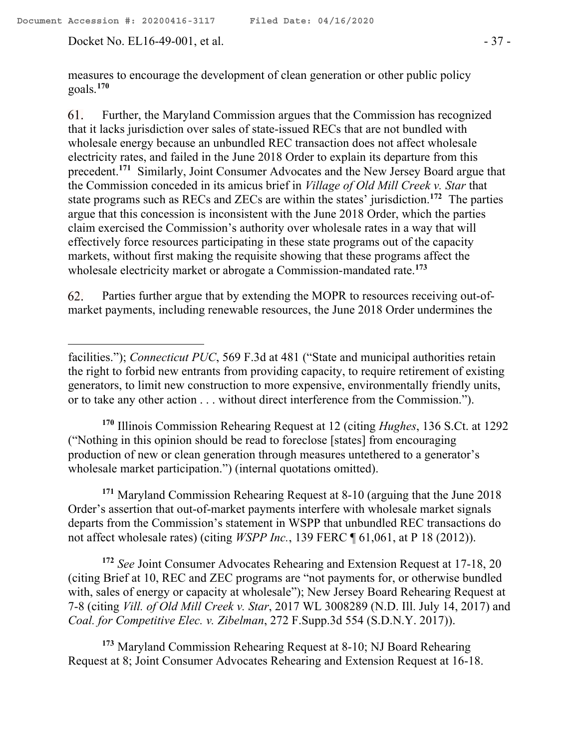measures to encourage the development of clean generation or other public policy goals.[170]

61. Further, the Maryland Commission argues that the Commission has recognized that it lacks jurisdiction over sales of state-issued RECs that are not bundled with wholesale energy because an unbundled REC transaction does not affect wholesale electricity rates, and failed in the June 2018 Order to explain its departure from this precedent.[171] Similarly, Joint Consumer Advocates and the New Jersey Board argue that the Commission conceded in its amicus brief in *Village of Old Mill Creek v. Star* that state programs such as RECs and ZECs are within the states' jurisdiction.[172] The parties argue that this concession is inconsistent with the June 2018 Order, which the parties claim exercised the Commission's authority over wholesale rates in a way that will effectively force resources participating in these state programs out of the capacity markets, without first making the requisite showing that these programs affect the wholesale electricity market or abrogate a Commission-mandated rate.[173]

62. Parties further argue that by extending the MOPR to resources receiving out-of-market payments, including renewable resources, the June 2018 Order undermines the

---

facilities."); *Connecticut PUC*, 569 F.3d at 481 ("State and municipal authorities retain the right to forbid new entrants from providing capacity, to require retirement of existing generators, to limit new construction to more expensive, environmentally friendly units, or to take any other action . . . without direct interference from the Commission.").

[170] Illinois Commission Rehearing Request at 12 (citing *Hughes*, 136 S.Ct. at 1292 ("Nothing in this opinion should be read to foreclose [states] from encouraging production of new or clean generation through measures untethered to a generator's wholesale market participation.") (internal quotations omitted).

[171] Maryland Commission Rehearing Request at 8-10 (arguing that the June 2018 Order's assertion that out-of-market payments interfere with wholesale market signals departs from the Commission's statement in WSPP that unbundled REC transactions do not affect wholesale rates) (citing *WSPP Inc.*, 139 FERC ¶ 61,061, at P 18 (2012)).

[172] *See* Joint Consumer Advocates Rehearing and Extension Request at 17-18, 20 (citing Brief at 10, REC and ZEC programs are "not payments for, or otherwise bundled with, sales of energy or capacity at wholesale"); New Jersey Board Rehearing Request at 7-8 (citing *Vill. of Old Mill Creek v. Star*, 2017 WL 3008289 (N.D. Ill. July 14, 2017) and *Coal. for Competitive Elec. v. Zibelman*, 272 F.Supp.3d 554 (S.D.N.Y. 2017)).

[173] Maryland Commission Rehearing Request at 8-10; NJ Board Rehearing Request at 8; Joint Consumer Advocates Rehearing and Extension Request at 16-18.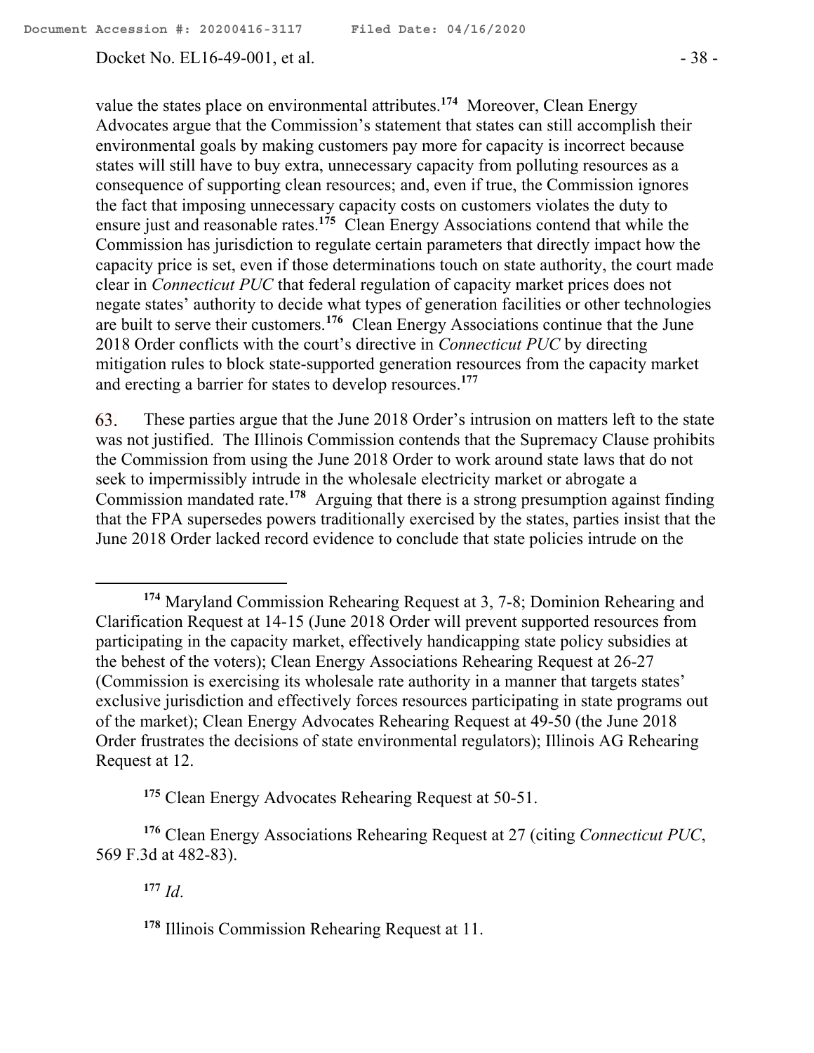value the states place on environmental attributes.[174] Moreover, Clean Energy Advocates argue that the Commission's statement that states can still accomplish their environmental goals by making customers pay more for capacity is incorrect because states will still have to buy extra, unnecessary capacity from polluting resources as a consequence of supporting clean resources; and, even if true, the Commission ignores the fact that imposing unnecessary capacity costs on customers violates the duty to ensure just and reasonable rates.[175] Clean Energy Associations contend that while the Commission has jurisdiction to regulate certain parameters that directly impact how the capacity price is set, even if those determinations touch on state authority, the court made clear in *Connecticut PUC* that federal regulation of capacity market prices does not negate states' authority to decide what types of generation facilities or other technologies are built to serve their customers.[176] Clean Energy Associations continue that the June 2018 Order conflicts with the court's directive in *Connecticut PUC* by directing mitigation rules to block state-supported generation resources from the capacity market and erecting a barrier for states to develop resources.[177]

63. These parties argue that the June 2018 Order's intrusion on matters left to the state was not justified. The Illinois Commission contends that the Supremacy Clause prohibits the Commission from using the June 2018 Order to work around state laws that do not seek to impermissibly intrude in the wholesale electricity market or abrogate a Commission mandated rate.[178] Arguing that there is a strong presumption against finding that the FPA supersedes powers traditionally exercised by the states, parties insist that the June 2018 Order lacked record evidence to conclude that state policies intrude on the

---

[174] Maryland Commission Rehearing Request at 3, 7-8; Dominion Rehearing and Clarification Request at 14-15 (June 2018 Order will prevent supported resources from participating in the capacity market, effectively handicapping state policy subsidies at the behest of the voters); Clean Energy Associations Rehearing Request at 26-27 (Commission is exercising its wholesale rate authority in a manner that targets states' exclusive jurisdiction and effectively forces resources participating in state programs out of the market); Clean Energy Advocates Rehearing Request at 49-50 (the June 2018 Order frustrates the decisions of state environmental regulators); Illinois AG Rehearing Request at 12.

[175] Clean Energy Advocates Rehearing Request at 50-51.

[176] Clean Energy Associations Rehearing Request at 27 (citing *Connecticut PUC*, 569 F.3d at 482-83).

[177] *Id*.

[178] Illinois Commission Rehearing Request at 11.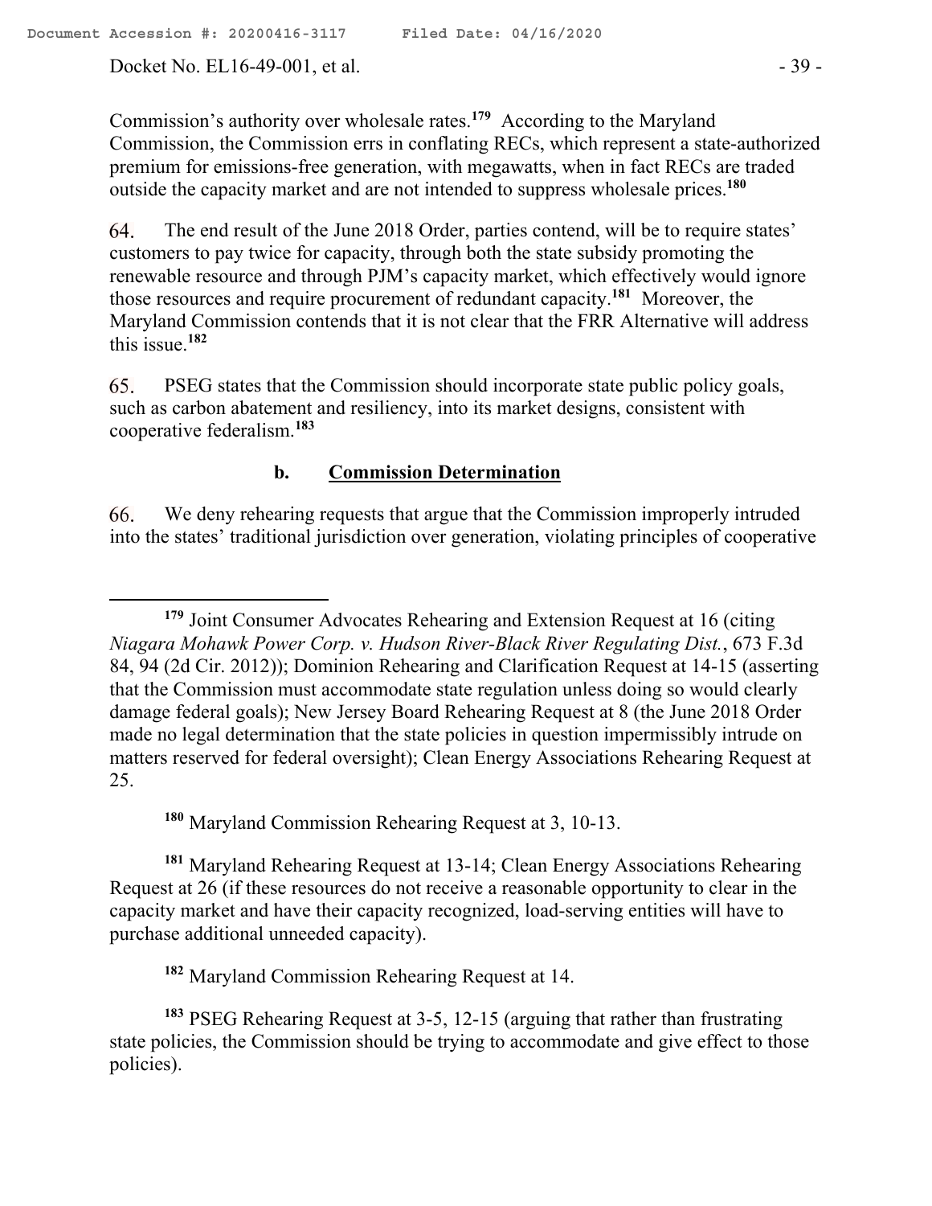Commission's authority over wholesale rates.[179] According to the Maryland Commission, the Commission errs in conflating RECs, which represent a state-authorized premium for emissions-free generation, with megawatts, when in fact RECs are traded outside the capacity market and are not intended to suppress wholesale prices.[180]

64. The end result of the June 2018 Order, parties contend, will be to require states' customers to pay twice for capacity, through both the state subsidy promoting the renewable resource and through PJM's capacity market, which effectively would ignore those resources and require procurement of redundant capacity.[181] Moreover, the Maryland Commission contends that it is not clear that the FRR Alternative will address this issue.[182]

65. PSEG states that the Commission should incorporate state public policy goals, such as carbon abatement and resiliency, into its market designs, consistent with cooperative federalism.[183]

#### b. Commission Determination

66. We deny rehearing requests that argue that the Commission improperly intruded into the states' traditional jurisdiction over generation, violating principles of cooperative

---

[179] Joint Consumer Advocates Rehearing and Extension Request at 16 (citing *Niagara Mohawk Power Corp. v. Hudson River-Black River Regulating Dist.*, 673 F.3d 84, 94 (2d Cir. 2012)); Dominion Rehearing and Clarification Request at 14-15 (asserting that the Commission must accommodate state regulation unless doing so would clearly damage federal goals); New Jersey Board Rehearing Request at 8 (the June 2018 Order made no legal determination that the state policies in question impermissibly intrude on matters reserved for federal oversight); Clean Energy Associations Rehearing Request at 25.

[180] Maryland Commission Rehearing Request at 3, 10-13.

[181] Maryland Rehearing Request at 13-14; Clean Energy Associations Rehearing Request at 26 (if these resources do not receive a reasonable opportunity to clear in the capacity market and have their capacity recognized, load-serving entities will have to purchase additional unneeded capacity).

[182] Maryland Commission Rehearing Request at 14.

[183] PSEG Rehearing Request at 3-5, 12-15 (arguing that rather than frustrating state policies, the Commission should be trying to accommodate and give effect to those policies).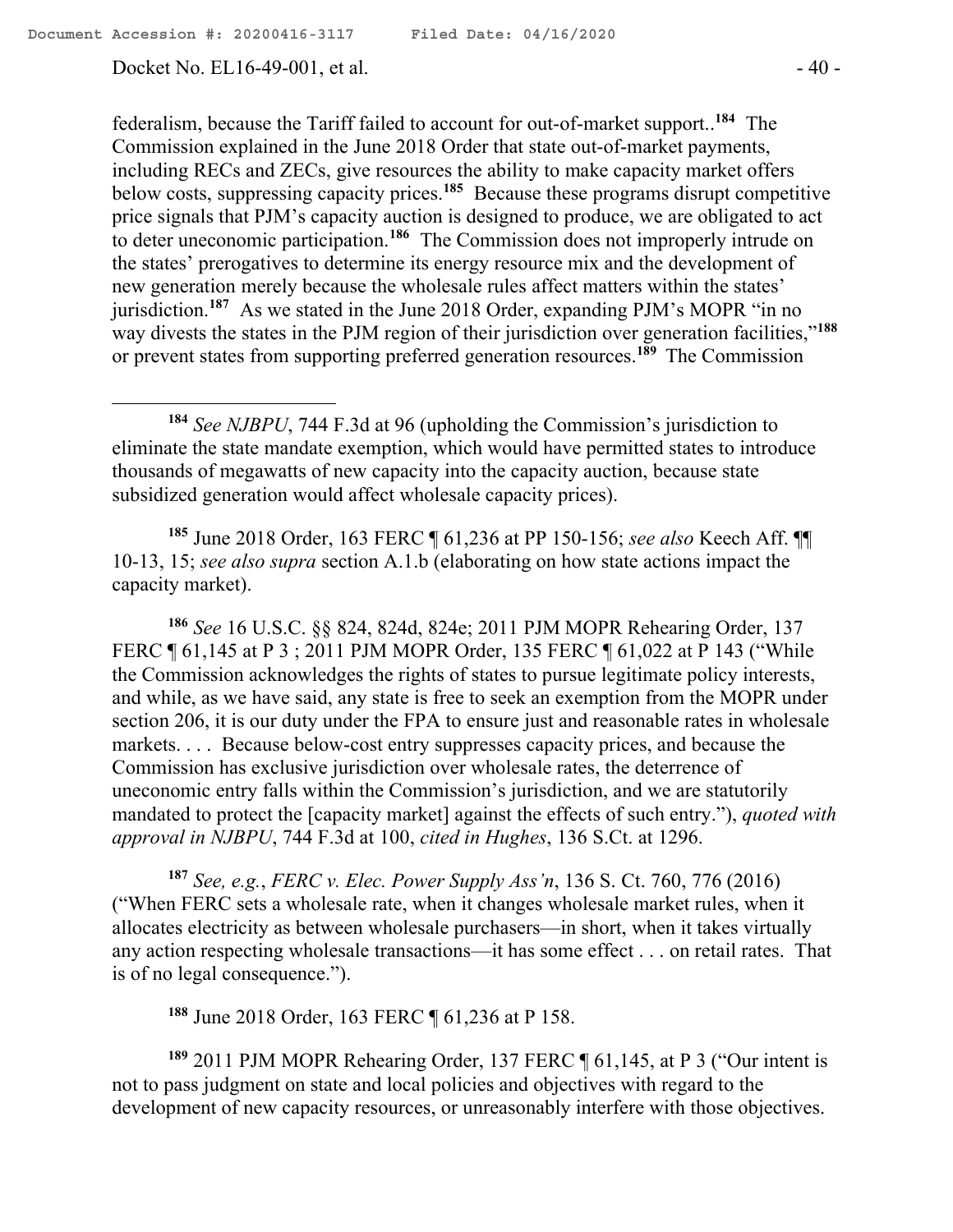federalism, because the Tariff failed to account for out-of-market support..[184] The Commission explained in the June 2018 Order that state out-of-market payments, including RECs and ZECs, give resources the ability to make capacity market offers below costs, suppressing capacity prices.[185] Because these programs disrupt competitive price signals that PJM's capacity auction is designed to produce, we are obligated to act to deter uneconomic participation.[186] The Commission does not improperly intrude on the states' prerogatives to determine its energy resource mix and the development of new generation merely because the wholesale rules affect matters within the states' jurisdiction.[187] As we stated in the June 2018 Order, expanding PJM's MOPR "in no way divests the states in the PJM region of their jurisdiction over generation facilities,"[188] or prevent states from supporting preferred generation resources.[189] The Commission

---

[184] *See NJBPU*, 744 F.3d at 96 (upholding the Commission's jurisdiction to eliminate the state mandate exemption, which would have permitted states to introduce thousands of megawatts of new capacity into the capacity auction, because state subsidized generation would affect wholesale capacity prices).

[185] June 2018 Order, 163 FERC ¶ 61,236 at PP 150-156; *see also* Keech Aff. ¶¶ 10-13, 15; *see also supra* section A.1.b (elaborating on how state actions impact the capacity market).

[186] *See* 16 U.S.C. §§ 824, 824d, 824e; 2011 PJM MOPR Rehearing Order, 137 FERC ¶ 61,145 at P 3 ; 2011 PJM MOPR Order, 135 FERC ¶ 61,022 at P 143 ("While the Commission acknowledges the rights of states to pursue legitimate policy interests, and while, as we have said, any state is free to seek an exemption from the MOPR under section 206, it is our duty under the FPA to ensure just and reasonable rates in wholesale markets. . . . Because below-cost entry suppresses capacity prices, and because the Commission has exclusive jurisdiction over wholesale rates, the deterrence of uneconomic entry falls within the Commission's jurisdiction, and we are statutorily mandated to protect the [capacity market] against the effects of such entry."), *quoted with approval in NJBPU*, 744 F.3d at 100, *cited in Hughes*, 136 S.Ct. at 1296.

[187] *See, e.g.*, *FERC v. Elec. Power Supply Ass'n*, 136 S. Ct. 760, 776 (2016) ("When FERC sets a wholesale rate, when it changes wholesale market rules, when it allocates electricity as between wholesale purchasers—in short, when it takes virtually any action respecting wholesale transactions—it has some effect . . . on retail rates. That is of no legal consequence.").

[188] June 2018 Order, 163 FERC ¶ 61,236 at P 158.

[189] 2011 PJM MOPR Rehearing Order, 137 FERC ¶ 61,145, at P 3 ("Our intent is not to pass judgment on state and local policies and objectives with regard to the development of new capacity resources, or unreasonably interfere with those objectives.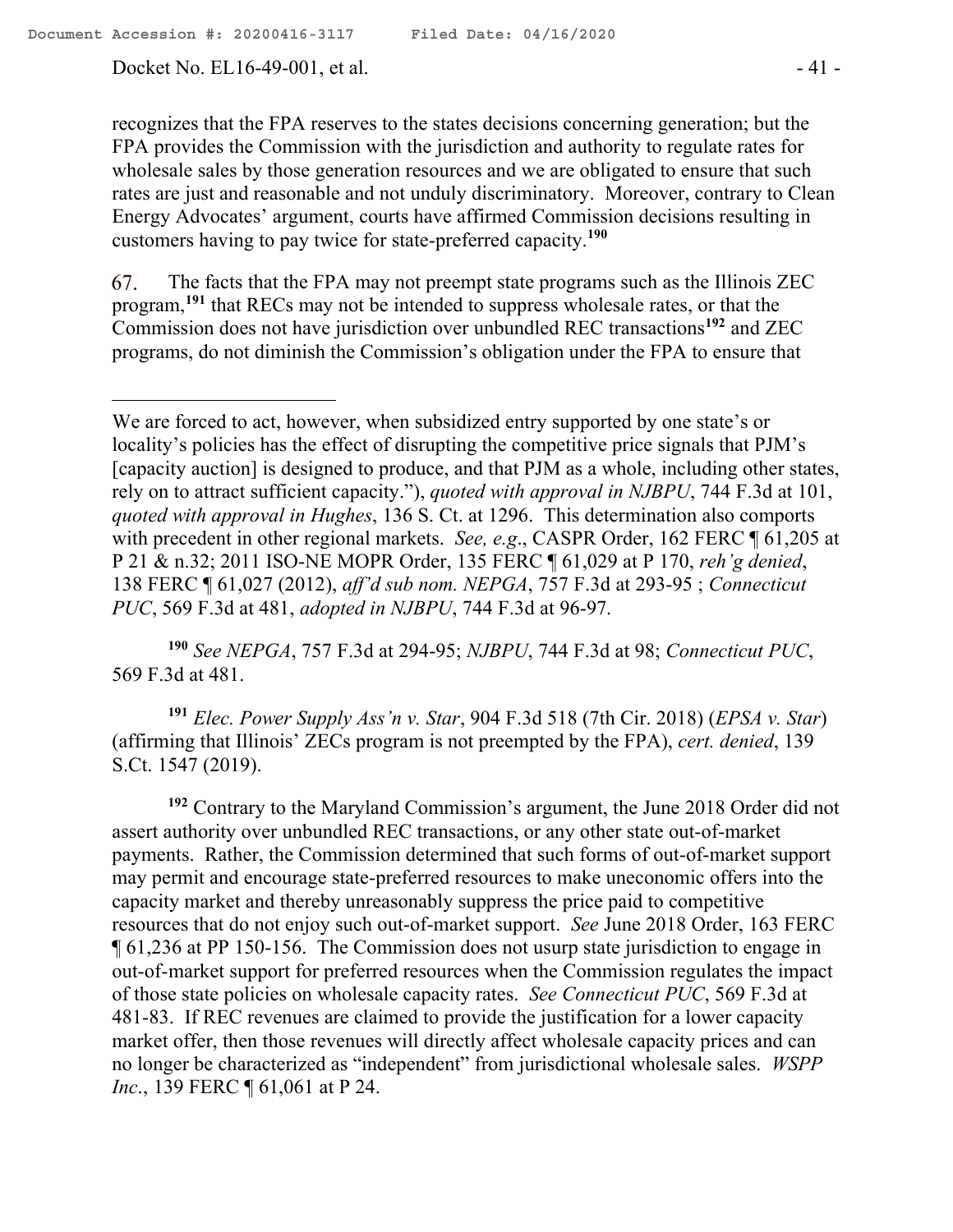recognizes that the FPA reserves to the states decisions concerning generation; but the FPA provides the Commission with the jurisdiction and authority to regulate rates for wholesale sales by those generation resources and we are obligated to ensure that such rates are just and reasonable and not unduly discriminatory. Moreover, contrary to Clean Energy Advocates' argument, courts have affirmed Commission decisions resulting in customers having to pay twice for state-preferred capacity.[190]

67. The facts that the FPA may not preempt state programs such as the Illinois ZEC program,[191] that RECs may not be intended to suppress wholesale rates, or that the Commission does not have jurisdiction over unbundled REC transactions[192] and ZEC programs, do not diminish the Commission's obligation under the FPA to ensure that

---

We are forced to act, however, when subsidized entry supported by one state's or locality's policies has the effect of disrupting the competitive price signals that PJM's [capacity auction] is designed to produce, and that PJM as a whole, including other states, rely on to attract sufficient capacity."), *quoted with approval in NJBPU*, 744 F.3d at 101, *quoted with approval in Hughes*, 136 S. Ct. at 1296. This determination also comports with precedent in other regional markets. *See, e.g*., CASPR Order, 162 FERC ¶ 61,205 at P 21 & n.32; 2011 ISO-NE MOPR Order, 135 FERC ¶ 61,029 at P 170, *reh'g denied*, 138 FERC ¶ 61,027 (2012), *aff'd sub nom. NEPGA*, 757 F.3d at 293-95 ; *Connecticut PUC*, 569 F.3d at 481, *adopted in NJBPU*, 744 F.3d at 96-97.

[190] *See NEPGA*, 757 F.3d at 294-95; *NJBPU*, 744 F.3d at 98; *Connecticut PUC*, 569 F.3d at 481.

[191] *Elec. Power Supply Ass'n v. Star*, 904 F.3d 518 (7th Cir. 2018) (*EPSA v. Star*) (affirming that Illinois' ZECs program is not preempted by the FPA), *cert. denied*, 139 S.Ct. 1547 (2019).

[192] Contrary to the Maryland Commission's argument, the June 2018 Order did not assert authority over unbundled REC transactions, or any other state out-of-market payments. Rather, the Commission determined that such forms of out-of-market support may permit and encourage state-preferred resources to make uneconomic offers into the capacity market and thereby unreasonably suppress the price paid to competitive resources that do not enjoy such out-of-market support. *See* June 2018 Order, 163 FERC ¶ 61,236 at PP 150-156. The Commission does not usurp state jurisdiction to engage in out-of-market support for preferred resources when the Commission regulates the impact of those state policies on wholesale capacity rates. *See Connecticut PUC*, 569 F.3d at 481-83. If REC revenues are claimed to provide the justification for a lower capacity market offer, then those revenues will directly affect wholesale capacity prices and can no longer be characterized as "independent" from jurisdictional wholesale sales. *WSPP Inc*., 139 FERC ¶ 61,061 at P 24.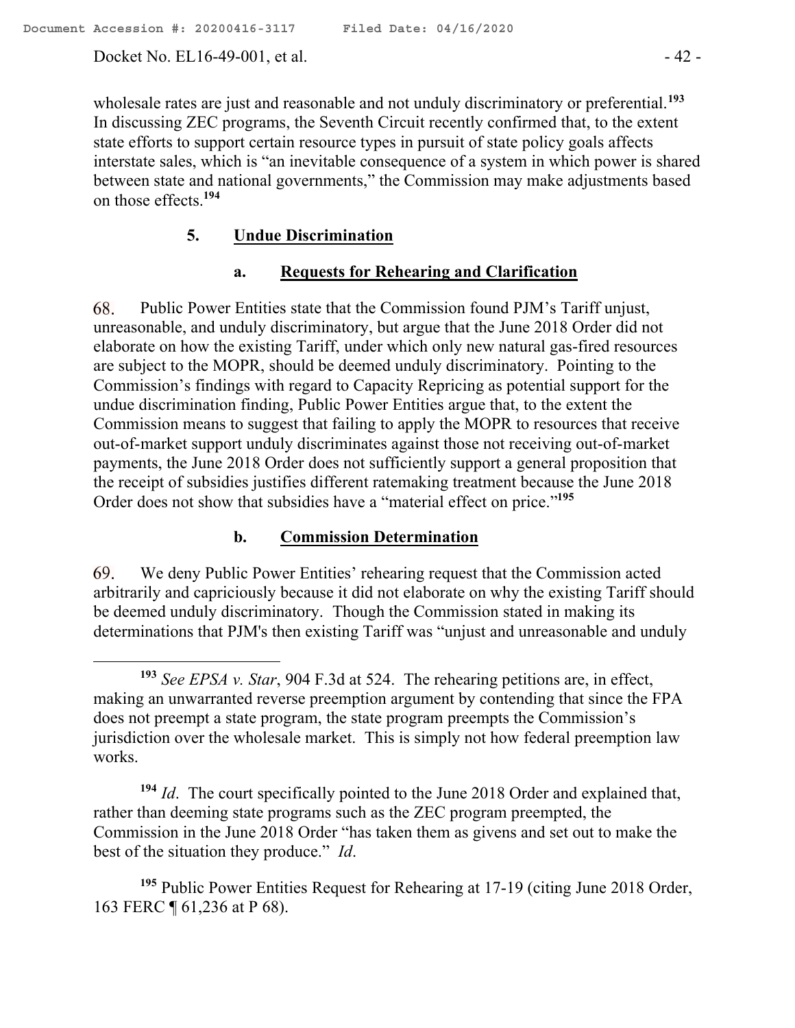wholesale rates are just and reasonable and not unduly discriminatory or preferential.[193] In discussing ZEC programs, the Seventh Circuit recently confirmed that, to the extent state efforts to support certain resource types in pursuit of state policy goals affects interstate sales, which is "an inevitable consequence of a system in which power is shared between state and national governments," the Commission may make adjustments based on those effects.[194]

#### 5. Undue Discrimination

##### a. Requests for Rehearing and Clarification

68. Public Power Entities state that the Commission found PJM's Tariff unjust, unreasonable, and unduly discriminatory, but argue that the June 2018 Order did not elaborate on how the existing Tariff, under which only new natural gas-fired resources are subject to the MOPR, should be deemed unduly discriminatory. Pointing to the Commission's findings with regard to Capacity Repricing as potential support for the undue discrimination finding, Public Power Entities argue that, to the extent the Commission means to suggest that failing to apply the MOPR to resources that receive out-of-market support unduly discriminates against those not receiving out-of-market payments, the June 2018 Order does not sufficiently support a general proposition that the receipt of subsidies justifies different ratemaking treatment because the June 2018 Order does not show that subsidies have a "material effect on price."[195]

##### b. Commission Determination

69. We deny Public Power Entities' rehearing request that the Commission acted arbitrarily and capriciously because it did not elaborate on why the existing Tariff should be deemed unduly discriminatory. Though the Commission stated in making its determinations that PJM's then existing Tariff was "unjust and unreasonable and unduly

---

[193] *See EPSA v. Star*, 904 F.3d at 524. The rehearing petitions are, in effect, making an unwarranted reverse preemption argument by contending that since the FPA does not preempt a state program, the state program preempts the Commission's jurisdiction over the wholesale market. This is simply not how federal preemption law works.

[194] *Id*. The court specifically pointed to the June 2018 Order and explained that, rather than deeming state programs such as the ZEC program preempted, the Commission in the June 2018 Order "has taken them as givens and set out to make the best of the situation they produce." *Id*.

[195] Public Power Entities Request for Rehearing at 17-19 (citing June 2018 Order, 163 FERC ¶ 61,236 at P 68).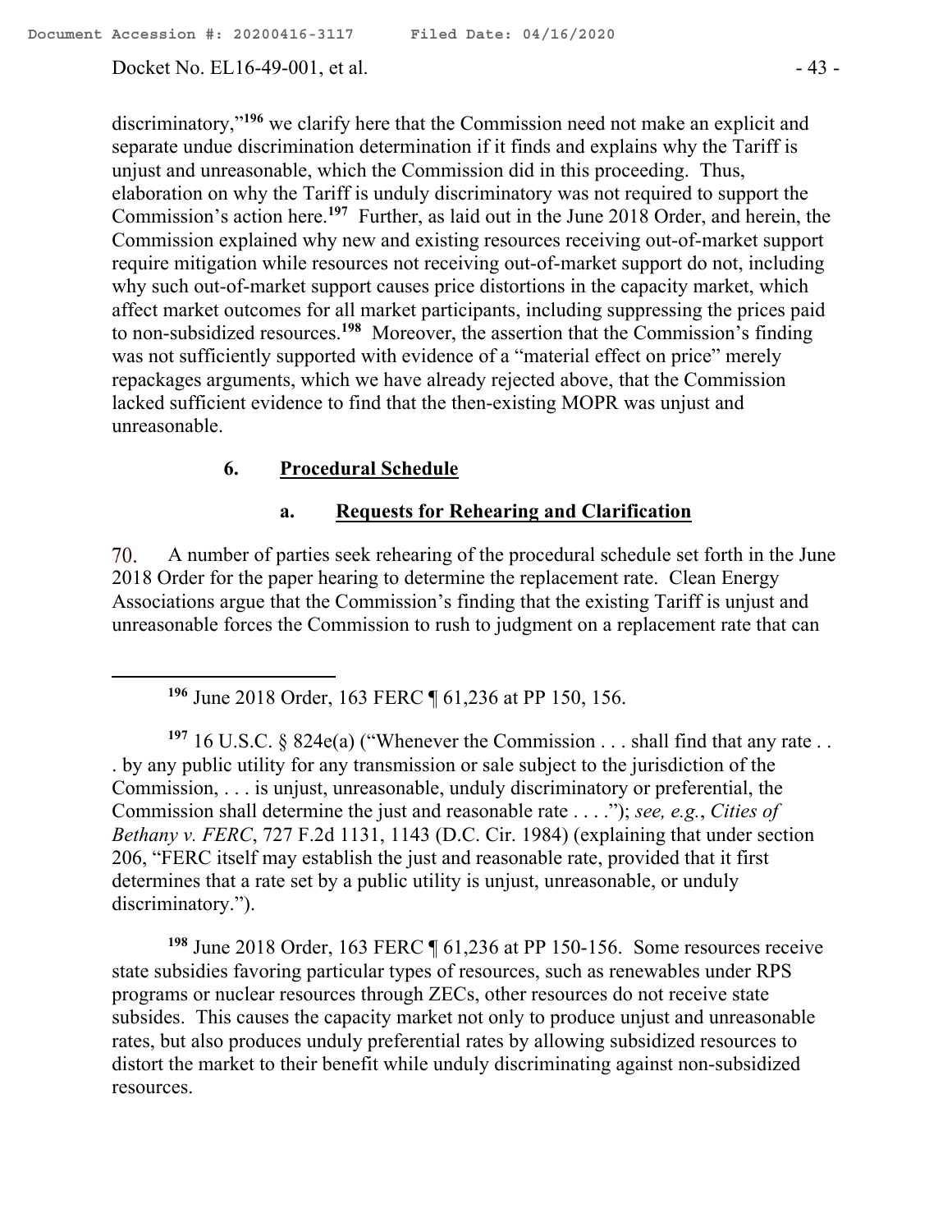discriminatory,"[196] we clarify here that the Commission need not make an explicit and separate undue discrimination determination if it finds and explains why the Tariff is unjust and unreasonable, which the Commission did in this proceeding. Thus, elaboration on why the Tariff is unduly discriminatory was not required to support the Commission's action here.[197] Further, as laid out in the June 2018 Order, and herein, the Commission explained why new and existing resources receiving out-of-market support require mitigation while resources not receiving out-of-market support do not, including why such out-of-market support causes price distortions in the capacity market, which affect market outcomes for all market participants, including suppressing the prices paid to non-subsidized resources.[198] Moreover, the assertion that the Commission's finding was not sufficiently supported with evidence of a "material effect on price" merely repackages arguments, which we have already rejected above, that the Commission lacked sufficient evidence to find that the then-existing MOPR was unjust and unreasonable.

### 6. **Procedural Schedule**

#### a. **Requests for Rehearing and Clarification**

70. A number of parties seek rehearing of the procedural schedule set forth in the June 2018 Order for the paper hearing to determine the replacement rate. Clean Energy Associations argue that the Commission's finding that the existing Tariff is unjust and unreasonable forces the Commission to rush to judgment on a replacement rate that can

---

[196] June 2018 Order, 163 FERC ¶ 61,236 at PP 150, 156.

[197] 16 U.S.C. § 824e(a) ("Whenever the Commission . . . shall find that any rate . . . by any public utility for any transmission or sale subject to the jurisdiction of the Commission, . . . is unjust, unreasonable, unduly discriminatory or preferential, the Commission shall determine the just and reasonable rate . . . ."); *see, e.g.*, *Cities of Bethany v. FERC*, 727 F.2d 1131, 1143 (D.C. Cir. 1984) (explaining that under section 206, "FERC itself may establish the just and reasonable rate, provided that it first determines that a rate set by a public utility is unjust, unreasonable, or unduly discriminatory.").

[198] June 2018 Order, 163 FERC ¶ 61,236 at PP 150-156. Some resources receive state subsidies favoring particular types of resources, such as renewables under RPS programs or nuclear resources through ZECs, other resources do not receive state subsides. This causes the capacity market not only to produce unjust and unreasonable rates, but also produces unduly preferential rates by allowing subsidized resources to distort the market to their benefit while unduly discriminating against non-subsidized resources.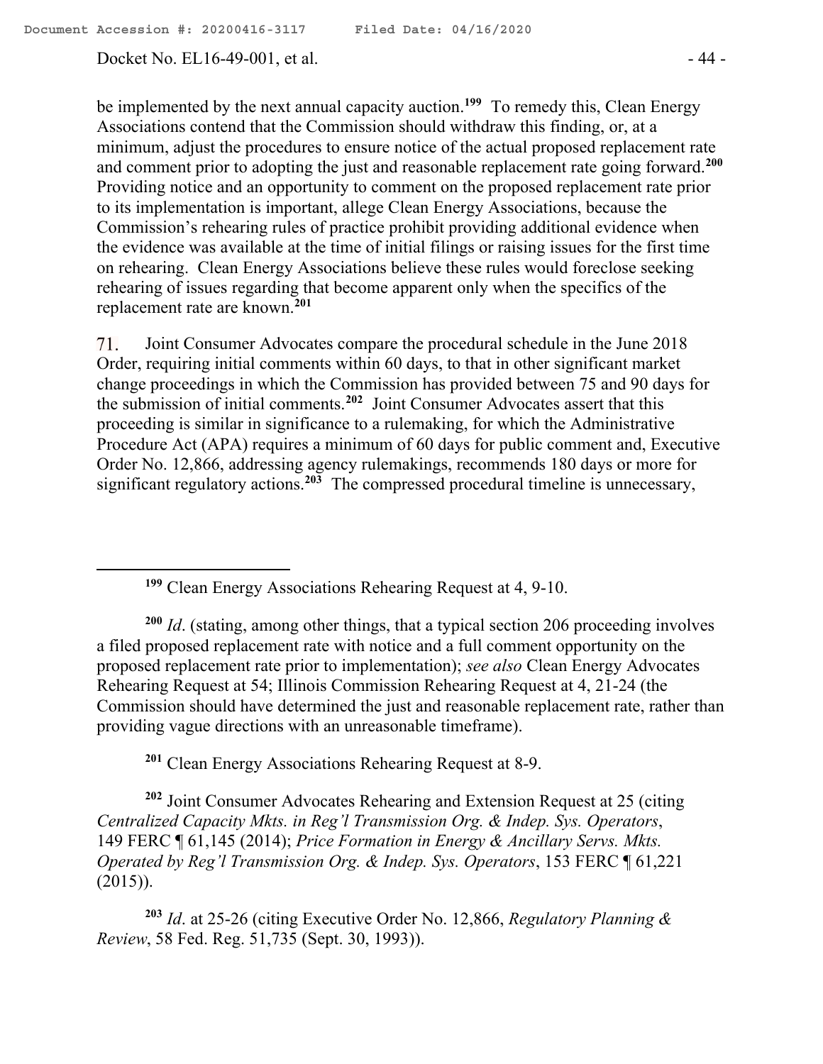be implemented by the next annual capacity auction.[199] To remedy this, Clean Energy Associations contend that the Commission should withdraw this finding, or, at a minimum, adjust the procedures to ensure notice of the actual proposed replacement rate and comment prior to adopting the just and reasonable replacement rate going forward.[200] Providing notice and an opportunity to comment on the proposed replacement rate prior to its implementation is important, allege Clean Energy Associations, because the Commission's rehearing rules of practice prohibit providing additional evidence when the evidence was available at the time of initial filings or raising issues for the first time on rehearing. Clean Energy Associations believe these rules would foreclose seeking rehearing of issues regarding that become apparent only when the specifics of the replacement rate are known.[201]

71. Joint Consumer Advocates compare the procedural schedule in the June 2018 Order, requiring initial comments within 60 days, to that in other significant market change proceedings in which the Commission has provided between 75 and 90 days for the submission of initial comments.[202] Joint Consumer Advocates assert that this proceeding is similar in significance to a rulemaking, for which the Administrative Procedure Act (APA) requires a minimum of 60 days for public comment and, Executive Order No. 12,866, addressing agency rulemakings, recommends 180 days or more for significant regulatory actions.[203] The compressed procedural timeline is unnecessary,

---

[199] Clean Energy Associations Rehearing Request at 4, 9-10.

[200] *Id*. (stating, among other things, that a typical section 206 proceeding involves a filed proposed replacement rate with notice and a full comment opportunity on the proposed replacement rate prior to implementation); *see also* Clean Energy Advocates Rehearing Request at 54; Illinois Commission Rehearing Request at 4, 21-24 (the Commission should have determined the just and reasonable replacement rate, rather than providing vague directions with an unreasonable timeframe).

[201] Clean Energy Associations Rehearing Request at 8-9.

[202] Joint Consumer Advocates Rehearing and Extension Request at 25 (citing *Centralized Capacity Mkts. in Reg'l Transmission Org. & Indep. Sys. Operators*, 149 FERC ¶ 61,145 (2014); *Price Formation in Energy & Ancillary Servs. Mkts. Operated by Reg'l Transmission Org. & Indep. Sys. Operators*, 153 FERC ¶ 61,221 (2015)).

[203] *Id*. at 25-26 (citing Executive Order No. 12,866, *Regulatory Planning & Review*, 58 Fed. Reg. 51,735 (Sept. 30, 1993)).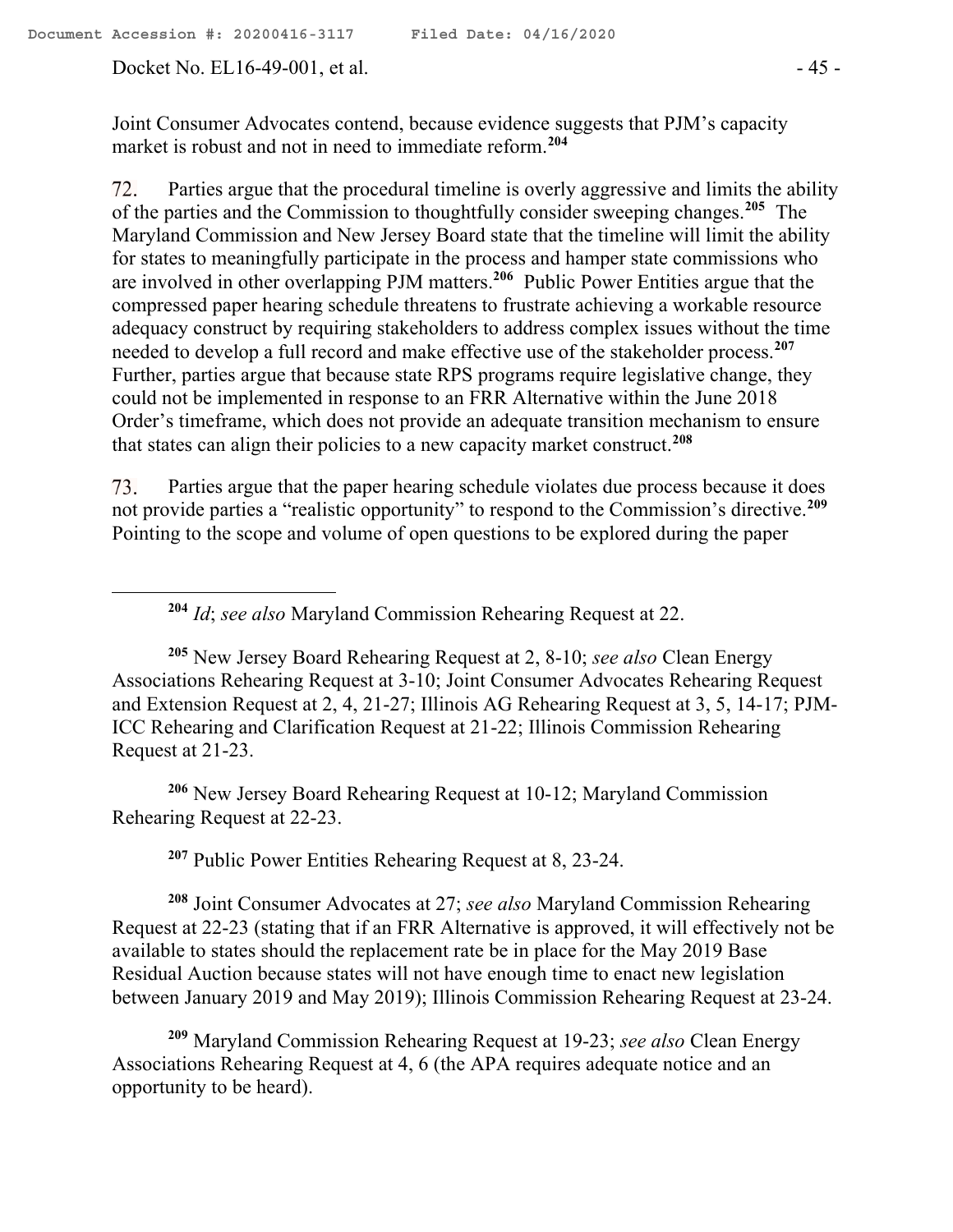Joint Consumer Advocates contend, because evidence suggests that PJM's capacity market is robust and not in need to immediate reform.[204]

72. Parties argue that the procedural timeline is overly aggressive and limits the ability of the parties and the Commission to thoughtfully consider sweeping changes.[205] The Maryland Commission and New Jersey Board state that the timeline will limit the ability for states to meaningfully participate in the process and hamper state commissions who are involved in other overlapping PJM matters.[206] Public Power Entities argue that the compressed paper hearing schedule threatens to frustrate achieving a workable resource adequacy construct by requiring stakeholders to address complex issues without the time needed to develop a full record and make effective use of the stakeholder process.[207] Further, parties argue that because state RPS programs require legislative change, they could not be implemented in response to an FRR Alternative within the June 2018 Order's timeframe, which does not provide an adequate transition mechanism to ensure that states can align their policies to a new capacity market construct.[208]

73. Parties argue that the paper hearing schedule violates due process because it does not provide parties a "realistic opportunity" to respond to the Commission's directive.[209] Pointing to the scope and volume of open questions to be explored during the paper

---

[204] *Id*; *see also* Maryland Commission Rehearing Request at 22.

[205] New Jersey Board Rehearing Request at 2, 8-10; *see also* Clean Energy Associations Rehearing Request at 3-10; Joint Consumer Advocates Rehearing Request and Extension Request at 2, 4, 21-27; Illinois AG Rehearing Request at 3, 5, 14-17; PJM-ICC Rehearing and Clarification Request at 21-22; Illinois Commission Rehearing Request at 21-23.

[206] New Jersey Board Rehearing Request at 10-12; Maryland Commission Rehearing Request at 22-23.

[207] Public Power Entities Rehearing Request at 8, 23-24.

[208] Joint Consumer Advocates at 27; *see also* Maryland Commission Rehearing Request at 22-23 (stating that if an FRR Alternative is approved, it will effectively not be available to states should the replacement rate be in place for the May 2019 Base Residual Auction because states will not have enough time to enact new legislation between January 2019 and May 2019); Illinois Commission Rehearing Request at 23-24.

[209] Maryland Commission Rehearing Request at 19-23; *see also* Clean Energy Associations Rehearing Request at 4, 6 (the APA requires adequate notice and an opportunity to be heard).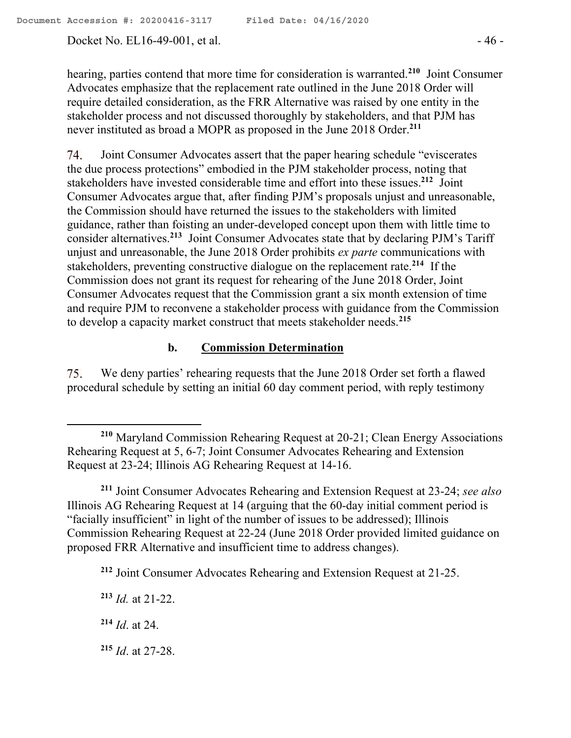hearing, parties contend that more time for consideration is warranted.[210] Joint Consumer Advocates emphasize that the replacement rate outlined in the June 2018 Order will require detailed consideration, as the FRR Alternative was raised by one entity in the stakeholder process and not discussed thoroughly by stakeholders, and that PJM has never instituted as broad a MOPR as proposed in the June 2018 Order.[211]

74. Joint Consumer Advocates assert that the paper hearing schedule "eviscerates the due process protections" embodied in the PJM stakeholder process, noting that stakeholders have invested considerable time and effort into these issues.[212] Joint Consumer Advocates argue that, after finding PJM's proposals unjust and unreasonable, the Commission should have returned the issues to the stakeholders with limited guidance, rather than foisting an under-developed concept upon them with little time to consider alternatives.[213] Joint Consumer Advocates state that by declaring PJM's Tariff unjust and unreasonable, the June 2018 Order prohibits *ex parte* communications with stakeholders, preventing constructive dialogue on the replacement rate.[214] If the Commission does not grant its request for rehearing of the June 2018 Order, Joint Consumer Advocates request that the Commission grant a six month extension of time and require PJM to reconvene a stakeholder process with guidance from the Commission to develop a capacity market construct that meets stakeholder needs.[215]

#### b. Commission Determination

75. We deny parties' rehearing requests that the June 2018 Order set forth a flawed procedural schedule by setting an initial 60 day comment period, with reply testimony

---

[210] Maryland Commission Rehearing Request at 20-21; Clean Energy Associations Rehearing Request at 5, 6-7; Joint Consumer Advocates Rehearing and Extension Request at 23-24; Illinois AG Rehearing Request at 14-16.

[211] Joint Consumer Advocates Rehearing and Extension Request at 23-24; *see also* Illinois AG Rehearing Request at 14 (arguing that the 60-day initial comment period is "facially insufficient" in light of the number of issues to be addressed); Illinois Commission Rehearing Request at 22-24 (June 2018 Order provided limited guidance on proposed FRR Alternative and insufficient time to address changes).

[212] Joint Consumer Advocates Rehearing and Extension Request at 21-25.

[213] *Id.* at 21-22.

[214] *Id*. at 24.

[215] *Id*. at 27-28.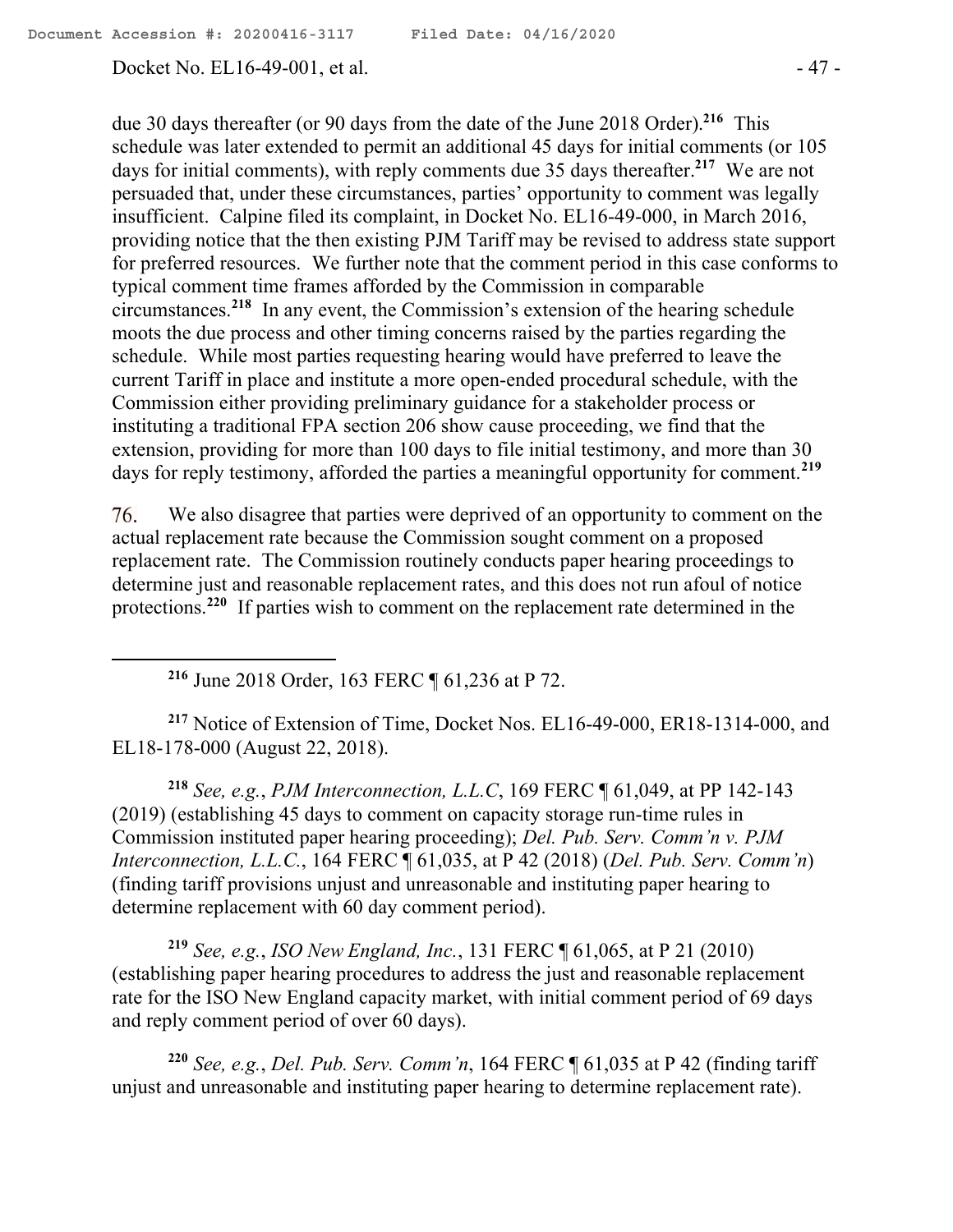due 30 days thereafter (or 90 days from the date of the June 2018 Order).[216] This schedule was later extended to permit an additional 45 days for initial comments (or 105 days for initial comments), with reply comments due 35 days thereafter.[217] We are not persuaded that, under these circumstances, parties' opportunity to comment was legally insufficient. Calpine filed its complaint, in Docket No. EL16-49-000, in March 2016, providing notice that the then existing PJM Tariff may be revised to address state support for preferred resources. We further note that the comment period in this case conforms to typical comment time frames afforded by the Commission in comparable circumstances.[218] In any event, the Commission's extension of the hearing schedule moots the due process and other timing concerns raised by the parties regarding the schedule. While most parties requesting hearing would have preferred to leave the current Tariff in place and institute a more open-ended procedural schedule, with the Commission either providing preliminary guidance for a stakeholder process or instituting a traditional FPA section 206 show cause proceeding, we find that the extension, providing for more than 100 days to file initial testimony, and more than 30 days for reply testimony, afforded the parties a meaningful opportunity for comment.[219]

76. We also disagree that parties were deprived of an opportunity to comment on the actual replacement rate because the Commission sought comment on a proposed replacement rate. The Commission routinely conducts paper hearing proceedings to determine just and reasonable replacement rates, and this does not run afoul of notice protections.[220] If parties wish to comment on the replacement rate determined in the

---

[216] June 2018 Order, 163 FERC ¶ 61,236 at P 72.

[217] Notice of Extension of Time, Docket Nos. EL16-49-000, ER18-1314-000, and EL18-178-000 (August 22, 2018).

[218] *See, e.g.*, *PJM Interconnection, L.L.C*, 169 FERC ¶ 61,049, at PP 142-143 (2019) (establishing 45 days to comment on capacity storage run-time rules in Commission instituted paper hearing proceeding); *Del. Pub. Serv. Comm'n v. PJM Interconnection, L.L.C.*, 164 FERC ¶ 61,035, at P 42 (2018) (*Del. Pub. Serv. Comm'n*) (finding tariff provisions unjust and unreasonable and instituting paper hearing to determine replacement with 60 day comment period).

[219] *See, e.g.*, *ISO New England, Inc.*, 131 FERC ¶ 61,065, at P 21 (2010) (establishing paper hearing procedures to address the just and reasonable replacement rate for the ISO New England capacity market, with initial comment period of 69 days and reply comment period of over 60 days).

[220] *See, e.g.*, *Del. Pub. Serv. Comm'n*, 164 FERC ¶ 61,035 at P 42 (finding tariff unjust and unreasonable and instituting paper hearing to determine replacement rate).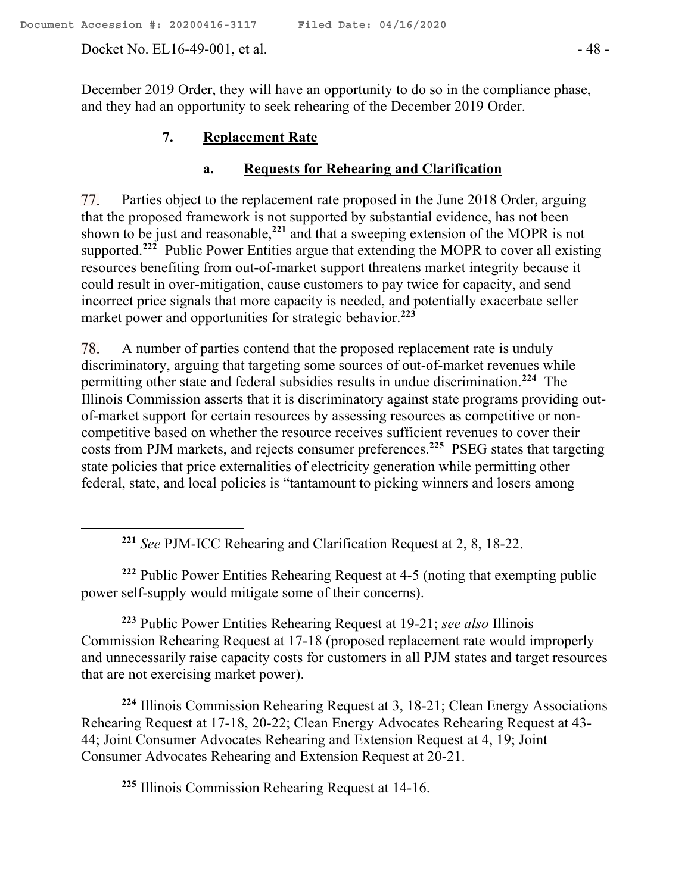December 2019 Order, they will have an opportunity to do so in the compliance phase, and they had an opportunity to seek rehearing of the December 2019 Order.

### 7. **Replacement Rate**

#### a. **Requests for Rehearing and Clarification**

77. Parties object to the replacement rate proposed in the June 2018 Order, arguing that the proposed framework is not supported by substantial evidence, has not been shown to be just and reasonable,[221] and that a sweeping extension of the MOPR is not supported.[222] Public Power Entities argue that extending the MOPR to cover all existing resources benefiting from out-of-market support threatens market integrity because it could result in over-mitigation, cause customers to pay twice for capacity, and send incorrect price signals that more capacity is needed, and potentially exacerbate seller market power and opportunities for strategic behavior.[223]

78. A number of parties contend that the proposed replacement rate is unduly discriminatory, arguing that targeting some sources of out-of-market revenues while permitting other state and federal subsidies results in undue discrimination.[224] The Illinois Commission asserts that it is discriminatory against state programs providing out-of-market support for certain resources by assessing resources as competitive or non-competitive based on whether the resource receives sufficient revenues to cover their costs from PJM markets, and rejects consumer preferences.[225] PSEG states that targeting state policies that price externalities of electricity generation while permitting other federal, state, and local policies is "tantamount to picking winners and losers among

---

[221] *See* PJM-ICC Rehearing and Clarification Request at 2, 8, 18-22.

[222] Public Power Entities Rehearing Request at 4-5 (noting that exempting public power self-supply would mitigate some of their concerns).

[223] Public Power Entities Rehearing Request at 19-21; *see also* Illinois Commission Rehearing Request at 17-18 (proposed replacement rate would improperly and unnecessarily raise capacity costs for customers in all PJM states and target resources that are not exercising market power).

[224] Illinois Commission Rehearing Request at 3, 18-21; Clean Energy Associations Rehearing Request at 17-18, 20-22; Clean Energy Advocates Rehearing Request at 43-44; Joint Consumer Advocates Rehearing and Extension Request at 4, 19; Joint Consumer Advocates Rehearing and Extension Request at 20-21.

[225] Illinois Commission Rehearing Request at 14-16.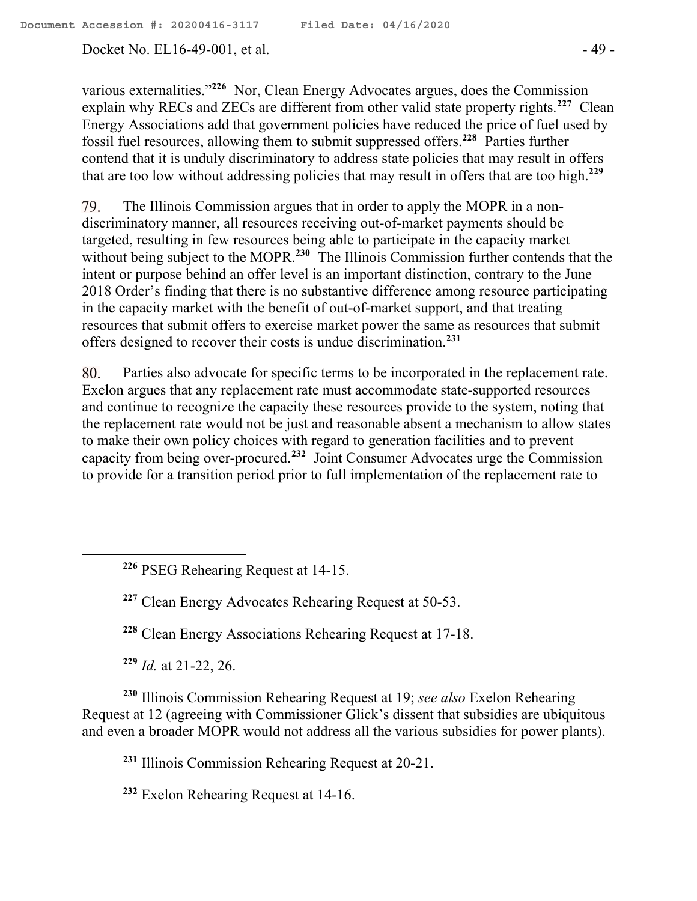various externalities."[226] Nor, Clean Energy Advocates argues, does the Commission explain why RECs and ZECs are different from other valid state property rights.[227] Clean Energy Associations add that government policies have reduced the price of fuel used by fossil fuel resources, allowing them to submit suppressed offers.[228] Parties further contend that it is unduly discriminatory to address state policies that may result in offers that are too low without addressing policies that may result in offers that are too high.[229]

79. The Illinois Commission argues that in order to apply the MOPR in a non-discriminatory manner, all resources receiving out-of-market payments should be targeted, resulting in few resources being able to participate in the capacity market without being subject to the MOPR.[230] The Illinois Commission further contends that the intent or purpose behind an offer level is an important distinction, contrary to the June 2018 Order's finding that there is no substantive difference among resource participating in the capacity market with the benefit of out-of-market support, and that treating resources that submit offers to exercise market power the same as resources that submit offers designed to recover their costs is undue discrimination.[231]

80. Parties also advocate for specific terms to be incorporated in the replacement rate. Exelon argues that any replacement rate must accommodate state-supported resources and continue to recognize the capacity these resources provide to the system, noting that the replacement rate would not be just and reasonable absent a mechanism to allow states to make their own policy choices with regard to generation facilities and to prevent capacity from being over-procured.[232] Joint Consumer Advocates urge the Commission to provide for a transition period prior to full implementation of the replacement rate to

---

[226] PSEG Rehearing Request at 14-15.

[227] Clean Energy Advocates Rehearing Request at 50-53.

[228] Clean Energy Associations Rehearing Request at 17-18.

[229] *Id.* at 21-22, 26.

[230] Illinois Commission Rehearing Request at 19; *see also* Exelon Rehearing Request at 12 (agreeing with Commissioner Glick's dissent that subsidies are ubiquitous and even a broader MOPR would not address all the various subsidies for power plants).

[231] Illinois Commission Rehearing Request at 20-21.

[232] Exelon Rehearing Request at 14-16.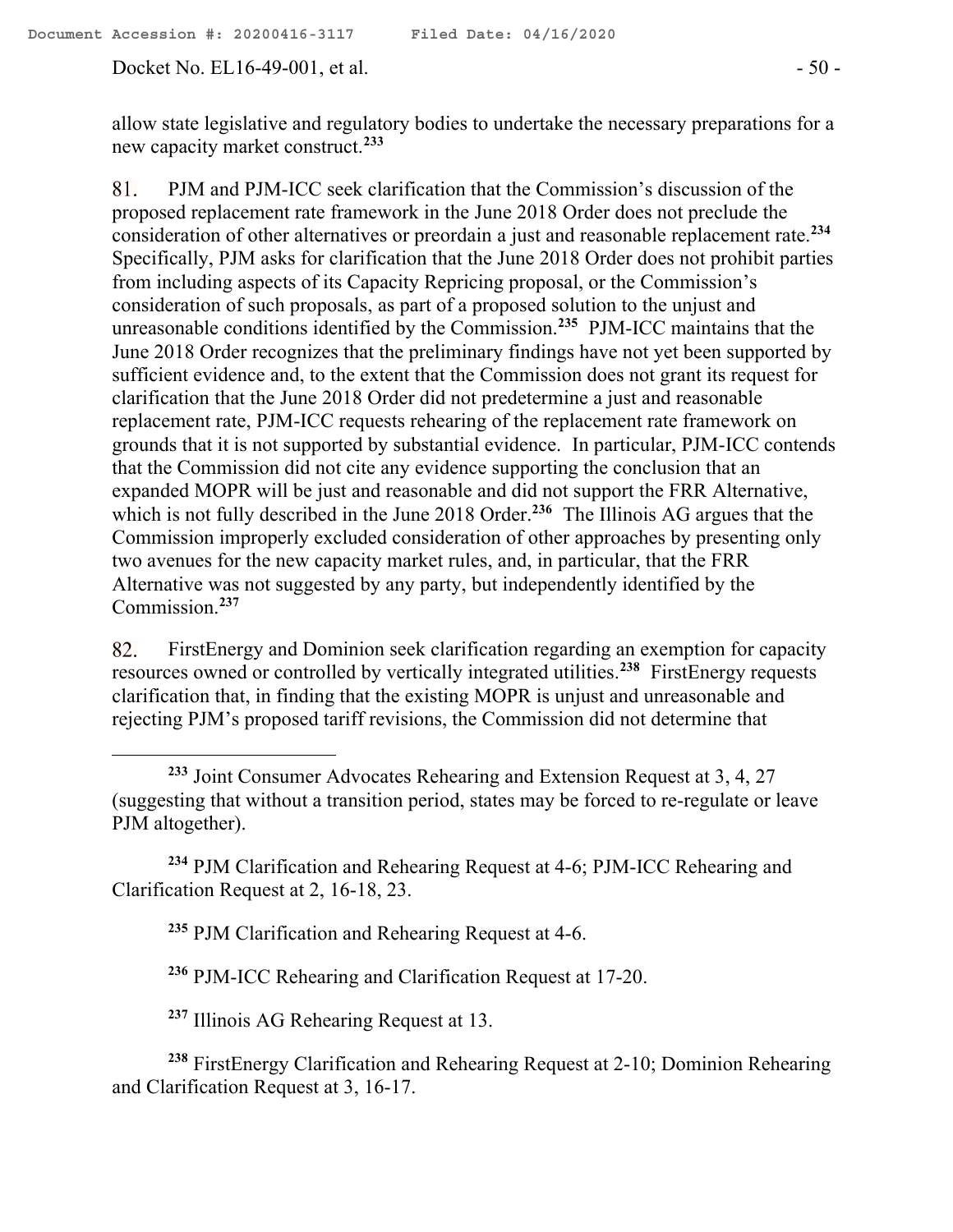allow state legislative and regulatory bodies to undertake the necessary preparations for a new capacity market construct.[233]

81. PJM and PJM-ICC seek clarification that the Commission's discussion of the proposed replacement rate framework in the June 2018 Order does not preclude the consideration of other alternatives or preordain a just and reasonable replacement rate.[234] Specifically, PJM asks for clarification that the June 2018 Order does not prohibit parties from including aspects of its Capacity Repricing proposal, or the Commission's consideration of such proposals, as part of a proposed solution to the unjust and unreasonable conditions identified by the Commission.[235] PJM-ICC maintains that the June 2018 Order recognizes that the preliminary findings have not yet been supported by sufficient evidence and, to the extent that the Commission does not grant its request for clarification that the June 2018 Order did not predetermine a just and reasonable replacement rate, PJM-ICC requests rehearing of the replacement rate framework on grounds that it is not supported by substantial evidence. In particular, PJM-ICC contends that the Commission did not cite any evidence supporting the conclusion that an expanded MOPR will be just and reasonable and did not support the FRR Alternative, which is not fully described in the June 2018 Order.[236] The Illinois AG argues that the Commission improperly excluded consideration of other approaches by presenting only two avenues for the new capacity market rules, and, in particular, that the FRR Alternative was not suggested by any party, but independently identified by the Commission.[237]

82. FirstEnergy and Dominion seek clarification regarding an exemption for capacity resources owned or controlled by vertically integrated utilities.[238] FirstEnergy requests clarification that, in finding that the existing MOPR is unjust and unreasonable and rejecting PJM's proposed tariff revisions, the Commission did not determine that

---

[233] Joint Consumer Advocates Rehearing and Extension Request at 3, 4, 27 (suggesting that without a transition period, states may be forced to re-regulate or leave PJM altogether).

[234] PJM Clarification and Rehearing Request at 4-6; PJM-ICC Rehearing and Clarification Request at 2, 16-18, 23.

[235] PJM Clarification and Rehearing Request at 4-6.

[236] PJM-ICC Rehearing and Clarification Request at 17-20.

[237] Illinois AG Rehearing Request at 13.

[238] FirstEnergy Clarification and Rehearing Request at 2-10; Dominion Rehearing and Clarification Request at 3, 16-17.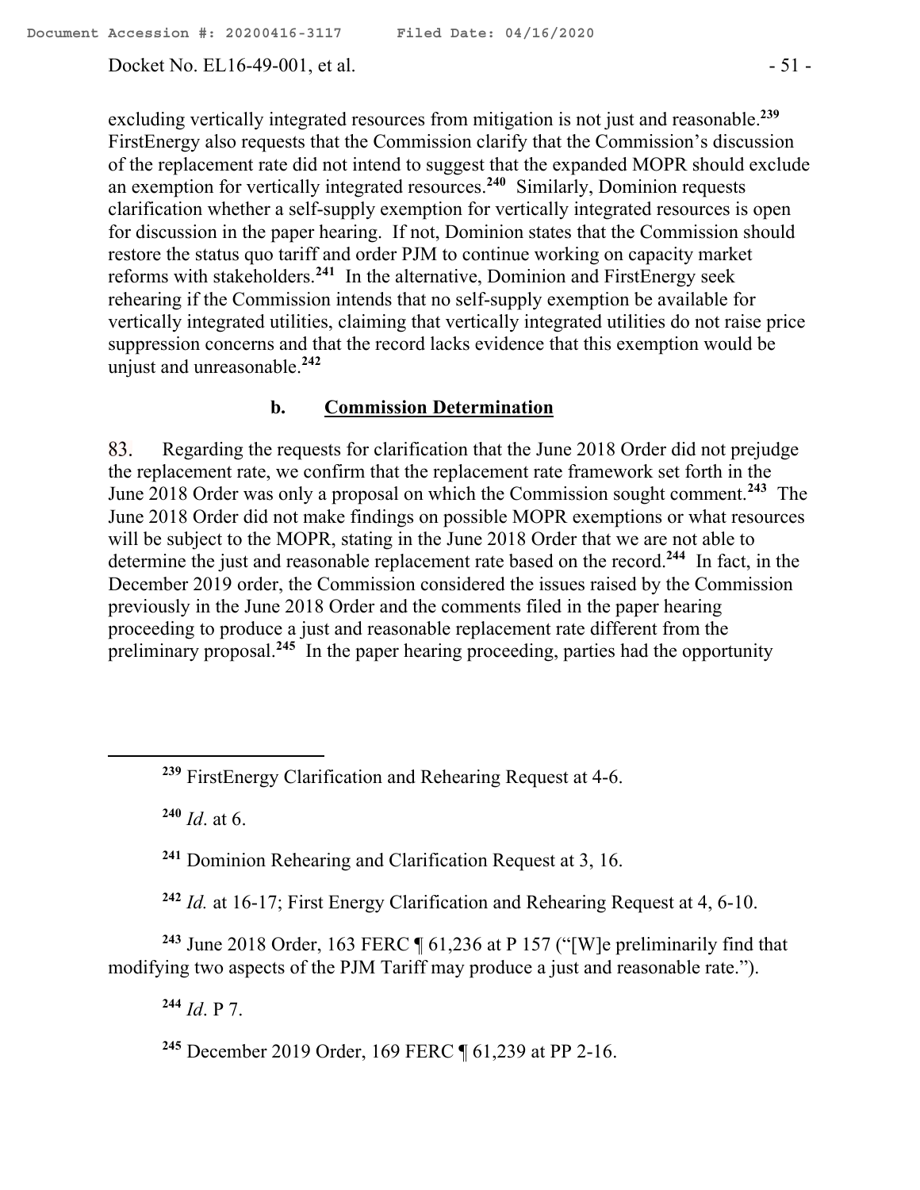excluding vertically integrated resources from mitigation is not just and reasonable.[239] FirstEnergy also requests that the Commission clarify that the Commission's discussion of the replacement rate did not intend to suggest that the expanded MOPR should exclude an exemption for vertically integrated resources.[240] Similarly, Dominion requests clarification whether a self-supply exemption for vertically integrated resources is open for discussion in the paper hearing. If not, Dominion states that the Commission should restore the status quo tariff and order PJM to continue working on capacity market reforms with stakeholders.[241] In the alternative, Dominion and FirstEnergy seek rehearing if the Commission intends that no self-supply exemption be available for vertically integrated utilities, claiming that vertically integrated utilities do not raise price suppression concerns and that the record lacks evidence that this exemption would be unjust and unreasonable.[242]

### b. <u>Commission Determination</u>

83. Regarding the requests for clarification that the June 2018 Order did not prejudge the replacement rate, we confirm that the replacement rate framework set forth in the June 2018 Order was only a proposal on which the Commission sought comment.[243] The June 2018 Order did not make findings on possible MOPR exemptions or what resources will be subject to the MOPR, stating in the June 2018 Order that we are not able to determine the just and reasonable replacement rate based on the record.[244] In fact, in the December 2019 order, the Commission considered the issues raised by the Commission previously in the June 2018 Order and the comments filed in the paper hearing proceeding to produce a just and reasonable replacement rate different from the preliminary proposal.[245] In the paper hearing proceeding, parties had the opportunity

---

[239] FirstEnergy Clarification and Rehearing Request at 4-6.

[240] *Id*. at 6.

[241] Dominion Rehearing and Clarification Request at 3, 16.

[242] *Id.* at 16-17; First Energy Clarification and Rehearing Request at 4, 6-10.

[243] June 2018 Order, 163 FERC ¶ 61,236 at P 157 ("[W]e preliminarily find that modifying two aspects of the PJM Tariff may produce a just and reasonable rate.").

[244] *Id*. P 7.

[245] December 2019 Order, 169 FERC ¶ 61,239 at PP 2-16.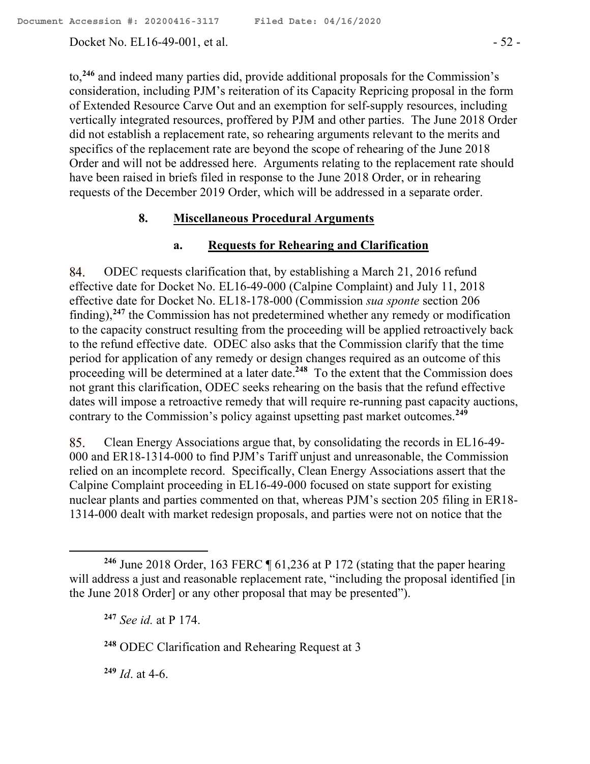to,[246] and indeed many parties did, provide additional proposals for the Commission's consideration, including PJM's reiteration of its Capacity Repricing proposal in the form of Extended Resource Carve Out and an exemption for self-supply resources, including vertically integrated resources, proffered by PJM and other parties. The June 2018 Order did not establish a replacement rate, so rehearing arguments relevant to the merits and specifics of the replacement rate are beyond the scope of rehearing of the June 2018 Order and will not be addressed here. Arguments relating to the replacement rate should have been raised in briefs filed in response to the June 2018 Order, or in rehearing requests of the December 2019 Order, which will be addressed in a separate order.

### 8. Miscellaneous Procedural Arguments

#### a. Requests for Rehearing and Clarification

84. ODEC requests clarification that, by establishing a March 21, 2016 refund effective date for Docket No. EL16-49-000 (Calpine Complaint) and July 11, 2018 effective date for Docket No. EL18-178-000 (Commission *sua sponte* section 206 finding),[247] the Commission has not predetermined whether any remedy or modification to the capacity construct resulting from the proceeding will be applied retroactively back to the refund effective date. ODEC also asks that the Commission clarify that the time period for application of any remedy or design changes required as an outcome of this proceeding will be determined at a later date.[248] To the extent that the Commission does not grant this clarification, ODEC seeks rehearing on the basis that the refund effective dates will impose a retroactive remedy that will require re-running past capacity auctions, contrary to the Commission's policy against upsetting past market outcomes.[249]

85. Clean Energy Associations argue that, by consolidating the records in EL16-49-000 and ER18-1314-000 to find PJM's Tariff unjust and unreasonable, the Commission relied on an incomplete record. Specifically, Clean Energy Associations assert that the Calpine Complaint proceeding in EL16-49-000 focused on state support for existing nuclear plants and parties commented on that, whereas PJM's section 205 filing in ER18-1314-000 dealt with market redesign proposals, and parties were not on notice that the

---

[246] June 2018 Order, 163 FERC ¶ 61,236 at P 172 (stating that the paper hearing will address a just and reasonable replacement rate, "including the proposal identified [in the June 2018 Order] or any other proposal that may be presented").

[247] *See id.* at P 174.

[248] ODEC Clarification and Rehearing Request at 3

[249] *Id*. at 4-6.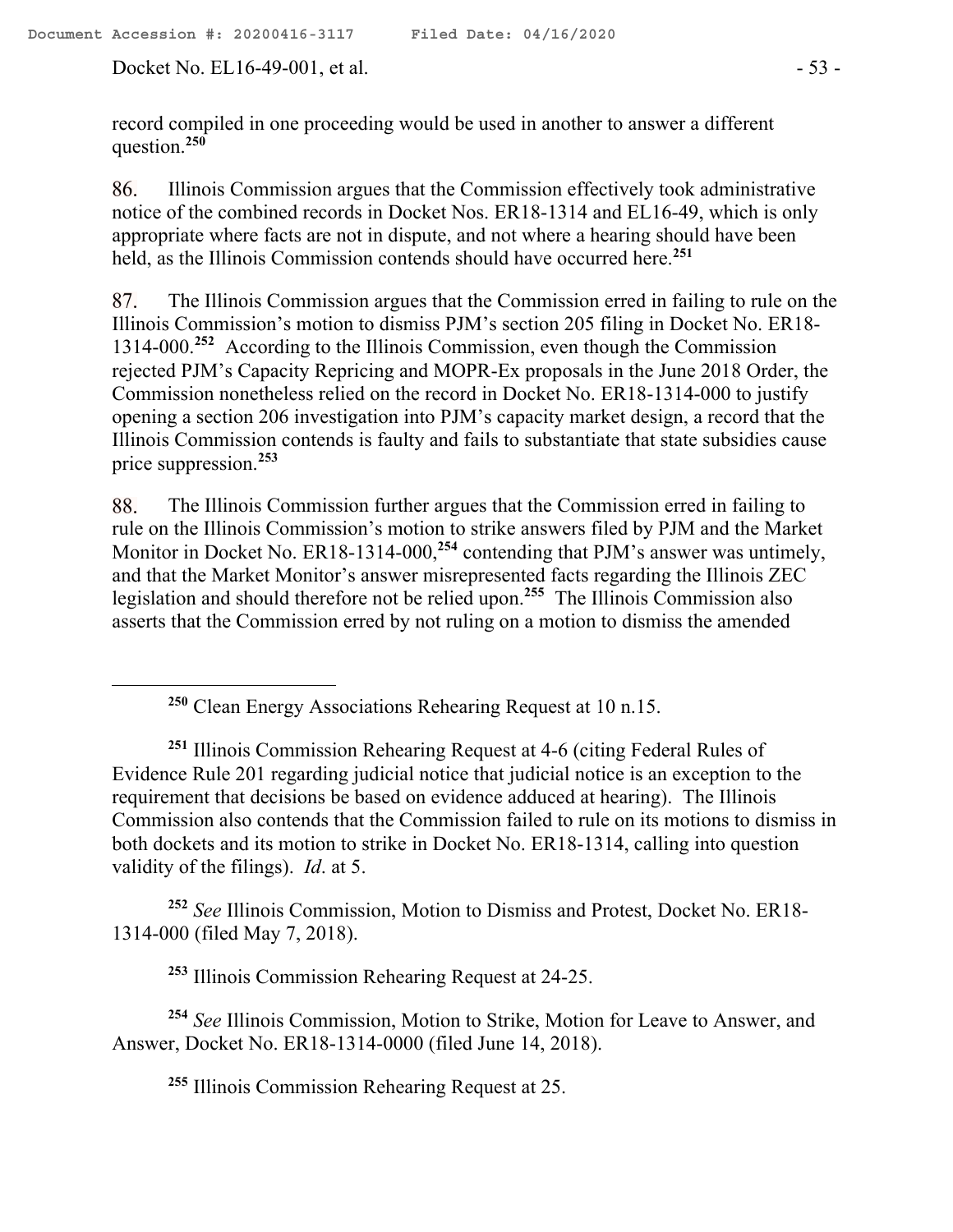record compiled in one proceeding would be used in another to answer a different question.[250]

86. Illinois Commission argues that the Commission effectively took administrative notice of the combined records in Docket Nos. ER18-1314 and EL16-49, which is only appropriate where facts are not in dispute, and not where a hearing should have been held, as the Illinois Commission contends should have occurred here.[251]

87. The Illinois Commission argues that the Commission erred in failing to rule on the Illinois Commission's motion to dismiss PJM's section 205 filing in Docket No. ER18-1314-000.[252] According to the Illinois Commission, even though the Commission rejected PJM's Capacity Repricing and MOPR-Ex proposals in the June 2018 Order, the Commission nonetheless relied on the record in Docket No. ER18-1314-000 to justify opening a section 206 investigation into PJM's capacity market design, a record that the Illinois Commission contends is faulty and fails to substantiate that state subsidies cause price suppression.[253]

88. The Illinois Commission further argues that the Commission erred in failing to rule on the Illinois Commission's motion to strike answers filed by PJM and the Market Monitor in Docket No. ER18-1314-000,[254] contending that PJM's answer was untimely, and that the Market Monitor's answer misrepresented facts regarding the Illinois ZEC legislation and should therefore not be relied upon.[255] The Illinois Commission also asserts that the Commission erred by not ruling on a motion to dismiss the amended

---

[250] Clean Energy Associations Rehearing Request at 10 n.15.

[251] Illinois Commission Rehearing Request at 4-6 (citing Federal Rules of Evidence Rule 201 regarding judicial notice that judicial notice is an exception to the requirement that decisions be based on evidence adduced at hearing). The Illinois Commission also contends that the Commission failed to rule on its motions to dismiss in both dockets and its motion to strike in Docket No. ER18-1314, calling into question validity of the filings). *Id*. at 5.

[252] *See* Illinois Commission, Motion to Dismiss and Protest, Docket No. ER18-1314-000 (filed May 7, 2018).

[253] Illinois Commission Rehearing Request at 24-25.

[254] *See* Illinois Commission, Motion to Strike, Motion for Leave to Answer, and Answer, Docket No. ER18-1314-0000 (filed June 14, 2018).

[255] Illinois Commission Rehearing Request at 25.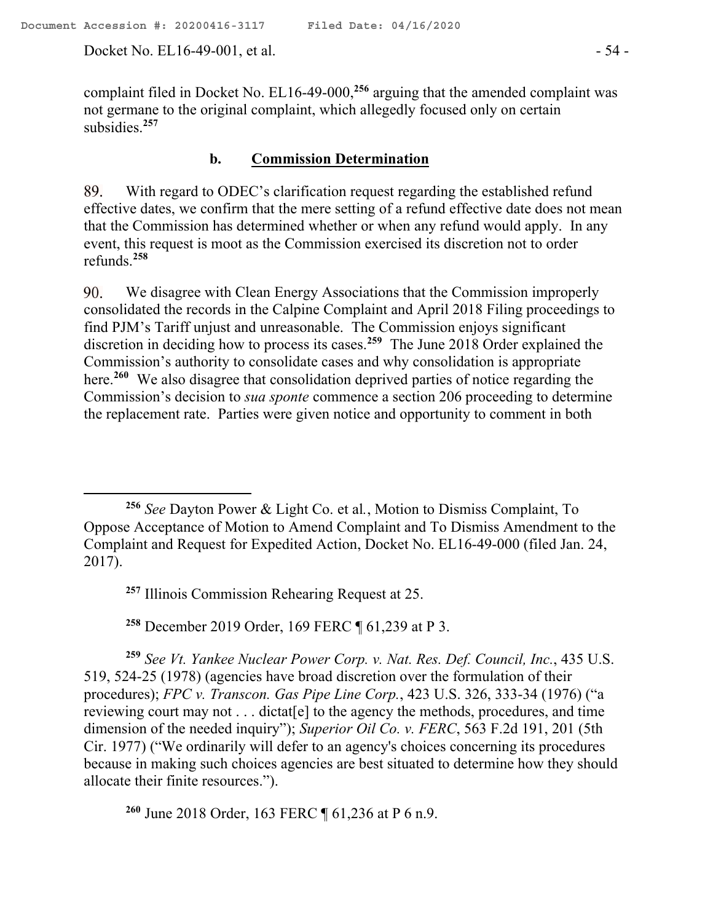complaint filed in Docket No. EL16-49-000,[256] arguing that the amended complaint was not germane to the original complaint, which allegedly focused only on certain subsidies.[257]

### b. Commission Determination

89. With regard to ODEC's clarification request regarding the established refund effective dates, we confirm that the mere setting of a refund effective date does not mean that the Commission has determined whether or when any refund would apply. In any event, this request is moot as the Commission exercised its discretion not to order refunds.[258]

90. We disagree with Clean Energy Associations that the Commission improperly consolidated the records in the Calpine Complaint and April 2018 Filing proceedings to find PJM's Tariff unjust and unreasonable. The Commission enjoys significant discretion in deciding how to process its cases.[259] The June 2018 Order explained the Commission's authority to consolidate cases and why consolidation is appropriate here.[260] We also disagree that consolidation deprived parties of notice regarding the Commission's decision to *sua sponte* commence a section 206 proceeding to determine the replacement rate. Parties were given notice and opportunity to comment in both

---

[256] *See* Dayton Power & Light Co. et al., Motion to Dismiss Complaint, To Oppose Acceptance of Motion to Amend Complaint and To Dismiss Amendment to the Complaint and Request for Expedited Action, Docket No. EL16-49-000 (filed Jan. 24, 2017).

[257] Illinois Commission Rehearing Request at 25.

[258] December 2019 Order, 169 FERC ¶ 61,239 at P 3.

[259] *See Vt. Yankee Nuclear Power Corp. v. Nat. Res. Def. Council, Inc.*, 435 U.S. 519, 524-25 (1978) (agencies have broad discretion over the formulation of their procedures); *FPC v. Transcon. Gas Pipe Line Corp.*, 423 U.S. 326, 333-34 (1976) ("a reviewing court may not . . . dictat[e] to the agency the methods, procedures, and time dimension of the needed inquiry"); *Superior Oil Co. v. FERC*, 563 F.2d 191, 201 (5th Cir. 1977) ("We ordinarily will defer to an agency's choices concerning its procedures because in making such choices agencies are best situated to determine how they should allocate their finite resources.").

[260] June 2018 Order, 163 FERC ¶ 61,236 at P 6 n.9.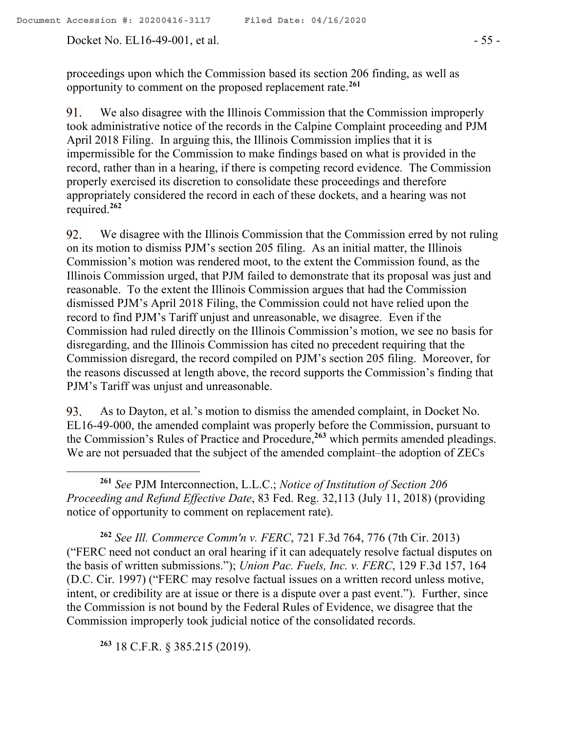proceedings upon which the Commission based its section 206 finding, as well as opportunity to comment on the proposed replacement rate.[261]

91. We also disagree with the Illinois Commission that the Commission improperly took administrative notice of the records in the Calpine Complaint proceeding and PJM April 2018 Filing. In arguing this, the Illinois Commission implies that it is impermissible for the Commission to make findings based on what is provided in the record, rather than in a hearing, if there is competing record evidence. The Commission properly exercised its discretion to consolidate these proceedings and therefore appropriately considered the record in each of these dockets, and a hearing was not required.[262]

92. We disagree with the Illinois Commission that the Commission erred by not ruling on its motion to dismiss PJM's section 205 filing. As an initial matter, the Illinois Commission's motion was rendered moot, to the extent the Commission found, as the Illinois Commission urged, that PJM failed to demonstrate that its proposal was just and reasonable. To the extent the Illinois Commission argues that had the Commission dismissed PJM's April 2018 Filing, the Commission could not have relied upon the record to find PJM's Tariff unjust and unreasonable, we disagree. Even if the Commission had ruled directly on the Illinois Commission's motion, we see no basis for disregarding, and the Illinois Commission has cited no precedent requiring that the Commission disregard, the record compiled on PJM's section 205 filing. Moreover, for the reasons discussed at length above, the record supports the Commission's finding that PJM's Tariff was unjust and unreasonable.

93. As to Dayton, et al.'s motion to dismiss the amended complaint, in Docket No. EL16-49-000, the amended complaint was properly before the Commission, pursuant to the Commission's Rules of Practice and Procedure,[263] which permits amended pleadings. We are not persuaded that the subject of the amended complaint–the adoption of ZECs

---

[261] *See* PJM Interconnection, L.L.C.; *Notice of Institution of Section 206 Proceeding and Refund Effective Date*, 83 Fed. Reg. 32,113 (July 11, 2018) (providing notice of opportunity to comment on replacement rate).

[262] *See Ill. Commerce Comm'n v. FERC*, 721 F.3d 764, 776 (7th Cir. 2013) ("FERC need not conduct an oral hearing if it can adequately resolve factual disputes on the basis of written submissions."); *Union Pac. Fuels, Inc. v. FERC*, 129 F.3d 157, 164 (D.C. Cir. 1997) ("FERC may resolve factual issues on a written record unless motive, intent, or credibility are at issue or there is a dispute over a past event."). Further, since the Commission is not bound by the Federal Rules of Evidence, we disagree that the Commission improperly took judicial notice of the consolidated records.

[263] 18 C.F.R. § 385.215 (2019).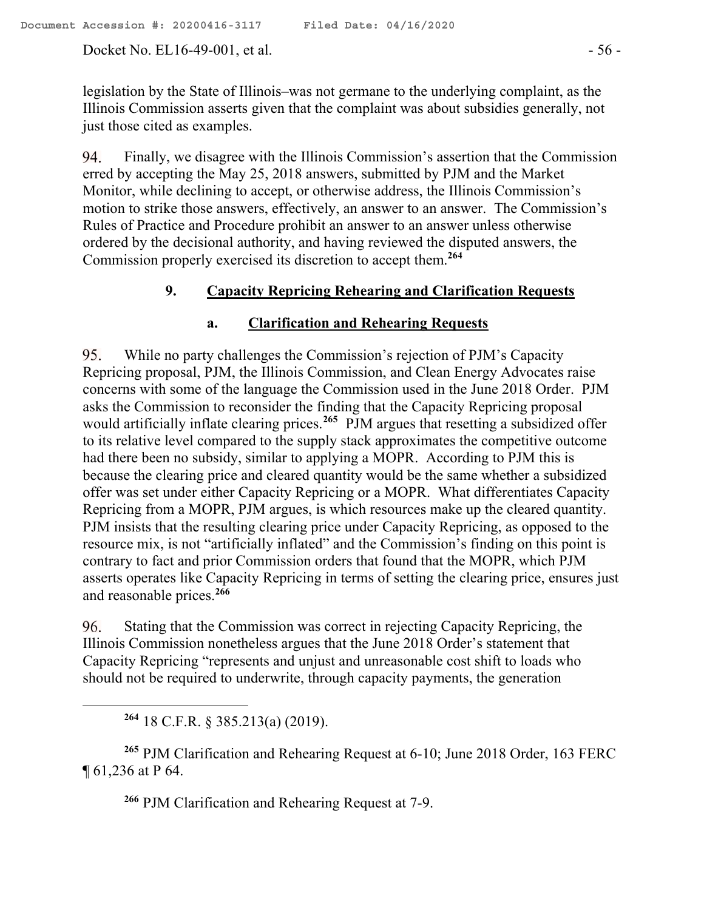legislation by the State of Illinois–was not germane to the underlying complaint, as the Illinois Commission asserts given that the complaint was about subsidies generally, not just those cited as examples.

94. Finally, we disagree with the Illinois Commission's assertion that the Commission erred by accepting the May 25, 2018 answers, submitted by PJM and the Market Monitor, while declining to accept, or otherwise address, the Illinois Commission's motion to strike those answers, effectively, an answer to an answer. The Commission's Rules of Practice and Procedure prohibit an answer to an answer unless otherwise ordered by the decisional authority, and having reviewed the disputed answers, the Commission properly exercised its discretion to accept them.[264]

### 9. Capacity Repricing Rehearing and Clarification Requests

#### a. Clarification and Rehearing Requests

95. While no party challenges the Commission's rejection of PJM's Capacity Repricing proposal, PJM, the Illinois Commission, and Clean Energy Advocates raise concerns with some of the language the Commission used in the June 2018 Order. PJM asks the Commission to reconsider the finding that the Capacity Repricing proposal would artificially inflate clearing prices.[265] PJM argues that resetting a subsidized offer to its relative level compared to the supply stack approximates the competitive outcome had there been no subsidy, similar to applying a MOPR. According to PJM this is because the clearing price and cleared quantity would be the same whether a subsidized offer was set under either Capacity Repricing or a MOPR. What differentiates Capacity Repricing from a MOPR, PJM argues, is which resources make up the cleared quantity. PJM insists that the resulting clearing price under Capacity Repricing, as opposed to the resource mix, is not "artificially inflated" and the Commission's finding on this point is contrary to fact and prior Commission orders that found that the MOPR, which PJM asserts operates like Capacity Repricing in terms of setting the clearing price, ensures just and reasonable prices.[266]

96. Stating that the Commission was correct in rejecting Capacity Repricing, the Illinois Commission nonetheless argues that the June 2018 Order's statement that Capacity Repricing "represents and unjust and unreasonable cost shift to loads who should not be required to underwrite, through capacity payments, the generation

---

[264] 18 C.F.R. § 385.213(a) (2019).

[265] PJM Clarification and Rehearing Request at 6-10; June 2018 Order, 163 FERC ¶ 61,236 at P 64.

[266] PJM Clarification and Rehearing Request at 7-9.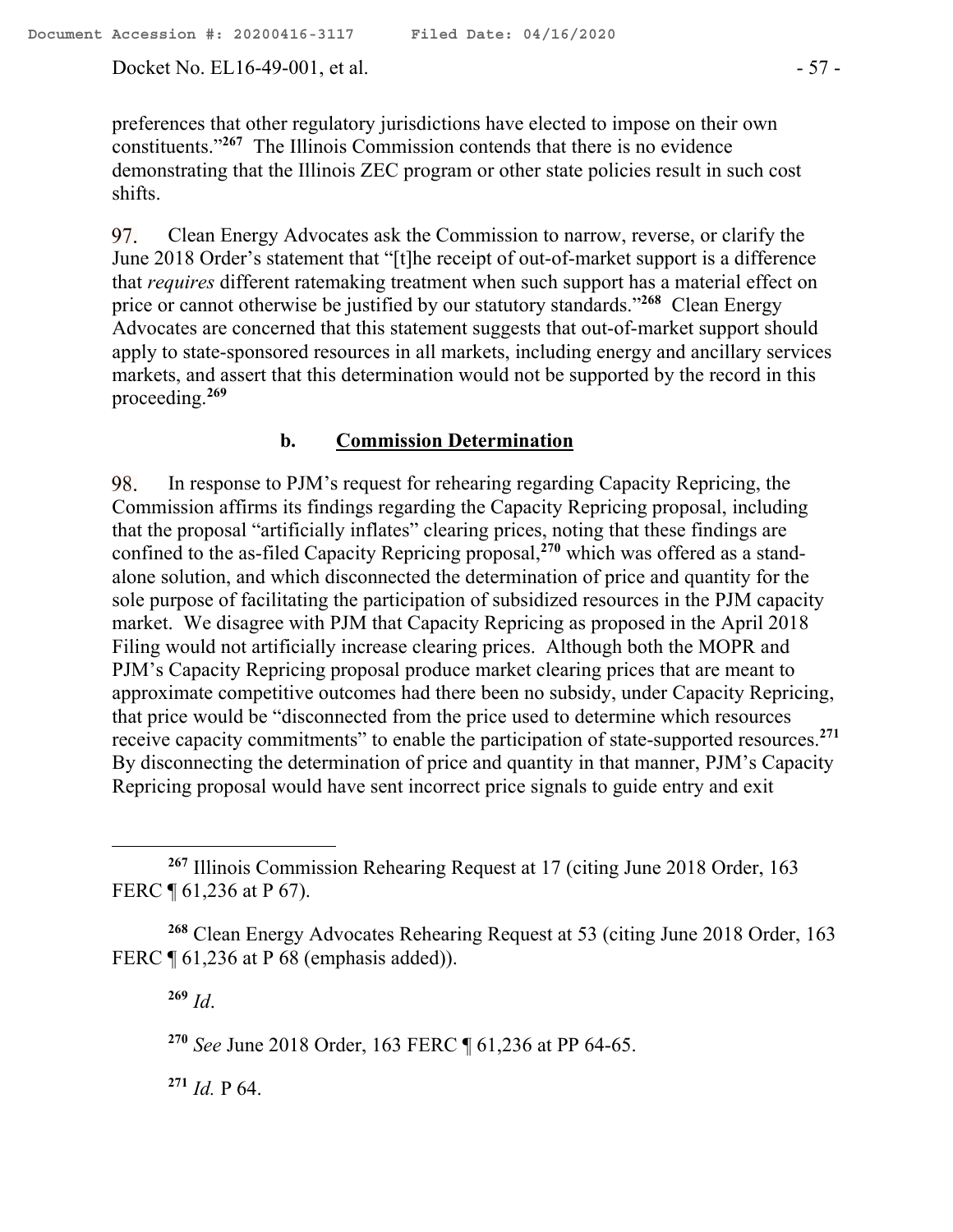preferences that other regulatory jurisdictions have elected to impose on their own constituents."[267] The Illinois Commission contends that there is no evidence demonstrating that the Illinois ZEC program or other state policies result in such cost shifts.

97. Clean Energy Advocates ask the Commission to narrow, reverse, or clarify the June 2018 Order's statement that "[t]he receipt of out-of-market support is a difference that *requires* different ratemaking treatment when such support has a material effect on price or cannot otherwise be justified by our statutory standards."[268] Clean Energy Advocates are concerned that this statement suggests that out-of-market support should apply to state-sponsored resources in all markets, including energy and ancillary services markets, and assert that this determination would not be supported by the record in this proceeding.[269]

#### b. Commission Determination

98. In response to PJM's request for rehearing regarding Capacity Repricing, the Commission affirms its findings regarding the Capacity Repricing proposal, including that the proposal "artificially inflates" clearing prices, noting that these findings are confined to the as-filed Capacity Repricing proposal,[270] which was offered as a stand-alone solution, and which disconnected the determination of price and quantity for the sole purpose of facilitating the participation of subsidized resources in the PJM capacity market. We disagree with PJM that Capacity Repricing as proposed in the April 2018 Filing would not artificially increase clearing prices. Although both the MOPR and PJM's Capacity Repricing proposal produce market clearing prices that are meant to approximate competitive outcomes had there been no subsidy, under Capacity Repricing, that price would be "disconnected from the price used to determine which resources receive capacity commitments" to enable the participation of state-supported resources.[271] By disconnecting the determination of price and quantity in that manner, PJM's Capacity Repricing proposal would have sent incorrect price signals to guide entry and exit

---

[267] Illinois Commission Rehearing Request at 17 (citing June 2018 Order, 163 FERC ¶ 61,236 at P 67).

[268] Clean Energy Advocates Rehearing Request at 53 (citing June 2018 Order, 163 FERC ¶ 61,236 at P 68 (emphasis added)).

[269] *Id*.

[270] *See* June 2018 Order, 163 FERC ¶ 61,236 at PP 64-65.

[271] *Id.* P 64.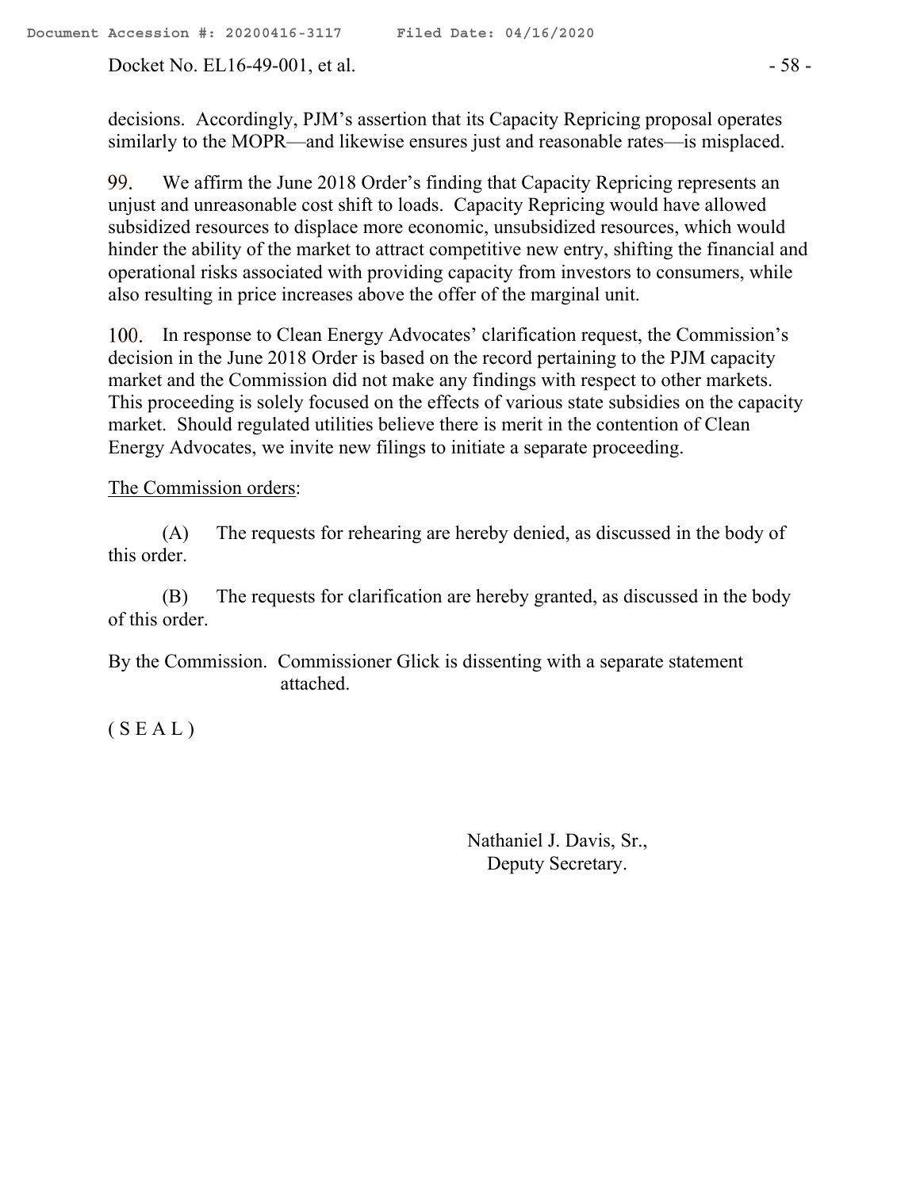decisions. Accordingly, PJM's assertion that its Capacity Repricing proposal operates similarly to the MOPR—and likewise ensures just and reasonable rates—is misplaced.

99. We affirm the June 2018 Order's finding that Capacity Repricing represents an unjust and unreasonable cost shift to loads. Capacity Repricing would have allowed subsidized resources to displace more economic, unsubsidized resources, which would hinder the ability of the market to attract competitive new entry, shifting the financial and operational risks associated with providing capacity from investors to consumers, while also resulting in price increases above the offer of the marginal unit.

100. In response to Clean Energy Advocates' clarification request, the Commission's decision in the June 2018 Order is based on the record pertaining to the PJM capacity market and the Commission did not make any findings with respect to other markets. This proceeding is solely focused on the effects of various state subsidies on the capacity market. Should regulated utilities believe there is merit in the contention of Clean Energy Advocates, we invite new filings to initiate a separate proceeding.

The Commission orders:

(A) The requests for rehearing are hereby denied, as discussed in the body of this order.

(B) The requests for clarification are hereby granted, as discussed in the body of this order.

By the Commission. Commissioner Glick is dissenting with a separate statement attached.

( S E A L )

Nathaniel J. Davis, Sr.,
Deputy Secretary.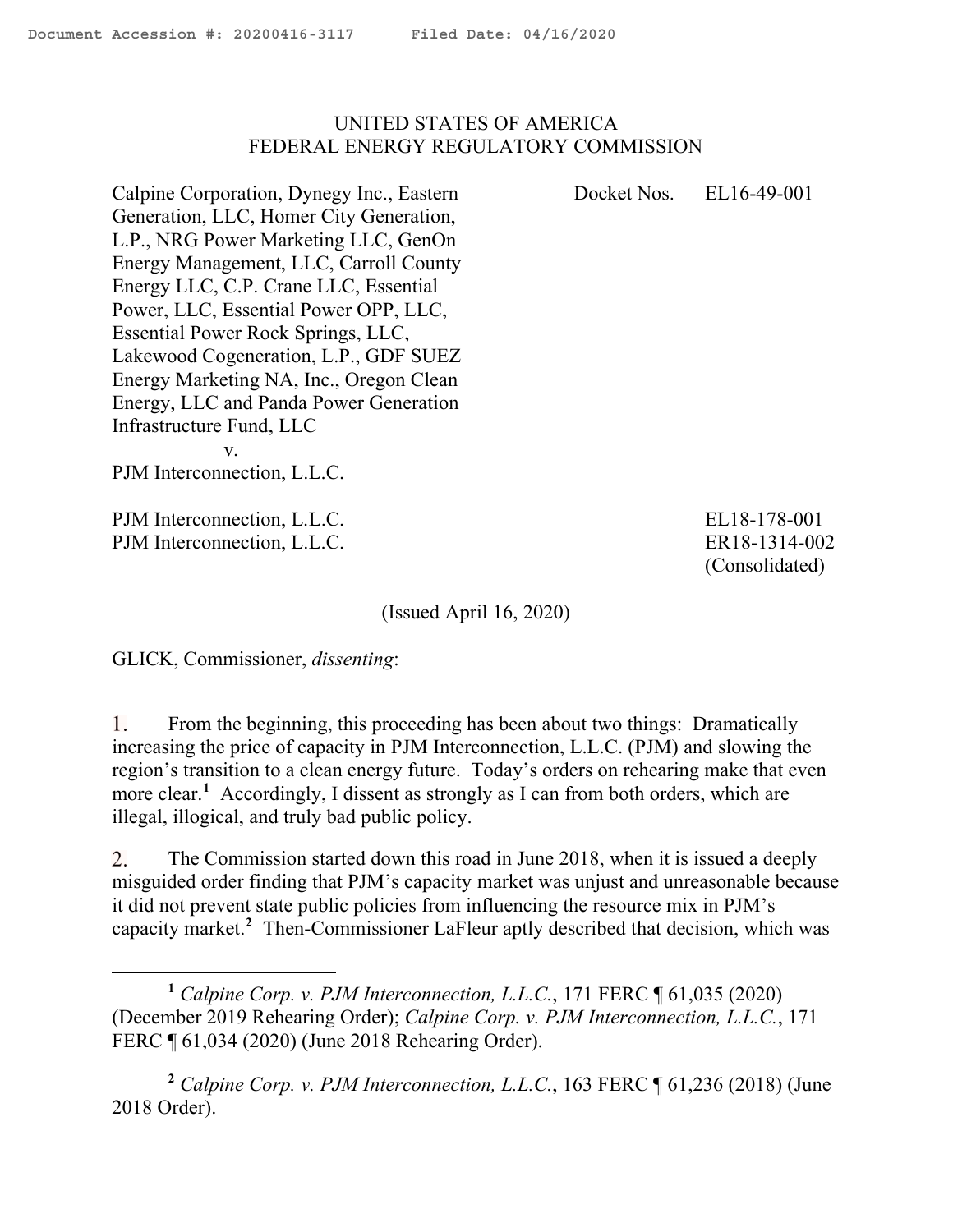UNITED STATES OF AMERICA
FEDERAL ENERGY REGULATORY COMMISSION

| | |
|---|---|
| Calpine Corporation, Dynegy Inc., Eastern Generation, LLC, Homer City Generation, L.P., NRG Power Marketing LLC, GenOn Energy Management, LLC, Carroll County Energy LLC, C.P. Crane LLC, Essential Power, LLC, Essential Power OPP, LLC, Essential Power Rock Springs, LLC, Lakewood Cogeneration, L.P., GDF SUEZ Energy Marketing NA, Inc., Oregon Clean Energy, LLC and Panda Power Generation Infrastructure Fund, LLC<br>v.<br>PJM Interconnection, L.L.C. | Docket Nos. EL16-49-001 |
| PJM Interconnection, L.L.C. | EL18-178-001 |
| PJM Interconnection, L.L.C. | ER18-1314-002<br>(Consolidated) |

(Issued April 16, 2020)

GLICK, Commissioner, *dissenting*:

1. From the beginning, this proceeding has been about two things: Dramatically increasing the price of capacity in PJM Interconnection, L.L.C. (PJM) and slowing the region's transition to a clean energy future. Today's orders on rehearing make that even more clear.[1] Accordingly, I dissent as strongly as I can from both orders, which are illegal, illogical, and truly bad public policy.

2. The Commission started down this road in June 2018, when it is issued a deeply misguided order finding that PJM's capacity market was unjust and unreasonable because it did not prevent state public policies from influencing the resource mix in PJM's capacity market.[2] Then-Commissioner LaFleur aptly described that decision, which was

[1] *Calpine Corp. v. PJM Interconnection, L.L.C.*, 171 FERC ¶ 61,035 (2020) (December 2019 Rehearing Order); *Calpine Corp. v. PJM Interconnection, L.L.C.*, 171 FERC ¶ 61,034 (2020) (June 2018 Rehearing Order).

[2] *Calpine Corp. v. PJM Interconnection, L.L.C.*, 163 FERC ¶ 61,236 (2018) (June 2018 Order).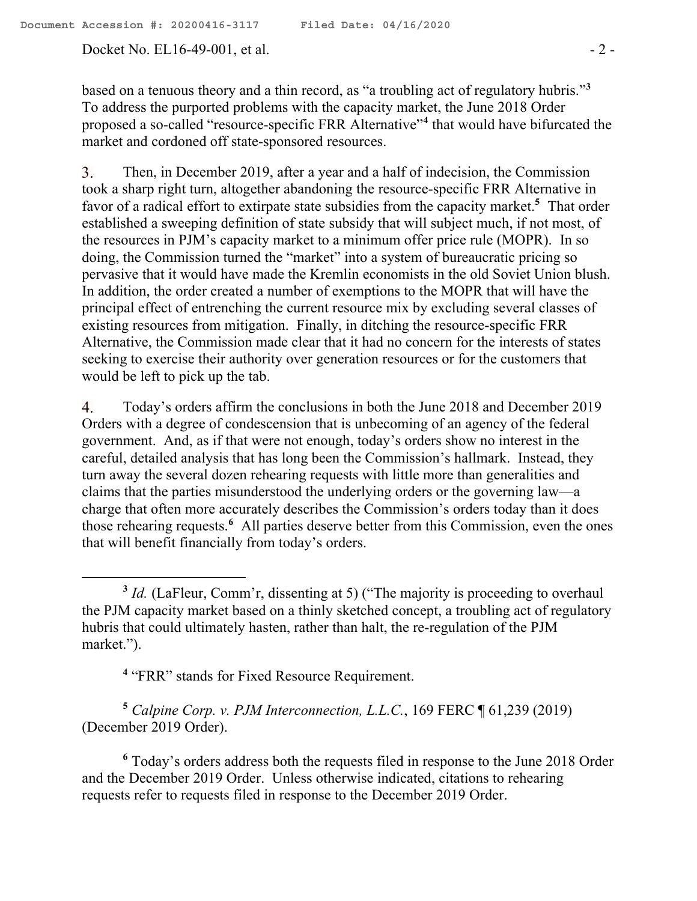based on a tenuous theory and a thin record, as "a troubling act of regulatory hubris."[3] To address the purported problems with the capacity market, the June 2018 Order proposed a so-called "resource-specific FRR Alternative"[4] that would have bifurcated the market and cordoned off state-sponsored resources.

3. Then, in December 2019, after a year and a half of indecision, the Commission took a sharp right turn, altogether abandoning the resource-specific FRR Alternative in favor of a radical effort to extirpate state subsidies from the capacity market.[5] That order established a sweeping definition of state subsidy that will subject much, if not most, of the resources in PJM's capacity market to a minimum offer price rule (MOPR). In so doing, the Commission turned the "market" into a system of bureaucratic pricing so pervasive that it would have made the Kremlin economists in the old Soviet Union blush. In addition, the order created a number of exemptions to the MOPR that will have the principal effect of entrenching the current resource mix by excluding several classes of existing resources from mitigation. Finally, in ditching the resource-specific FRR Alternative, the Commission made clear that it had no concern for the interests of states seeking to exercise their authority over generation resources or for the customers that would be left to pick up the tab.

4. Today's orders affirm the conclusions in both the June 2018 and December 2019 Orders with a degree of condescension that is unbecoming of an agency of the federal government. And, as if that were not enough, today's orders show no interest in the careful, detailed analysis that has long been the Commission's hallmark. Instead, they turn away the several dozen rehearing requests with little more than generalities and claims that the parties misunderstood the underlying orders or the governing law—a charge that often more accurately describes the Commission's orders today than it does those rehearing requests.[6] All parties deserve better from this Commission, even the ones that will benefit financially from today's orders.

---

[3] *Id.* (LaFleur, Comm'r, dissenting at 5) ("The majority is proceeding to overhaul the PJM capacity market based on a thinly sketched concept, a troubling act of regulatory hubris that could ultimately hasten, rather than halt, the re-regulation of the PJM market.").

[4] "FRR" stands for Fixed Resource Requirement.

[5] *Calpine Corp. v. PJM Interconnection, L.L.C.*, 169 FERC ¶ 61,239 (2019) (December 2019 Order).

[6] Today's orders address both the requests filed in response to the June 2018 Order and the December 2019 Order. Unless otherwise indicated, citations to rehearing requests refer to requests filed in response to the December 2019 Order.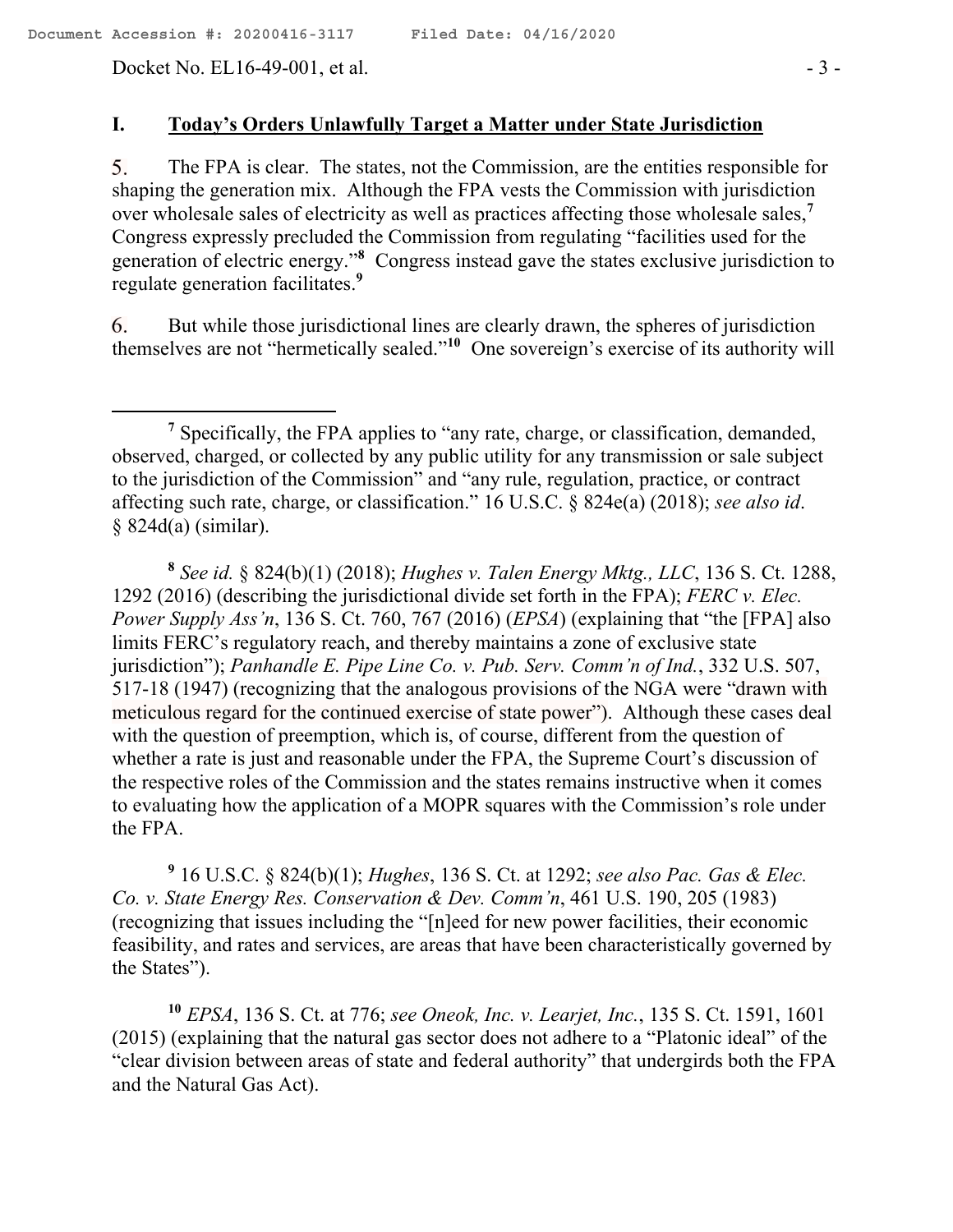## I. Today's Orders Unlawfully Target a Matter under State Jurisdiction

5. The FPA is clear. The states, not the Commission, are the entities responsible for shaping the generation mix. Although the FPA vests the Commission with jurisdiction over wholesale sales of electricity as well as practices affecting those wholesale sales,[7] Congress expressly precluded the Commission from regulating "facilities used for the generation of electric energy."[8] Congress instead gave the states exclusive jurisdiction to regulate generation facilitates.[9]

6. But while those jurisdictional lines are clearly drawn, the spheres of jurisdiction themselves are not "hermetically sealed."[10] One sovereign's exercise of its authority will

---

[7] Specifically, the FPA applies to "any rate, charge, or classification, demanded, observed, charged, or collected by any public utility for any transmission or sale subject to the jurisdiction of the Commission" and "any rule, regulation, practice, or contract affecting such rate, charge, or classification." 16 U.S.C. § 824e(a) (2018); *see also id*. § 824d(a) (similar).

[8] *See id.* § 824(b)(1) (2018); *Hughes v. Talen Energy Mktg., LLC*, 136 S. Ct. 1288, 1292 (2016) (describing the jurisdictional divide set forth in the FPA); *FERC v. Elec. Power Supply Ass'n*, 136 S. Ct. 760, 767 (2016) (*EPSA*) (explaining that "the [FPA] also limits FERC's regulatory reach, and thereby maintains a zone of exclusive state jurisdiction"); *Panhandle E. Pipe Line Co. v. Pub. Serv. Comm'n of Ind.*, 332 U.S. 507, 517-18 (1947) (recognizing that the analogous provisions of the NGA were "drawn with meticulous regard for the continued exercise of state power"). Although these cases deal with the question of preemption, which is, of course, different from the question of whether a rate is just and reasonable under the FPA, the Supreme Court's discussion of the respective roles of the Commission and the states remains instructive when it comes to evaluating how the application of a MOPR squares with the Commission's role under the FPA.

[9] 16 U.S.C. § 824(b)(1); *Hughes*, 136 S. Ct. at 1292; *see also Pac. Gas & Elec. Co. v. State Energy Res. Conservation & Dev. Comm'n*, 461 U.S. 190, 205 (1983) (recognizing that issues including the "[n]eed for new power facilities, their economic feasibility, and rates and services, are areas that have been characteristically governed by the States").

[10] *EPSA*, 136 S. Ct. at 776; *see Oneok, Inc. v. Learjet, Inc.*, 135 S. Ct. 1591, 1601 (2015) (explaining that the natural gas sector does not adhere to a "Platonic ideal" of the "clear division between areas of state and federal authority" that undergirds both the FPA and the Natural Gas Act).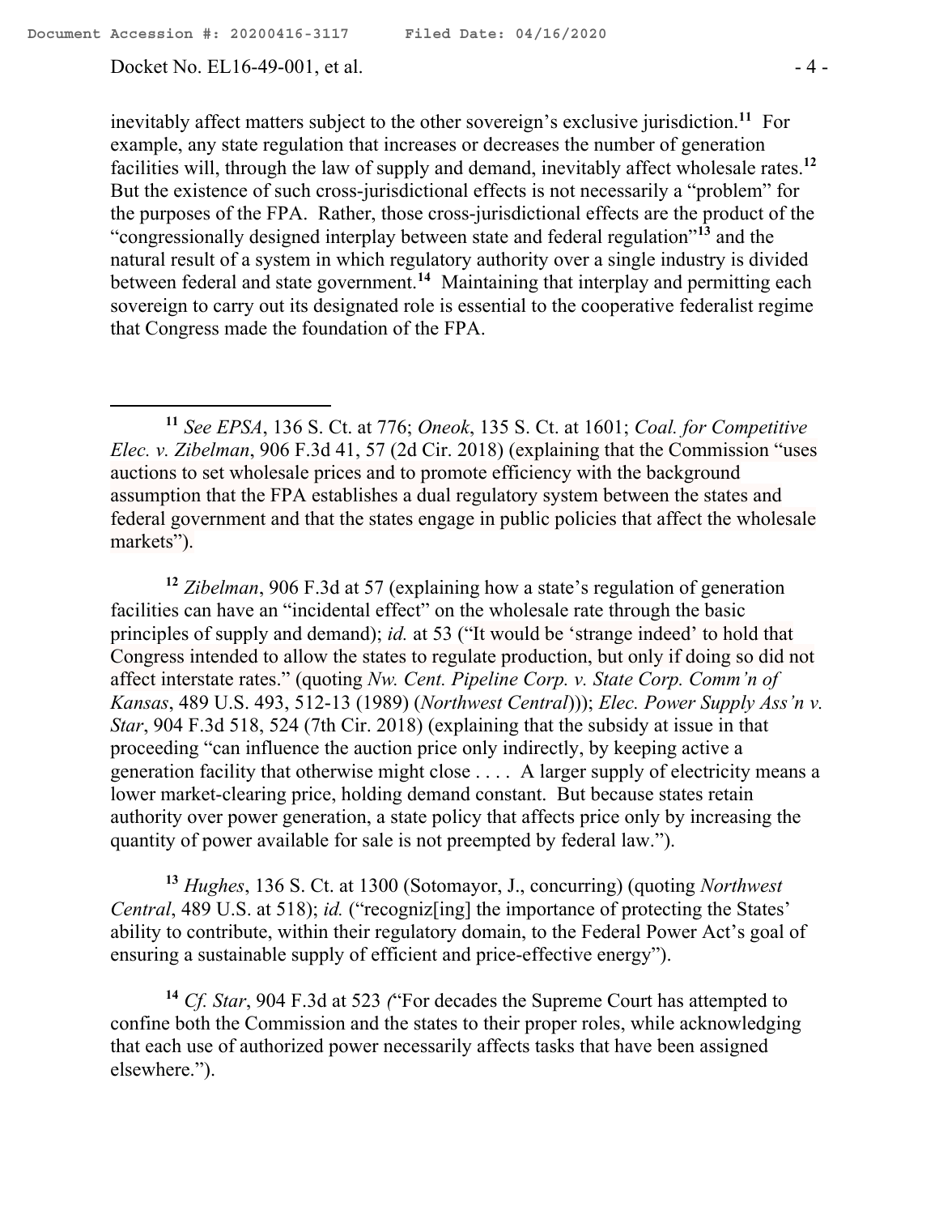inevitably affect matters subject to the other sovereign's exclusive jurisdiction.[11] For example, any state regulation that increases or decreases the number of generation facilities will, through the law of supply and demand, inevitably affect wholesale rates.[12] But the existence of such cross-jurisdictional effects is not necessarily a "problem" for the purposes of the FPA. Rather, those cross-jurisdictional effects are the product of the "congressionally designed interplay between state and federal regulation"[13] and the natural result of a system in which regulatory authority over a single industry is divided between federal and state government.[14] Maintaining that interplay and permitting each sovereign to carry out its designated role is essential to the cooperative federalist regime that Congress made the foundation of the FPA.

---

[11] *See EPSA*, 136 S. Ct. at 776; *Oneok*, 135 S. Ct. at 1601; *Coal. for Competitive Elec. v. Zibelman*, 906 F.3d 41, 57 (2d Cir. 2018) (explaining that the Commission "uses auctions to set wholesale prices and to promote efficiency with the background assumption that the FPA establishes a dual regulatory system between the states and federal government and that the states engage in public policies that affect the wholesale markets").

[12] *Zibelman*, 906 F.3d at 57 (explaining how a state's regulation of generation facilities can have an "incidental effect" on the wholesale rate through the basic principles of supply and demand); *id.* at 53 ("It would be 'strange indeed' to hold that Congress intended to allow the states to regulate production, but only if doing so did not affect interstate rates." (quoting *Nw. Cent. Pipeline Corp. v. State Corp. Comm'n of Kansas*, 489 U.S. 493, 512-13 (1989) (*Northwest Central*))); *Elec. Power Supply Ass'n v. Star*, 904 F.3d 518, 524 (7th Cir. 2018) (explaining that the subsidy at issue in that proceeding "can influence the auction price only indirectly, by keeping active a generation facility that otherwise might close . . . . A larger supply of electricity means a lower market-clearing price, holding demand constant. But because states retain authority over power generation, a state policy that affects price only by increasing the quantity of power available for sale is not preempted by federal law.").

[13] *Hughes*, 136 S. Ct. at 1300 (Sotomayor, J., concurring) (quoting *Northwest Central*, 489 U.S. at 518); *id.* ("recogniz[ing] the importance of protecting the States' ability to contribute, within their regulatory domain, to the Federal Power Act's goal of ensuring a sustainable supply of efficient and price-effective energy").

[14] *Cf. Star*, 904 F.3d at 523 ("For decades the Supreme Court has attempted to confine both the Commission and the states to their proper roles, while acknowledging that each use of authorized power necessarily affects tasks that have been assigned elsewhere.").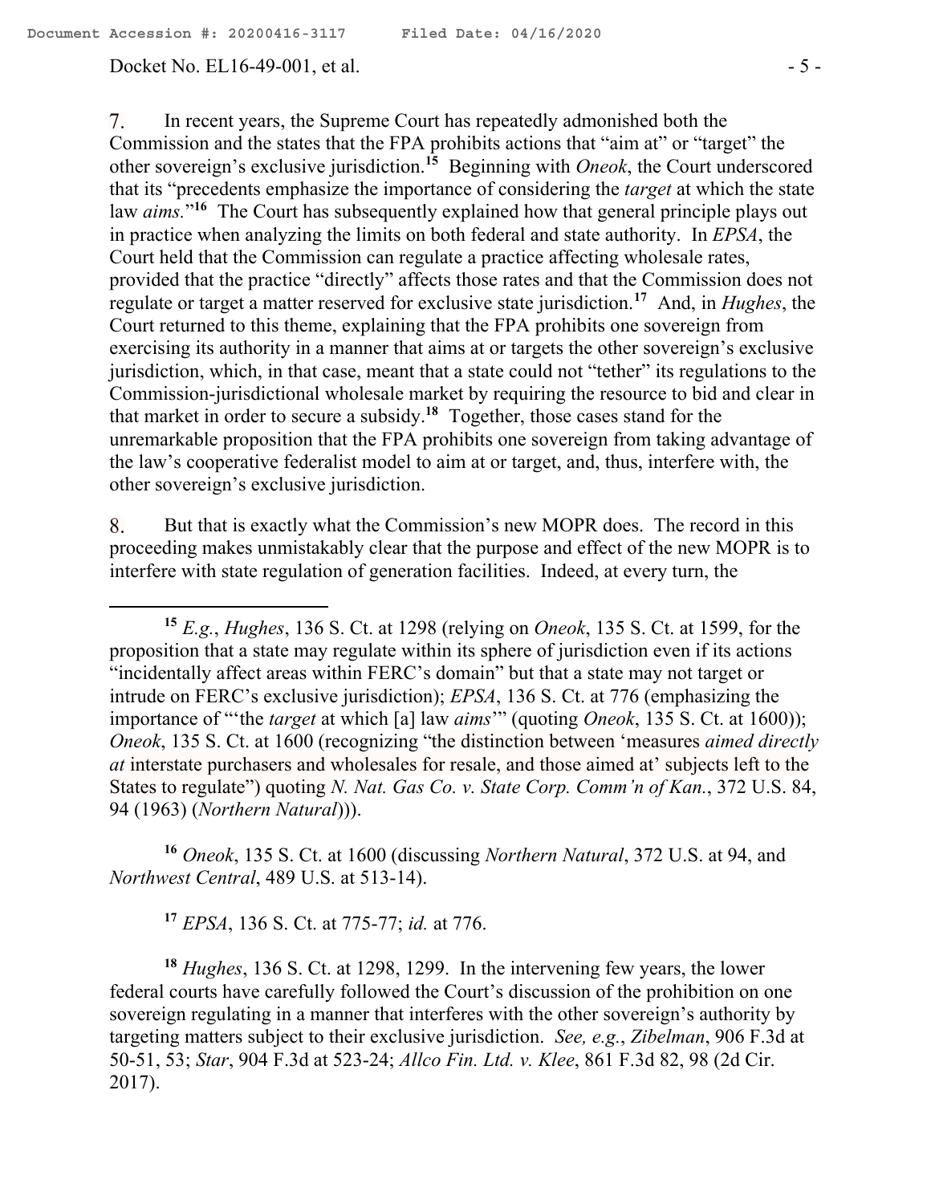7. In recent years, the Supreme Court has repeatedly admonished both the Commission and the states that the FPA prohibits actions that "aim at" or "target" the other sovereign's exclusive jurisdiction.[15] Beginning with *Oneok*, the Court underscored that its "precedents emphasize the importance of considering the *target* at which the state law *aims*."[16] The Court has subsequently explained how that general principle plays out in practice when analyzing the limits on both federal and state authority. In *EPSA*, the Court held that the Commission can regulate a practice affecting wholesale rates, provided that the practice "directly" affects those rates and that the Commission does not regulate or target a matter reserved for exclusive state jurisdiction.[17] And, in *Hughes*, the Court returned to this theme, explaining that the FPA prohibits one sovereign from exercising its authority in a manner that aims at or targets the other sovereign's exclusive jurisdiction, which, in that case, meant that a state could not "tether" its regulations to the Commission-jurisdictional wholesale market by requiring the resource to bid and clear in that market in order to secure a subsidy.[18] Together, those cases stand for the unremarkable proposition that the FPA prohibits one sovereign from taking advantage of the law's cooperative federalist model to aim at or target, and, thus, interfere with, the other sovereign's exclusive jurisdiction.

8. But that is exactly what the Commission's new MOPR does. The record in this proceeding makes unmistakably clear that the purpose and effect of the new MOPR is to interfere with state regulation of generation facilities. Indeed, at every turn, the

---

[15] *E.g.*, *Hughes*, 136 S. Ct. at 1298 (relying on *Oneok*, 135 S. Ct. at 1599, for the proposition that a state may regulate within its sphere of jurisdiction even if its actions "incidentally affect areas within FERC's domain" but that a state may not target or intrude on FERC's exclusive jurisdiction); *EPSA*, 136 S. Ct. at 776 (emphasizing the importance of "'the *target* at which [a] law *aims*'" (quoting *Oneok*, 135 S. Ct. at 1600)); *Oneok*, 135 S. Ct. at 1600 (recognizing "the distinction between 'measures *aimed directly at* interstate purchasers and wholesales for resale, and those aimed at' subjects left to the States to regulate") quoting *N. Nat. Gas Co. v. State Corp. Comm'n of Kan.*, 372 U.S. 84, 94 (1963) (*Northern Natural*))).

[16] *Oneok*, 135 S. Ct. at 1600 (discussing *Northern Natural*, 372 U.S. at 94, and *Northwest Central*, 489 U.S. at 513-14).

[17] *EPSA*, 136 S. Ct. at 775-77; *id.* at 776.

[18] *Hughes*, 136 S. Ct. at 1298, 1299. In the intervening few years, the lower federal courts have carefully followed the Court's discussion of the prohibition on one sovereign regulating in a manner that interferes with the other sovereign's authority by targeting matters subject to their exclusive jurisdiction. *See, e.g.*, *Zibelman*, 906 F.3d at 50-51, 53; *Star*, 904 F.3d at 523-24; *Allco Fin. Ltd. v. Klee*, 861 F.3d 82, 98 (2d Cir. 2017).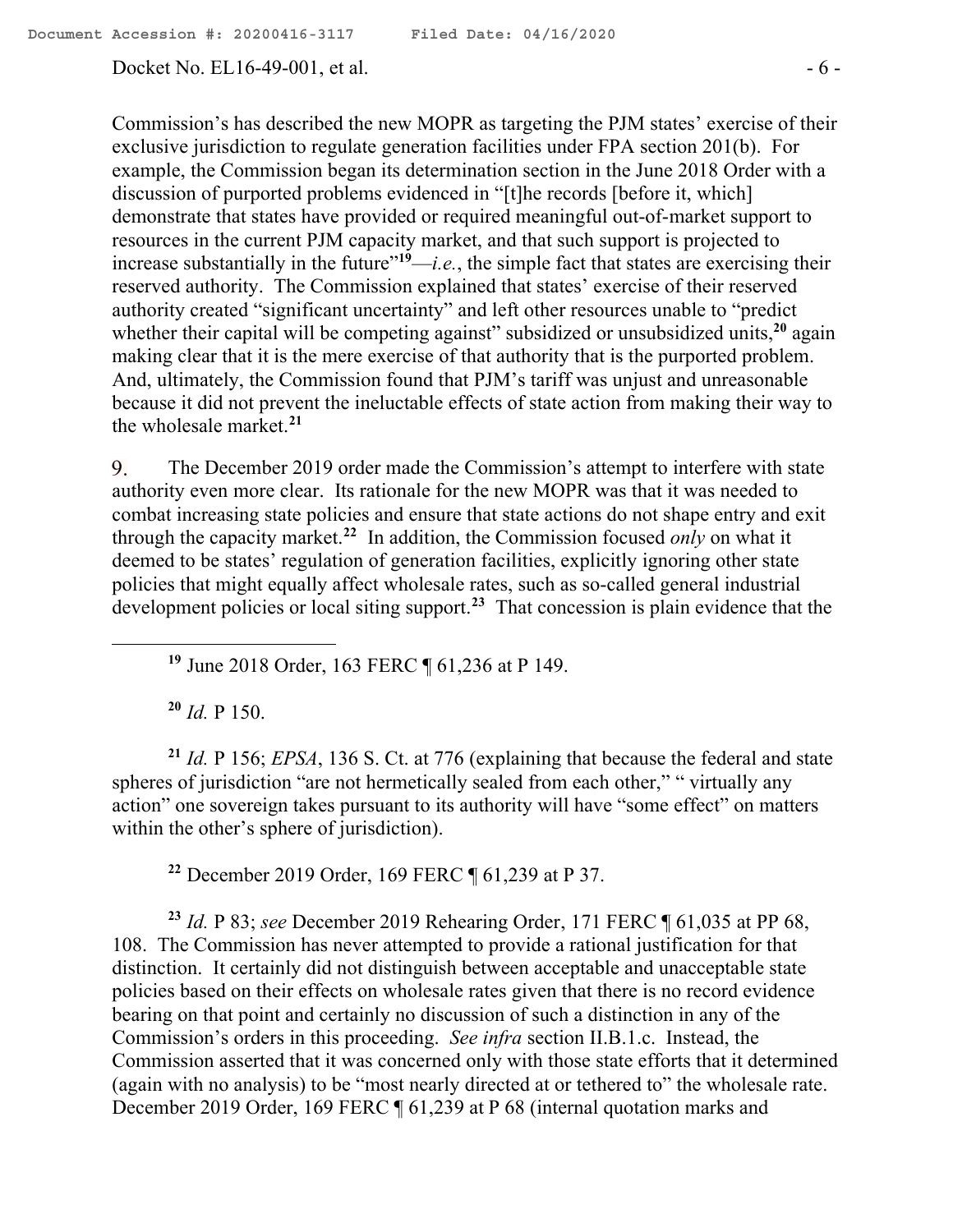Commission's has described the new MOPR as targeting the PJM states' exercise of their exclusive jurisdiction to regulate generation facilities under FPA section 201(b). For example, the Commission began its determination section in the June 2018 Order with a discussion of purported problems evidenced in "[t]he records [before it, which] demonstrate that states have provided or required meaningful out-of-market support to resources in the current PJM capacity market, and that such support is projected to increase substantially in the future"[19]—*i.e.*, the simple fact that states are exercising their reserved authority. The Commission explained that states' exercise of their reserved authority created "significant uncertainty" and left other resources unable to "predict whether their capital will be competing against" subsidized or unsubsidized units,[20] again making clear that it is the mere exercise of that authority that is the purported problem. And, ultimately, the Commission found that PJM's tariff was unjust and unreasonable because it did not prevent the ineluctable effects of state action from making their way to the wholesale market.[21]

9. The December 2019 order made the Commission's attempt to interfere with state authority even more clear. Its rationale for the new MOPR was that it was needed to combat increasing state policies and ensure that state actions do not shape entry and exit through the capacity market.[22] In addition, the Commission focused *only* on what it deemed to be states' regulation of generation facilities, explicitly ignoring other state policies that might equally affect wholesale rates, such as so-called general industrial development policies or local siting support.[23] That concession is plain evidence that the

---

[19] June 2018 Order, 163 FERC ¶ 61,236 at P 149.

[20] *Id.* P 150.

[21] *Id.* P 156; *EPSA*, 136 S. Ct. at 776 (explaining that because the federal and state spheres of jurisdiction "are not hermetically sealed from each other," " virtually any action" one sovereign takes pursuant to its authority will have "some effect" on matters within the other's sphere of jurisdiction).

[22] December 2019 Order, 169 FERC ¶ 61,239 at P 37.

[23] *Id.* P 83; *see* December 2019 Rehearing Order, 171 FERC ¶ 61,035 at PP 68, 108. The Commission has never attempted to provide a rational justification for that distinction. It certainly did not distinguish between acceptable and unacceptable state policies based on their effects on wholesale rates given that there is no record evidence bearing on that point and certainly no discussion of such a distinction in any of the Commission's orders in this proceeding. *See infra* section II.B.1.c. Instead, the Commission asserted that it was concerned only with those state efforts that it determined (again with no analysis) to be "most nearly directed at or tethered to" the wholesale rate. December 2019 Order, 169 FERC ¶ 61,239 at P 68 (internal quotation marks and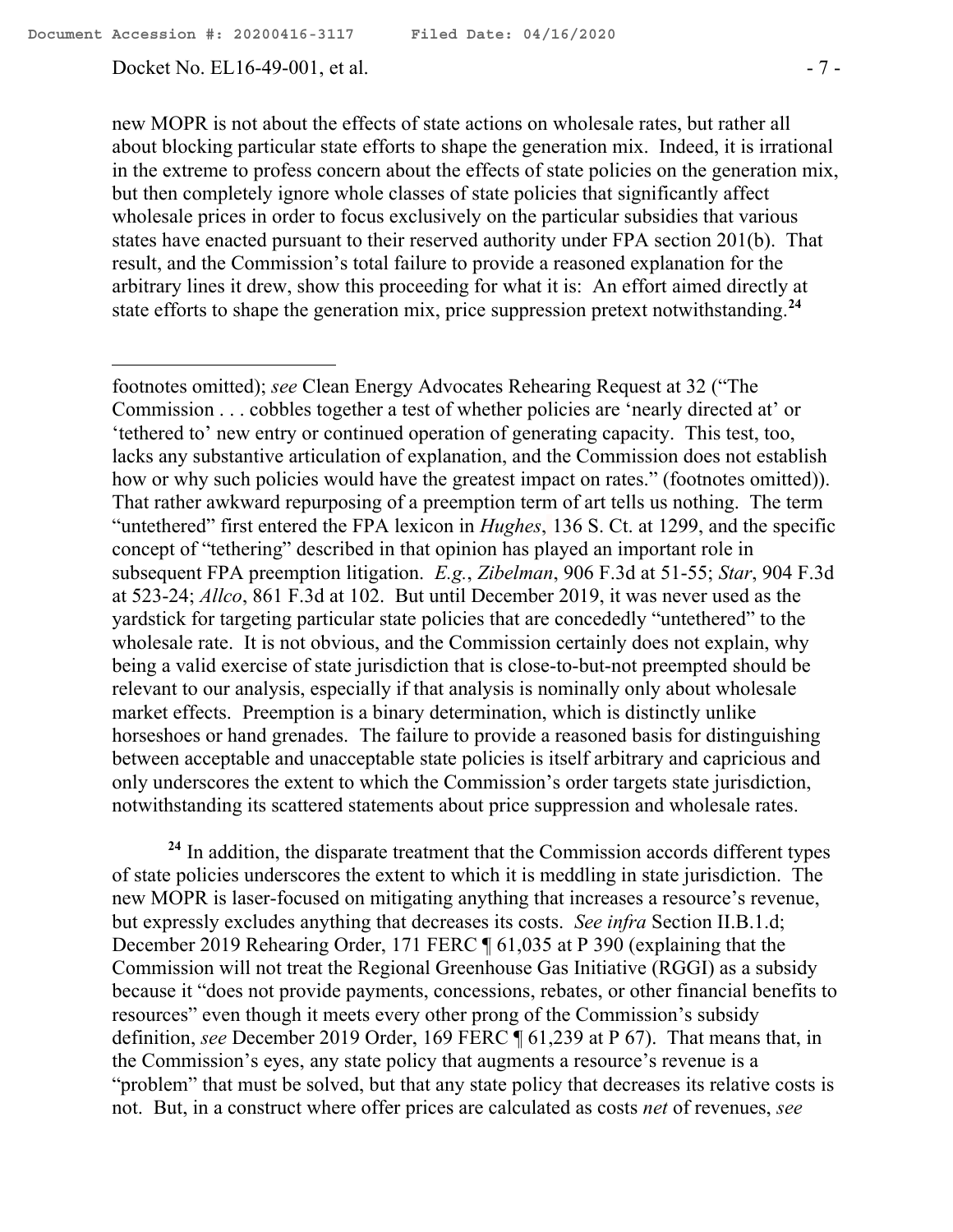new MOPR is not about the effects of state actions on wholesale rates, but rather all about blocking particular state efforts to shape the generation mix. Indeed, it is irrational in the extreme to profess concern about the effects of state policies on the generation mix, but then completely ignore whole classes of state policies that significantly affect wholesale prices in order to focus exclusively on the particular subsidies that various states have enacted pursuant to their reserved authority under FPA section 201(b). That result, and the Commission's total failure to provide a reasoned explanation for the arbitrary lines it drew, show this proceeding for what it is: An effort aimed directly at state efforts to shape the generation mix, price suppression pretext notwithstanding.[24]

---

footnotes omitted); *see* Clean Energy Advocates Rehearing Request at 32 ("The Commission . . . cobbles together a test of whether policies are 'nearly directed at' or 'tethered to' new entry or continued operation of generating capacity. This test, too, lacks any substantive articulation of explanation, and the Commission does not establish how or why such policies would have the greatest impact on rates." (footnotes omitted)). That rather awkward repurposing of a preemption term of art tells us nothing. The term "untethered" first entered the FPA lexicon in *Hughes*, 136 S. Ct. at 1299, and the specific concept of "tethering" described in that opinion has played an important role in subsequent FPA preemption litigation. *E.g.*, *Zibelman*, 906 F.3d at 51-55; *Star*, 904 F.3d at 523-24; *Allco*, 861 F.3d at 102. But until December 2019, it was never used as the yardstick for targeting particular state policies that are concededly "untethered" to the wholesale rate. It is not obvious, and the Commission certainly does not explain, why being a valid exercise of state jurisdiction that is close-to-but-not preempted should be relevant to our analysis, especially if that analysis is nominally only about wholesale market effects. Preemption is a binary determination, which is distinctly unlike horseshoes or hand grenades. The failure to provide a reasoned basis for distinguishing between acceptable and unacceptable state policies is itself arbitrary and capricious and only underscores the extent to which the Commission's order targets state jurisdiction, notwithstanding its scattered statements about price suppression and wholesale rates.

[24] In addition, the disparate treatment that the Commission accords different types of state policies underscores the extent to which it is meddling in state jurisdiction. The new MOPR is laser-focused on mitigating anything that increases a resource's revenue, but expressly excludes anything that decreases its costs. *See infra* Section II.B.1.d; December 2019 Rehearing Order, 171 FERC ¶ 61,035 at P 390 (explaining that the Commission will not treat the Regional Greenhouse Gas Initiative (RGGI) as a subsidy because it "does not provide payments, concessions, rebates, or other financial benefits to resources" even though it meets every other prong of the Commission's subsidy definition, *see* December 2019 Order, 169 FERC ¶ 61,239 at P 67). That means that, in the Commission's eyes, any state policy that augments a resource's revenue is a "problem" that must be solved, but that any state policy that decreases its relative costs is not. But, in a construct where offer prices are calculated as costs *net* of revenues, *see*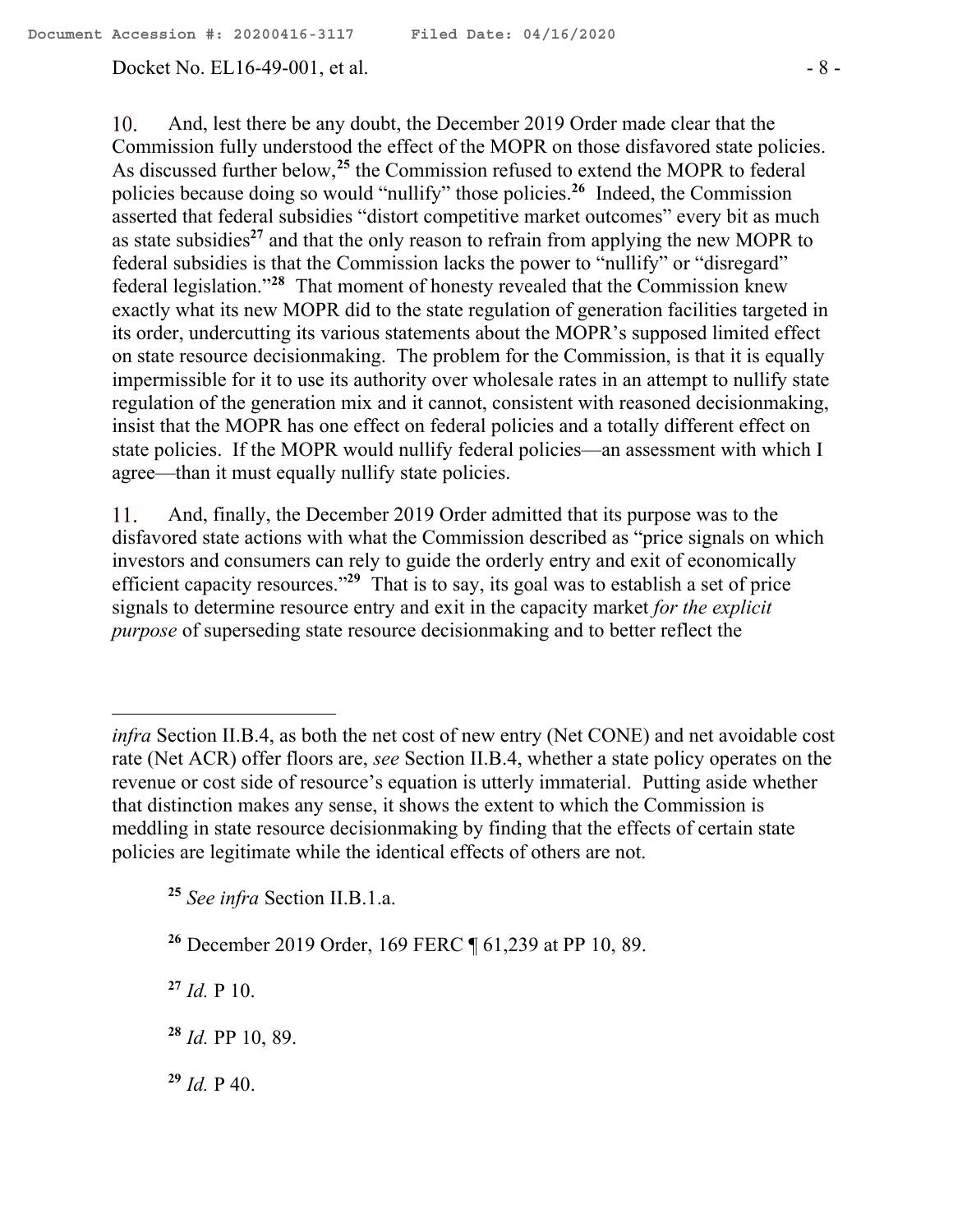10. And, lest there be any doubt, the December 2019 Order made clear that the Commission fully understood the effect of the MOPR on those disfavored state policies. As discussed further below,[25] the Commission refused to extend the MOPR to federal policies because doing so would "nullify" those policies.[26] Indeed, the Commission asserted that federal subsidies "distort competitive market outcomes" every bit as much as state subsidies[27] and that the only reason to refrain from applying the new MOPR to federal subsidies is that the Commission lacks the power to "nullify" or "disregard" federal legislation."[28] That moment of honesty revealed that the Commission knew exactly what its new MOPR did to the state regulation of generation facilities targeted in its order, undercutting its various statements about the MOPR's supposed limited effect on state resource decisionmaking. The problem for the Commission, is that it is equally impermissible for it to use its authority over wholesale rates in an attempt to nullify state regulation of the generation mix and it cannot, consistent with reasoned decisionmaking, insist that the MOPR has one effect on federal policies and a totally different effect on state policies. If the MOPR would nullify federal policies—an assessment with which I agree—than it must equally nullify state policies.

11. And, finally, the December 2019 Order admitted that its purpose was to the disfavored state actions with what the Commission described as "price signals on which investors and consumers can rely to guide the orderly entry and exit of economically efficient capacity resources."[29] That is to say, its goal was to establish a set of price signals to determine resource entry and exit in the capacity market *for the explicit purpose* of superseding state resource decisionmaking and to better reflect the

---

*infra* Section II.B.4, as both the net cost of new entry (Net CONE) and net avoidable cost rate (Net ACR) offer floors are, *see* Section II.B.4, whether a state policy operates on the revenue or cost side of resource's equation is utterly immaterial. Putting aside whether that distinction makes any sense, it shows the extent to which the Commission is meddling in state resource decisionmaking by finding that the effects of certain state policies are legitimate while the identical effects of others are not.

[25] *See infra* Section II.B.1.a.

[26] December 2019 Order, 169 FERC ¶ 61,239 at PP 10, 89.

[27] *Id.* P 10.

[28] *Id.* PP 10, 89.

[29] *Id.* P 40.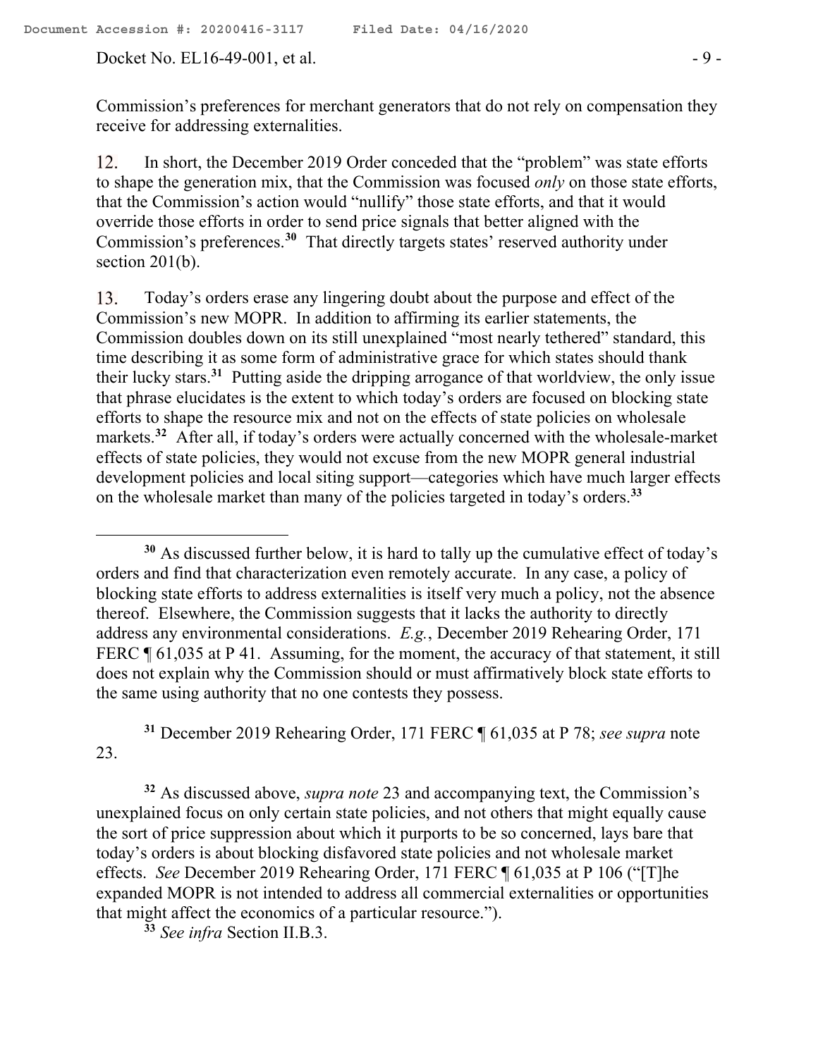Commission's preferences for merchant generators that do not rely on compensation they receive for addressing externalities.

12. In short, the December 2019 Order conceded that the "problem" was state efforts to shape the generation mix, that the Commission was focused *only* on those state efforts, that the Commission's action would "nullify" those state efforts, and that it would override those efforts in order to send price signals that better aligned with the Commission's preferences.[30] That directly targets states' reserved authority under section 201(b).

13. Today's orders erase any lingering doubt about the purpose and effect of the Commission's new MOPR. In addition to affirming its earlier statements, the Commission doubles down on its still unexplained "most nearly tethered" standard, this time describing it as some form of administrative grace for which states should thank their lucky stars.[31] Putting aside the dripping arrogance of that worldview, the only issue that phrase elucidates is the extent to which today's orders are focused on blocking state efforts to shape the resource mix and not on the effects of state policies on wholesale markets.[32] After all, if today's orders were actually concerned with the wholesale-market effects of state policies, they would not excuse from the new MOPR general industrial development policies and local siting support—categories which have much larger effects on the wholesale market than many of the policies targeted in today's orders.[33]

---

[30] As discussed further below, it is hard to tally up the cumulative effect of today's orders and find that characterization even remotely accurate. In any case, a policy of blocking state efforts to address externalities is itself very much a policy, not the absence thereof. Elsewhere, the Commission suggests that it lacks the authority to directly address any environmental considerations. *E.g.*, December 2019 Rehearing Order, 171 FERC ¶ 61,035 at P 41. Assuming, for the moment, the accuracy of that statement, it still does not explain why the Commission should or must affirmatively block state efforts to the same using authority that no one contests they possess.

[31] December 2019 Rehearing Order, 171 FERC ¶ 61,035 at P 78; *see supra* note 23.

[32] As discussed above, *supra note* 23 and accompanying text, the Commission's unexplained focus on only certain state policies, and not others that might equally cause the sort of price suppression about which it purports to be so concerned, lays bare that today's orders is about blocking disfavored state policies and not wholesale market effects. *See* December 2019 Rehearing Order, 171 FERC ¶ 61,035 at P 106 ("[T]he expanded MOPR is not intended to address all commercial externalities or opportunities that might affect the economics of a particular resource.").

[33] *See infra* Section II.B.3.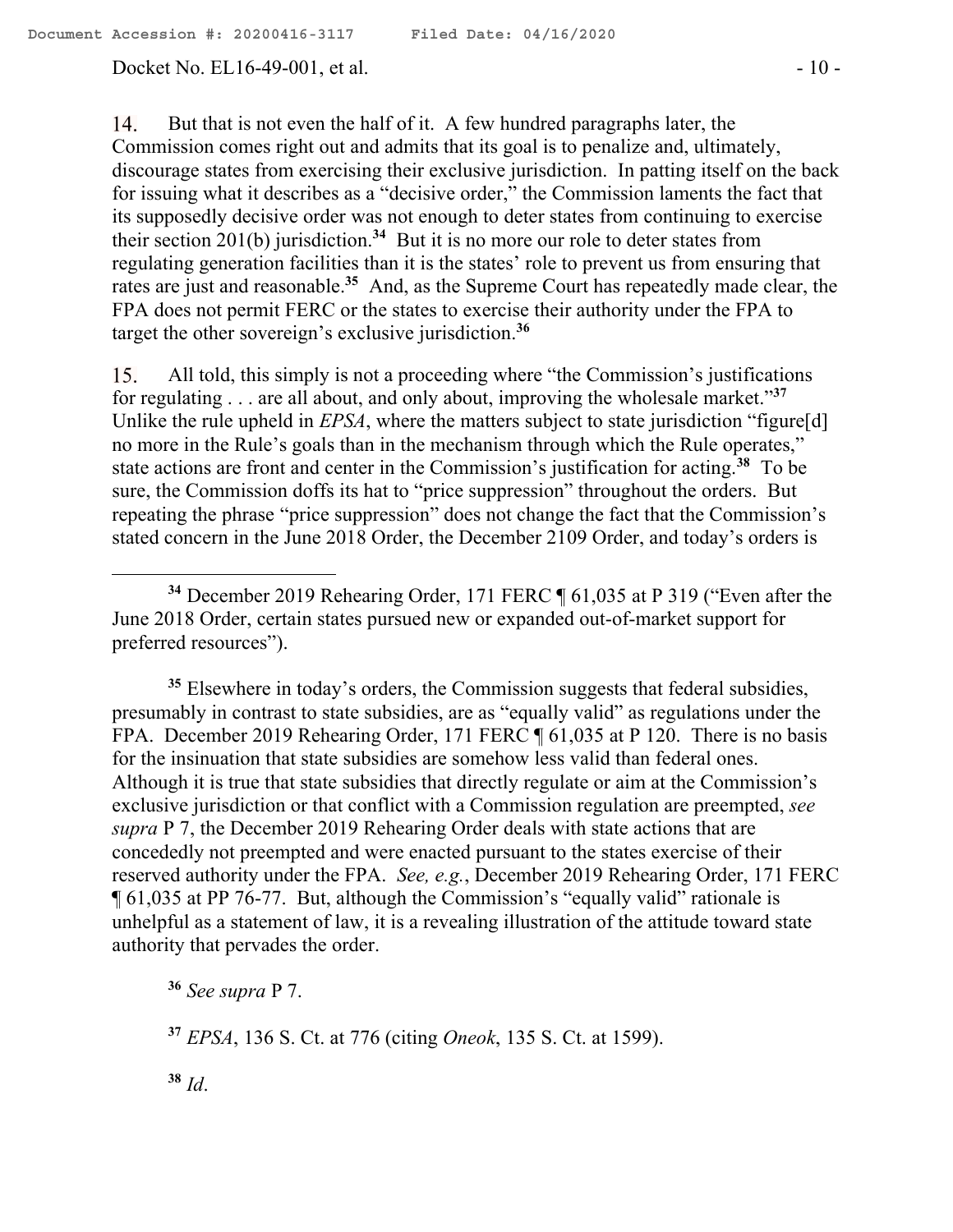14. But that is not even the half of it. A few hundred paragraphs later, the Commission comes right out and admits that its goal is to penalize and, ultimately, discourage states from exercising their exclusive jurisdiction. In patting itself on the back for issuing what it describes as a "decisive order," the Commission laments the fact that its supposedly decisive order was not enough to deter states from continuing to exercise their section 201(b) jurisdiction.[34] But it is no more our role to deter states from regulating generation facilities than it is the states' role to prevent us from ensuring that rates are just and reasonable.[35] And, as the Supreme Court has repeatedly made clear, the FPA does not permit FERC or the states to exercise their authority under the FPA to target the other sovereign's exclusive jurisdiction.[36]

15. All told, this simply is not a proceeding where "the Commission's justifications for regulating . . . are all about, and only about, improving the wholesale market."[37] Unlike the rule upheld in *EPSA*, where the matters subject to state jurisdiction "figure[d] no more in the Rule's goals than in the mechanism through which the Rule operates," state actions are front and center in the Commission's justification for acting.[38] To be sure, the Commission doffs its hat to "price suppression" throughout the orders. But repeating the phrase "price suppression" does not change the fact that the Commission's stated concern in the June 2018 Order, the December 2109 Order, and today's orders is

---

[34] December 2019 Rehearing Order, 171 FERC ¶ 61,035 at P 319 ("Even after the June 2018 Order, certain states pursued new or expanded out-of-market support for preferred resources").

[35] Elsewhere in today's orders, the Commission suggests that federal subsidies, presumably in contrast to state subsidies, are as "equally valid" as regulations under the FPA. December 2019 Rehearing Order, 171 FERC ¶ 61,035 at P 120. There is no basis for the insinuation that state subsidies are somehow less valid than federal ones. Although it is true that state subsidies that directly regulate or aim at the Commission's exclusive jurisdiction or that conflict with a Commission regulation are preempted, *see supra* P 7, the December 2019 Rehearing Order deals with state actions that are concededly not preempted and were enacted pursuant to the states exercise of their reserved authority under the FPA. *See, e.g.*, December 2019 Rehearing Order, 171 FERC ¶ 61,035 at PP 76-77. But, although the Commission's "equally valid" rationale is unhelpful as a statement of law, it is a revealing illustration of the attitude toward state authority that pervades the order.

[36] *See supra* P 7.

[37] *EPSA*, 136 S. Ct. at 776 (citing *Oneok*, 135 S. Ct. at 1599).

[38] *Id*.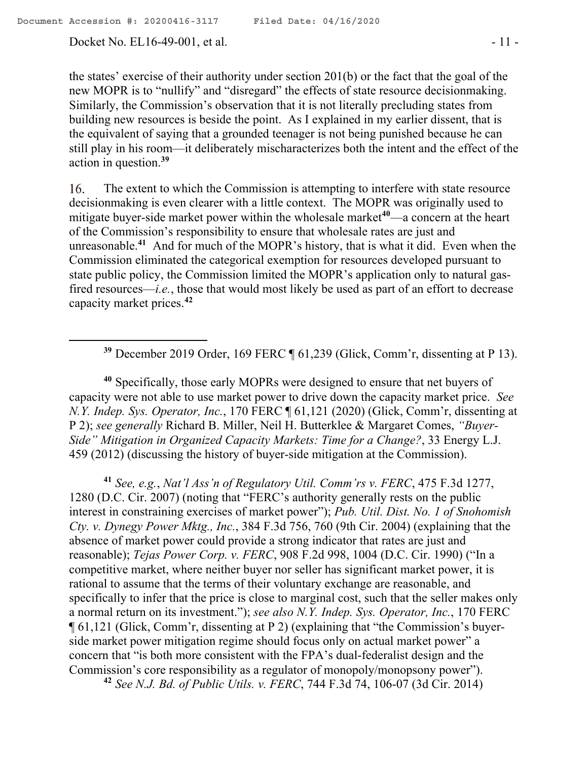the states' exercise of their authority under section 201(b) or the fact that the goal of the new MOPR is to "nullify" and "disregard" the effects of state resource decisionmaking. Similarly, the Commission's observation that it is not literally precluding states from building new resources is beside the point. As I explained in my earlier dissent, that is the equivalent of saying that a grounded teenager is not being punished because he can still play in his room—it deliberately mischaracterizes both the intent and the effect of the action in question.[39]

16. The extent to which the Commission is attempting to interfere with state resource decisionmaking is even clearer with a little context. The MOPR was originally used to mitigate buyer-side market power within the wholesale market[40]—a concern at the heart of the Commission's responsibility to ensure that wholesale rates are just and unreasonable.[41] And for much of the MOPR's history, that is what it did. Even when the Commission eliminated the categorical exemption for resources developed pursuant to state public policy, the Commission limited the MOPR's application only to natural gas-fired resources—*i.e.*, those that would most likely be used as part of an effort to decrease capacity market prices.[42]

---

[39] December 2019 Order, 169 FERC ¶ 61,239 (Glick, Comm'r, dissenting at P 13).

[40] Specifically, those early MOPRs were designed to ensure that net buyers of capacity were not able to use market power to drive down the capacity market price. *See N.Y. Indep. Sys. Operator, Inc.*, 170 FERC ¶ 61,121 (2020) (Glick, Comm'r, dissenting at P 2); *see generally* Richard B. Miller, Neil H. Butterklee & Margaret Comes, *"Buyer-Side" Mitigation in Organized Capacity Markets: Time for a Change?*, 33 Energy L.J. 459 (2012) (discussing the history of buyer-side mitigation at the Commission).

[41] *See, e.g.*, *Nat'l Ass'n of Regulatory Util. Comm'rs v. FERC*, 475 F.3d 1277, 1280 (D.C. Cir. 2007) (noting that "FERC's authority generally rests on the public interest in constraining exercises of market power"); *Pub. Util. Dist. No. 1 of Snohomish Cty. v. Dynegy Power Mktg., Inc.*, 384 F.3d 756, 760 (9th Cir. 2004) (explaining that the absence of market power could provide a strong indicator that rates are just and reasonable); *Tejas Power Corp. v. FERC*, 908 F.2d 998, 1004 (D.C. Cir. 1990) ("In a competitive market, where neither buyer nor seller has significant market power, it is rational to assume that the terms of their voluntary exchange are reasonable, and specifically to infer that the price is close to marginal cost, such that the seller makes only a normal return on its investment."); *see also N.Y. Indep. Sys. Operator, Inc.*, 170 FERC ¶ 61,121 (Glick, Comm'r, dissenting at P 2) (explaining that "the Commission's buyer-side market power mitigation regime should focus only on actual market power" a concern that "is both more consistent with the FPA's dual-federalist design and the Commission's core responsibility as a regulator of monopoly/monopsony power").

[42] *See N.J. Bd. of Public Utils. v. FERC*, 744 F.3d 74, 106-07 (3d Cir. 2014)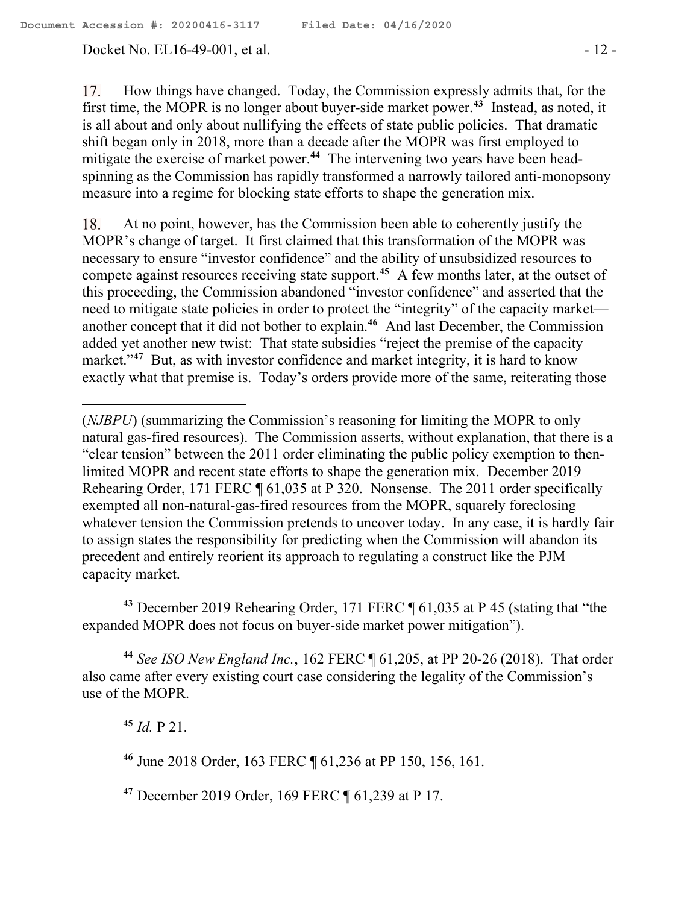17. How things have changed. Today, the Commission expressly admits that, for the first time, the MOPR is no longer about buyer-side market power.[43] Instead, as noted, it is all about and only about nullifying the effects of state public policies. That dramatic shift began only in 2018, more than a decade after the MOPR was first employed to mitigate the exercise of market power.[44] The intervening two years have been head-spinning as the Commission has rapidly transformed a narrowly tailored anti-monopsony measure into a regime for blocking state efforts to shape the generation mix.

18. At no point, however, has the Commission been able to coherently justify the MOPR's change of target. It first claimed that this transformation of the MOPR was necessary to ensure "investor confidence" and the ability of unsubsidized resources to compete against resources receiving state support.[45] A few months later, at the outset of this proceeding, the Commission abandoned "investor confidence" and asserted that the need to mitigate state policies in order to protect the "integrity" of the capacity market—another concept that it did not bother to explain.[46] And last December, the Commission added yet another new twist: That state subsidies "reject the premise of the capacity market."[47] But, as with investor confidence and market integrity, it is hard to know exactly what that premise is. Today's orders provide more of the same, reiterating those

---

(*NJBPU*) (summarizing the Commission's reasoning for limiting the MOPR to only natural gas-fired resources). The Commission asserts, without explanation, that there is a "clear tension" between the 2011 order eliminating the public policy exemption to then-limited MOPR and recent state efforts to shape the generation mix. December 2019 Rehearing Order, 171 FERC ¶ 61,035 at P 320. Nonsense. The 2011 order specifically exempted all non-natural-gas-fired resources from the MOPR, squarely foreclosing whatever tension the Commission pretends to uncover today. In any case, it is hardly fair to assign states the responsibility for predicting when the Commission will abandon its precedent and entirely reorient its approach to regulating a construct like the PJM capacity market.

[43] December 2019 Rehearing Order, 171 FERC ¶ 61,035 at P 45 (stating that "the expanded MOPR does not focus on buyer-side market power mitigation").

[44] *See ISO New England Inc.*, 162 FERC ¶ 61,205, at PP 20-26 (2018). That order also came after every existing court case considering the legality of the Commission's use of the MOPR.

[45] *Id.* P 21.

[46] June 2018 Order, 163 FERC ¶ 61,236 at PP 150, 156, 161.

[47] December 2019 Order, 169 FERC ¶ 61,239 at P 17.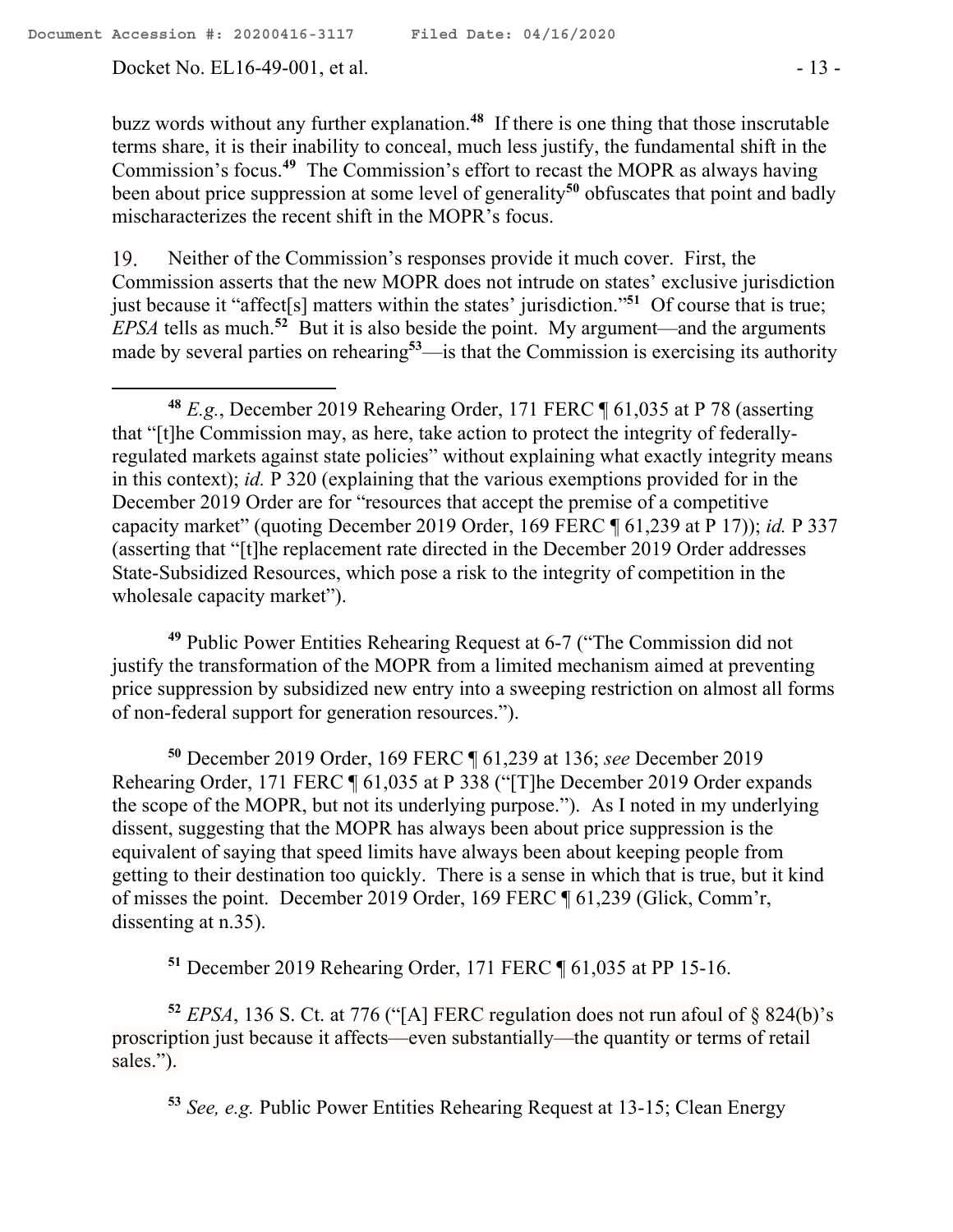buzz words without any further explanation.[48] If there is one thing that those inscrutable terms share, it is their inability to conceal, much less justify, the fundamental shift in the Commission's focus.[49] The Commission's effort to recast the MOPR as always having been about price suppression at some level of generality[50] obfuscates that point and badly mischaracterizes the recent shift in the MOPR's focus.

19. Neither of the Commission's responses provide it much cover. First, the Commission asserts that the new MOPR does not intrude on states' exclusive jurisdiction just because it "affect[s] matters within the states' jurisdiction."[51] Of course that is true; *EPSA* tells as much.[52] But it is also beside the point. My argument—and the arguments made by several parties on rehearing[53]—is that the Commission is exercising its authority

---

[48] *E.g.*, December 2019 Rehearing Order, 171 FERC ¶ 61,035 at P 78 (asserting that "[t]he Commission may, as here, take action to protect the integrity of federally-regulated markets against state policies" without explaining what exactly integrity means in this context); *id.* P 320 (explaining that the various exemptions provided for in the December 2019 Order are for "resources that accept the premise of a competitive capacity market" (quoting December 2019 Order, 169 FERC ¶ 61,239 at P 17)); *id.* P 337 (asserting that "[t]he replacement rate directed in the December 2019 Order addresses State-Subsidized Resources, which pose a risk to the integrity of competition in the wholesale capacity market").

[49] Public Power Entities Rehearing Request at 6-7 ("The Commission did not justify the transformation of the MOPR from a limited mechanism aimed at preventing price suppression by subsidized new entry into a sweeping restriction on almost all forms of non-federal support for generation resources.").

[50] December 2019 Order, 169 FERC ¶ 61,239 at 136; *see* December 2019 Rehearing Order, 171 FERC ¶ 61,035 at P 338 ("[T]he December 2019 Order expands the scope of the MOPR, but not its underlying purpose."). As I noted in my underlying dissent, suggesting that the MOPR has always been about price suppression is the equivalent of saying that speed limits have always been about keeping people from getting to their destination too quickly. There is a sense in which that is true, but it kind of misses the point. December 2019 Order, 169 FERC ¶ 61,239 (Glick, Comm'r, dissenting at n.35).

[51] December 2019 Rehearing Order, 171 FERC ¶ 61,035 at PP 15-16.

[52] *EPSA*, 136 S. Ct. at 776 ("[A] FERC regulation does not run afoul of § 824(b)'s proscription just because it affects—even substantially—the quantity or terms of retail sales.").

[53] *See, e.g.* Public Power Entities Rehearing Request at 13-15; Clean Energy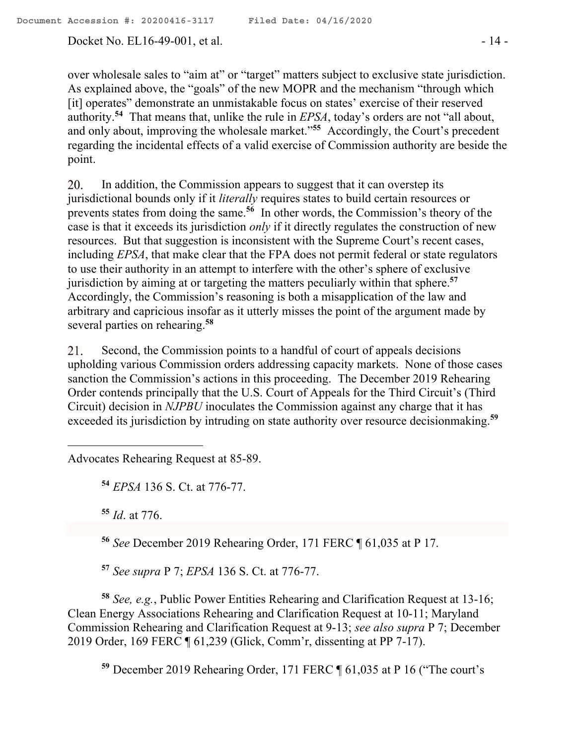over wholesale sales to "aim at" or "target" matters subject to exclusive state jurisdiction. As explained above, the "goals" of the new MOPR and the mechanism "through which [it] operates" demonstrate an unmistakable focus on states' exercise of their reserved authority.[54] That means that, unlike the rule in *EPSA*, today's orders are not "all about, and only about, improving the wholesale market."[55] Accordingly, the Court's precedent regarding the incidental effects of a valid exercise of Commission authority are beside the point.

20. In addition, the Commission appears to suggest that it can overstep its jurisdictional bounds only if it *literally* requires states to build certain resources or prevents states from doing the same.[56] In other words, the Commission's theory of the case is that it exceeds its jurisdiction *only* if it directly regulates the construction of new resources. But that suggestion is inconsistent with the Supreme Court's recent cases, including *EPSA*, that make clear that the FPA does not permit federal or state regulators to use their authority in an attempt to interfere with the other's sphere of exclusive jurisdiction by aiming at or targeting the matters peculiarly within that sphere.[57] Accordingly, the Commission's reasoning is both a misapplication of the law and arbitrary and capricious insofar as it utterly misses the point of the argument made by several parties on rehearing.[58]

21. Second, the Commission points to a handful of court of appeals decisions upholding various Commission orders addressing capacity markets. None of those cases sanction the Commission's actions in this proceeding. The December 2019 Rehearing Order contends principally that the U.S. Court of Appeals for the Third Circuit's (Third Circuit) decision in *NJPBU* inoculates the Commission against any charge that it has exceeded its jurisdiction by intruding on state authority over resource decisionmaking.[59]

---

Advocates Rehearing Request at 85-89.

[54] *EPSA* 136 S. Ct. at 776-77.

[55] *Id*. at 776.

[56] *See* December 2019 Rehearing Order, 171 FERC ¶ 61,035 at P 17.

[57] *See supra* P 7; *EPSA* 136 S. Ct. at 776-77.

[58] *See, e.g.*, Public Power Entities Rehearing and Clarification Request at 13-16; Clean Energy Associations Rehearing and Clarification Request at 10-11; Maryland Commission Rehearing and Clarification Request at 9-13; *see also supra* P 7; December 2019 Order, 169 FERC ¶ 61,239 (Glick, Comm'r, dissenting at PP 7-17).

[59] December 2019 Rehearing Order, 171 FERC ¶ 61,035 at P 16 ("The court's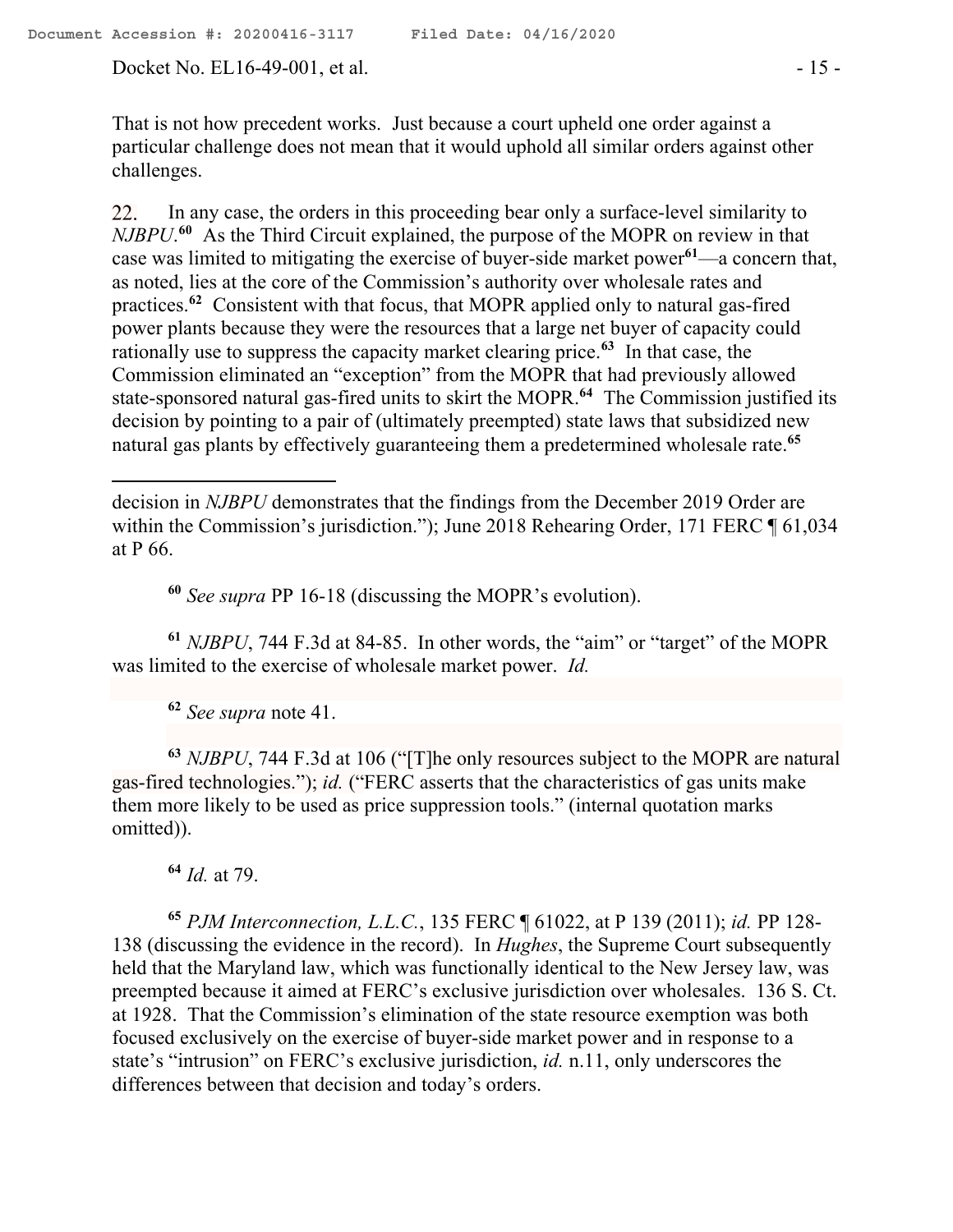That is not how precedent works. Just because a court upheld one order against a particular challenge does not mean that it would uphold all similar orders against other challenges.

22. In any case, the orders in this proceeding bear only a surface-level similarity to *NJBPU*.[60] As the Third Circuit explained, the purpose of the MOPR on review in that case was limited to mitigating the exercise of buyer-side market power[61]—a concern that, as noted, lies at the core of the Commission's authority over wholesale rates and practices.[62] Consistent with that focus, that MOPR applied only to natural gas-fired power plants because they were the resources that a large net buyer of capacity could rationally use to suppress the capacity market clearing price.[63] In that case, the Commission eliminated an "exception" from the MOPR that had previously allowed state-sponsored natural gas-fired units to skirt the MOPR.[64] The Commission justified its decision by pointing to a pair of (ultimately preempted) state laws that subsidized new natural gas plants by effectively guaranteeing them a predetermined wholesale rate.[65]

---

decision in *NJBPU* demonstrates that the findings from the December 2019 Order are within the Commission's jurisdiction."); June 2018 Rehearing Order, 171 FERC ¶ 61,034 at P 66.

[60] *See supra* PP 16-18 (discussing the MOPR's evolution).

[61] *NJBPU*, 744 F.3d at 84-85. In other words, the "aim" or "target" of the MOPR was limited to the exercise of wholesale market power. *Id.*

[62] *See supra* note 41.

[63] *NJBPU*, 744 F.3d at 106 ("[T]he only resources subject to the MOPR are natural gas-fired technologies."); *id.* ("FERC asserts that the characteristics of gas units make them more likely to be used as price suppression tools." (internal quotation marks omitted)).

[64] *Id.* at 79.

[65] *PJM Interconnection, L.L.C.*, 135 FERC ¶ 61022, at P 139 (2011); *id.* PP 128-138 (discussing the evidence in the record). In *Hughes*, the Supreme Court subsequently held that the Maryland law, which was functionally identical to the New Jersey law, was preempted because it aimed at FERC's exclusive jurisdiction over wholesales. 136 S. Ct. at 1928. That the Commission's elimination of the state resource exemption was both focused exclusively on the exercise of buyer-side market power and in response to a state's "intrusion" on FERC's exclusive jurisdiction, *id.* n.11, only underscores the differences between that decision and today's orders.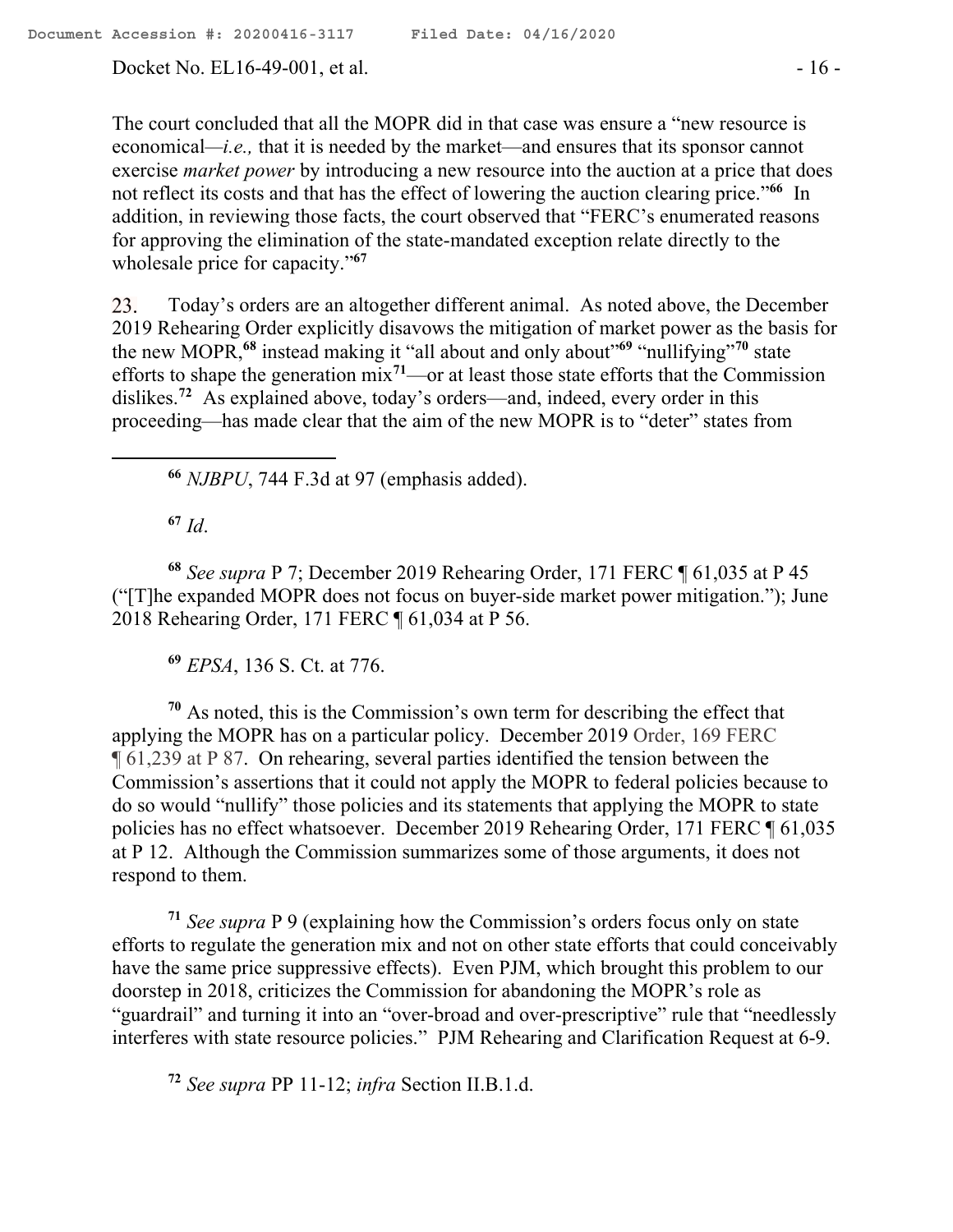The court concluded that all the MOPR did in that case was ensure a "new resource is economical—*i.e.,* that it is needed by the market—and ensures that its sponsor cannot exercise *market power* by introducing a new resource into the auction at a price that does not reflect its costs and that has the effect of lowering the auction clearing price."[66] In addition, in reviewing those facts, the court observed that "FERC's enumerated reasons for approving the elimination of the state-mandated exception relate directly to the wholesale price for capacity."[67]

23. Today's orders are an altogether different animal. As noted above, the December 2019 Rehearing Order explicitly disavows the mitigation of market power as the basis for the new MOPR,[68] instead making it "all about and only about"[69] "nullifying"[70] state efforts to shape the generation mix[71]—or at least those state efforts that the Commission dislikes.[72] As explained above, today's orders—and, indeed, every order in this proceeding—has made clear that the aim of the new MOPR is to "deter" states from

---

[66] *NJBPU*, 744 F.3d at 97 (emphasis added).

[67] *Id*.

[68] *See supra* P 7; December 2019 Rehearing Order, 171 FERC ¶ 61,035 at P 45 ("[T]he expanded MOPR does not focus on buyer-side market power mitigation."); June 2018 Rehearing Order, 171 FERC ¶ 61,034 at P 56.

[69] *EPSA*, 136 S. Ct. at 776.

[70] As noted, this is the Commission's own term for describing the effect that applying the MOPR has on a particular policy. December 2019 Order, 169 FERC ¶ 61,239 at P 87. On rehearing, several parties identified the tension between the Commission's assertions that it could not apply the MOPR to federal policies because to do so would "nullify" those policies and its statements that applying the MOPR to state policies has no effect whatsoever. December 2019 Rehearing Order, 171 FERC ¶ 61,035 at P 12. Although the Commission summarizes some of those arguments, it does not respond to them.

[71] *See supra* P 9 (explaining how the Commission's orders focus only on state efforts to regulate the generation mix and not on other state efforts that could conceivably have the same price suppressive effects). Even PJM, which brought this problem to our doorstep in 2018, criticizes the Commission for abandoning the MOPR's role as "guardrail" and turning it into an "over-broad and over-prescriptive" rule that "needlessly interferes with state resource policies." PJM Rehearing and Clarification Request at 6-9.

[72] *See supra* PP 11-12; *infra* Section II.B.1.d.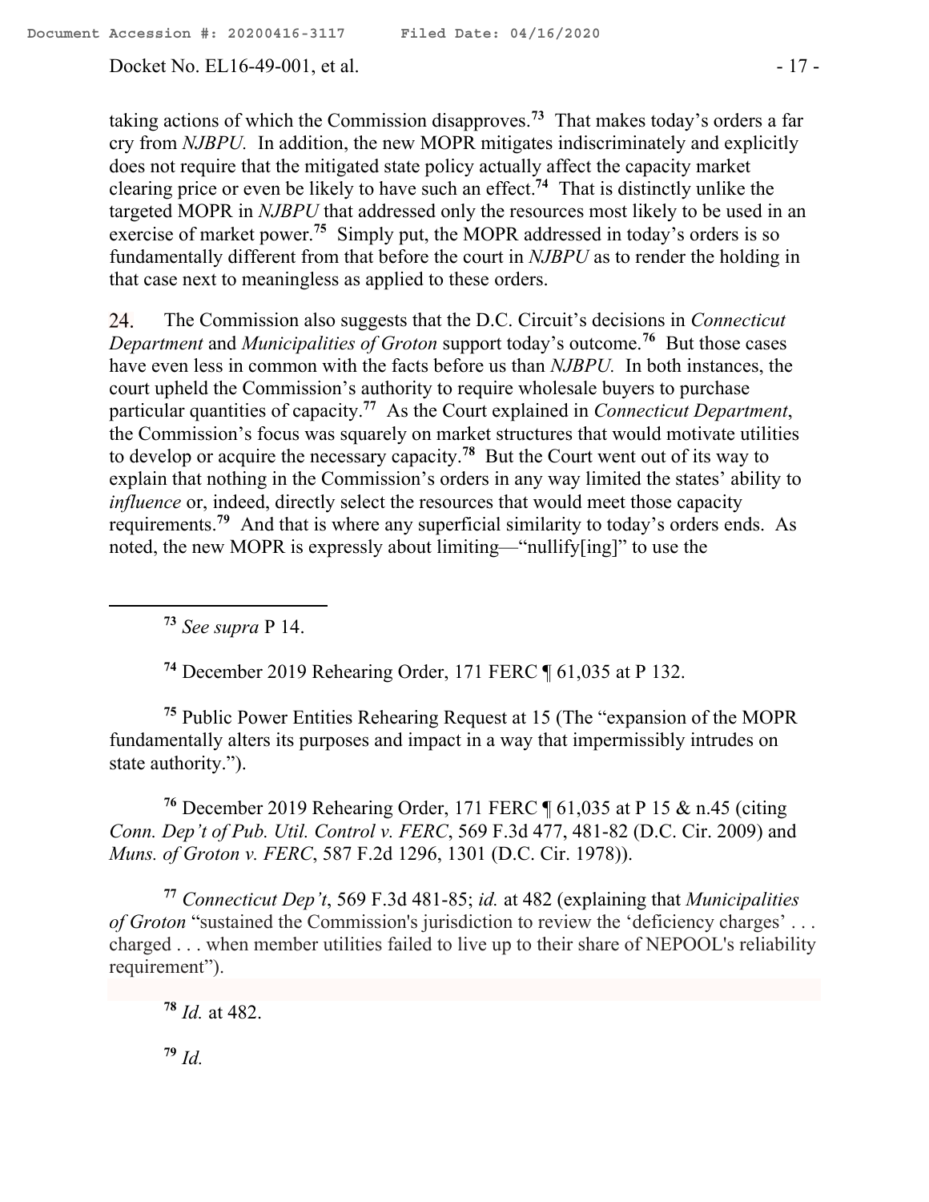taking actions of which the Commission disapproves.[73] That makes today's orders a far cry from *NJBPU.* In addition, the new MOPR mitigates indiscriminately and explicitly does not require that the mitigated state policy actually affect the capacity market clearing price or even be likely to have such an effect.[74] That is distinctly unlike the targeted MOPR in *NJBPU* that addressed only the resources most likely to be used in an exercise of market power.[75] Simply put, the MOPR addressed in today's orders is so fundamentally different from that before the court in *NJBPU* as to render the holding in that case next to meaningless as applied to these orders.

24. The Commission also suggests that the D.C. Circuit's decisions in *Connecticut Department* and *Municipalities of Groton* support today's outcome.[76] But those cases have even less in common with the facts before us than *NJBPU.* In both instances, the court upheld the Commission's authority to require wholesale buyers to purchase particular quantities of capacity.[77] As the Court explained in *Connecticut Department*, the Commission's focus was squarely on market structures that would motivate utilities to develop or acquire the necessary capacity.[78] But the Court went out of its way to explain that nothing in the Commission's orders in any way limited the states' ability to *influence* or, indeed, directly select the resources that would meet those capacity requirements.[79] And that is where any superficial similarity to today's orders ends. As noted, the new MOPR is expressly about limiting—"nullify[ing]" to use the

---

[73] *See supra* P 14.

[74] December 2019 Rehearing Order, 171 FERC ¶ 61,035 at P 132.

[75] Public Power Entities Rehearing Request at 15 (The "expansion of the MOPR fundamentally alters its purposes and impact in a way that impermissibly intrudes on state authority.").

[76] December 2019 Rehearing Order, 171 FERC ¶ 61,035 at P 15 & n.45 (citing *Conn. Dep't of Pub. Util. Control v. FERC*, 569 F.3d 477, 481-82 (D.C. Cir. 2009) and *Muns. of Groton v. FERC*, 587 F.2d 1296, 1301 (D.C. Cir. 1978)).

[77] *Connecticut Dep't*, 569 F.3d 481-85; *id.* at 482 (explaining that *Municipalities of Groton* "sustained the Commission's jurisdiction to review the 'deficiency charges' . . . charged . . . when member utilities failed to live up to their share of NEPOOL's reliability requirement").

[78] *Id.* at 482.

[79] *Id.*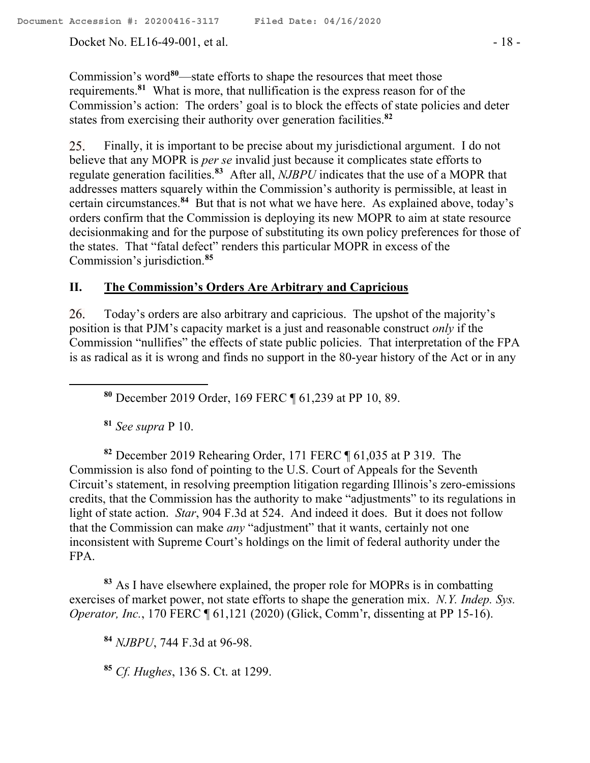Commission's word[80]—state efforts to shape the resources that meet those requirements.[81] What is more, that nullification is the express reason for of the Commission's action: The orders' goal is to block the effects of state policies and deter states from exercising their authority over generation facilities.[82]

25. Finally, it is important to be precise about my jurisdictional argument. I do not believe that any MOPR is *per se* invalid just because it complicates state efforts to regulate generation facilities.[83] After all, *NJBPU* indicates that the use of a MOPR that addresses matters squarely within the Commission's authority is permissible, at least in certain circumstances.[84] But that is not what we have here. As explained above, today's orders confirm that the Commission is deploying its new MOPR to aim at state resource decisionmaking and for the purpose of substituting its own policy preferences for those of the states. That "fatal defect" renders this particular MOPR in excess of the Commission's jurisdiction.[85]

## II. The Commission's Orders Are Arbitrary and Capricious

26. Today's orders are also arbitrary and capricious. The upshot of the majority's position is that PJM's capacity market is a just and reasonable construct *only* if the Commission "nullifies" the effects of state public policies. That interpretation of the FPA is as radical as it is wrong and finds no support in the 80-year history of the Act or in any

---

[80] December 2019 Order, 169 FERC ¶ 61,239 at PP 10, 89.

[81] *See supra* P 10.

[82] December 2019 Rehearing Order, 171 FERC ¶ 61,035 at P 319. The Commission is also fond of pointing to the U.S. Court of Appeals for the Seventh Circuit's statement, in resolving preemption litigation regarding Illinois's zero-emissions credits, that the Commission has the authority to make "adjustments" to its regulations in light of state action. *Star*, 904 F.3d at 524. And indeed it does. But it does not follow that the Commission can make *any* "adjustment" that it wants, certainly not one inconsistent with Supreme Court's holdings on the limit of federal authority under the FPA.

[83] As I have elsewhere explained, the proper role for MOPRs is in combatting exercises of market power, not state efforts to shape the generation mix. *N.Y. Indep. Sys. Operator, Inc.*, 170 FERC ¶ 61,121 (2020) (Glick, Comm'r, dissenting at PP 15-16).

[84] *NJBPU*, 744 F.3d at 96-98.

[85] *Cf. Hughes*, 136 S. Ct. at 1299.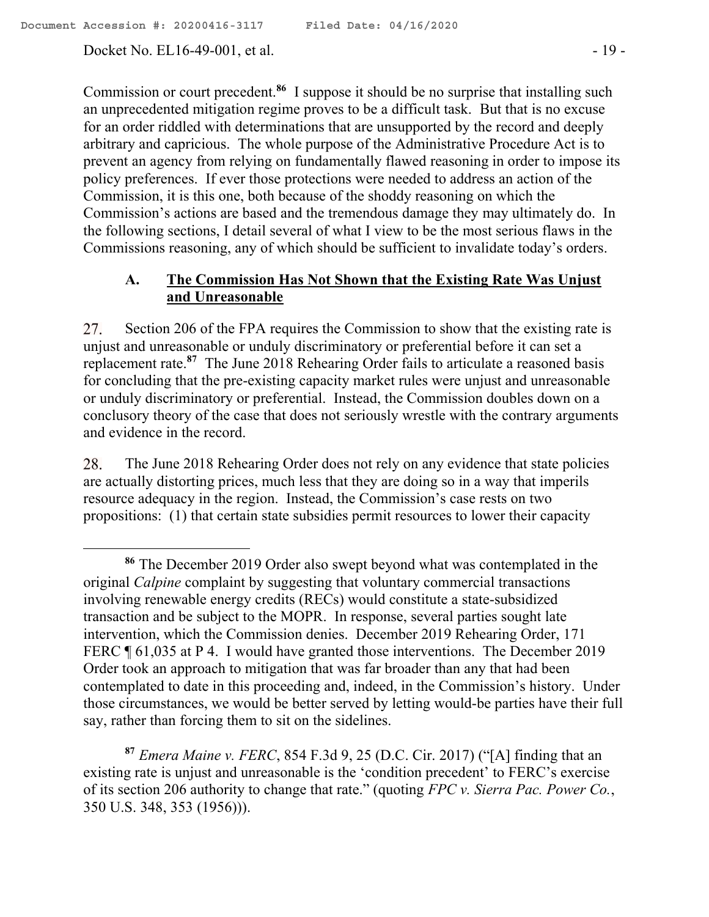Commission or court precedent.[86] I suppose it should be no surprise that installing such an unprecedented mitigation regime proves to be a difficult task. But that is no excuse for an order riddled with determinations that are unsupported by the record and deeply arbitrary and capricious. The whole purpose of the Administrative Procedure Act is to prevent an agency from relying on fundamentally flawed reasoning in order to impose its policy preferences. If ever those protections were needed to address an action of the Commission, it is this one, both because of the shoddy reasoning on which the Commission's actions are based and the tremendous damage they may ultimately do. In the following sections, I detail several of what I view to be the most serious flaws in the Commissions reasoning, any of which should be sufficient to invalidate today's orders.

### A. The Commission Has Not Shown that the Existing Rate Was Unjust and Unreasonable

27. Section 206 of the FPA requires the Commission to show that the existing rate is unjust and unreasonable or unduly discriminatory or preferential before it can set a replacement rate.[87] The June 2018 Rehearing Order fails to articulate a reasoned basis for concluding that the pre-existing capacity market rules were unjust and unreasonable or unduly discriminatory or preferential. Instead, the Commission doubles down on a conclusory theory of the case that does not seriously wrestle with the contrary arguments and evidence in the record.

28. The June 2018 Rehearing Order does not rely on any evidence that state policies are actually distorting prices, much less that they are doing so in a way that imperils resource adequacy in the region. Instead, the Commission's case rests on two propositions: (1) that certain state subsidies permit resources to lower their capacity

---

[86] The December 2019 Order also swept beyond what was contemplated in the original *Calpine* complaint by suggesting that voluntary commercial transactions involving renewable energy credits (RECs) would constitute a state-subsidized transaction and be subject to the MOPR. In response, several parties sought late intervention, which the Commission denies. December 2019 Rehearing Order, 171 FERC ¶ 61,035 at P 4. I would have granted those interventions. The December 2019 Order took an approach to mitigation that was far broader than any that had been contemplated to date in this proceeding and, indeed, in the Commission's history. Under those circumstances, we would be better served by letting would-be parties have their full say, rather than forcing them to sit on the sidelines.

[87] *Emera Maine v. FERC*, 854 F.3d 9, 25 (D.C. Cir. 2017) ("[A] finding that an existing rate is unjust and unreasonable is the 'condition precedent' to FERC's exercise of its section 206 authority to change that rate." (quoting *FPC v. Sierra Pac. Power Co.*, 350 U.S. 348, 353 (1956))).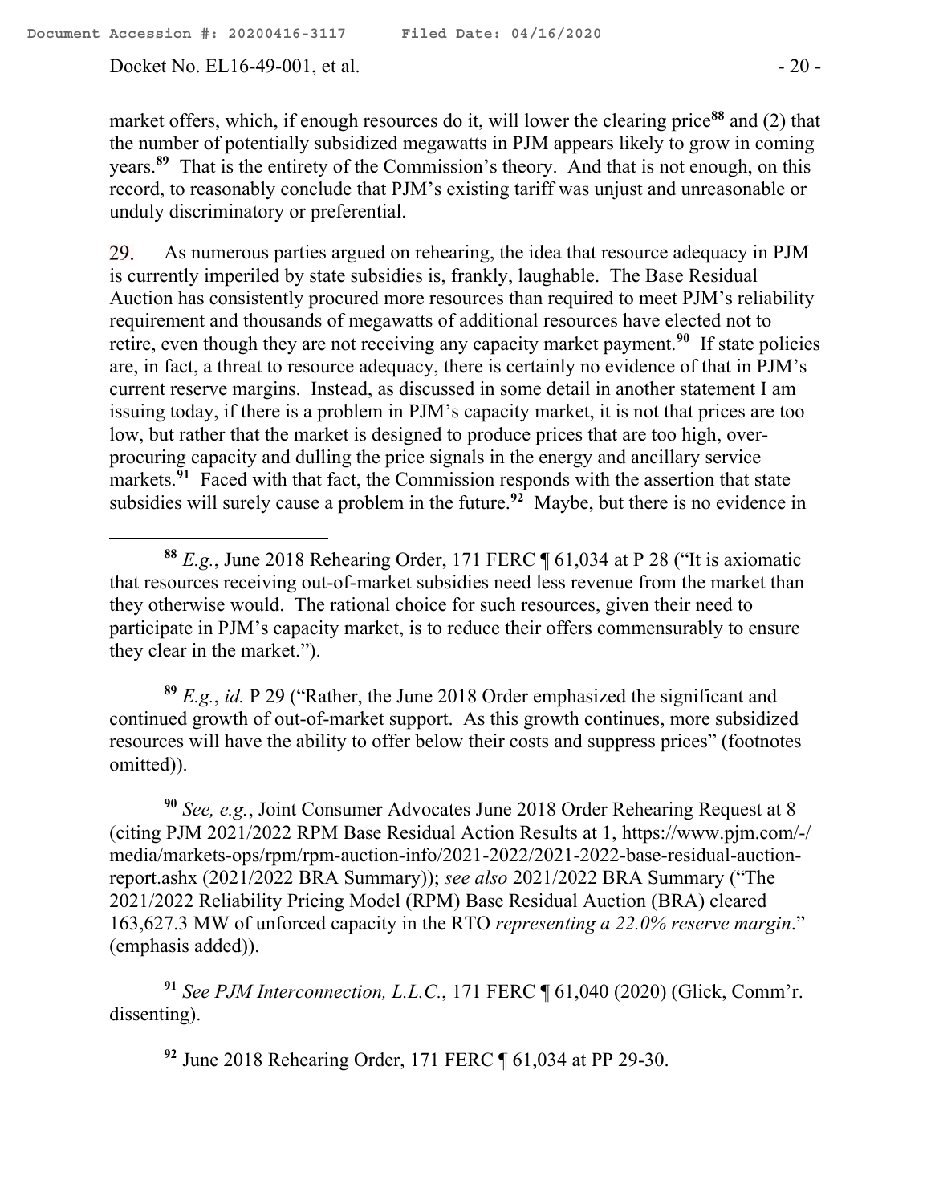market offers, which, if enough resources do it, will lower the clearing price[88] and (2) that the number of potentially subsidized megawatts in PJM appears likely to grow in coming years.[89] That is the entirety of the Commission's theory. And that is not enough, on this record, to reasonably conclude that PJM's existing tariff was unjust and unreasonable or unduly discriminatory or preferential.

29. As numerous parties argued on rehearing, the idea that resource adequacy in PJM is currently imperiled by state subsidies is, frankly, laughable. The Base Residual Auction has consistently procured more resources than required to meet PJM's reliability requirement and thousands of megawatts of additional resources have elected not to retire, even though they are not receiving any capacity market payment.[90] If state policies are, in fact, a threat to resource adequacy, there is certainly no evidence of that in PJM's current reserve margins. Instead, as discussed in some detail in another statement I am issuing today, if there is a problem in PJM's capacity market, it is not that prices are too low, but rather that the market is designed to produce prices that are too high, over-procuring capacity and dulling the price signals in the energy and ancillary service markets.[91] Faced with that fact, the Commission responds with the assertion that state subsidies will surely cause a problem in the future.[92] Maybe, but there is no evidence in

---

[88] *E.g.*, June 2018 Rehearing Order, 171 FERC ¶ 61,034 at P 28 ("It is axiomatic that resources receiving out-of-market subsidies need less revenue from the market than they otherwise would. The rational choice for such resources, given their need to participate in PJM's capacity market, is to reduce their offers commensurably to ensure they clear in the market.").

[89] *E.g.*, *id.* P 29 ("Rather, the June 2018 Order emphasized the significant and continued growth of out-of-market support. As this growth continues, more subsidized resources will have the ability to offer below their costs and suppress prices" (footnotes omitted)).

[90] *See, e.g.*, Joint Consumer Advocates June 2018 Order Rehearing Request at 8 (citing PJM 2021/2022 RPM Base Residual Action Results at 1, https://www.pjm.com/-/media/markets-ops/rpm/rpm-auction-info/2021-2022/2021-2022-base-residual-auction-report.ashx (2021/2022 BRA Summary)); *see also* 2021/2022 BRA Summary ("The 2021/2022 Reliability Pricing Model (RPM) Base Residual Auction (BRA) cleared 163,627.3 MW of unforced capacity in the RTO *representing a 22.0% reserve margin*." (emphasis added)).

[91] *See PJM Interconnection, L.L.C.*, 171 FERC ¶ 61,040 (2020) (Glick, Comm'r. dissenting).

[92] June 2018 Rehearing Order, 171 FERC ¶ 61,034 at PP 29-30.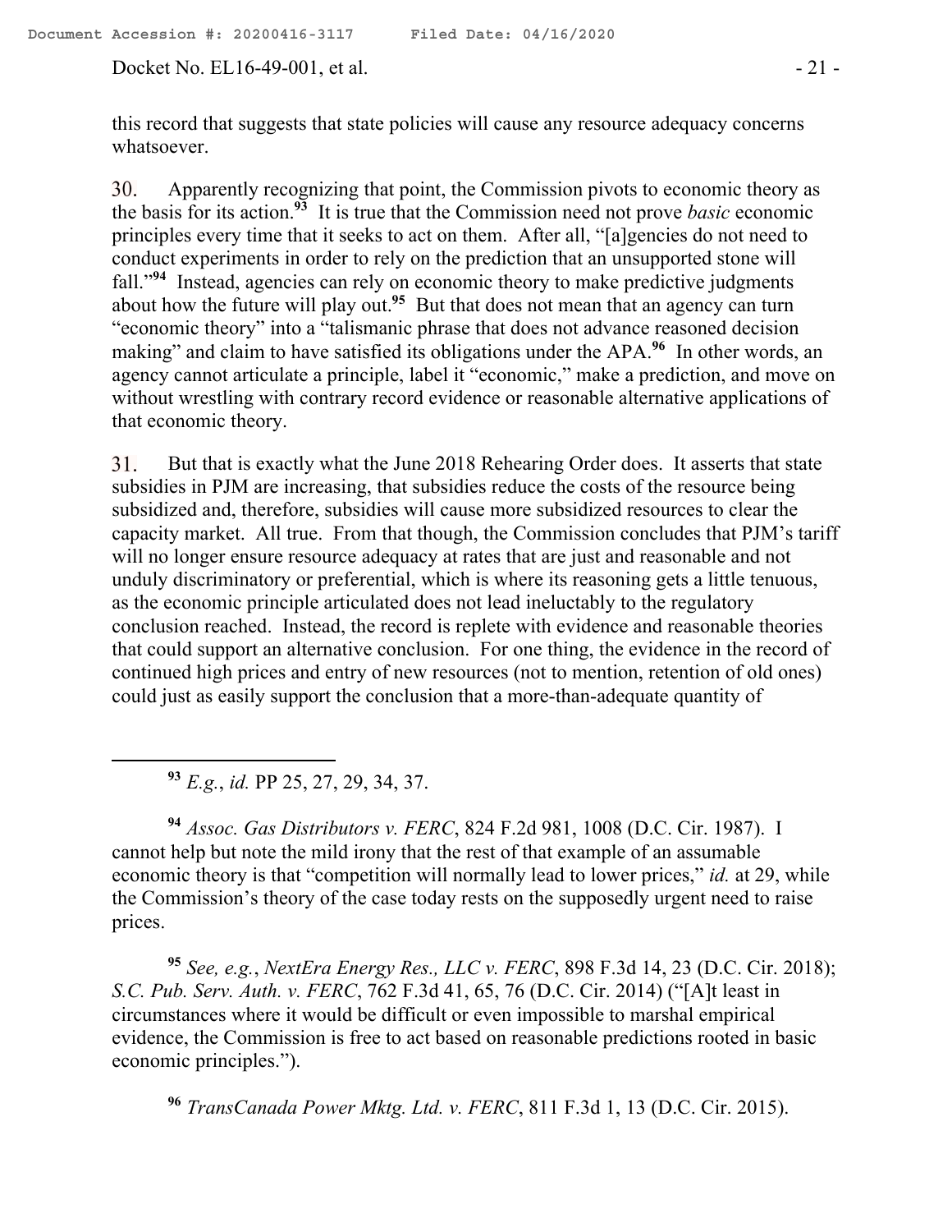this record that suggests that state policies will cause any resource adequacy concerns whatsoever.

30. Apparently recognizing that point, the Commission pivots to economic theory as the basis for its action.[93] It is true that the Commission need not prove *basic* economic principles every time that it seeks to act on them. After all, "[a]gencies do not need to conduct experiments in order to rely on the prediction that an unsupported stone will fall."[94] Instead, agencies can rely on economic theory to make predictive judgments about how the future will play out.[95] But that does not mean that an agency can turn "economic theory" into a "talismanic phrase that does not advance reasoned decision making" and claim to have satisfied its obligations under the APA.[96] In other words, an agency cannot articulate a principle, label it "economic," make a prediction, and move on without wrestling with contrary record evidence or reasonable alternative applications of that economic theory.

31. But that is exactly what the June 2018 Rehearing Order does. It asserts that state subsidies in PJM are increasing, that subsidies reduce the costs of the resource being subsidized and, therefore, subsidies will cause more subsidized resources to clear the capacity market. All true. From that though, the Commission concludes that PJM's tariff will no longer ensure resource adequacy at rates that are just and reasonable and not unduly discriminatory or preferential, which is where its reasoning gets a little tenuous, as the economic principle articulated does not lead ineluctably to the regulatory conclusion reached. Instead, the record is replete with evidence and reasonable theories that could support an alternative conclusion. For one thing, the evidence in the record of continued high prices and entry of new resources (not to mention, retention of old ones) could just as easily support the conclusion that a more-than-adequate quantity of

---

[93] *E.g.*, *id.* PP 25, 27, 29, 34, 37.

[94] *Assoc. Gas Distributors v. FERC*, 824 F.2d 981, 1008 (D.C. Cir. 1987). I cannot help but note the mild irony that the rest of that example of an assumable economic theory is that "competition will normally lead to lower prices," *id.* at 29, while the Commission's theory of the case today rests on the supposedly urgent need to raise prices.

[95] *See, e.g.*, *NextEra Energy Res., LLC v. FERC*, 898 F.3d 14, 23 (D.C. Cir. 2018); *S.C. Pub. Serv. Auth. v. FERC*, 762 F.3d 41, 65, 76 (D.C. Cir. 2014) ("[A]t least in circumstances where it would be difficult or even impossible to marshal empirical evidence, the Commission is free to act based on reasonable predictions rooted in basic economic principles.").

[96] *TransCanada Power Mktg. Ltd. v. FERC*, 811 F.3d 1, 13 (D.C. Cir. 2015).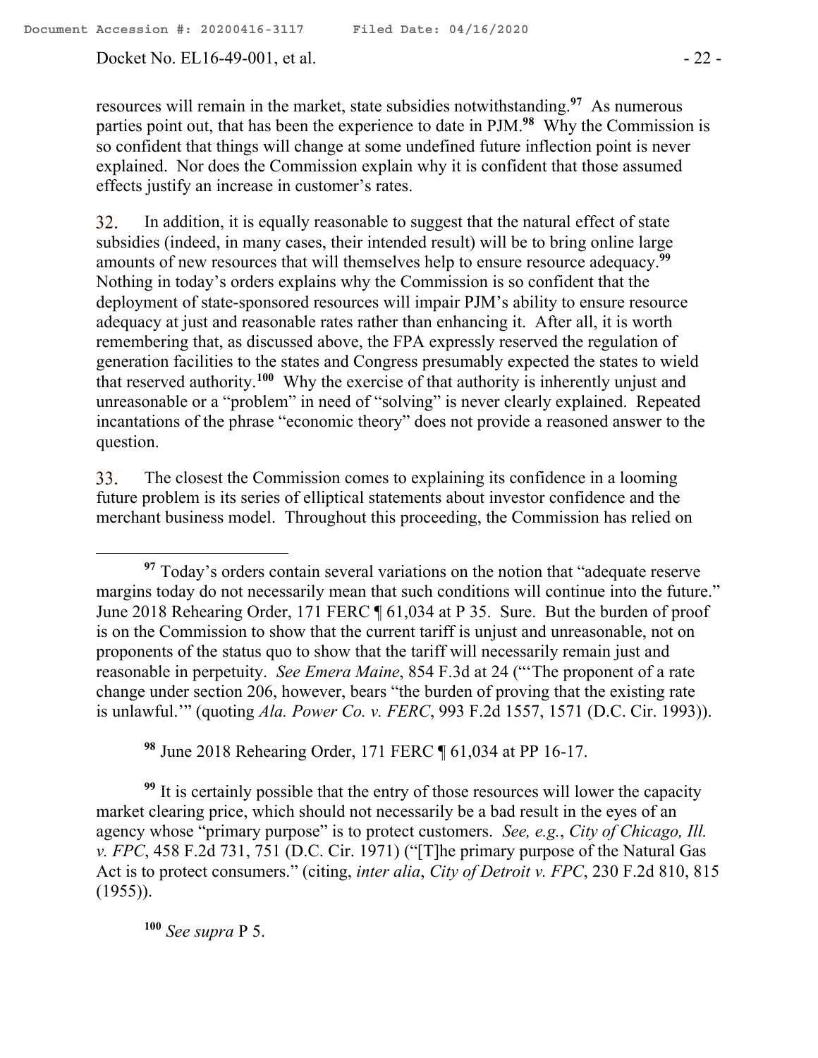resources will remain in the market, state subsidies notwithstanding.[97] As numerous parties point out, that has been the experience to date in PJM.[98] Why the Commission is so confident that things will change at some undefined future inflection point is never explained. Nor does the Commission explain why it is confident that those assumed effects justify an increase in customer's rates.

32. In addition, it is equally reasonable to suggest that the natural effect of state subsidies (indeed, in many cases, their intended result) will be to bring online large amounts of new resources that will themselves help to ensure resource adequacy.[99] Nothing in today's orders explains why the Commission is so confident that the deployment of state-sponsored resources will impair PJM's ability to ensure resource adequacy at just and reasonable rates rather than enhancing it. After all, it is worth remembering that, as discussed above, the FPA expressly reserved the regulation of generation facilities to the states and Congress presumably expected the states to wield that reserved authority.[100] Why the exercise of that authority is inherently unjust and unreasonable or a "problem" in need of "solving" is never clearly explained. Repeated incantations of the phrase "economic theory" does not provide a reasoned answer to the question.

33. The closest the Commission comes to explaining its confidence in a looming future problem is its series of elliptical statements about investor confidence and the merchant business model. Throughout this proceeding, the Commission has relied on

---

[97] Today's orders contain several variations on the notion that "adequate reserve margins today do not necessarily mean that such conditions will continue into the future." June 2018 Rehearing Order, 171 FERC ¶ 61,034 at P 35. Sure. But the burden of proof is on the Commission to show that the current tariff is unjust and unreasonable, not on proponents of the status quo to show that the tariff will necessarily remain just and reasonable in perpetuity. *See Emera Maine*, 854 F.3d at 24 ("'The proponent of a rate change under section 206, however, bears "the burden of proving that the existing rate is unlawful.'" (quoting *Ala. Power Co. v. FERC*, 993 F.2d 1557, 1571 (D.C. Cir. 1993)).

[98] June 2018 Rehearing Order, 171 FERC ¶ 61,034 at PP 16-17.

[99] It is certainly possible that the entry of those resources will lower the capacity market clearing price, which should not necessarily be a bad result in the eyes of an agency whose "primary purpose" is to protect customers. *See, e.g.*, *City of Chicago, Ill. v. FPC*, 458 F.2d 731, 751 (D.C. Cir. 1971) ("[T]he primary purpose of the Natural Gas Act is to protect consumers." (citing, *inter alia*, *City of Detroit v. FPC*, 230 F.2d 810, 815 (1955)).

[100] *See supra* P 5.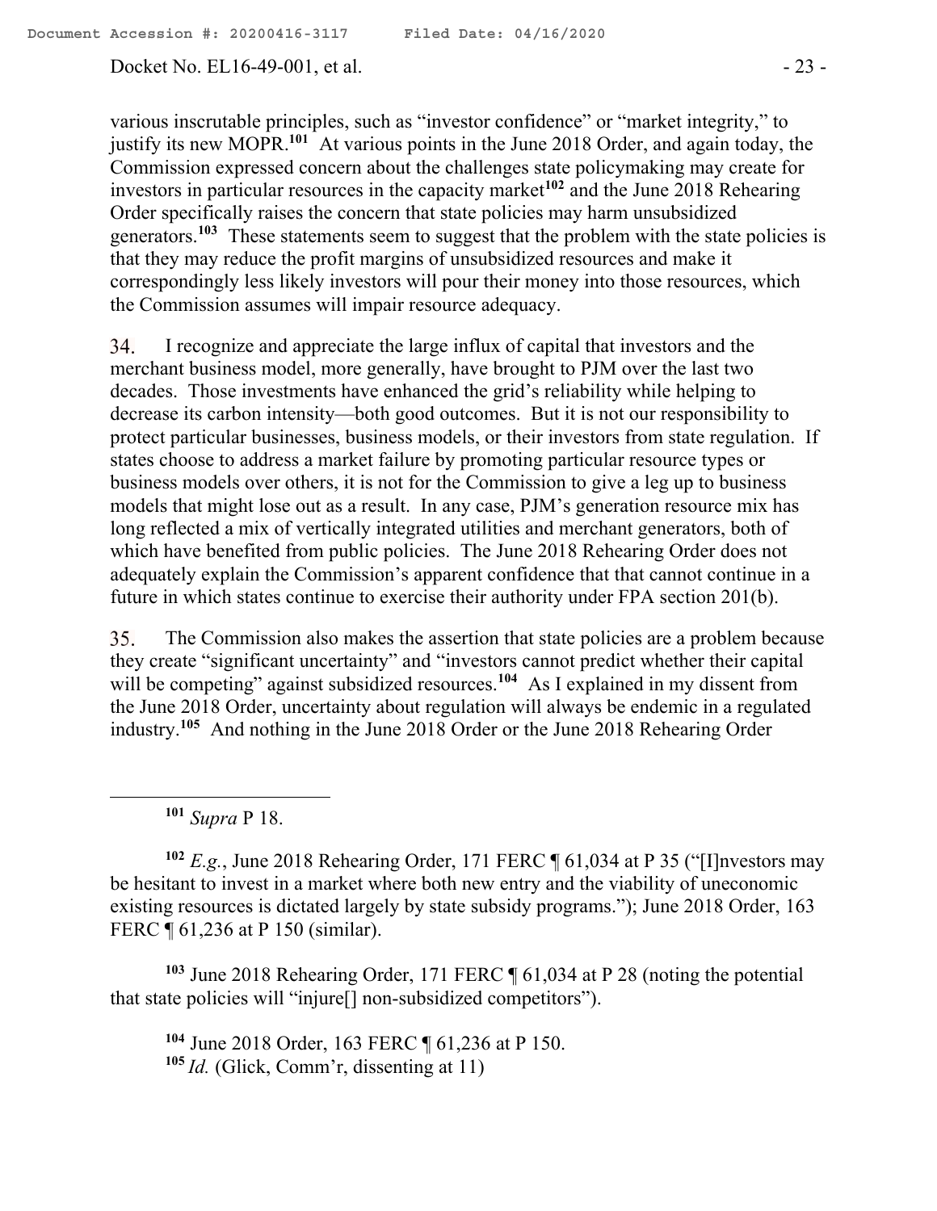various inscrutable principles, such as "investor confidence" or "market integrity," to justify its new MOPR.[101] At various points in the June 2018 Order, and again today, the Commission expressed concern about the challenges state policymaking may create for investors in particular resources in the capacity market[102] and the June 2018 Rehearing Order specifically raises the concern that state policies may harm unsubsidized generators.[103] These statements seem to suggest that the problem with the state policies is that they may reduce the profit margins of unsubsidized resources and make it correspondingly less likely investors will pour their money into those resources, which the Commission assumes will impair resource adequacy.

34. I recognize and appreciate the large influx of capital that investors and the merchant business model, more generally, have brought to PJM over the last two decades. Those investments have enhanced the grid's reliability while helping to decrease its carbon intensity—both good outcomes. But it is not our responsibility to protect particular businesses, business models, or their investors from state regulation. If states choose to address a market failure by promoting particular resource types or business models over others, it is not for the Commission to give a leg up to business models that might lose out as a result. In any case, PJM's generation resource mix has long reflected a mix of vertically integrated utilities and merchant generators, both of which have benefited from public policies. The June 2018 Rehearing Order does not adequately explain the Commission's apparent confidence that that cannot continue in a future in which states continue to exercise their authority under FPA section 201(b).

35. The Commission also makes the assertion that state policies are a problem because they create "significant uncertainty" and "investors cannot predict whether their capital will be competing" against subsidized resources.[104] As I explained in my dissent from the June 2018 Order, uncertainty about regulation will always be endemic in a regulated industry.[105] And nothing in the June 2018 Order or the June 2018 Rehearing Order

---

[101] *Supra* P 18.

[102] *E.g.*, June 2018 Rehearing Order, 171 FERC ¶ 61,034 at P 35 ("[I]nvestors may be hesitant to invest in a market where both new entry and the viability of uneconomic existing resources is dictated largely by state subsidy programs."); June 2018 Order, 163 FERC ¶ 61,236 at P 150 (similar).

[103] June 2018 Rehearing Order, 171 FERC ¶ 61,034 at P 28 (noting the potential that state policies will "injure[] non-subsidized competitors").

[104] June 2018 Order, 163 FERC ¶ 61,236 at P 150.

[105] *Id.* (Glick, Comm'r, dissenting at 11)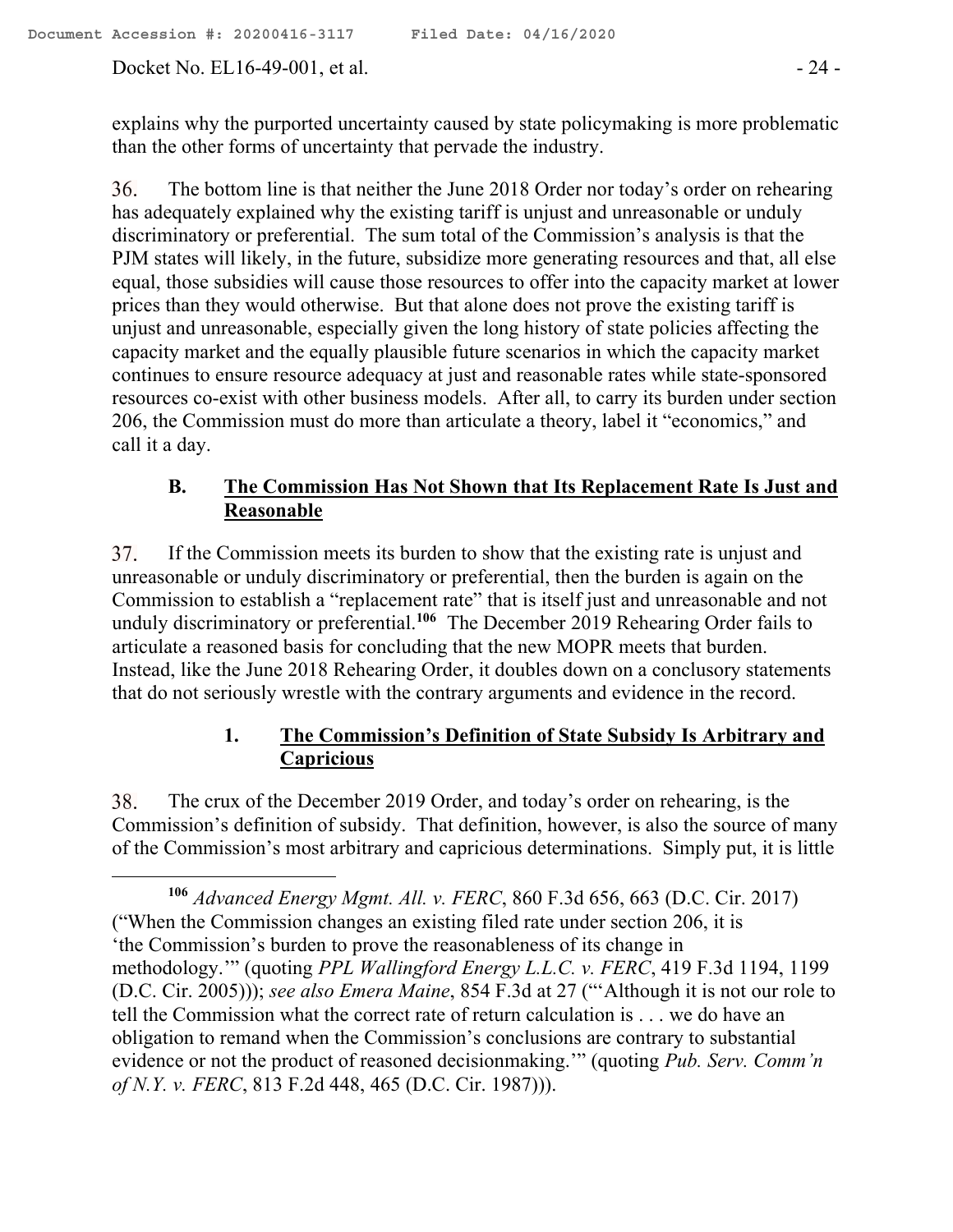explains why the purported uncertainty caused by state policymaking is more problematic than the other forms of uncertainty that pervade the industry.

36. The bottom line is that neither the June 2018 Order nor today's order on rehearing has adequately explained why the existing tariff is unjust and unreasonable or unduly discriminatory or preferential. The sum total of the Commission's analysis is that the PJM states will likely, in the future, subsidize more generating resources and that, all else equal, those subsidies will cause those resources to offer into the capacity market at lower prices than they would otherwise. But that alone does not prove the existing tariff is unjust and unreasonable, especially given the long history of state policies affecting the capacity market and the equally plausible future scenarios in which the capacity market continues to ensure resource adequacy at just and reasonable rates while state-sponsored resources co-exist with other business models. After all, to carry its burden under section 206, the Commission must do more than articulate a theory, label it "economics," and call it a day.

### B. <u>The Commission Has Not Shown that Its Replacement Rate Is Just and Reasonable</u>

37. If the Commission meets its burden to show that the existing rate is unjust and unreasonable or unduly discriminatory or preferential, then the burden is again on the Commission to establish a "replacement rate" that is itself just and unreasonable and not unduly discriminatory or preferential.[106] The December 2019 Rehearing Order fails to articulate a reasoned basis for concluding that the new MOPR meets that burden. Instead, like the June 2018 Rehearing Order, it doubles down on a conclusory statements that do not seriously wrestle with the contrary arguments and evidence in the record.

#### 1. <u>The Commission's Definition of State Subsidy Is Arbitrary and Capricious</u>

38. The crux of the December 2019 Order, and today's order on rehearing, is the Commission's definition of subsidy. That definition, however, is also the source of many of the Commission's most arbitrary and capricious determinations. Simply put, it is little

---

[106] *Advanced Energy Mgmt. All. v. FERC*, 860 F.3d 656, 663 (D.C. Cir. 2017) ("When the Commission changes an existing filed rate under section 206, it is 'the Commission's burden to prove the reasonableness of its change in methodology.'" (quoting *PPL Wallingford Energy L.L.C. v. FERC*, 419 F.3d 1194, 1199 (D.C. Cir. 2005))); *see also Emera Maine*, 854 F.3d at 27 ("'Although it is not our role to tell the Commission what the correct rate of return calculation is . . . we do have an obligation to remand when the Commission's conclusions are contrary to substantial evidence or not the product of reasoned decisionmaking.'" (quoting *Pub. Serv. Comm'n of N.Y. v. FERC*, 813 F.2d 448, 465 (D.C. Cir. 1987))).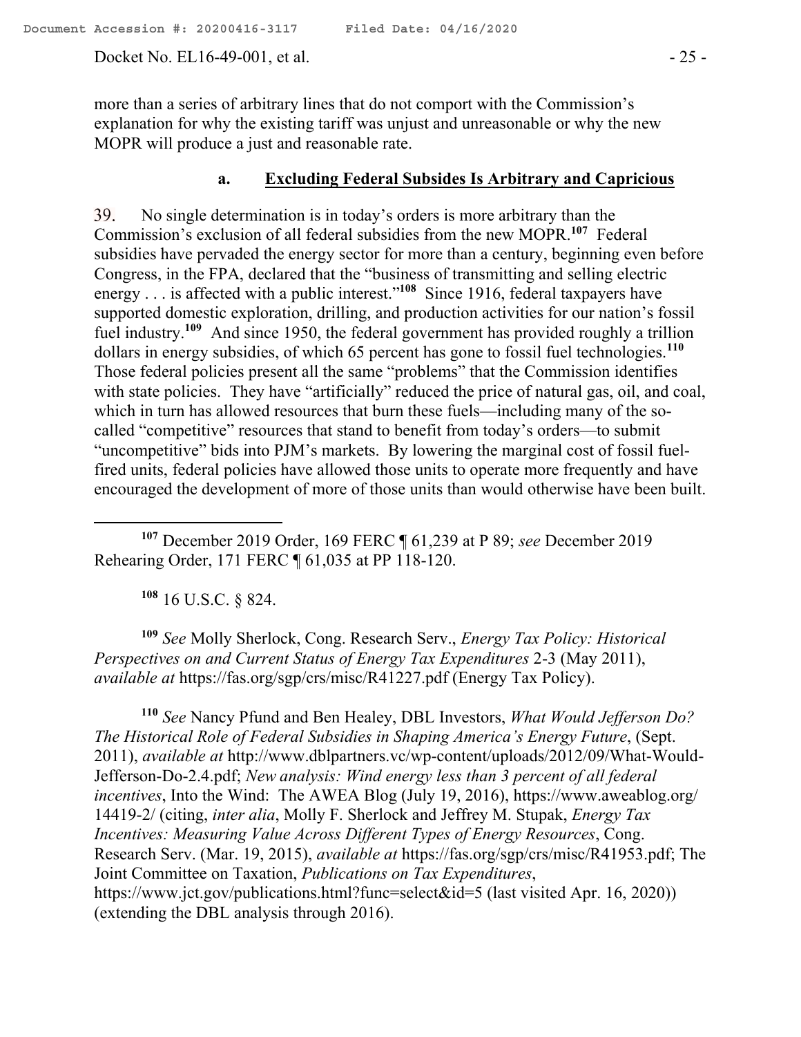more than a series of arbitrary lines that do not comport with the Commission's explanation for why the existing tariff was unjust and unreasonable or why the new MOPR will produce a just and reasonable rate.

#### a. Excluding Federal Subsides Is Arbitrary and Capricious

39. No single determination is in today's orders is more arbitrary than the Commission's exclusion of all federal subsidies from the new MOPR.[107] Federal subsidies have pervaded the energy sector for more than a century, beginning even before Congress, in the FPA, declared that the "business of transmitting and selling electric energy . . . is affected with a public interest."[108] Since 1916, federal taxpayers have supported domestic exploration, drilling, and production activities for our nation's fossil fuel industry.[109] And since 1950, the federal government has provided roughly a trillion dollars in energy subsidies, of which 65 percent has gone to fossil fuel technologies.[110] Those federal policies present all the same "problems" that the Commission identifies with state policies. They have "artificially" reduced the price of natural gas, oil, and coal, which in turn has allowed resources that burn these fuels—including many of the so-called "competitive" resources that stand to benefit from today's orders—to submit "uncompetitive" bids into PJM's markets. By lowering the marginal cost of fossil fuel-fired units, federal policies have allowed those units to operate more frequently and have encouraged the development of more of those units than would otherwise have been built.

---

[107] December 2019 Order, 169 FERC ¶ 61,239 at P 89; *see* December 2019 Rehearing Order, 171 FERC ¶ 61,035 at PP 118-120.

[108] 16 U.S.C. § 824.

[109] *See* Molly Sherlock, Cong. Research Serv., *Energy Tax Policy: Historical Perspectives on and Current Status of Energy Tax Expenditures* 2-3 (May 2011), *available at* https://fas.org/sgp/crs/misc/R41227.pdf (Energy Tax Policy).

[110] *See* Nancy Pfund and Ben Healey, DBL Investors, *What Would Jefferson Do? The Historical Role of Federal Subsidies in Shaping America's Energy Future*, (Sept. 2011), *available at* http://www.dblpartners.vc/wp-content/uploads/2012/09/What-Would-Jefferson-Do-2.4.pdf; *New analysis: Wind energy less than 3 percent of all federal incentives*, Into the Wind: The AWEA Blog (July 19, 2016), https://www.aweablog.org/14419-2/ (citing, *inter alia*, Molly F. Sherlock and Jeffrey M. Stupak, *Energy Tax Incentives: Measuring Value Across Different Types of Energy Resources*, Cong. Research Serv. (Mar. 19, 2015), *available at* https://fas.org/sgp/crs/misc/R41953.pdf; The Joint Committee on Taxation, *Publications on Tax Expenditures*, https://www.jct.gov/publications.html?func=select&id=5 (last visited Apr. 16, 2020)) (extending the DBL analysis through 2016).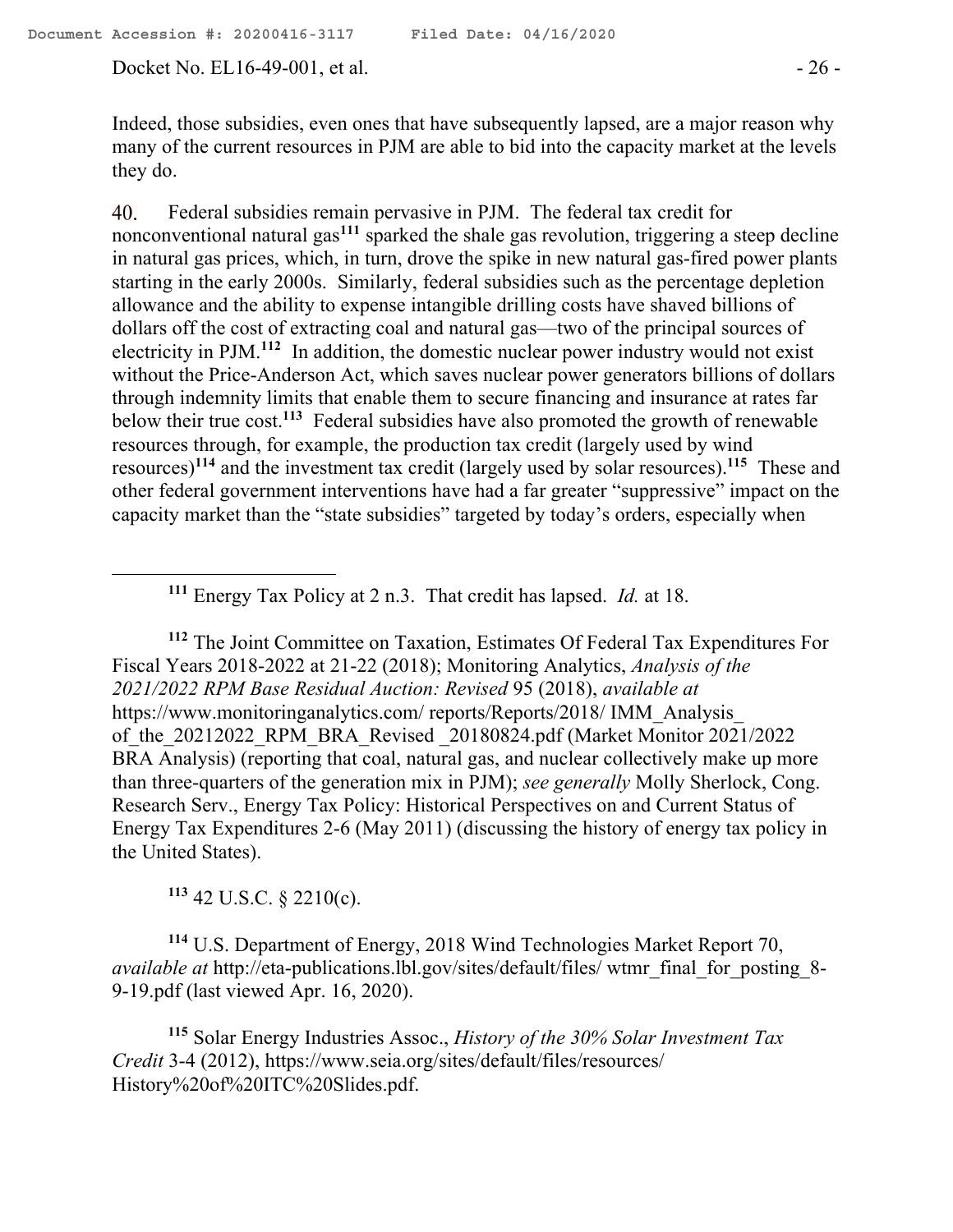Indeed, those subsidies, even ones that have subsequently lapsed, are a major reason why many of the current resources in PJM are able to bid into the capacity market at the levels they do.

40. Federal subsidies remain pervasive in PJM. The federal tax credit for nonconventional natural gas[111] sparked the shale gas revolution, triggering a steep decline in natural gas prices, which, in turn, drove the spike in new natural gas-fired power plants starting in the early 2000s. Similarly, federal subsidies such as the percentage depletion allowance and the ability to expense intangible drilling costs have shaved billions of dollars off the cost of extracting coal and natural gas—two of the principal sources of electricity in PJM.[112] In addition, the domestic nuclear power industry would not exist without the Price-Anderson Act, which saves nuclear power generators billions of dollars through indemnity limits that enable them to secure financing and insurance at rates far below their true cost.[113] Federal subsidies have also promoted the growth of renewable resources through, for example, the production tax credit (largely used by wind resources)[114] and the investment tax credit (largely used by solar resources).[115] These and other federal government interventions have had a far greater "suppressive" impact on the capacity market than the "state subsidies" targeted by today's orders, especially when

---

[111] Energy Tax Policy at 2 n.3. That credit has lapsed. *Id.* at 18.

[112] The Joint Committee on Taxation, Estimates Of Federal Tax Expenditures For Fiscal Years 2018-2022 at 21-22 (2018); Monitoring Analytics, *Analysis of the 2021/2022 RPM Base Residual Auction: Revised* 95 (2018), *available at* https://www.monitoringanalytics.com/ reports/Reports/2018/ IMM_Analysis_ of_the_20212022_RPM_BRA_Revised _20180824.pdf (Market Monitor 2021/2022 BRA Analysis) (reporting that coal, natural gas, and nuclear collectively make up more than three-quarters of the generation mix in PJM); *see generally* Molly Sherlock, Cong. Research Serv., Energy Tax Policy: Historical Perspectives on and Current Status of Energy Tax Expenditures 2-6 (May 2011) (discussing the history of energy tax policy in the United States).

[113] 42 U.S.C. § 2210(c).

[114] U.S. Department of Energy, 2018 Wind Technologies Market Report 70, *available at* http://eta-publications.lbl.gov/sites/default/files/ wtmr_final_for_posting_8-9-19.pdf (last viewed Apr. 16, 2020).

[115] Solar Energy Industries Assoc., *History of the 30% Solar Investment Tax Credit* 3-4 (2012), https://www.seia.org/sites/default/files/resources/ History%20of%20ITC%20Slides.pdf.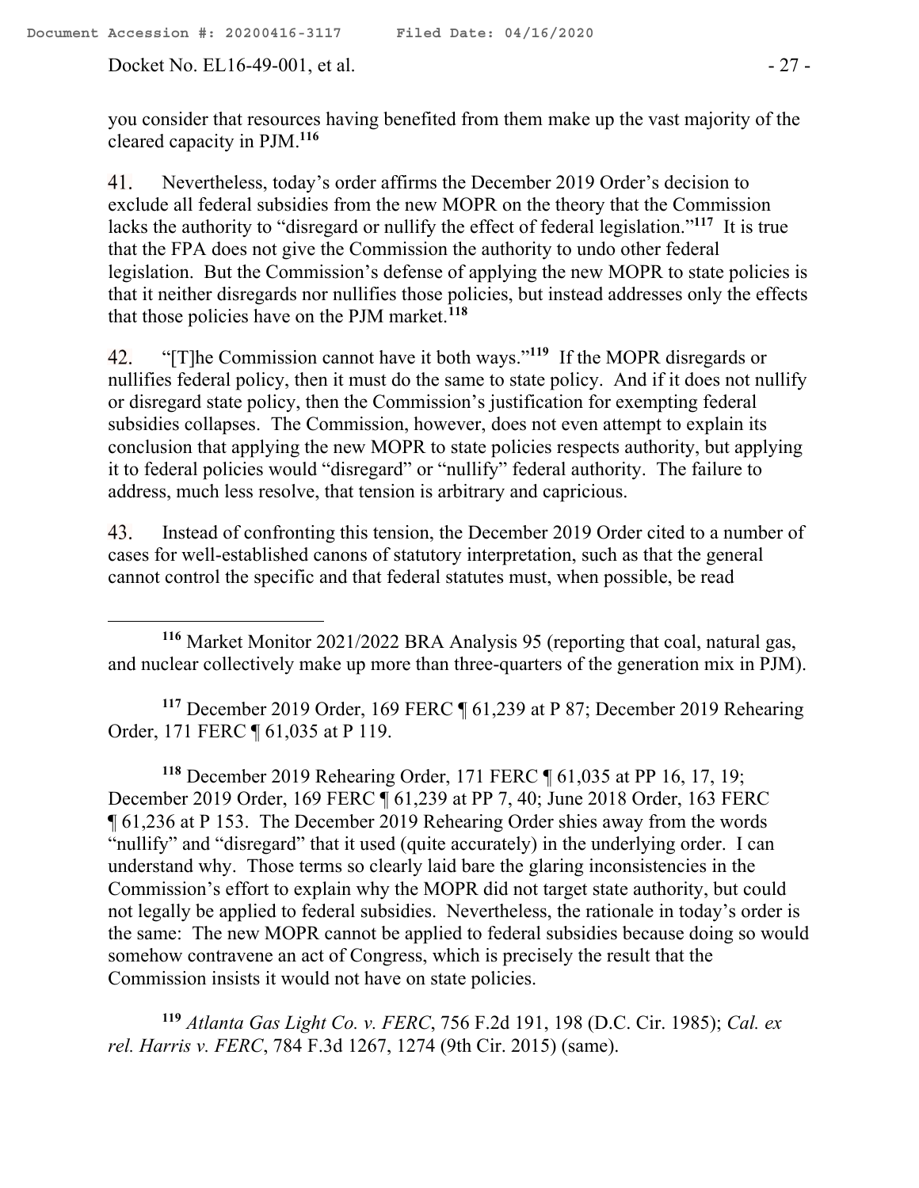you consider that resources having benefited from them make up the vast majority of the cleared capacity in PJM.[116]

41. Nevertheless, today's order affirms the December 2019 Order's decision to exclude all federal subsidies from the new MOPR on the theory that the Commission lacks the authority to "disregard or nullify the effect of federal legislation."[117] It is true that the FPA does not give the Commission the authority to undo other federal legislation. But the Commission's defense of applying the new MOPR to state policies is that it neither disregards nor nullifies those policies, but instead addresses only the effects that those policies have on the PJM market.[118]

42. "[T]he Commission cannot have it both ways."[119] If the MOPR disregards or nullifies federal policy, then it must do the same to state policy. And if it does not nullify or disregard state policy, then the Commission's justification for exempting federal subsidies collapses. The Commission, however, does not even attempt to explain its conclusion that applying the new MOPR to state policies respects authority, but applying it to federal policies would "disregard" or "nullify" federal authority. The failure to address, much less resolve, that tension is arbitrary and capricious.

43. Instead of confronting this tension, the December 2019 Order cited to a number of cases for well-established canons of statutory interpretation, such as that the general cannot control the specific and that federal statutes must, when possible, be read

---

[116] Market Monitor 2021/2022 BRA Analysis 95 (reporting that coal, natural gas, and nuclear collectively make up more than three-quarters of the generation mix in PJM).

[117] December 2019 Order, 169 FERC ¶ 61,239 at P 87; December 2019 Rehearing Order, 171 FERC ¶ 61,035 at P 119.

[118] December 2019 Rehearing Order, 171 FERC ¶ 61,035 at PP 16, 17, 19; December 2019 Order, 169 FERC ¶ 61,239 at PP 7, 40; June 2018 Order, 163 FERC ¶ 61,236 at P 153. The December 2019 Rehearing Order shies away from the words "nullify" and "disregard" that it used (quite accurately) in the underlying order. I can understand why. Those terms so clearly laid bare the glaring inconsistencies in the Commission's effort to explain why the MOPR did not target state authority, but could not legally be applied to federal subsidies. Nevertheless, the rationale in today's order is the same: The new MOPR cannot be applied to federal subsidies because doing so would somehow contravene an act of Congress, which is precisely the result that the Commission insists it would not have on state policies.

[119] *Atlanta Gas Light Co. v. FERC*, 756 F.2d 191, 198 (D.C. Cir. 1985); *Cal. ex rel. Harris v. FERC*, 784 F.3d 1267, 1274 (9th Cir. 2015) (same).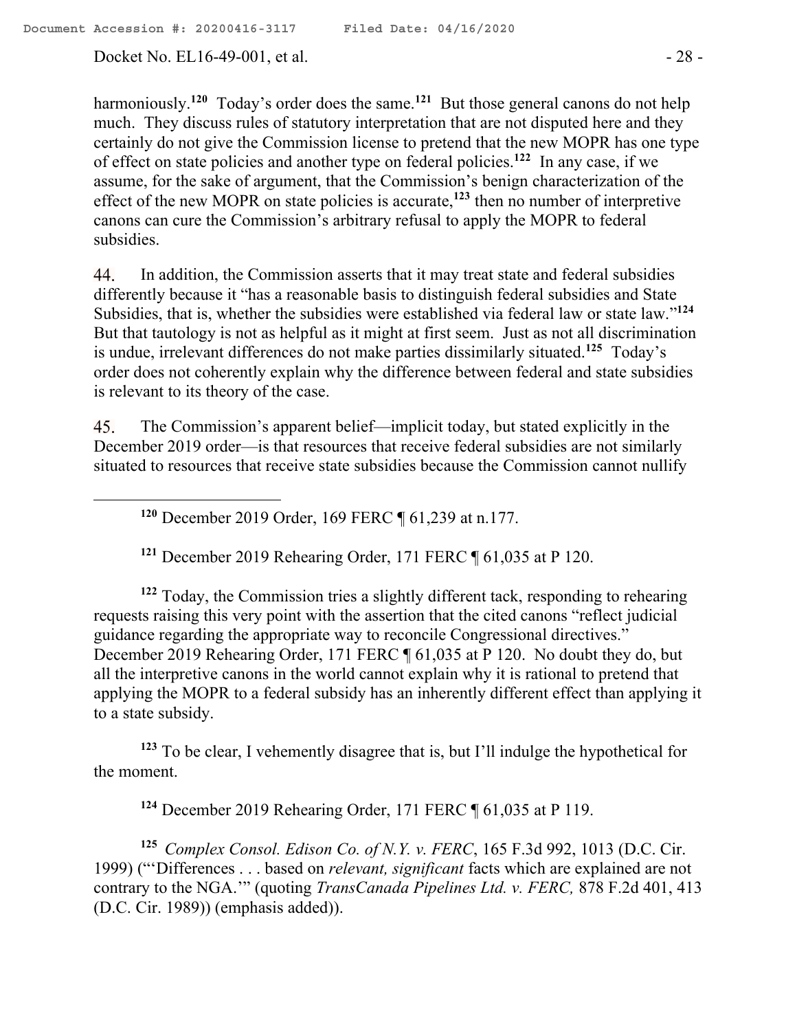harmoniously.[120] Today's order does the same.[121] But those general canons do not help much. They discuss rules of statutory interpretation that are not disputed here and they certainly do not give the Commission license to pretend that the new MOPR has one type of effect on state policies and another type on federal policies.[122] In any case, if we assume, for the sake of argument, that the Commission's benign characterization of the effect of the new MOPR on state policies is accurate,[123] then no number of interpretive canons can cure the Commission's arbitrary refusal to apply the MOPR to federal subsidies.

44. In addition, the Commission asserts that it may treat state and federal subsidies differently because it "has a reasonable basis to distinguish federal subsidies and State Subsidies, that is, whether the subsidies were established via federal law or state law."[124] But that tautology is not as helpful as it might at first seem. Just as not all discrimination is undue, irrelevant differences do not make parties dissimilarly situated.[125] Today's order does not coherently explain why the difference between federal and state subsidies is relevant to its theory of the case.

45. The Commission's apparent belief—implicit today, but stated explicitly in the December 2019 order—is that resources that receive federal subsidies are not similarly situated to resources that receive state subsidies because the Commission cannot nullify

---

[120] December 2019 Order, 169 FERC ¶ 61,239 at n.177.

[121] December 2019 Rehearing Order, 171 FERC ¶ 61,035 at P 120.

[122] Today, the Commission tries a slightly different tack, responding to rehearing requests raising this very point with the assertion that the cited canons "reflect judicial guidance regarding the appropriate way to reconcile Congressional directives." December 2019 Rehearing Order, 171 FERC ¶ 61,035 at P 120. No doubt they do, but all the interpretive canons in the world cannot explain why it is rational to pretend that applying the MOPR to a federal subsidy has an inherently different effect than applying it to a state subsidy.

[123] To be clear, I vehemently disagree that is, but I'll indulge the hypothetical for the moment.

[124] December 2019 Rehearing Order, 171 FERC ¶ 61,035 at P 119.

[125] *Complex Consol. Edison Co. of N.Y. v. FERC*, 165 F.3d 992, 1013 (D.C. Cir. 1999) ("'Differences . . . based on *relevant, significant* facts which are explained are not contrary to the NGA.'" (quoting *TransCanada Pipelines Ltd. v. FERC,* 878 F.2d 401, 413 (D.C. Cir. 1989)) (emphasis added)).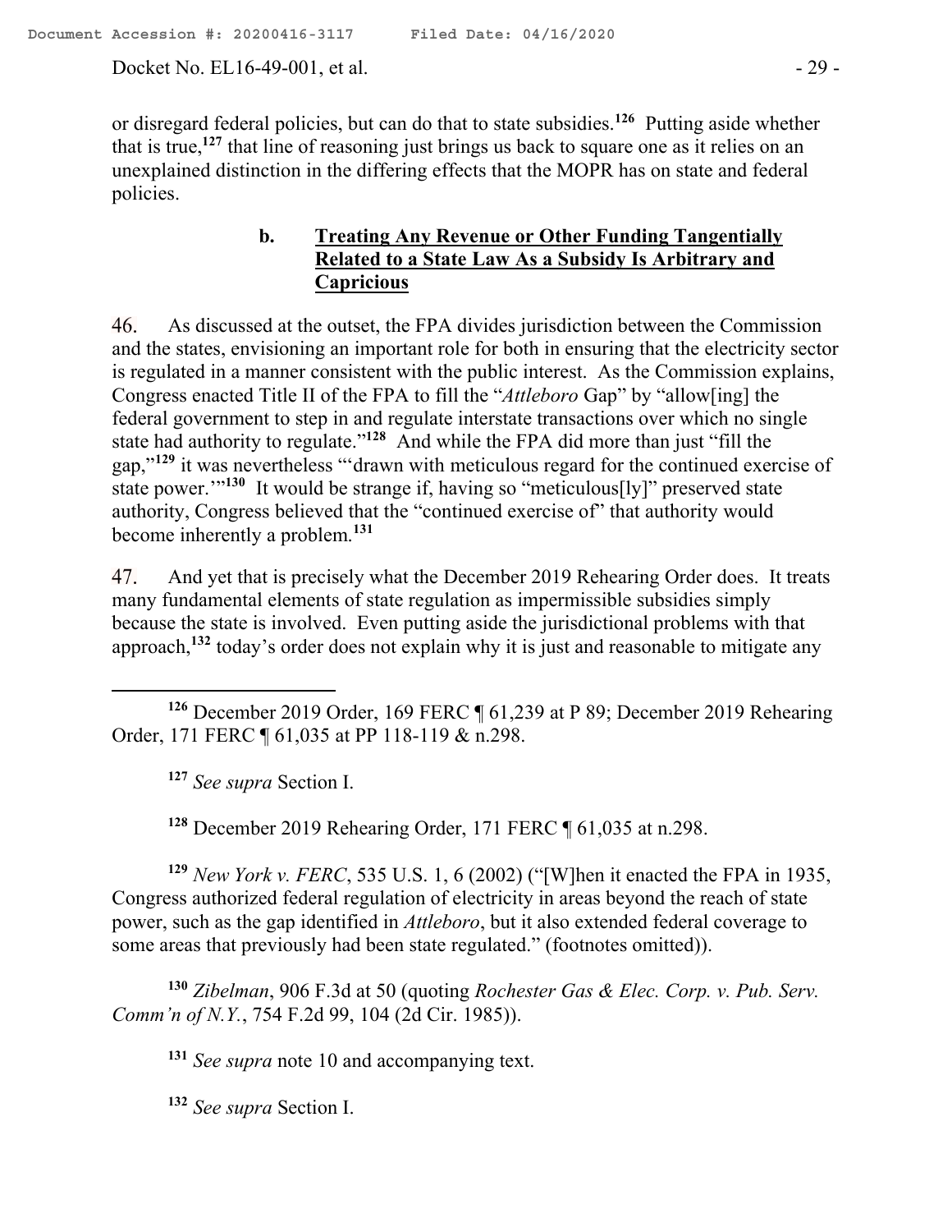or disregard federal policies, but can do that to state subsidies.[126] Putting aside whether that is true,[127] that line of reasoning just brings us back to square one as it relies on an unexplained distinction in the differing effects that the MOPR has on state and federal policies.

### b. Treating Any Revenue or Other Funding Tangentially Related to a State Law As a Subsidy Is Arbitrary and Capricious

46. As discussed at the outset, the FPA divides jurisdiction between the Commission and the states, envisioning an important role for both in ensuring that the electricity sector is regulated in a manner consistent with the public interest. As the Commission explains, Congress enacted Title II of the FPA to fill the "*Attleboro* Gap" by "allow[ing] the federal government to step in and regulate interstate transactions over which no single state had authority to regulate."[128] And while the FPA did more than just "fill the gap,"[129] it was nevertheless "'drawn with meticulous regard for the continued exercise of state power.'"[130] It would be strange if, having so "meticulous[ly]" preserved state authority, Congress believed that the "continued exercise of" that authority would become inherently a problem.[131]

47. And yet that is precisely what the December 2019 Rehearing Order does. It treats many fundamental elements of state regulation as impermissible subsidies simply because the state is involved. Even putting aside the jurisdictional problems with that approach,[132] today's order does not explain why it is just and reasonable to mitigate any

---

[126] December 2019 Order, 169 FERC ¶ 61,239 at P 89; December 2019 Rehearing Order, 171 FERC ¶ 61,035 at PP 118-119 & n.298.

[127] *See supra* Section I.

[128] December 2019 Rehearing Order, 171 FERC ¶ 61,035 at n.298.

[129] *New York v. FERC*, 535 U.S. 1, 6 (2002) ("[W]hen it enacted the FPA in 1935, Congress authorized federal regulation of electricity in areas beyond the reach of state power, such as the gap identified in *Attleboro*, but it also extended federal coverage to some areas that previously had been state regulated." (footnotes omitted)).

[130] *Zibelman*, 906 F.3d at 50 (quoting *Rochester Gas & Elec. Corp. v. Pub. Serv. Comm'n of N.Y.*, 754 F.2d 99, 104 (2d Cir. 1985)).

[131] *See supra* note 10 and accompanying text.

[132] *See supra* Section I.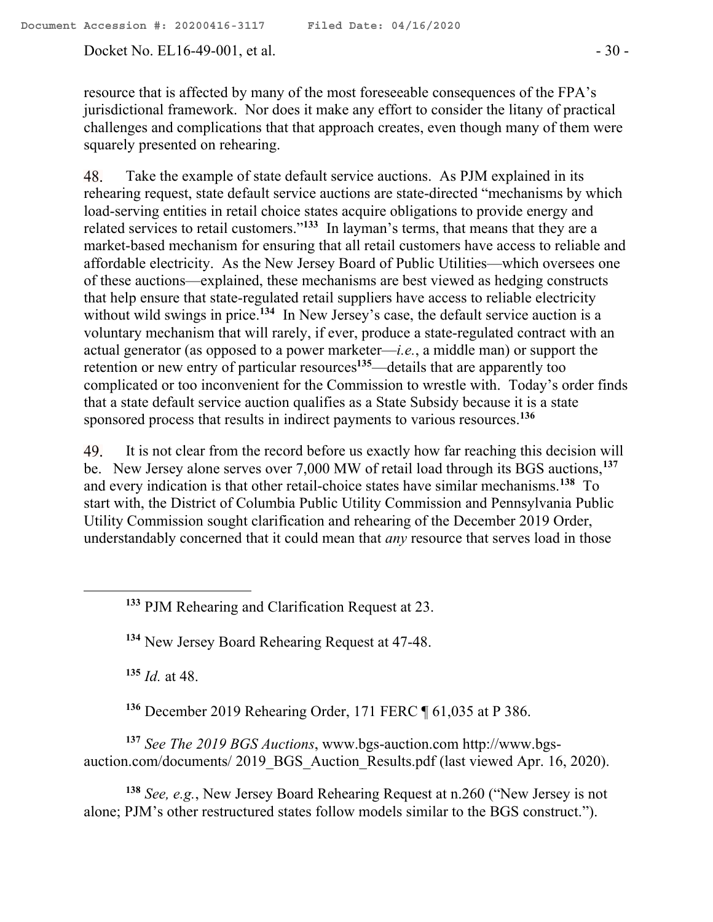resource that is affected by many of the most foreseeable consequences of the FPA's jurisdictional framework. Nor does it make any effort to consider the litany of practical challenges and complications that that approach creates, even though many of them were squarely presented on rehearing.

48. Take the example of state default service auctions. As PJM explained in its rehearing request, state default service auctions are state-directed "mechanisms by which load-serving entities in retail choice states acquire obligations to provide energy and related services to retail customers."[133] In layman's terms, that means that they are a market-based mechanism for ensuring that all retail customers have access to reliable and affordable electricity. As the New Jersey Board of Public Utilities—which oversees one of these auctions—explained, these mechanisms are best viewed as hedging constructs that help ensure that state-regulated retail suppliers have access to reliable electricity without wild swings in price.[134] In New Jersey's case, the default service auction is a voluntary mechanism that will rarely, if ever, produce a state-regulated contract with an actual generator (as opposed to a power marketer—*i.e.*, a middle man) or support the retention or new entry of particular resources[135]—details that are apparently too complicated or too inconvenient for the Commission to wrestle with. Today's order finds that a state default service auction qualifies as a State Subsidy because it is a state sponsored process that results in indirect payments to various resources.[136]

49. It is not clear from the record before us exactly how far reaching this decision will be. New Jersey alone serves over 7,000 MW of retail load through its BGS auctions,[137] and every indication is that other retail-choice states have similar mechanisms.[138] To start with, the District of Columbia Public Utility Commission and Pennsylvania Public Utility Commission sought clarification and rehearing of the December 2019 Order, understandably concerned that it could mean that *any* resource that serves load in those

---

[133] PJM Rehearing and Clarification Request at 23.

[134] New Jersey Board Rehearing Request at 47-48.

[135] *Id.* at 48.

[136] December 2019 Rehearing Order, 171 FERC ¶ 61,035 at P 386.

[137] *See The 2019 BGS Auctions*, www.bgs-auction.com http://www.bgs-auction.com/documents/ 2019_BGS_Auction_Results.pdf (last viewed Apr. 16, 2020).

[138] *See, e.g.*, New Jersey Board Rehearing Request at n.260 ("New Jersey is not alone; PJM's other restructured states follow models similar to the BGS construct.").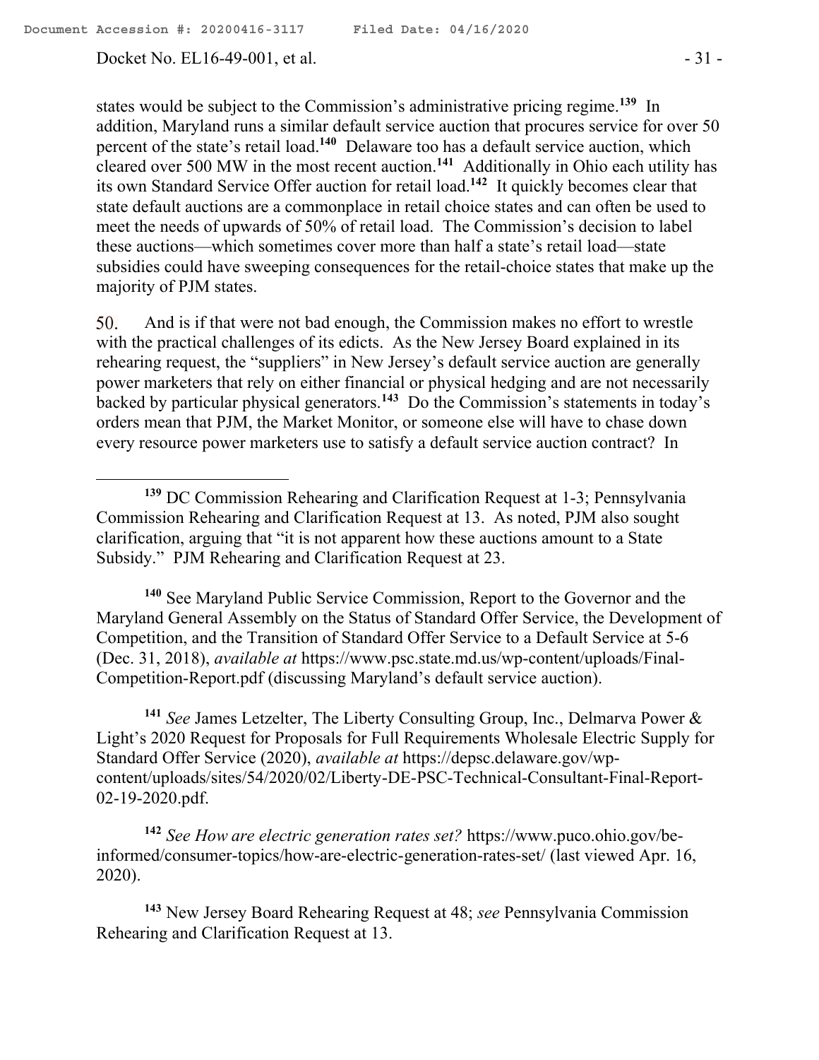states would be subject to the Commission's administrative pricing regime.[139] In addition, Maryland runs a similar default service auction that procures service for over 50 percent of the state's retail load.[140] Delaware too has a default service auction, which cleared over 500 MW in the most recent auction.[141] Additionally in Ohio each utility has its own Standard Service Offer auction for retail load.[142] It quickly becomes clear that state default auctions are a commonplace in retail choice states and can often be used to meet the needs of upwards of 50% of retail load. The Commission's decision to label these auctions—which sometimes cover more than half a state's retail load—state subsidies could have sweeping consequences for the retail-choice states that make up the majority of PJM states.

50. And is if that were not bad enough, the Commission makes no effort to wrestle with the practical challenges of its edicts. As the New Jersey Board explained in its rehearing request, the "suppliers" in New Jersey's default service auction are generally power marketers that rely on either financial or physical hedging and are not necessarily backed by particular physical generators.[143] Do the Commission's statements in today's orders mean that PJM, the Market Monitor, or someone else will have to chase down every resource power marketers use to satisfy a default service auction contract? In

---

[139] DC Commission Rehearing and Clarification Request at 1-3; Pennsylvania Commission Rehearing and Clarification Request at 13. As noted, PJM also sought clarification, arguing that "it is not apparent how these auctions amount to a State Subsidy." PJM Rehearing and Clarification Request at 23.

[140] See Maryland Public Service Commission, Report to the Governor and the Maryland General Assembly on the Status of Standard Offer Service, the Development of Competition, and the Transition of Standard Offer Service to a Default Service at 5-6 (Dec. 31, 2018), *available at* https://www.psc.state.md.us/wp-content/uploads/Final-Competition-Report.pdf (discussing Maryland's default service auction).

[141] *See* James Letzelter, The Liberty Consulting Group, Inc., Delmarva Power & Light's 2020 Request for Proposals for Full Requirements Wholesale Electric Supply for Standard Offer Service (2020), *available at* https://depsc.delaware.gov/wp-content/uploads/sites/54/2020/02/Liberty-DE-PSC-Technical-Consultant-Final-Report-02-19-2020.pdf.

[142] *See How are electric generation rates set?* https://www.puco.ohio.gov/be-informed/consumer-topics/how-are-electric-generation-rates-set/ (last viewed Apr. 16, 2020).

[143] New Jersey Board Rehearing Request at 48; *see* Pennsylvania Commission Rehearing and Clarification Request at 13.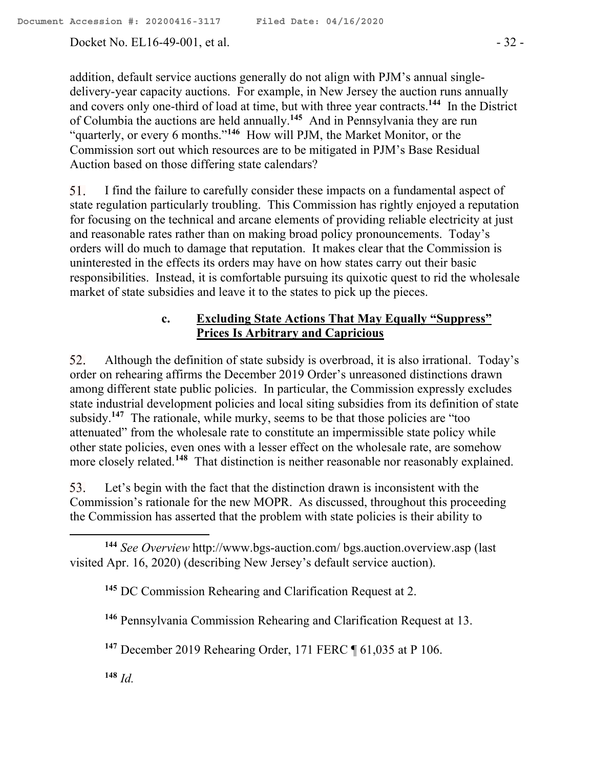addition, default service auctions generally do not align with PJM's annual single-delivery-year capacity auctions. For example, in New Jersey the auction runs annually and covers only one-third of load at time, but with three year contracts.[144] In the District of Columbia the auctions are held annually.[145] And in Pennsylvania they are run "quarterly, or every 6 months."[146] How will PJM, the Market Monitor, or the Commission sort out which resources are to be mitigated in PJM's Base Residual Auction based on those differing state calendars?

51. I find the failure to carefully consider these impacts on a fundamental aspect of state regulation particularly troubling. This Commission has rightly enjoyed a reputation for focusing on the technical and arcane elements of providing reliable electricity at just and reasonable rates rather than on making broad policy pronouncements. Today's orders will do much to damage that reputation. It makes clear that the Commission is uninterested in the effects its orders may have on how states carry out their basic responsibilities. Instead, it is comfortable pursuing its quixotic quest to rid the wholesale market of state subsidies and leave it to the states to pick up the pieces.

### c. Excluding State Actions That May Equally "Suppress" Prices Is Arbitrary and Capricious

52. Although the definition of state subsidy is overbroad, it is also irrational. Today's order on rehearing affirms the December 2019 Order's unreasoned distinctions drawn among different state public policies. In particular, the Commission expressly excludes state industrial development policies and local siting subsidies from its definition of state subsidy.[147] The rationale, while murky, seems to be that those policies are "too attenuated" from the wholesale rate to constitute an impermissible state policy while other state policies, even ones with a lesser effect on the wholesale rate, are somehow more closely related.[148] That distinction is neither reasonable nor reasonably explained.

53. Let's begin with the fact that the distinction drawn is inconsistent with the Commission's rationale for the new MOPR. As discussed, throughout this proceeding the Commission has asserted that the problem with state policies is their ability to

---

[144] *See Overview* http://www.bgs-auction.com/ bgs.auction.overview.asp (last visited Apr. 16, 2020) (describing New Jersey's default service auction).

[145] DC Commission Rehearing and Clarification Request at 2.

[146] Pennsylvania Commission Rehearing and Clarification Request at 13.

[147] December 2019 Rehearing Order, 171 FERC ¶ 61,035 at P 106.

[148] *Id.*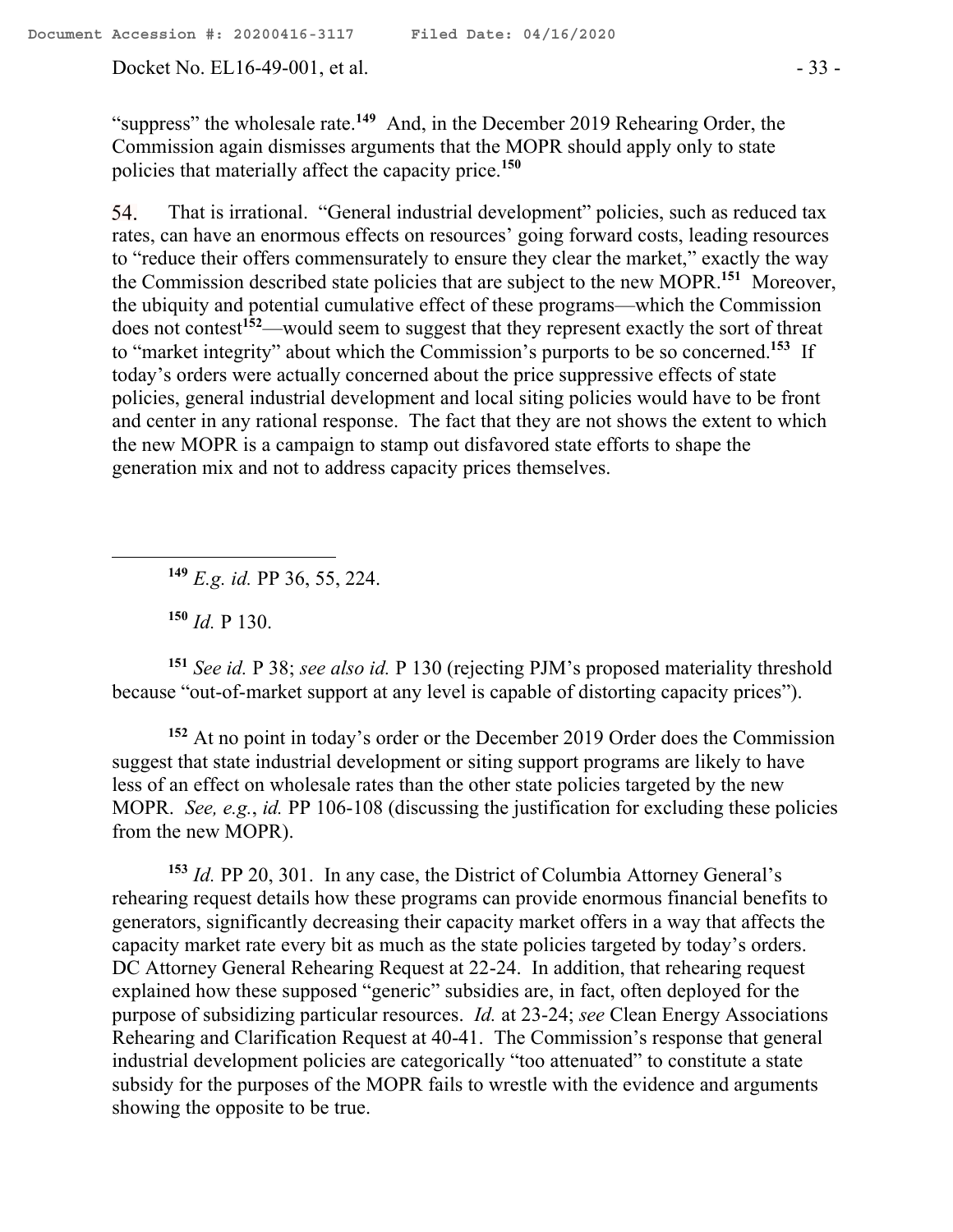"suppress" the wholesale rate.[149] And, in the December 2019 Rehearing Order, the Commission again dismisses arguments that the MOPR should apply only to state policies that materially affect the capacity price.[150]

54. That is irrational. "General industrial development" policies, such as reduced tax rates, can have an enormous effects on resources' going forward costs, leading resources to "reduce their offers commensurately to ensure they clear the market," exactly the way the Commission described state policies that are subject to the new MOPR.[151] Moreover, the ubiquity and potential cumulative effect of these programs—which the Commission does not contest[152]—would seem to suggest that they represent exactly the sort of threat to "market integrity" about which the Commission's purports to be so concerned.[153] If today's orders were actually concerned about the price suppressive effects of state policies, general industrial development and local siting policies would have to be front and center in any rational response. The fact that they are not shows the extent to which the new MOPR is a campaign to stamp out disfavored state efforts to shape the generation mix and not to address capacity prices themselves.

---

[149] *E.g. id.* PP 36, 55, 224.

[150] *Id.* P 130.

[151] *See id.* P 38; *see also id.* P 130 (rejecting PJM's proposed materiality threshold because "out-of-market support at any level is capable of distorting capacity prices").

[152] At no point in today's order or the December 2019 Order does the Commission suggest that state industrial development or siting support programs are likely to have less of an effect on wholesale rates than the other state policies targeted by the new MOPR. *See, e.g.*, *id.* PP 106-108 (discussing the justification for excluding these policies from the new MOPR).

[153] *Id.* PP 20, 301. In any case, the District of Columbia Attorney General's rehearing request details how these programs can provide enormous financial benefits to generators, significantly decreasing their capacity market offers in a way that affects the capacity market rate every bit as much as the state policies targeted by today's orders. DC Attorney General Rehearing Request at 22-24. In addition, that rehearing request explained how these supposed "generic" subsidies are, in fact, often deployed for the purpose of subsidizing particular resources. *Id.* at 23-24; *see* Clean Energy Associations Rehearing and Clarification Request at 40-41. The Commission's response that general industrial development policies are categorically "too attenuated" to constitute a state subsidy for the purposes of the MOPR fails to wrestle with the evidence and arguments showing the opposite to be true.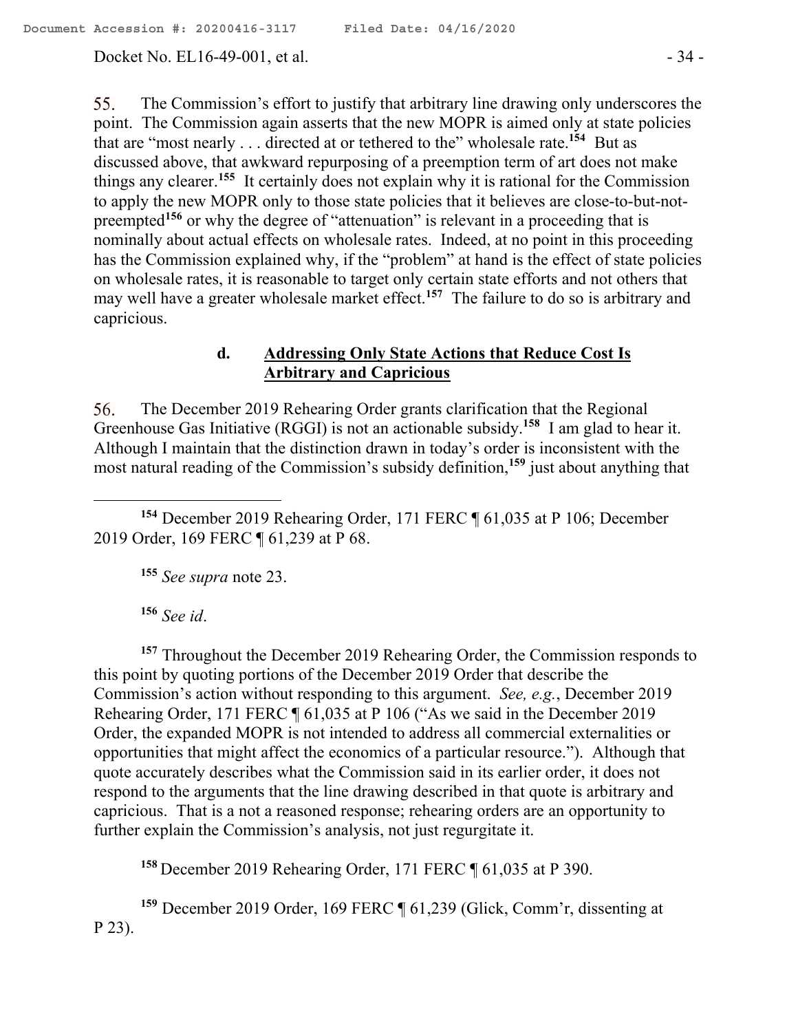55. The Commission's effort to justify that arbitrary line drawing only underscores the point. The Commission again asserts that the new MOPR is aimed only at state policies that are "most nearly . . . directed at or tethered to the" wholesale rate.[154] But as discussed above, that awkward repurposing of a preemption term of art does not make things any clearer.[155] It certainly does not explain why it is rational for the Commission to apply the new MOPR only to those state policies that it believes are close-to-but-not-preempted[156] or why the degree of "attenuation" is relevant in a proceeding that is nominally about actual effects on wholesale rates. Indeed, at no point in this proceeding has the Commission explained why, if the "problem" at hand is the effect of state policies on wholesale rates, it is reasonable to target only certain state efforts and not others that may well have a greater wholesale market effect.[157] The failure to do so is arbitrary and capricious.

#### d. Addressing Only State Actions that Reduce Cost Is Arbitrary and Capricious

56. The December 2019 Rehearing Order grants clarification that the Regional Greenhouse Gas Initiative (RGGI) is not an actionable subsidy.[158] I am glad to hear it. Although I maintain that the distinction drawn in today's order is inconsistent with the most natural reading of the Commission's subsidy definition,[159] just about anything that

---

[154] December 2019 Rehearing Order, 171 FERC ¶ 61,035 at P 106; December 2019 Order, 169 FERC ¶ 61,239 at P 68.

[155] *See supra* note 23.

[156] *See id*.

[157] Throughout the December 2019 Rehearing Order, the Commission responds to this point by quoting portions of the December 2019 Order that describe the Commission's action without responding to this argument. *See, e.g.*, December 2019 Rehearing Order, 171 FERC ¶ 61,035 at P 106 ("As we said in the December 2019 Order, the expanded MOPR is not intended to address all commercial externalities or opportunities that might affect the economics of a particular resource."). Although that quote accurately describes what the Commission said in its earlier order, it does not respond to the arguments that the line drawing described in that quote is arbitrary and capricious. That is a not a reasoned response; rehearing orders are an opportunity to further explain the Commission's analysis, not just regurgitate it.

[158] December 2019 Rehearing Order, 171 FERC ¶ 61,035 at P 390.

[159] December 2019 Order, 169 FERC ¶ 61,239 (Glick, Comm'r, dissenting at P 23).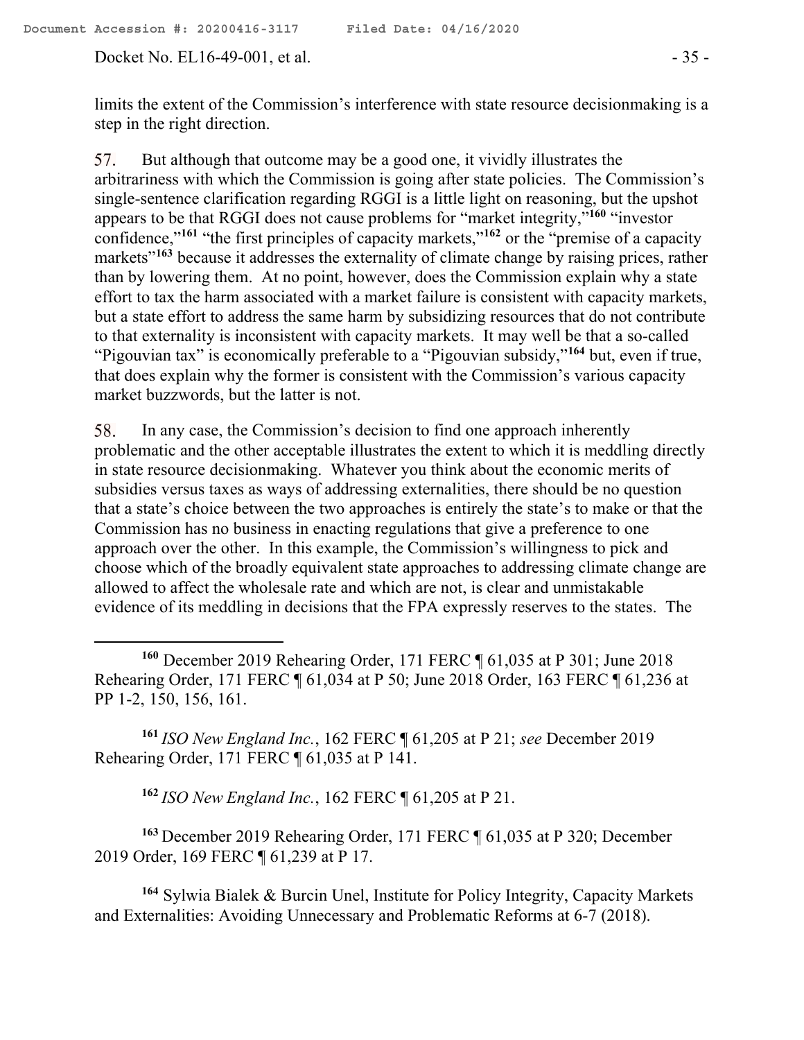limits the extent of the Commission's interference with state resource decisionmaking is a step in the right direction.

57. But although that outcome may be a good one, it vividly illustrates the arbitrariness with which the Commission is going after state policies. The Commission's single-sentence clarification regarding RGGI is a little light on reasoning, but the upshot appears to be that RGGI does not cause problems for "market integrity,"[160] "investor confidence,"[161] "the first principles of capacity markets,"[162] or the "premise of a capacity markets"[163] because it addresses the externality of climate change by raising prices, rather than by lowering them. At no point, however, does the Commission explain why a state effort to tax the harm associated with a market failure is consistent with capacity markets, but a state effort to address the same harm by subsidizing resources that do not contribute to that externality is inconsistent with capacity markets. It may well be that a so-called "Pigouvian tax" is economically preferable to a "Pigouvian subsidy,"[164] but, even if true, that does explain why the former is consistent with the Commission's various capacity market buzzwords, but the latter is not.

58. In any case, the Commission's decision to find one approach inherently problematic and the other acceptable illustrates the extent to which it is meddling directly in state resource decisionmaking. Whatever you think about the economic merits of subsidies versus taxes as ways of addressing externalities, there should be no question that a state's choice between the two approaches is entirely the state's to make or that the Commission has no business in enacting regulations that give a preference to one approach over the other. In this example, the Commission's willingness to pick and choose which of the broadly equivalent state approaches to addressing climate change are allowed to affect the wholesale rate and which are not, is clear and unmistakable evidence of its meddling in decisions that the FPA expressly reserves to the states. The

---

[160] December 2019 Rehearing Order, 171 FERC ¶ 61,035 at P 301; June 2018 Rehearing Order, 171 FERC ¶ 61,034 at P 50; June 2018 Order, 163 FERC ¶ 61,236 at PP 1-2, 150, 156, 161.

[161] *ISO New England Inc.*, 162 FERC ¶ 61,205 at P 21; *see* December 2019 Rehearing Order, 171 FERC ¶ 61,035 at P 141.

[162] *ISO New England Inc.*, 162 FERC ¶ 61,205 at P 21.

[163] December 2019 Rehearing Order, 171 FERC ¶ 61,035 at P 320; December 2019 Order, 169 FERC ¶ 61,239 at P 17.

[164] Sylwia Bialek & Burcin Unel, Institute for Policy Integrity, Capacity Markets and Externalities: Avoiding Unnecessary and Problematic Reforms at 6-7 (2018).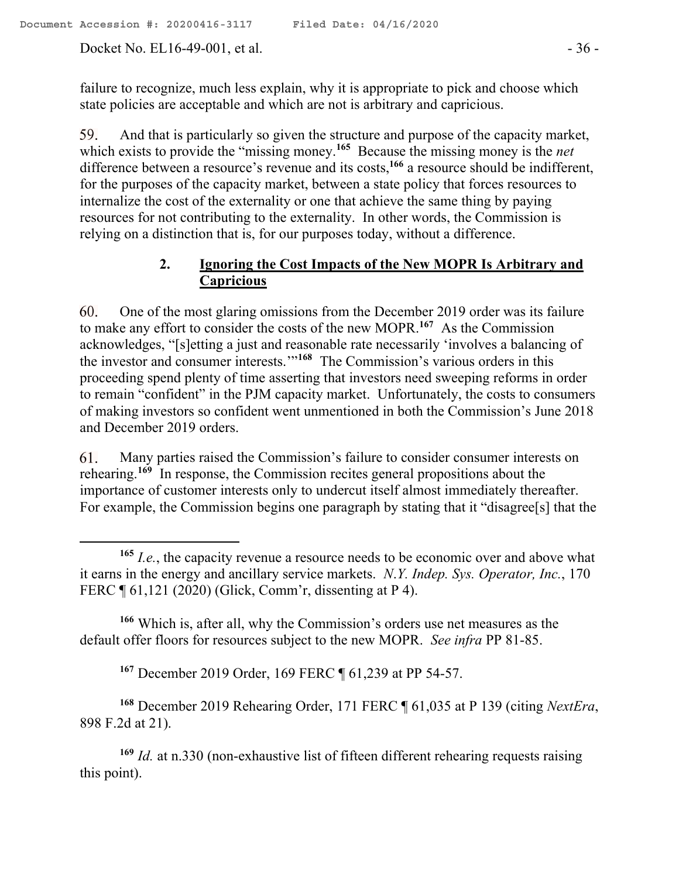failure to recognize, much less explain, why it is appropriate to pick and choose which state policies are acceptable and which are not is arbitrary and capricious.

59. And that is particularly so given the structure and purpose of the capacity market, which exists to provide the "missing money.[165] Because the missing money is the *net* difference between a resource's revenue and its costs,[166] a resource should be indifferent, for the purposes of the capacity market, between a state policy that forces resources to internalize the cost of the externality or one that achieve the same thing by paying resources for not contributing to the externality. In other words, the Commission is relying on a distinction that is, for our purposes today, without a difference.

### 2. Ignoring the Cost Impacts of the New MOPR Is Arbitrary and Capricious

60. One of the most glaring omissions from the December 2019 order was its failure to make any effort to consider the costs of the new MOPR.[167] As the Commission acknowledges, "[s]etting a just and reasonable rate necessarily 'involves a balancing of the investor and consumer interests.'"[168] The Commission's various orders in this proceeding spend plenty of time asserting that investors need sweeping reforms in order to remain "confident" in the PJM capacity market. Unfortunately, the costs to consumers of making investors so confident went unmentioned in both the Commission's June 2018 and December 2019 orders.

61. Many parties raised the Commission's failure to consider consumer interests on rehearing.[169] In response, the Commission recites general propositions about the importance of customer interests only to undercut itself almost immediately thereafter. For example, the Commission begins one paragraph by stating that it "disagree[s] that the

---

[165] *I.e.*, the capacity revenue a resource needs to be economic over and above what it earns in the energy and ancillary service markets. *N.Y. Indep. Sys. Operator, Inc.*, 170 FERC ¶ 61,121 (2020) (Glick, Comm'r, dissenting at P 4).

[166] Which is, after all, why the Commission's orders use net measures as the default offer floors for resources subject to the new MOPR. *See infra* PP 81-85.

[167] December 2019 Order, 169 FERC ¶ 61,239 at PP 54-57.

[168] December 2019 Rehearing Order, 171 FERC ¶ 61,035 at P 139 (citing *NextEra*, 898 F.2d at 21).

[169] *Id.* at n.330 (non-exhaustive list of fifteen different rehearing requests raising this point).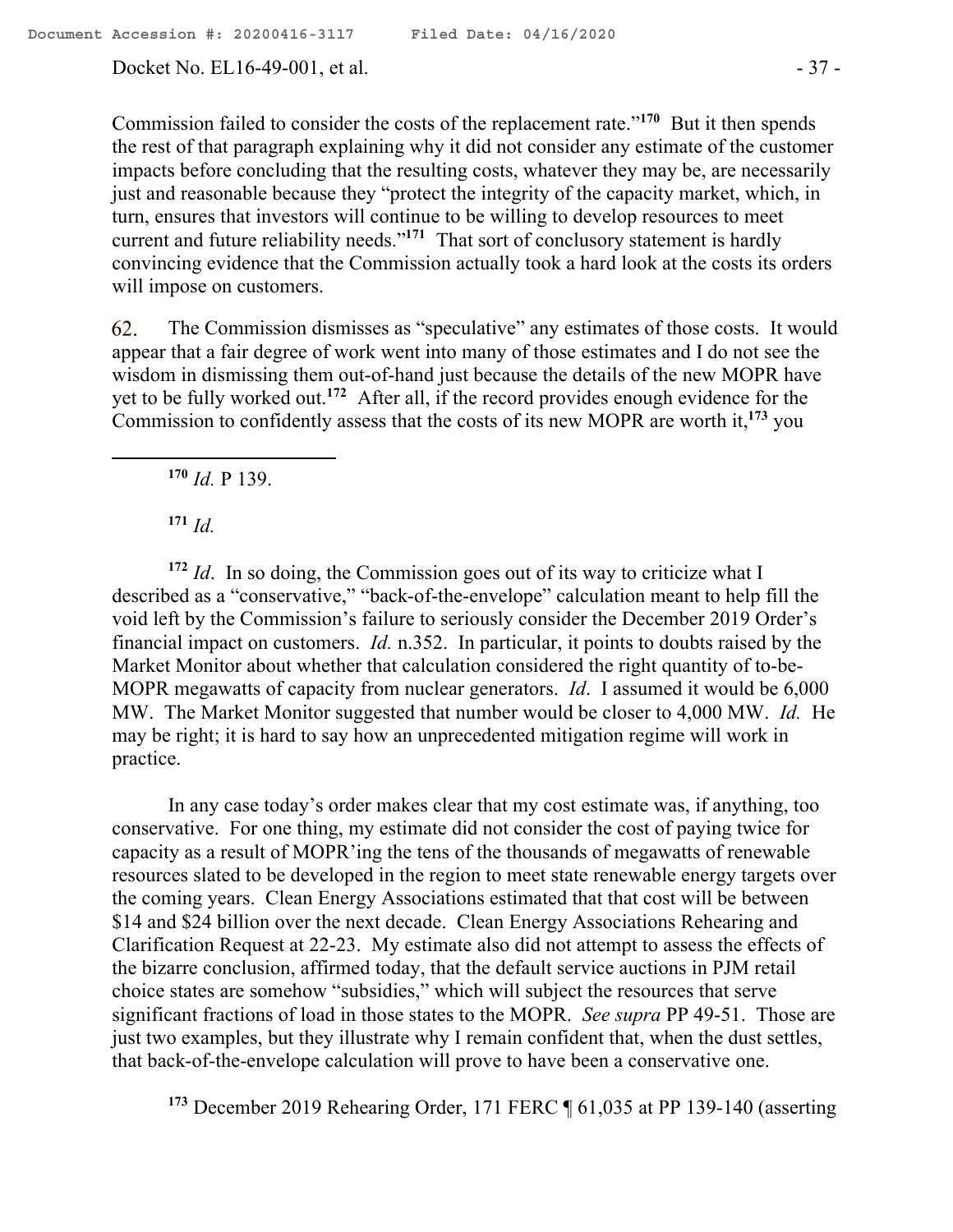Commission failed to consider the costs of the replacement rate."[170] But it then spends the rest of that paragraph explaining why it did not consider any estimate of the customer impacts before concluding that the resulting costs, whatever they may be, are necessarily just and reasonable because they "protect the integrity of the capacity market, which, in turn, ensures that investors will continue to be willing to develop resources to meet current and future reliability needs."[171] That sort of conclusory statement is hardly convincing evidence that the Commission actually took a hard look at the costs its orders will impose on customers.

62. The Commission dismisses as "speculative" any estimates of those costs. It would appear that a fair degree of work went into many of those estimates and I do not see the wisdom in dismissing them out-of-hand just because the details of the new MOPR have yet to be fully worked out.[172] After all, if the record provides enough evidence for the Commission to confidently assess that the costs of its new MOPR are worth it,[173] you

---

[170] *Id.* P 139.

[171] *Id.*

[172] *Id*. In so doing, the Commission goes out of its way to criticize what I described as a "conservative," "back-of-the-envelope" calculation meant to help fill the void left by the Commission's failure to seriously consider the December 2019 Order's financial impact on customers. *Id.* n.352. In particular, it points to doubts raised by the Market Monitor about whether that calculation considered the right quantity of to-be-MOPR megawatts of capacity from nuclear generators. *Id*. I assumed it would be 6,000 MW. The Market Monitor suggested that number would be closer to 4,000 MW. *Id.* He may be right; it is hard to say how an unprecedented mitigation regime will work in practice.

In any case today's order makes clear that my cost estimate was, if anything, too conservative. For one thing, my estimate did not consider the cost of paying twice for capacity as a result of MOPR'ing the tens of the thousands of megawatts of renewable resources slated to be developed in the region to meet state renewable energy targets over the coming years. Clean Energy Associations estimated that that cost will be between \$14 and \$24 billion over the next decade. Clean Energy Associations Rehearing and Clarification Request at 22-23. My estimate also did not attempt to assess the effects of the bizarre conclusion, affirmed today, that the default service auctions in PJM retail choice states are somehow "subsidies," which will subject the resources that serve significant fractions of load in those states to the MOPR. *See supra* PP 49-51. Those are just two examples, but they illustrate why I remain confident that, when the dust settles, that back-of-the-envelope calculation will prove to have been a conservative one.

[173] December 2019 Rehearing Order, 171 FERC ¶ 61,035 at PP 139-140 (asserting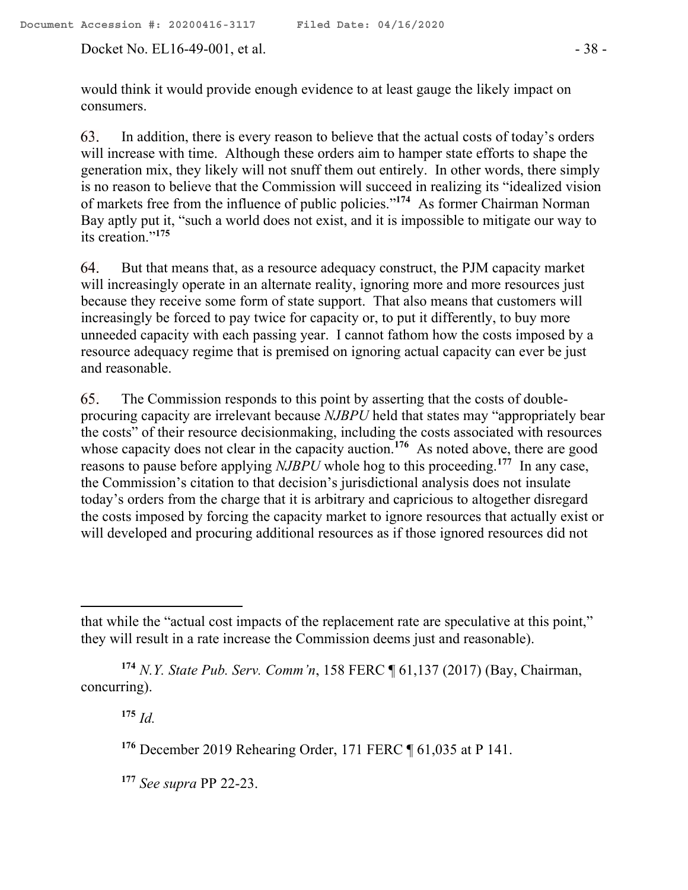would think it would provide enough evidence to at least gauge the likely impact on consumers.

63. In addition, there is every reason to believe that the actual costs of today's orders will increase with time. Although these orders aim to hamper state efforts to shape the generation mix, they likely will not snuff them out entirely. In other words, there simply is no reason to believe that the Commission will succeed in realizing its "idealized vision of markets free from the influence of public policies."[174] As former Chairman Norman Bay aptly put it, "such a world does not exist, and it is impossible to mitigate our way to its creation."[175]

64. But that means that, as a resource adequacy construct, the PJM capacity market will increasingly operate in an alternate reality, ignoring more and more resources just because they receive some form of state support. That also means that customers will increasingly be forced to pay twice for capacity or, to put it differently, to buy more unneeded capacity with each passing year. I cannot fathom how the costs imposed by a resource adequacy regime that is premised on ignoring actual capacity can ever be just and reasonable.

65. The Commission responds to this point by asserting that the costs of double-procuring capacity are irrelevant because *NJBPU* held that states may "appropriately bear the costs" of their resource decisionmaking, including the costs associated with resources whose capacity does not clear in the capacity auction.[176] As noted above, there are good reasons to pause before applying *NJBPU* whole hog to this proceeding.[177] In any case, the Commission's citation to that decision's jurisdictional analysis does not insulate today's orders from the charge that it is arbitrary and capricious to altogether disregard the costs imposed by forcing the capacity market to ignore resources that actually exist or will developed and procuring additional resources as if those ignored resources did not

---

that while the "actual cost impacts of the replacement rate are speculative at this point," they will result in a rate increase the Commission deems just and reasonable).

[174] *N.Y. State Pub. Serv. Comm'n*, 158 FERC ¶ 61,137 (2017) (Bay, Chairman, concurring).

[175] *Id.*

[176] December 2019 Rehearing Order, 171 FERC ¶ 61,035 at P 141.

[177] *See supra* PP 22-23.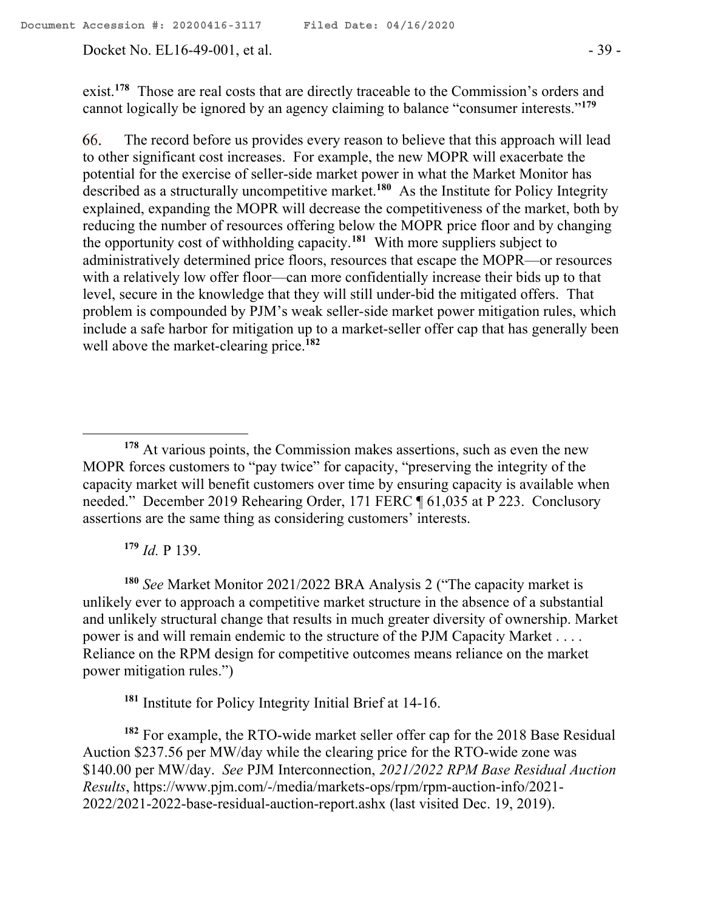exist.[178] Those are real costs that are directly traceable to the Commission's orders and cannot logically be ignored by an agency claiming to balance "consumer interests."[179]

66. The record before us provides every reason to believe that this approach will lead to other significant cost increases. For example, the new MOPR will exacerbate the potential for the exercise of seller-side market power in what the Market Monitor has described as a structurally uncompetitive market.[180] As the Institute for Policy Integrity explained, expanding the MOPR will decrease the competitiveness of the market, both by reducing the number of resources offering below the MOPR price floor and by changing the opportunity cost of withholding capacity.[181] With more suppliers subject to administratively determined price floors, resources that escape the MOPR—or resources with a relatively low offer floor—can more confidentially increase their bids up to that level, secure in the knowledge that they will still under-bid the mitigated offers. That problem is compounded by PJM's weak seller-side market power mitigation rules, which include a safe harbor for mitigation up to a market-seller offer cap that has generally been well above the market-clearing price.[182]

---

[178] At various points, the Commission makes assertions, such as even the new MOPR forces customers to "pay twice" for capacity, "preserving the integrity of the capacity market will benefit customers over time by ensuring capacity is available when needed." December 2019 Rehearing Order, 171 FERC ¶ 61,035 at P 223. Conclusory assertions are the same thing as considering customers' interests.

[179] *Id.* P 139.

[180] *See* Market Monitor 2021/2022 BRA Analysis 2 ("The capacity market is unlikely ever to approach a competitive market structure in the absence of a substantial and unlikely structural change that results in much greater diversity of ownership. Market power is and will remain endemic to the structure of the PJM Capacity Market . . . . Reliance on the RPM design for competitive outcomes means reliance on the market power mitigation rules.")

[181] Institute for Policy Integrity Initial Brief at 14-16.

[182] For example, the RTO-wide market seller offer cap for the 2018 Base Residual Auction $237.56 per MW/day while the clearing price for the RTO-wide zone was $140.00 per MW/day. *See* PJM Interconnection, *2021/2022 RPM Base Residual Auction Results*, https://www.pjm.com/-/media/markets-ops/rpm/rpm-auction-info/2021-2022/2021-2022-base-residual-auction-report.ashx (last visited Dec. 19, 2019).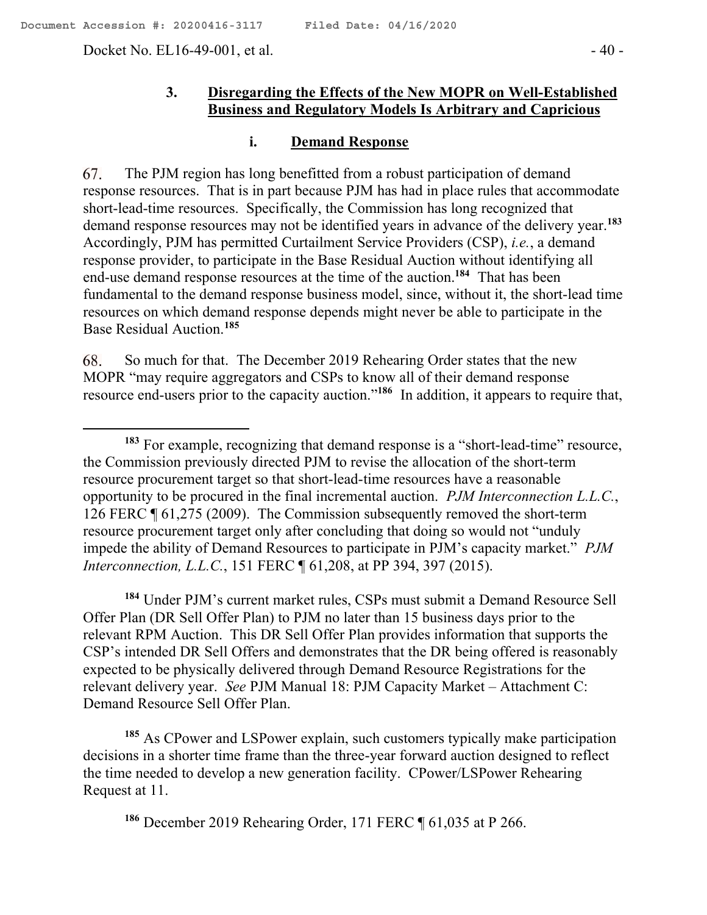### 3. Disregarding the Effects of the New MOPR on Well-Established Business and Regulatory Models Is Arbitrary and Capricious

#### i. Demand Response

67. The PJM region has long benefitted from a robust participation of demand response resources. That is in part because PJM has had in place rules that accommodate short-lead-time resources. Specifically, the Commission has long recognized that demand response resources may not be identified years in advance of the delivery year.[183] Accordingly, PJM has permitted Curtailment Service Providers (CSP), *i.e.*, a demand response provider, to participate in the Base Residual Auction without identifying all end-use demand response resources at the time of the auction.[184] That has been fundamental to the demand response business model, since, without it, the short-lead time resources on which demand response depends might never be able to participate in the Base Residual Auction.[185]

68. So much for that. The December 2019 Rehearing Order states that the new MOPR "may require aggregators and CSPs to know all of their demand response resource end-users prior to the capacity auction."[186] In addition, it appears to require that,

---

[183] For example, recognizing that demand response is a "short-lead-time" resource, the Commission previously directed PJM to revise the allocation of the short-term resource procurement target so that short-lead-time resources have a reasonable opportunity to be procured in the final incremental auction. *PJM Interconnection L.L.C.*, 126 FERC ¶ 61,275 (2009). The Commission subsequently removed the short-term resource procurement target only after concluding that doing so would not "unduly impede the ability of Demand Resources to participate in PJM's capacity market." *PJM Interconnection, L.L.C.*, 151 FERC ¶ 61,208, at PP 394, 397 (2015).

[184] Under PJM's current market rules, CSPs must submit a Demand Resource Sell Offer Plan (DR Sell Offer Plan) to PJM no later than 15 business days prior to the relevant RPM Auction. This DR Sell Offer Plan provides information that supports the CSP's intended DR Sell Offers and demonstrates that the DR being offered is reasonably expected to be physically delivered through Demand Resource Registrations for the relevant delivery year. *See* PJM Manual 18: PJM Capacity Market – Attachment C: Demand Resource Sell Offer Plan.

[185] As CPower and LSPower explain, such customers typically make participation decisions in a shorter time frame than the three-year forward auction designed to reflect the time needed to develop a new generation facility. CPower/LSPower Rehearing Request at 11.

[186] December 2019 Rehearing Order, 171 FERC ¶ 61,035 at P 266.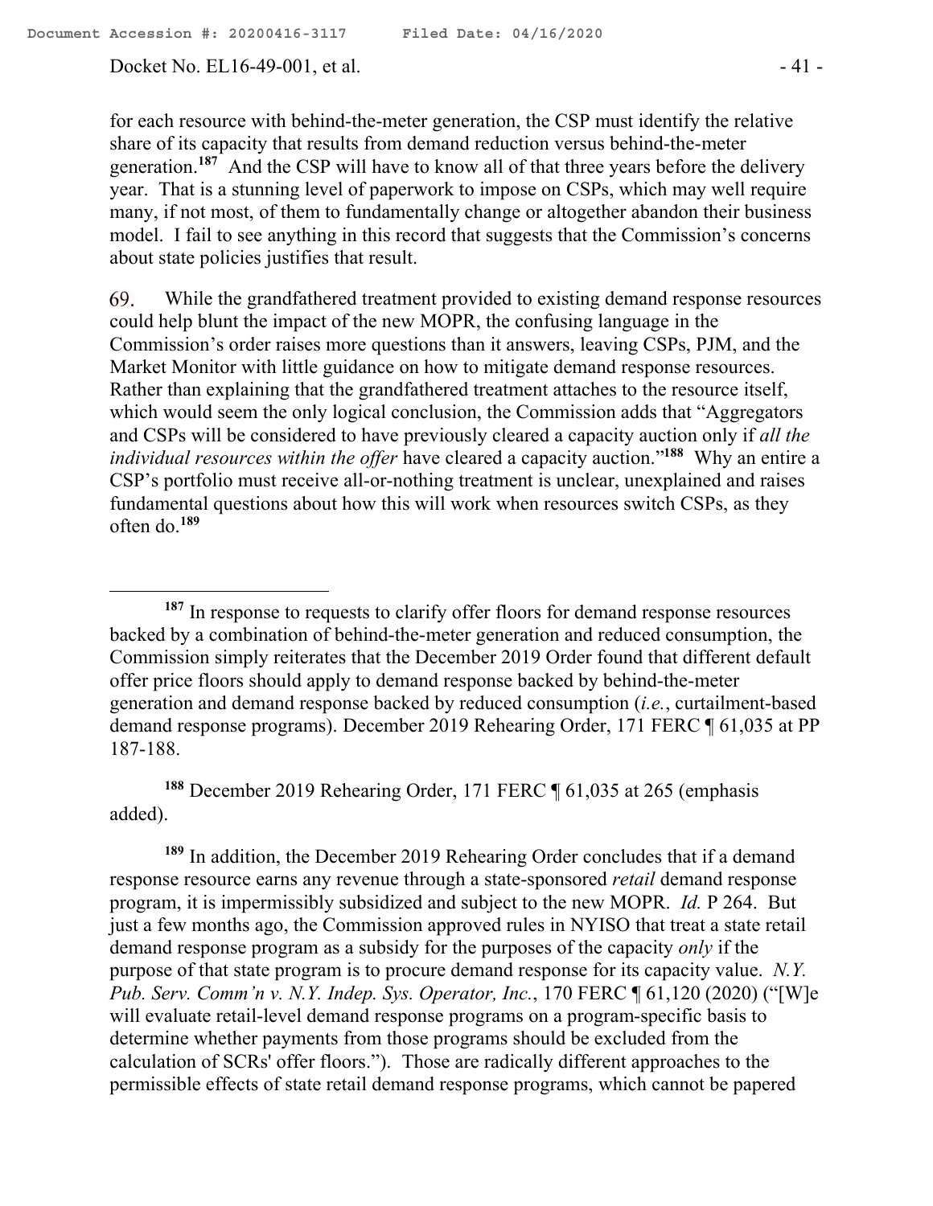for each resource with behind-the-meter generation, the CSP must identify the relative share of its capacity that results from demand reduction versus behind-the-meter generation.[187] And the CSP will have to know all of that three years before the delivery year. That is a stunning level of paperwork to impose on CSPs, which may well require many, if not most, of them to fundamentally change or altogether abandon their business model. I fail to see anything in this record that suggests that the Commission's concerns about state policies justifies that result.

69. While the grandfathered treatment provided to existing demand response resources could help blunt the impact of the new MOPR, the confusing language in the Commission's order raises more questions than it answers, leaving CSPs, PJM, and the Market Monitor with little guidance on how to mitigate demand response resources. Rather than explaining that the grandfathered treatment attaches to the resource itself, which would seem the only logical conclusion, the Commission adds that "Aggregators and CSPs will be considered to have previously cleared a capacity auction only if *all the individual resources within the offer* have cleared a capacity auction."[188] Why an entire a CSP's portfolio must receive all-or-nothing treatment is unclear, unexplained and raises fundamental questions about how this will work when resources switch CSPs, as they often do.[189]

---

[187] In response to requests to clarify offer floors for demand response resources backed by a combination of behind-the-meter generation and reduced consumption, the Commission simply reiterates that the December 2019 Order found that different default offer price floors should apply to demand response backed by behind-the-meter generation and demand response backed by reduced consumption (*i.e.*, curtailment-based demand response programs). December 2019 Rehearing Order, 171 FERC ¶ 61,035 at PP 187-188.

[188] December 2019 Rehearing Order, 171 FERC ¶ 61,035 at 265 (emphasis added).

[189] In addition, the December 2019 Rehearing Order concludes that if a demand response resource earns any revenue through a state-sponsored *retail* demand response program, it is impermissibly subsidized and subject to the new MOPR. *Id.* P 264. But just a few months ago, the Commission approved rules in NYISO that treat a state retail demand response program as a subsidy for the purposes of the capacity *only* if the purpose of that state program is to procure demand response for its capacity value. *N.Y. Pub. Serv. Comm'n v. N.Y. Indep. Sys. Operator, Inc.*, 170 FERC ¶ 61,120 (2020) ("[W]e will evaluate retail-level demand response programs on a program-specific basis to determine whether payments from those programs should be excluded from the calculation of SCRs' offer floors."). Those are radically different approaches to the permissible effects of state retail demand response programs, which cannot be papered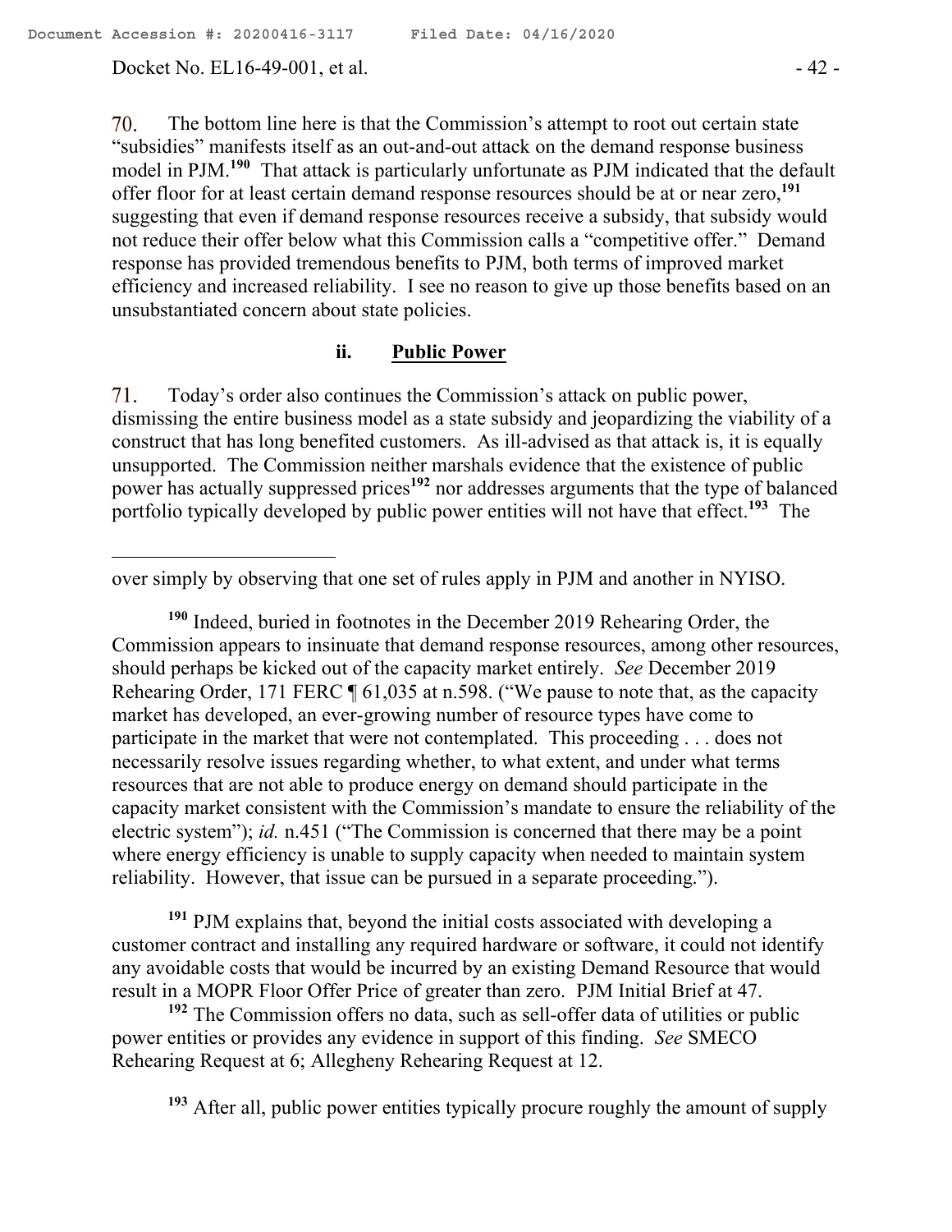70. The bottom line here is that the Commission's attempt to root out certain state "subsidies" manifests itself as an out-and-out attack on the demand response business model in PJM.[190] That attack is particularly unfortunate as PJM indicated that the default offer floor for at least certain demand response resources should be at or near zero,[191] suggesting that even if demand response resources receive a subsidy, that subsidy would not reduce their offer below what this Commission calls a "competitive offer." Demand response has provided tremendous benefits to PJM, both terms of improved market efficiency and increased reliability. I see no reason to give up those benefits based on an unsubstantiated concern about state policies.

#### ii. **Public Power**

71. Today's order also continues the Commission's attack on public power, dismissing the entire business model as a state subsidy and jeopardizing the viability of a construct that has long benefited customers. As ill-advised as that attack is, it is equally unsupported. The Commission neither marshals evidence that the existence of public power has actually suppressed prices[192] nor addresses arguments that the type of balanced portfolio typically developed by public power entities will not have that effect.[193] The

---

over simply by observing that one set of rules apply in PJM and another in NYISO.

[190] Indeed, buried in footnotes in the December 2019 Rehearing Order, the Commission appears to insinuate that demand response resources, among other resources, should perhaps be kicked out of the capacity market entirely. *See* December 2019 Rehearing Order, 171 FERC ¶ 61,035 at n.598. ("We pause to note that, as the capacity market has developed, an ever-growing number of resource types have come to participate in the market that were not contemplated. This proceeding . . . does not necessarily resolve issues regarding whether, to what extent, and under what terms resources that are not able to produce energy on demand should participate in the capacity market consistent with the Commission's mandate to ensure the reliability of the electric system"); *id.* n.451 ("The Commission is concerned that there may be a point where energy efficiency is unable to supply capacity when needed to maintain system reliability. However, that issue can be pursued in a separate proceeding.").

[191] PJM explains that, beyond the initial costs associated with developing a customer contract and installing any required hardware or software, it could not identify any avoidable costs that would be incurred by an existing Demand Resource that would result in a MOPR Floor Offer Price of greater than zero. PJM Initial Brief at 47.

[192] The Commission offers no data, such as sell-offer data of utilities or public power entities or provides any evidence in support of this finding. *See* SMECO Rehearing Request at 6; Allegheny Rehearing Request at 12.

[193] After all, public power entities typically procure roughly the amount of supply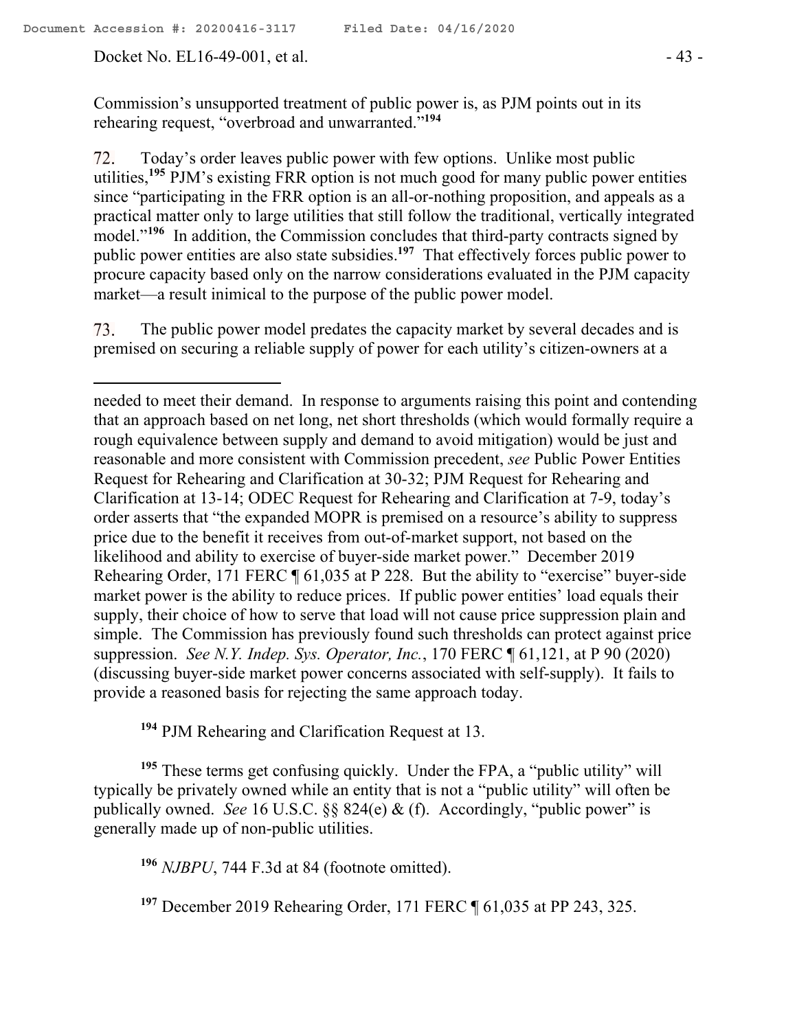Commission's unsupported treatment of public power is, as PJM points out in its rehearing request, "overbroad and unwarranted."[194]

72. Today's order leaves public power with few options. Unlike most public utilities,[195] PJM's existing FRR option is not much good for many public power entities since "participating in the FRR option is an all-or-nothing proposition, and appeals as a practical matter only to large utilities that still follow the traditional, vertically integrated model."[196] In addition, the Commission concludes that third-party contracts signed by public power entities are also state subsidies.[197] That effectively forces public power to procure capacity based only on the narrow considerations evaluated in the PJM capacity market—a result inimical to the purpose of the public power model.

73. The public power model predates the capacity market by several decades and is premised on securing a reliable supply of power for each utility's citizen-owners at a

---

needed to meet their demand. In response to arguments raising this point and contending that an approach based on net long, net short thresholds (which would formally require a rough equivalence between supply and demand to avoid mitigation) would be just and reasonable and more consistent with Commission precedent, *see* Public Power Entities Request for Rehearing and Clarification at 30-32; PJM Request for Rehearing and Clarification at 13-14; ODEC Request for Rehearing and Clarification at 7-9, today's order asserts that "the expanded MOPR is premised on a resource's ability to suppress price due to the benefit it receives from out-of-market support, not based on the likelihood and ability to exercise of buyer-side market power." December 2019 Rehearing Order, 171 FERC ¶ 61,035 at P 228. But the ability to "exercise" buyer-side market power is the ability to reduce prices. If public power entities' load equals their supply, their choice of how to serve that load will not cause price suppression plain and simple. The Commission has previously found such thresholds can protect against price suppression. *See N.Y. Indep. Sys. Operator, Inc.*, 170 FERC ¶ 61,121, at P 90 (2020) (discussing buyer-side market power concerns associated with self-supply). It fails to provide a reasoned basis for rejecting the same approach today.

[194] PJM Rehearing and Clarification Request at 13.

[195] These terms get confusing quickly. Under the FPA, a "public utility" will typically be privately owned while an entity that is not a "public utility" will often be publically owned. *See* 16 U.S.C. §§ 824(e) & (f). Accordingly, "public power" is generally made up of non-public utilities.

[196] *NJBPU*, 744 F.3d at 84 (footnote omitted).

[197] December 2019 Rehearing Order, 171 FERC ¶ 61,035 at PP 243, 325.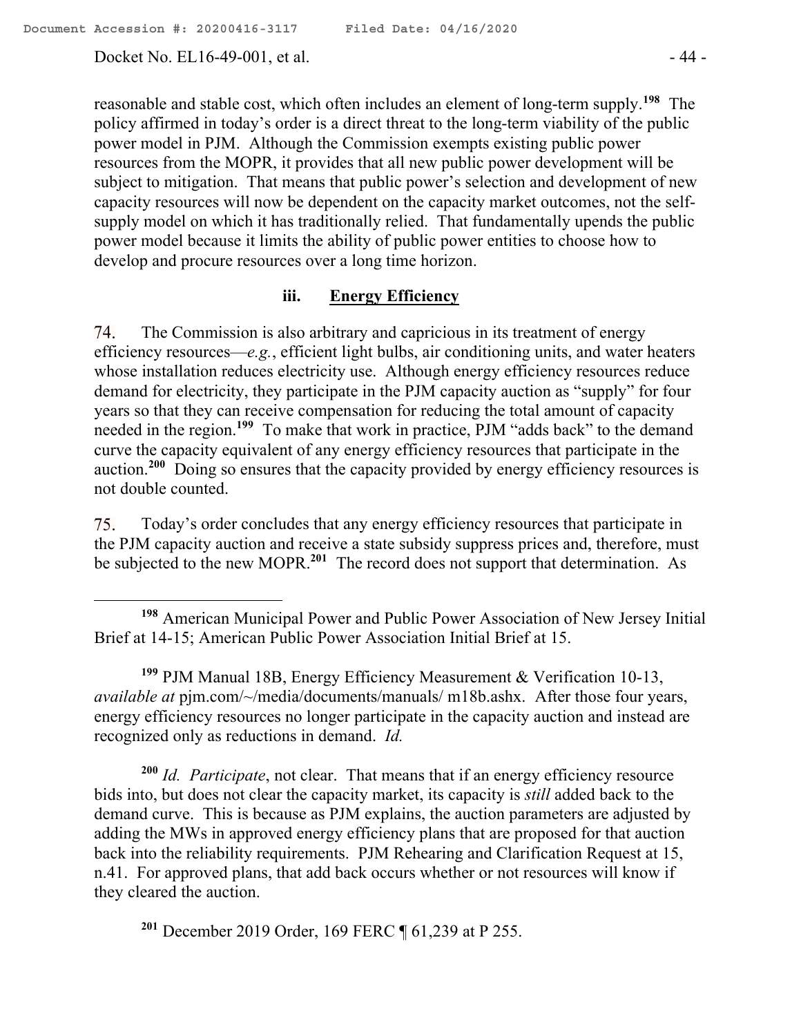reasonable and stable cost, which often includes an element of long-term supply.[198] The policy affirmed in today's order is a direct threat to the long-term viability of the public power model in PJM. Although the Commission exempts existing public power resources from the MOPR, it provides that all new public power development will be subject to mitigation. That means that public power's selection and development of new capacity resources will now be dependent on the capacity market outcomes, not the self-supply model on which it has traditionally relied. That fundamentally upends the public power model because it limits the ability of public power entities to choose how to develop and procure resources over a long time horizon.

### iii. Energy Efficiency

74. The Commission is also arbitrary and capricious in its treatment of energy efficiency resources—*e.g.*, efficient light bulbs, air conditioning units, and water heaters whose installation reduces electricity use. Although energy efficiency resources reduce demand for electricity, they participate in the PJM capacity auction as "supply" for four years so that they can receive compensation for reducing the total amount of capacity needed in the region.[199] To make that work in practice, PJM "adds back" to the demand curve the capacity equivalent of any energy efficiency resources that participate in the auction.[200] Doing so ensures that the capacity provided by energy efficiency resources is not double counted.

75. Today's order concludes that any energy efficiency resources that participate in the PJM capacity auction and receive a state subsidy suppress prices and, therefore, must be subjected to the new MOPR.[201] The record does not support that determination. As

---

[198] American Municipal Power and Public Power Association of New Jersey Initial Brief at 14-15; American Public Power Association Initial Brief at 15.

[199] PJM Manual 18B, Energy Efficiency Measurement & Verification 10-13, *available at* pjm.com/~/media/documents/manuals/ m18b.ashx. After those four years, energy efficiency resources no longer participate in the capacity auction and instead are recognized only as reductions in demand. *Id.*

[200] *Id. Participate*, not clear. That means that if an energy efficiency resource bids into, but does not clear the capacity market, its capacity is *still* added back to the demand curve. This is because as PJM explains, the auction parameters are adjusted by adding the MWs in approved energy efficiency plans that are proposed for that auction back into the reliability requirements. PJM Rehearing and Clarification Request at 15, n.41. For approved plans, that add back occurs whether or not resources will know if they cleared the auction.

[201] December 2019 Order, 169 FERC ¶ 61,239 at P 255.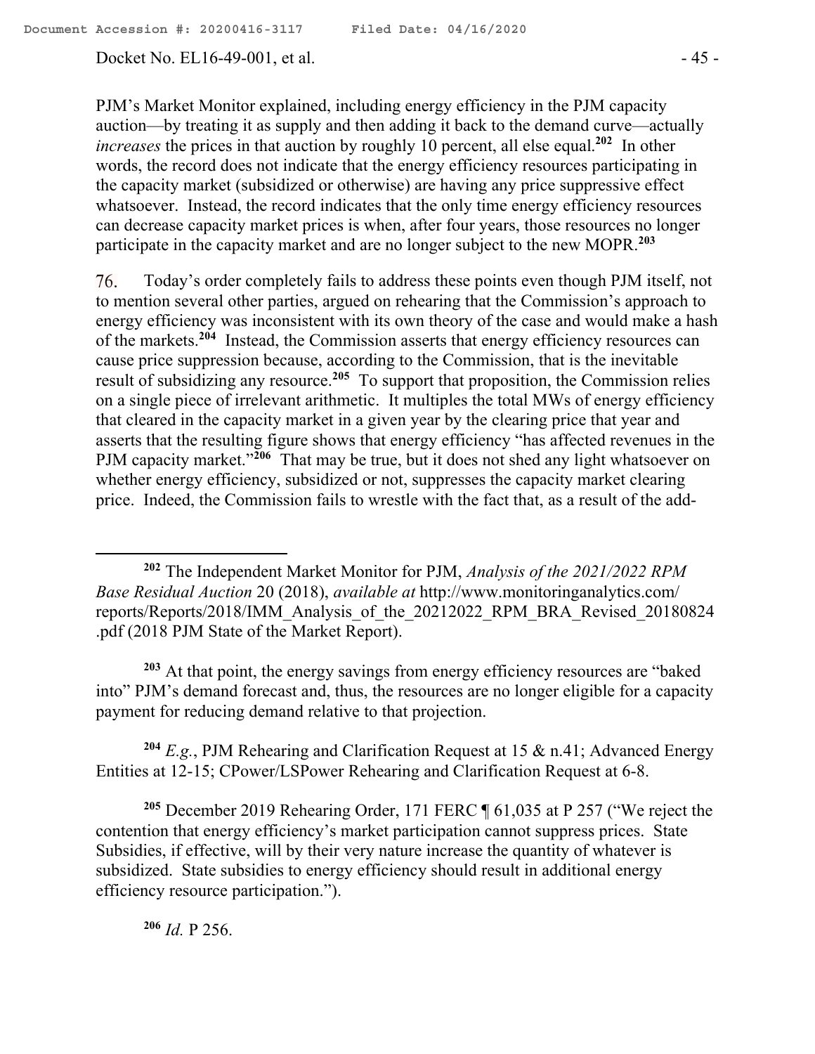PJM's Market Monitor explained, including energy efficiency in the PJM capacity auction—by treating it as supply and then adding it back to the demand curve—actually *increases* the prices in that auction by roughly 10 percent, all else equal.[202] In other words, the record does not indicate that the energy efficiency resources participating in the capacity market (subsidized or otherwise) are having any price suppressive effect whatsoever. Instead, the record indicates that the only time energy efficiency resources can decrease capacity market prices is when, after four years, those resources no longer participate in the capacity market and are no longer subject to the new MOPR.[203]

76. Today's order completely fails to address these points even though PJM itself, not to mention several other parties, argued on rehearing that the Commission's approach to energy efficiency was inconsistent with its own theory of the case and would make a hash of the markets.[204] Instead, the Commission asserts that energy efficiency resources can cause price suppression because, according to the Commission, that is the inevitable result of subsidizing any resource.[205] To support that proposition, the Commission relies on a single piece of irrelevant arithmetic. It multiples the total MWs of energy efficiency that cleared in the capacity market in a given year by the clearing price that year and asserts that the resulting figure shows that energy efficiency "has affected revenues in the PJM capacity market."[206] That may be true, but it does not shed any light whatsoever on whether energy efficiency, subsidized or not, suppresses the capacity market clearing price. Indeed, the Commission fails to wrestle with the fact that, as a result of the add-

---

[202] The Independent Market Monitor for PJM, *Analysis of the 2021/2022 RPM Base Residual Auction* 20 (2018), *available at* http://www.monitoringanalytics.com/reports/Reports/2018/IMM_Analysis_of_the_20212022_RPM_BRA_Revised_20180824.pdf (2018 PJM State of the Market Report).

[203] At that point, the energy savings from energy efficiency resources are "baked into" PJM's demand forecast and, thus, the resources are no longer eligible for a capacity payment for reducing demand relative to that projection.

[204] *E.g.*, PJM Rehearing and Clarification Request at 15 & n.41; Advanced Energy Entities at 12-15; CPower/LSPower Rehearing and Clarification Request at 6-8.

[205] December 2019 Rehearing Order, 171 FERC ¶ 61,035 at P 257 ("We reject the contention that energy efficiency's market participation cannot suppress prices. State Subsidies, if effective, will by their very nature increase the quantity of whatever is subsidized. State subsidies to energy efficiency should result in additional energy efficiency resource participation.").

[206] *Id.* P 256.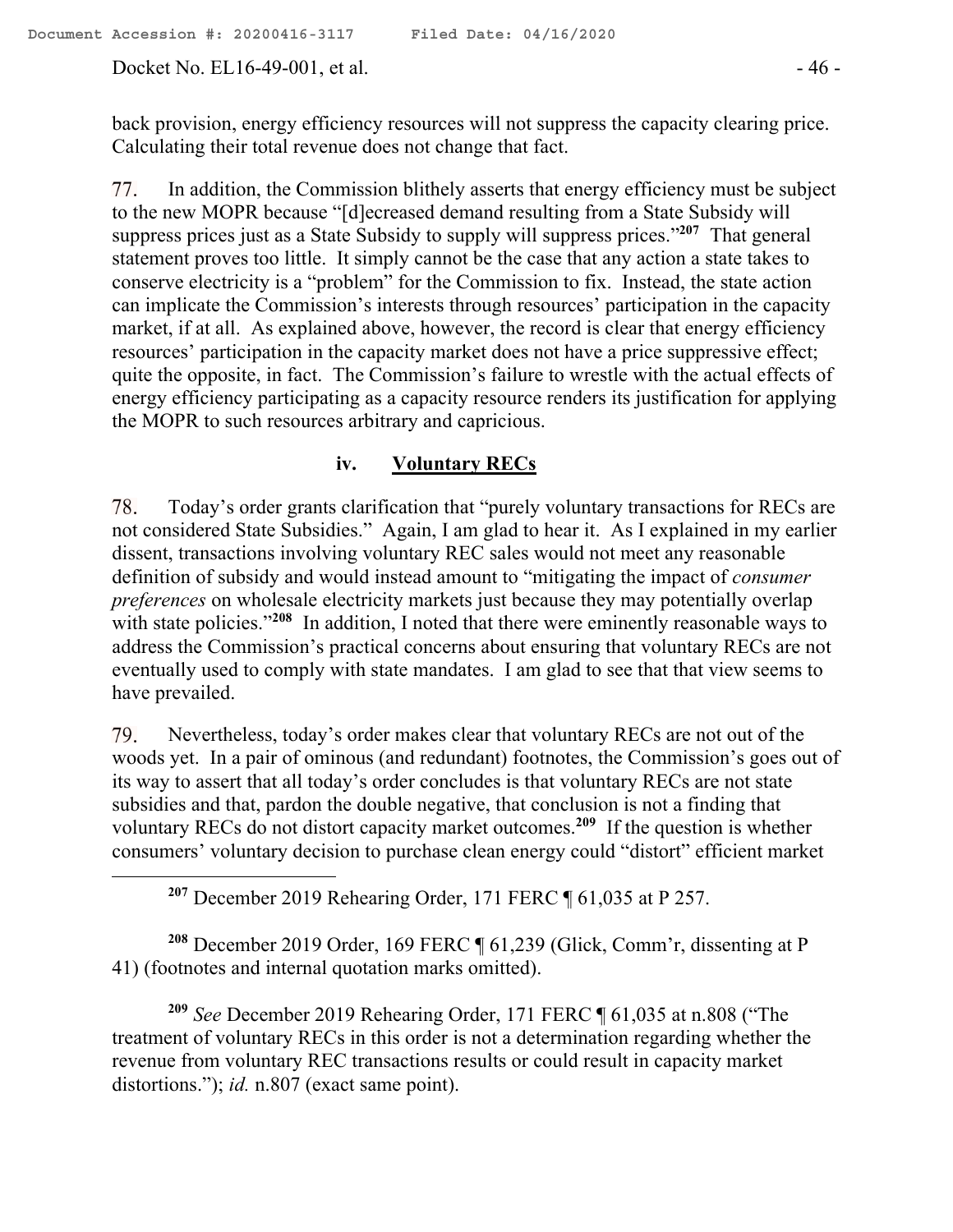back provision, energy efficiency resources will not suppress the capacity clearing price. Calculating their total revenue does not change that fact.

77. In addition, the Commission blithely asserts that energy efficiency must be subject to the new MOPR because "[d]ecreased demand resulting from a State Subsidy will suppress prices just as a State Subsidy to supply will suppress prices."[207] That general statement proves too little. It simply cannot be the case that any action a state takes to conserve electricity is a "problem" for the Commission to fix. Instead, the state action can implicate the Commission's interests through resources' participation in the capacity market, if at all. As explained above, however, the record is clear that energy efficiency resources' participation in the capacity market does not have a price suppressive effect; quite the opposite, in fact. The Commission's failure to wrestle with the actual effects of energy efficiency participating as a capacity resource renders its justification for applying the MOPR to such resources arbitrary and capricious.

### iv. Voluntary RECs

78. Today's order grants clarification that "purely voluntary transactions for RECs are not considered State Subsidies." Again, I am glad to hear it. As I explained in my earlier dissent, transactions involving voluntary REC sales would not meet any reasonable definition of subsidy and would instead amount to "mitigating the impact of *consumer preferences* on wholesale electricity markets just because they may potentially overlap with state policies."[208] In addition, I noted that there were eminently reasonable ways to address the Commission's practical concerns about ensuring that voluntary RECs are not eventually used to comply with state mandates. I am glad to see that that view seems to have prevailed.

79. Nevertheless, today's order makes clear that voluntary RECs are not out of the woods yet. In a pair of ominous (and redundant) footnotes, the Commission's goes out of its way to assert that all today's order concludes is that voluntary RECs are not state subsidies and that, pardon the double negative, that conclusion is not a finding that voluntary RECs do not distort capacity market outcomes.[209] If the question is whether consumers' voluntary decision to purchase clean energy could "distort" efficient market

---

[207] December 2019 Rehearing Order, 171 FERC ¶ 61,035 at P 257.

[208] December 2019 Order, 169 FERC ¶ 61,239 (Glick, Comm'r, dissenting at P 41) (footnotes and internal quotation marks omitted).

[209] *See* December 2019 Rehearing Order, 171 FERC ¶ 61,035 at n.808 ("The treatment of voluntary RECs in this order is not a determination regarding whether the revenue from voluntary REC transactions results or could result in capacity market distortions."); *id.* n.807 (exact same point).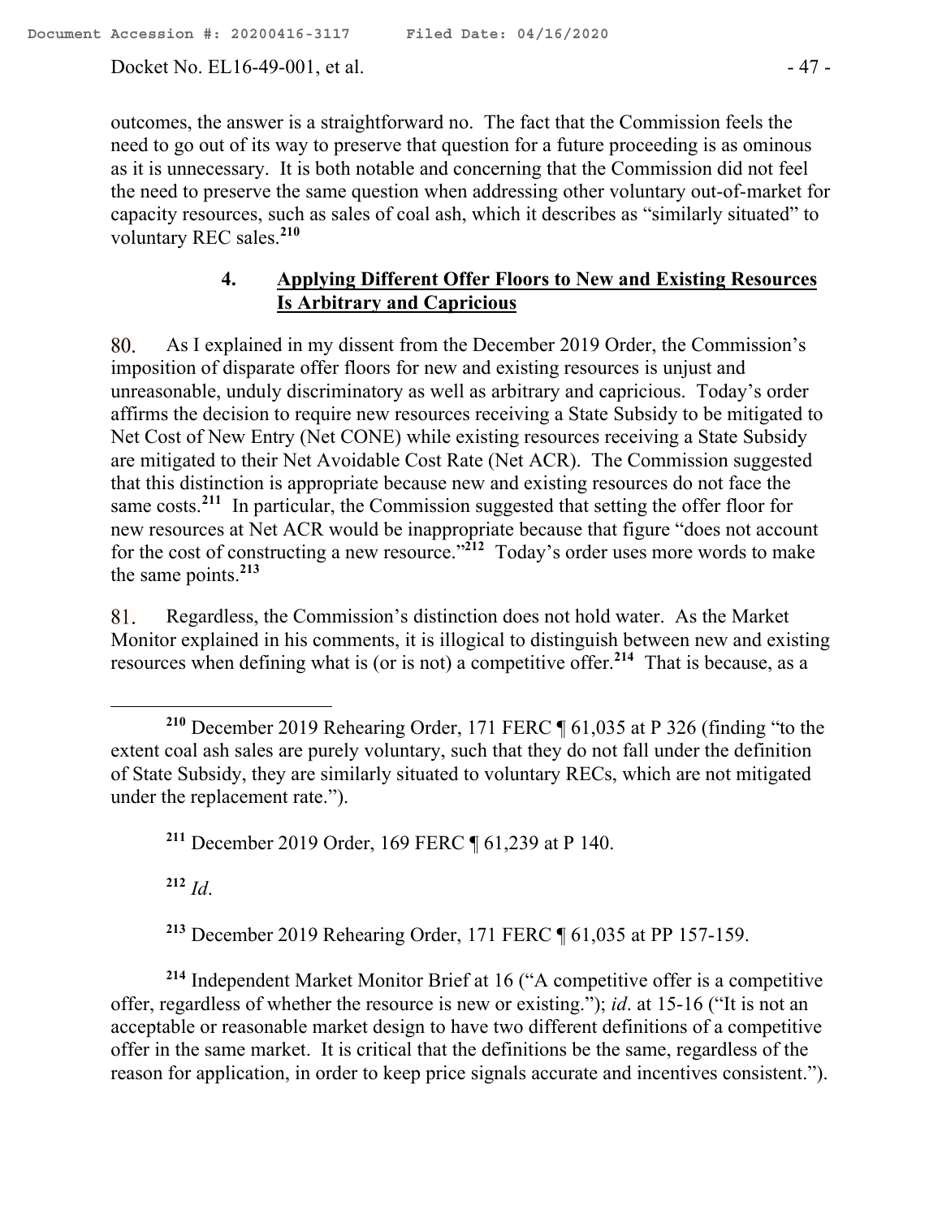outcomes, the answer is a straightforward no. The fact that the Commission feels the need to go out of its way to preserve that question for a future proceeding is as ominous as it is unnecessary. It is both notable and concerning that the Commission did not feel the need to preserve the same question when addressing other voluntary out-of-market for capacity resources, such as sales of coal ash, which it describes as "similarly situated" to voluntary REC sales.[210]

#### 4. Applying Different Offer Floors to New and Existing Resources Is Arbitrary and Capricious

80. As I explained in my dissent from the December 2019 Order, the Commission's imposition of disparate offer floors for new and existing resources is unjust and unreasonable, unduly discriminatory as well as arbitrary and capricious. Today's order affirms the decision to require new resources receiving a State Subsidy to be mitigated to Net Cost of New Entry (Net CONE) while existing resources receiving a State Subsidy are mitigated to their Net Avoidable Cost Rate (Net ACR). The Commission suggested that this distinction is appropriate because new and existing resources do not face the same costs.[211] In particular, the Commission suggested that setting the offer floor for new resources at Net ACR would be inappropriate because that figure "does not account for the cost of constructing a new resource."[212] Today's order uses more words to make the same points.[213]

81. Regardless, the Commission's distinction does not hold water. As the Market Monitor explained in his comments, it is illogical to distinguish between new and existing resources when defining what is (or is not) a competitive offer.[214] That is because, as a

---

[210] December 2019 Rehearing Order, 171 FERC ¶ 61,035 at P 326 (finding "to the extent coal ash sales are purely voluntary, such that they do not fall under the definition of State Subsidy, they are similarly situated to voluntary RECs, which are not mitigated under the replacement rate.").

[211] December 2019 Order, 169 FERC ¶ 61,239 at P 140.

[212] *Id*.

[213] December 2019 Rehearing Order, 171 FERC ¶ 61,035 at PP 157-159.

[214] Independent Market Monitor Brief at 16 ("A competitive offer is a competitive offer, regardless of whether the resource is new or existing."); *id*. at 15-16 ("It is not an acceptable or reasonable market design to have two different definitions of a competitive offer in the same market. It is critical that the definitions be the same, regardless of the reason for application, in order to keep price signals accurate and incentives consistent.").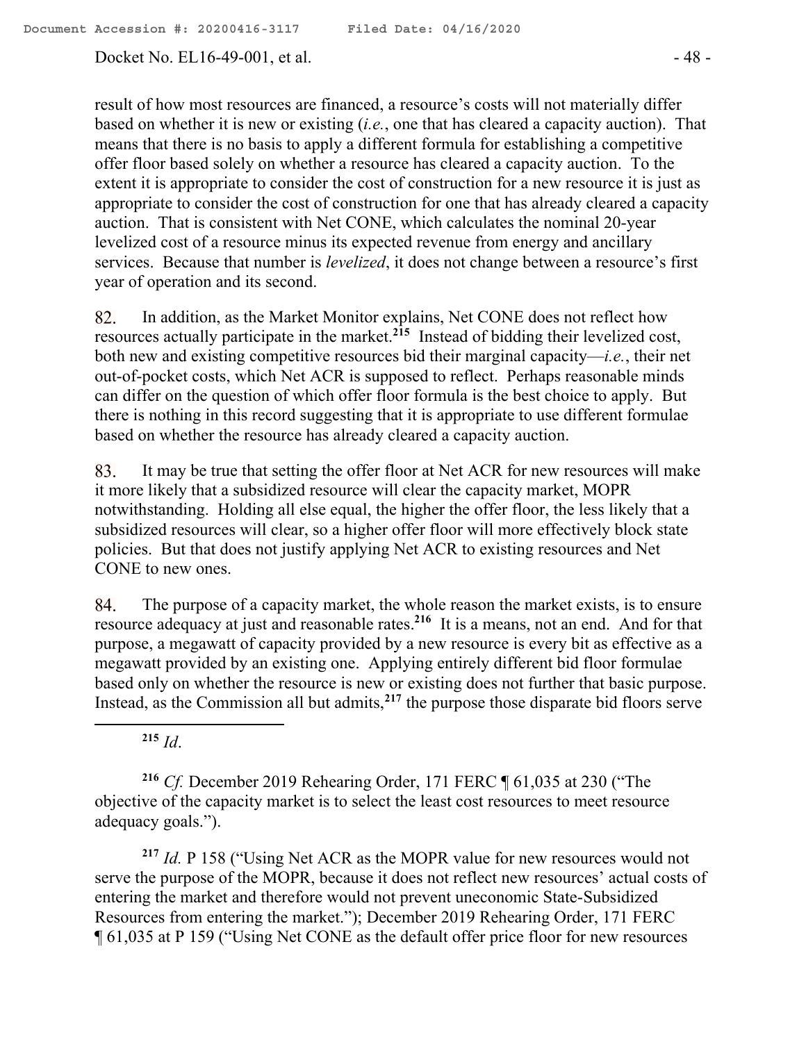result of how most resources are financed, a resource's costs will not materially differ based on whether it is new or existing (*i.e.*, one that has cleared a capacity auction). That means that there is no basis to apply a different formula for establishing a competitive offer floor based solely on whether a resource has cleared a capacity auction. To the extent it is appropriate to consider the cost of construction for a new resource it is just as appropriate to consider the cost of construction for one that has already cleared a capacity auction. That is consistent with Net CONE, which calculates the nominal 20-year levelized cost of a resource minus its expected revenue from energy and ancillary services. Because that number is *levelized*, it does not change between a resource's first year of operation and its second.

82. In addition, as the Market Monitor explains, Net CONE does not reflect how resources actually participate in the market.[215] Instead of bidding their levelized cost, both new and existing competitive resources bid their marginal capacity—*i.e.*, their net out-of-pocket costs, which Net ACR is supposed to reflect. Perhaps reasonable minds can differ on the question of which offer floor formula is the best choice to apply. But there is nothing in this record suggesting that it is appropriate to use different formulae based on whether the resource has already cleared a capacity auction.

83. It may be true that setting the offer floor at Net ACR for new resources will make it more likely that a subsidized resource will clear the capacity market, MOPR notwithstanding. Holding all else equal, the higher the offer floor, the less likely that a subsidized resources will clear, so a higher offer floor will more effectively block state policies. But that does not justify applying Net ACR to existing resources and Net CONE to new ones.

84. The purpose of a capacity market, the whole reason the market exists, is to ensure resource adequacy at just and reasonable rates.[216] It is a means, not an end. And for that purpose, a megawatt of capacity provided by a new resource is every bit as effective as a megawatt provided by an existing one. Applying entirely different bid floor formulae based only on whether the resource is new or existing does not further that basic purpose. Instead, as the Commission all but admits,[217] the purpose those disparate bid floors serve

---

[215] *Id*.

[216] *Cf.* December 2019 Rehearing Order, 171 FERC ¶ 61,035 at 230 ("The objective of the capacity market is to select the least cost resources to meet resource adequacy goals.").

[217] *Id.* P 158 ("Using Net ACR as the MOPR value for new resources would not serve the purpose of the MOPR, because it does not reflect new resources' actual costs of entering the market and therefore would not prevent uneconomic State-Subsidized Resources from entering the market."); December 2019 Rehearing Order, 171 FERC ¶ 61,035 at P 159 ("Using Net CONE as the default offer price floor for new resources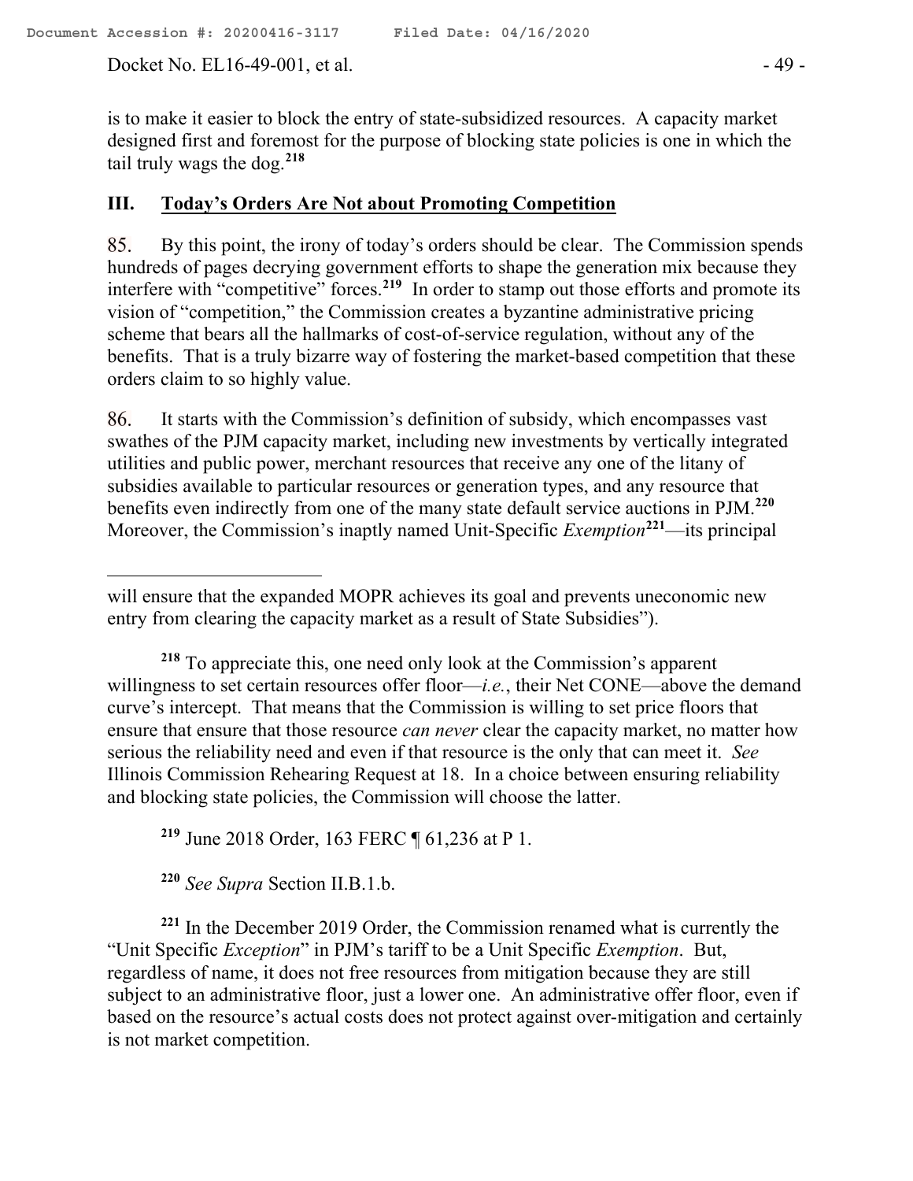is to make it easier to block the entry of state-subsidized resources. A capacity market designed first and foremost for the purpose of blocking state policies is one in which the tail truly wags the dog.[218]

## III. Today's Orders Are Not about Promoting Competition

85. By this point, the irony of today's orders should be clear. The Commission spends hundreds of pages decrying government efforts to shape the generation mix because they interfere with "competitive" forces.[219] In order to stamp out those efforts and promote its vision of "competition," the Commission creates a byzantine administrative pricing scheme that bears all the hallmarks of cost-of-service regulation, without any of the benefits. That is a truly bizarre way of fostering the market-based competition that these orders claim to so highly value.

86. It starts with the Commission's definition of subsidy, which encompasses vast swathes of the PJM capacity market, including new investments by vertically integrated utilities and public power, merchant resources that receive any one of the litany of subsidies available to particular resources or generation types, and any resource that benefits even indirectly from one of the many state default service auctions in PJM.[220] Moreover, the Commission's inaptly named Unit-Specific *Exemption*[221]—its principal

---

will ensure that the expanded MOPR achieves its goal and prevents uneconomic new entry from clearing the capacity market as a result of State Subsidies").

[218] To appreciate this, one need only look at the Commission's apparent willingness to set certain resources offer floor—*i.e.*, their Net CONE—above the demand curve's intercept. That means that the Commission is willing to set price floors that ensure that ensure that those resource *can never* clear the capacity market, no matter how serious the reliability need and even if that resource is the only that can meet it. *See* Illinois Commission Rehearing Request at 18. In a choice between ensuring reliability and blocking state policies, the Commission will choose the latter.

[219] June 2018 Order, 163 FERC ¶ 61,236 at P 1.

[220] *See Supra* Section II.B.1.b.

[221] In the December 2019 Order, the Commission renamed what is currently the "Unit Specific *Exception*" in PJM's tariff to be a Unit Specific *Exemption*. But, regardless of name, it does not free resources from mitigation because they are still subject to an administrative floor, just a lower one. An administrative offer floor, even if based on the resource's actual costs does not protect against over-mitigation and certainly is not market competition.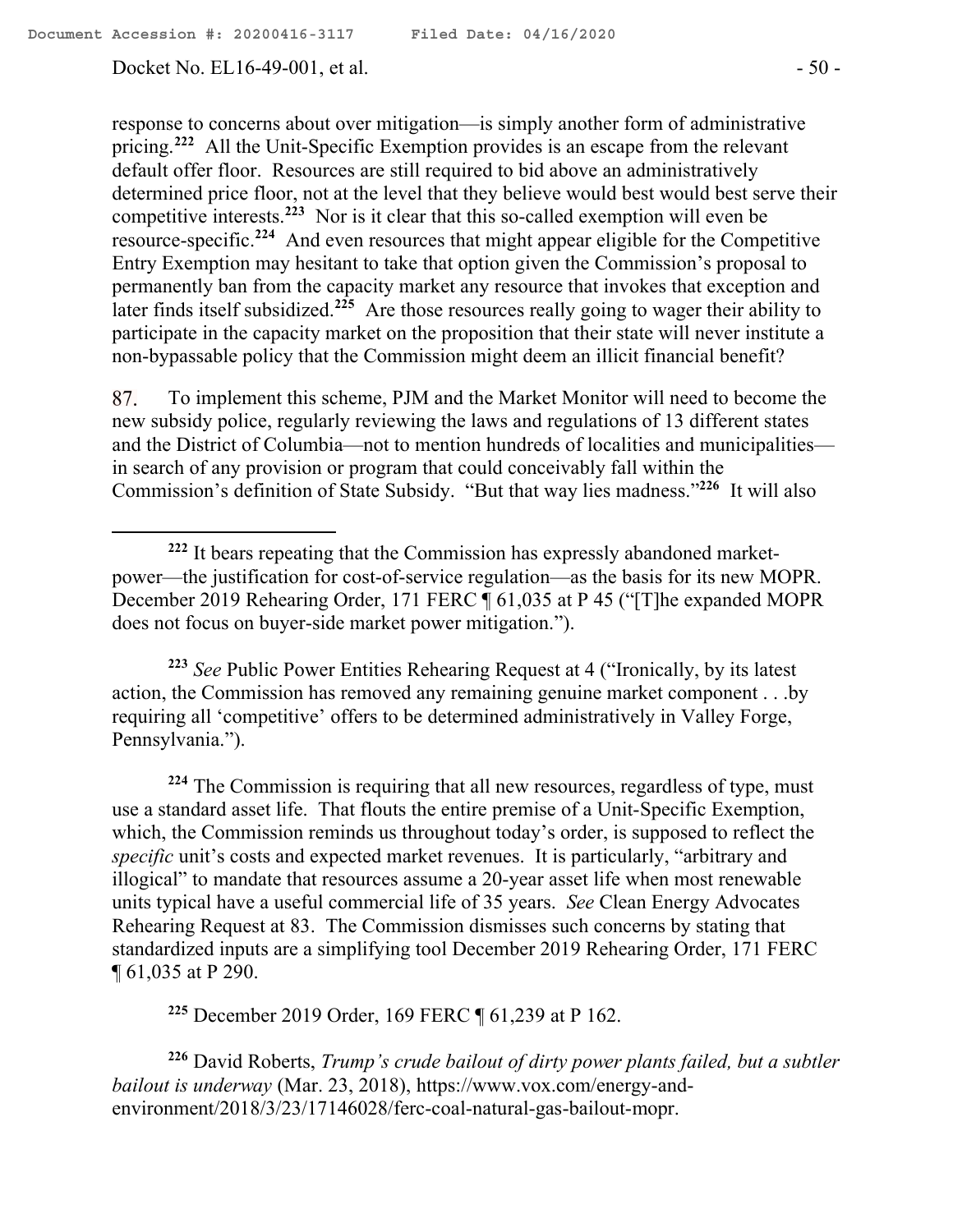response to concerns about over mitigation—is simply another form of administrative pricing.[222] All the Unit-Specific Exemption provides is an escape from the relevant default offer floor. Resources are still required to bid above an administratively determined price floor, not at the level that they believe would best would best serve their competitive interests.[223] Nor is it clear that this so-called exemption will even be resource-specific.[224] And even resources that might appear eligible for the Competitive Entry Exemption may hesitant to take that option given the Commission's proposal to permanently ban from the capacity market any resource that invokes that exception and later finds itself subsidized.[225] Are those resources really going to wager their ability to participate in the capacity market on the proposition that their state will never institute a non-bypassable policy that the Commission might deem an illicit financial benefit?

87. To implement this scheme, PJM and the Market Monitor will need to become the new subsidy police, regularly reviewing the laws and regulations of 13 different states and the District of Columbia—not to mention hundreds of localities and municipalities—in search of any provision or program that could conceivably fall within the Commission's definition of State Subsidy. "But that way lies madness."[226] It will also

---

[222] It bears repeating that the Commission has expressly abandoned market-power—the justification for cost-of-service regulation—as the basis for its new MOPR. December 2019 Rehearing Order, 171 FERC ¶ 61,035 at P 45 ("[T]he expanded MOPR does not focus on buyer-side market power mitigation.").

[223] *See* Public Power Entities Rehearing Request at 4 ("Ironically, by its latest action, the Commission has removed any remaining genuine market component . . .by requiring all 'competitive' offers to be determined administratively in Valley Forge, Pennsylvania.").

[224] The Commission is requiring that all new resources, regardless of type, must use a standard asset life. That flouts the entire premise of a Unit-Specific Exemption, which, the Commission reminds us throughout today's order, is supposed to reflect the *specific* unit's costs and expected market revenues. It is particularly, "arbitrary and illogical" to mandate that resources assume a 20-year asset life when most renewable units typical have a useful commercial life of 35 years. *See* Clean Energy Advocates Rehearing Request at 83. The Commission dismisses such concerns by stating that standardized inputs are a simplifying tool December 2019 Rehearing Order, 171 FERC ¶ 61,035 at P 290.

[225] December 2019 Order, 169 FERC ¶ 61,239 at P 162.

[226] David Roberts, *Trump's crude bailout of dirty power plants failed, but a subtler bailout is underway* (Mar. 23, 2018), https://www.vox.com/energy-and-environment/2018/3/23/17146028/ferc-coal-natural-gas-bailout-mopr.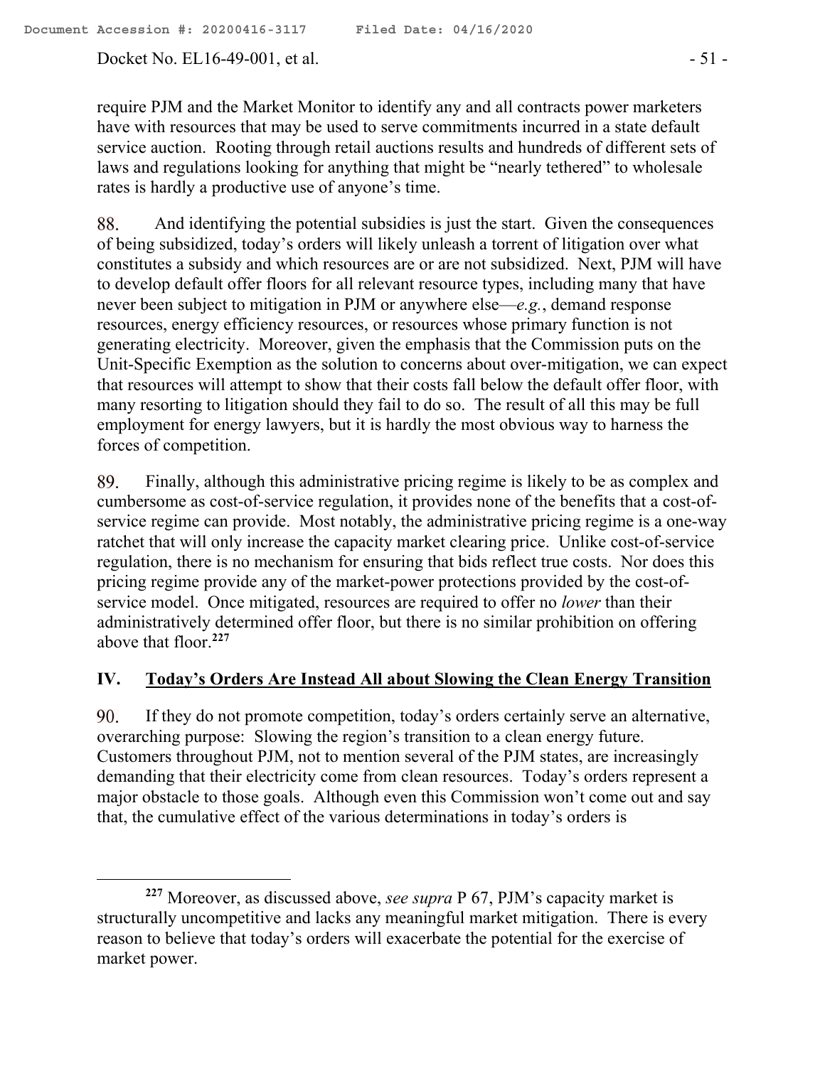require PJM and the Market Monitor to identify any and all contracts power marketers have with resources that may be used to serve commitments incurred in a state default service auction. Rooting through retail auctions results and hundreds of different sets of laws and regulations looking for anything that might be "nearly tethered" to wholesale rates is hardly a productive use of anyone's time.

88. And identifying the potential subsidies is just the start. Given the consequences of being subsidized, today's orders will likely unleash a torrent of litigation over what constitutes a subsidy and which resources are or are not subsidized. Next, PJM will have to develop default offer floors for all relevant resource types, including many that have never been subject to mitigation in PJM or anywhere else—*e.g.*, demand response resources, energy efficiency resources, or resources whose primary function is not generating electricity. Moreover, given the emphasis that the Commission puts on the Unit-Specific Exemption as the solution to concerns about over-mitigation, we can expect that resources will attempt to show that their costs fall below the default offer floor, with many resorting to litigation should they fail to do so. The result of all this may be full employment for energy lawyers, but it is hardly the most obvious way to harness the forces of competition.

89. Finally, although this administrative pricing regime is likely to be as complex and cumbersome as cost-of-service regulation, it provides none of the benefits that a cost-of-service regime can provide. Most notably, the administrative pricing regime is a one-way ratchet that will only increase the capacity market clearing price. Unlike cost-of-service regulation, there is no mechanism for ensuring that bids reflect true costs. Nor does this pricing regime provide any of the market-power protections provided by the cost-of-service model. Once mitigated, resources are required to offer no *lower* than their administratively determined offer floor, but there is no similar prohibition on offering above that floor.[227]

## IV. Today's Orders Are Instead All about Slowing the Clean Energy Transition

90. If they do not promote competition, today's orders certainly serve an alternative, overarching purpose: Slowing the region's transition to a clean energy future. Customers throughout PJM, not to mention several of the PJM states, are increasingly demanding that their electricity come from clean resources. Today's orders represent a major obstacle to those goals. Although even this Commission won't come out and say that, the cumulative effect of the various determinations in today's orders is

---

[227] Moreover, as discussed above, *see supra* P 67, PJM's capacity market is structurally uncompetitive and lacks any meaningful market mitigation. There is every reason to believe that today's orders will exacerbate the potential for the exercise of market power.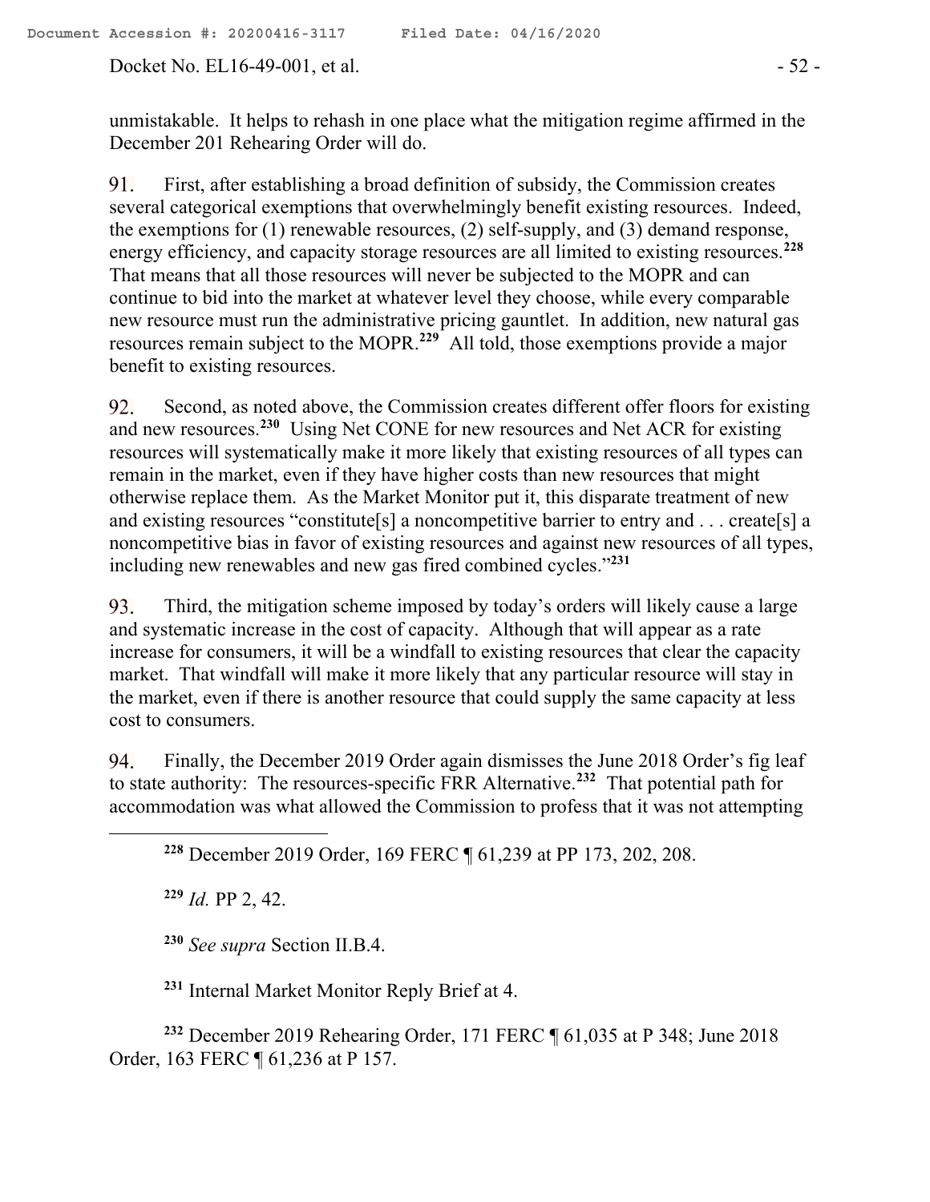unmistakable. It helps to rehash in one place what the mitigation regime affirmed in the December 201 Rehearing Order will do.

91. First, after establishing a broad definition of subsidy, the Commission creates several categorical exemptions that overwhelmingly benefit existing resources. Indeed, the exemptions for (1) renewable resources, (2) self-supply, and (3) demand response, energy efficiency, and capacity storage resources are all limited to existing resources.[228] That means that all those resources will never be subjected to the MOPR and can continue to bid into the market at whatever level they choose, while every comparable new resource must run the administrative pricing gauntlet. In addition, new natural gas resources remain subject to the MOPR.[229] All told, those exemptions provide a major benefit to existing resources.

92. Second, as noted above, the Commission creates different offer floors for existing and new resources.[230] Using Net CONE for new resources and Net ACR for existing resources will systematically make it more likely that existing resources of all types can remain in the market, even if they have higher costs than new resources that might otherwise replace them. As the Market Monitor put it, this disparate treatment of new and existing resources "constitute[s] a noncompetitive barrier to entry and . . . create[s] a noncompetitive bias in favor of existing resources and against new resources of all types, including new renewables and new gas fired combined cycles."[231]

93. Third, the mitigation scheme imposed by today's orders will likely cause a large and systematic increase in the cost of capacity. Although that will appear as a rate increase for consumers, it will be a windfall to existing resources that clear the capacity market. That windfall will make it more likely that any particular resource will stay in the market, even if there is another resource that could supply the same capacity at less cost to consumers.

94. Finally, the December 2019 Order again dismisses the June 2018 Order's fig leaf to state authority: The resources-specific FRR Alternative.[232] That potential path for accommodation was what allowed the Commission to profess that it was not attempting

---

[228] December 2019 Order, 169 FERC ¶ 61,239 at PP 173, 202, 208.

[229] *Id.* PP 2, 42.

[230] *See supra* Section II.B.4.

[231] Internal Market Monitor Reply Brief at 4.

[232] December 2019 Rehearing Order, 171 FERC ¶ 61,035 at P 348; June 2018 Order, 163 FERC ¶ 61,236 at P 157.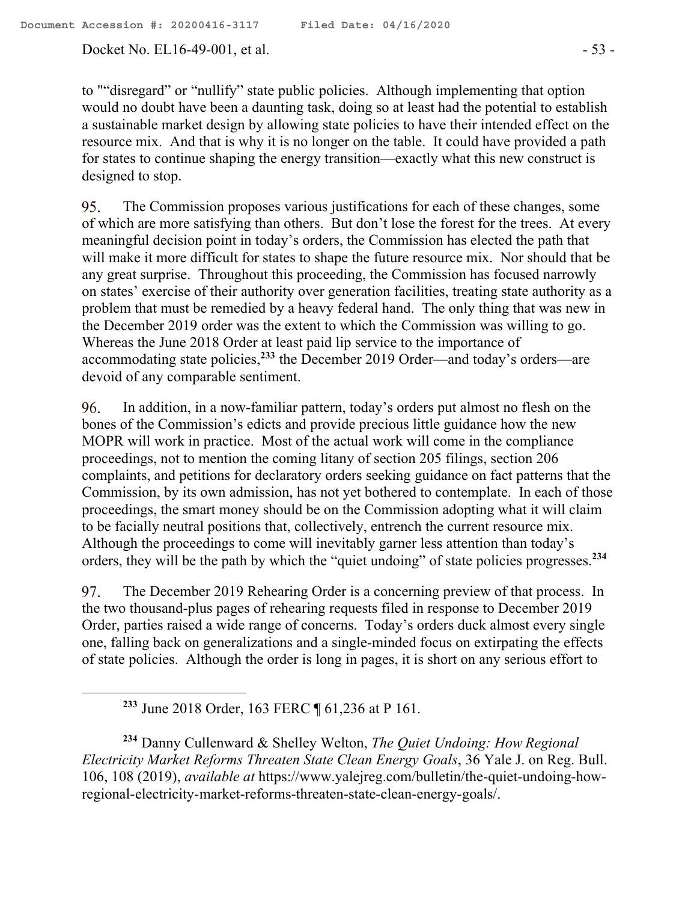to ""disregard" or "nullify" state public policies. Although implementing that option would no doubt have been a daunting task, doing so at least had the potential to establish a sustainable market design by allowing state policies to have their intended effect on the resource mix. And that is why it is no longer on the table. It could have provided a path for states to continue shaping the energy transition—exactly what this new construct is designed to stop.

95. The Commission proposes various justifications for each of these changes, some of which are more satisfying than others. But don't lose the forest for the trees. At every meaningful decision point in today's orders, the Commission has elected the path that will make it more difficult for states to shape the future resource mix. Nor should that be any great surprise. Throughout this proceeding, the Commission has focused narrowly on states' exercise of their authority over generation facilities, treating state authority as a problem that must be remedied by a heavy federal hand. The only thing that was new in the December 2019 order was the extent to which the Commission was willing to go. Whereas the June 2018 Order at least paid lip service to the importance of accommodating state policies,[233] the December 2019 Order—and today's orders—are devoid of any comparable sentiment.

96. In addition, in a now-familiar pattern, today's orders put almost no flesh on the bones of the Commission's edicts and provide precious little guidance how the new MOPR will work in practice. Most of the actual work will come in the compliance proceedings, not to mention the coming litany of section 205 filings, section 206 complaints, and petitions for declaratory orders seeking guidance on fact patterns that the Commission, by its own admission, has not yet bothered to contemplate. In each of those proceedings, the smart money should be on the Commission adopting what it will claim to be facially neutral positions that, collectively, entrench the current resource mix. Although the proceedings to come will inevitably garner less attention than today's orders, they will be the path by which the "quiet undoing" of state policies progresses.[234]

97. The December 2019 Rehearing Order is a concerning preview of that process. In the two thousand-plus pages of rehearing requests filed in response to December 2019 Order, parties raised a wide range of concerns. Today's orders duck almost every single one, falling back on generalizations and a single-minded focus on extirpating the effects of state policies. Although the order is long in pages, it is short on any serious effort to

---

[233] June 2018 Order, 163 FERC ¶ 61,236 at P 161.

[234] Danny Cullenward & Shelley Welton, *The Quiet Undoing: How Regional Electricity Market Reforms Threaten State Clean Energy Goals*, 36 Yale J. on Reg. Bull. 106, 108 (2019), *available at* https://www.yalejreg.com/bulletin/the-quiet-undoing-how-regional-electricity-market-reforms-threaten-state-clean-energy-goals/.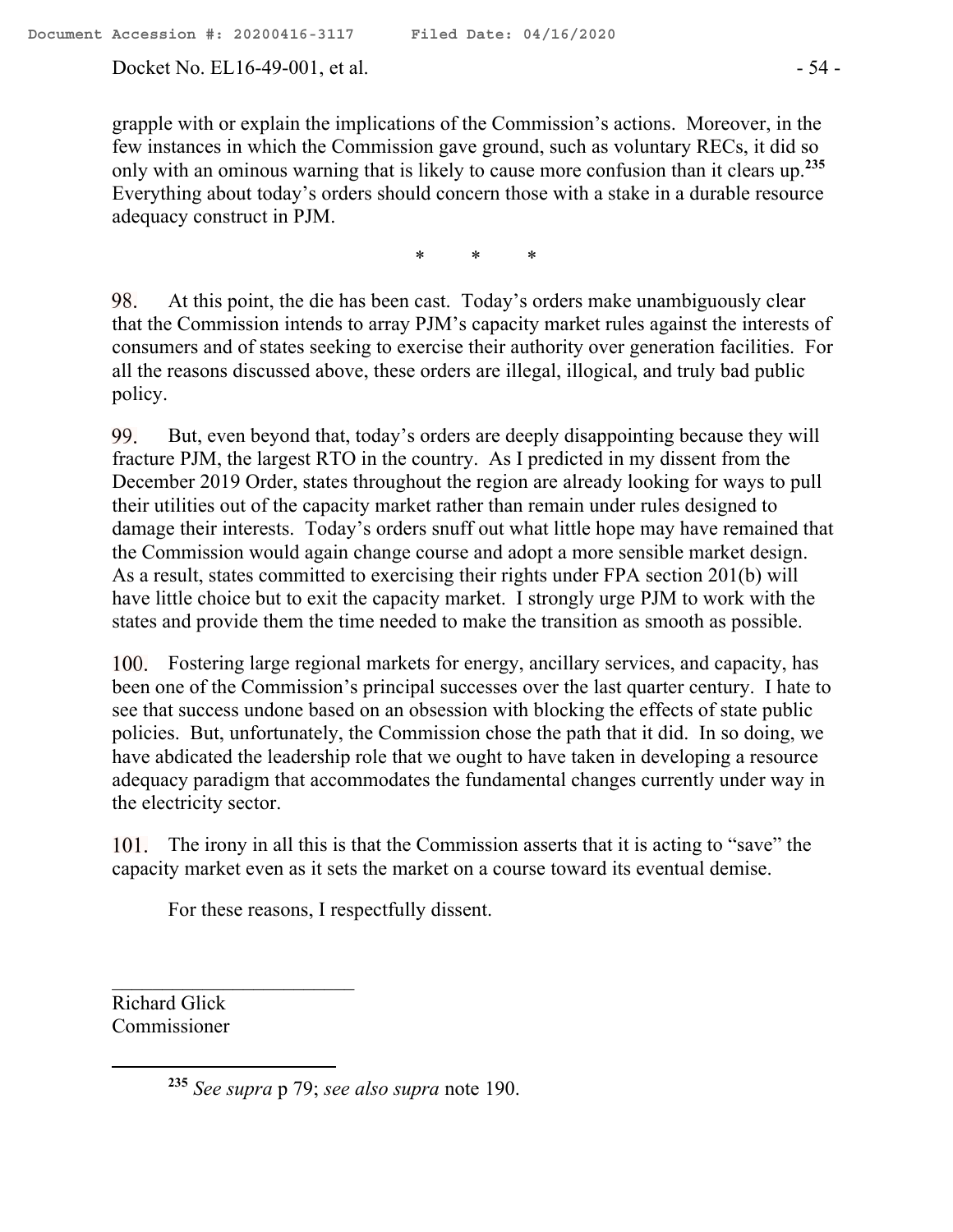grapple with or explain the implications of the Commission's actions. Moreover, in the few instances in which the Commission gave ground, such as voluntary RECs, it did so only with an ominous warning that is likely to cause more confusion than it clears up.[235] Everything about today's orders should concern those with a stake in a durable resource adequacy construct in PJM.

\* \* \*

98. At this point, the die has been cast. Today's orders make unambiguously clear that the Commission intends to array PJM's capacity market rules against the interests of consumers and of states seeking to exercise their authority over generation facilities. For all the reasons discussed above, these orders are illegal, illogical, and truly bad public policy.

99. But, even beyond that, today's orders are deeply disappointing because they will fracture PJM, the largest RTO in the country. As I predicted in my dissent from the December 2019 Order, states throughout the region are already looking for ways to pull their utilities out of the capacity market rather than remain under rules designed to damage their interests. Today's orders snuff out what little hope may have remained that the Commission would again change course and adopt a more sensible market design. As a result, states committed to exercising their rights under FPA section 201(b) will have little choice but to exit the capacity market. I strongly urge PJM to work with the states and provide them the time needed to make the transition as smooth as possible.

100. Fostering large regional markets for energy, ancillary services, and capacity, has been one of the Commission's principal successes over the last quarter century. I hate to see that success undone based on an obsession with blocking the effects of state public policies. But, unfortunately, the Commission chose the path that it did. In so doing, we have abdicated the leadership role that we ought to have taken in developing a resource adequacy paradigm that accommodates the fundamental changes currently under way in the electricity sector.

101. The irony in all this is that the Commission asserts that it is acting to "save" the capacity market even as it sets the market on a course toward its eventual demise.

For these reasons, I respectfully dissent.

\_\_\_\_\_\_\_\_\_\_\_\_\_\_\_\_\_\_\_\_\_\_\_\_

Richard Glick
Commissioner

---

[235] *See supra* p 79; *see also supra* note 190.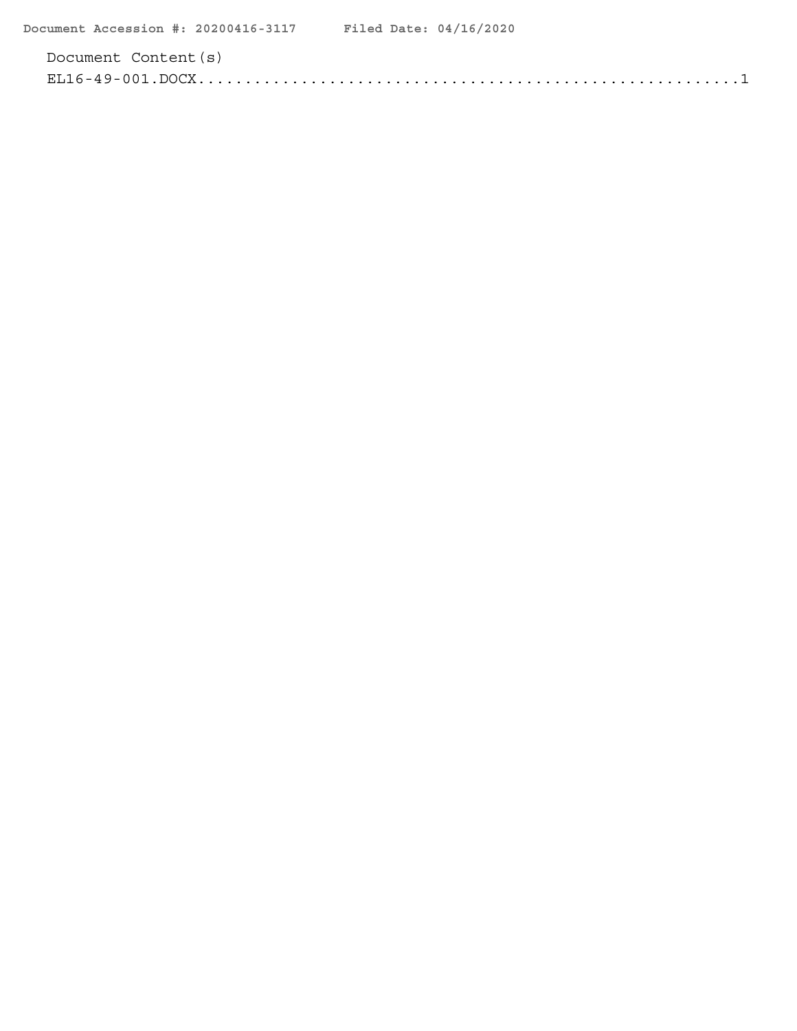Document Accession #: 20200416-3117 Filed Date: 04/16/2020

Document Content(s)

EL16-49-001.DOCX.................................................1